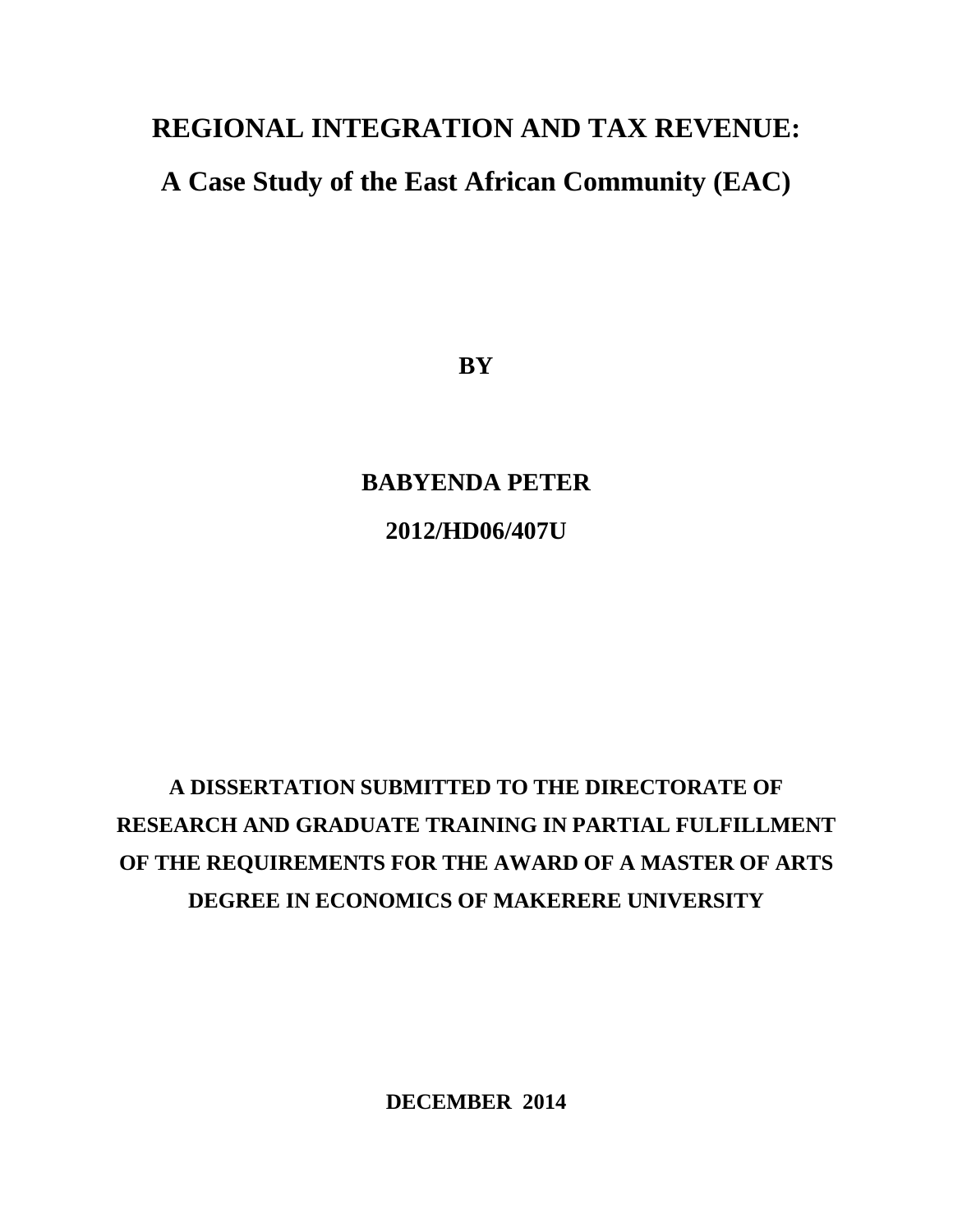# REGIONAL INTEGRATION AND TAX REVENUE:

## A Case Study of the East African Community (EAC)

**BY**

**BABYENDA PETER**

**2012/HD06/407U**

**A DISSERTATION SUBMITTED TO THE DIRECTORATE OF RESEARCH AND GRADUATE TRAINING IN PARTIAL FULFILLMENT OF THE REQUIREMENTS FOR THE AWARD OF A MASTER OF ARTS DEGREE IN ECONOMICS OF MAKERERE UNIVERSITY**

**DECEMBER 2014**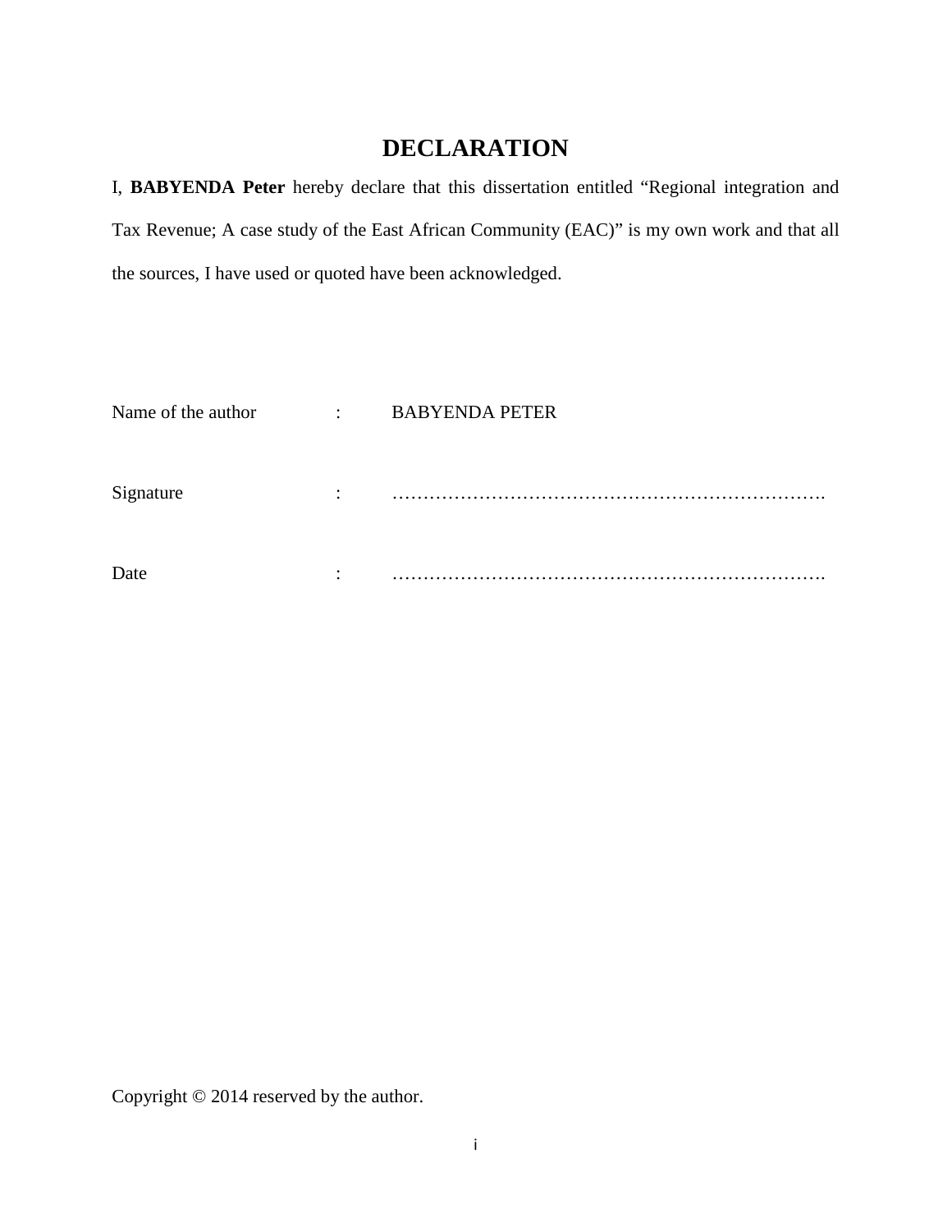# DECLARATION

I, **BABYENDA Peter** hereby declare that this dissertation entitled "Regional integration and Tax Revenue; A case study of the East African Community (EAC)" is my own work and that all the sources, I have used or quoted have been acknowledged.

Name of the author : BABYENDA PETER

Signature : …………………………………………………………….

Date : …………………………………………………………….

Copyright © 2014 reserved by the author.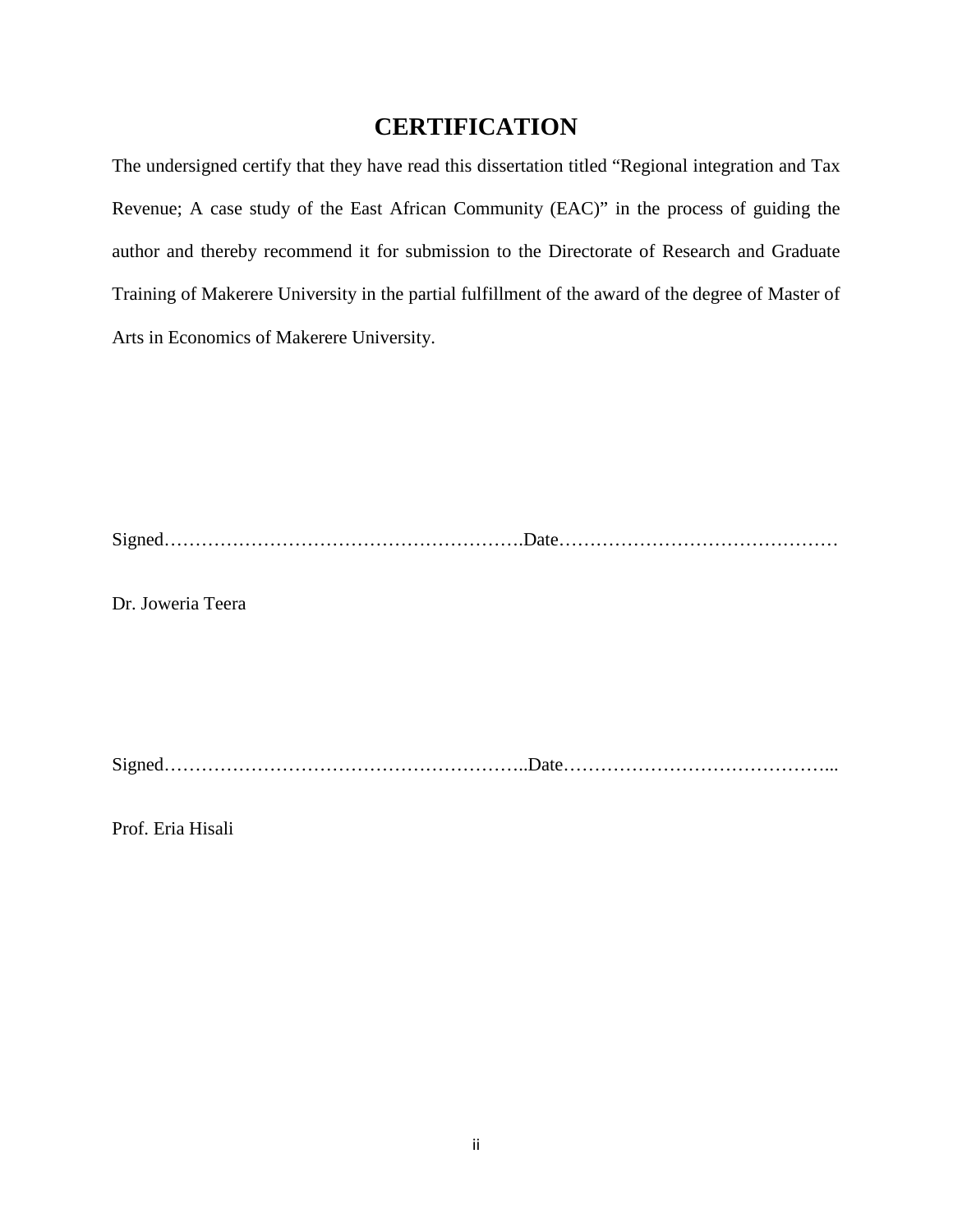# CERTIFICATION

The undersigned certify that they have read this dissertation titled "Regional integration and Tax Revenue; A case study of the East African Community (EAC)" in the process of guiding the author and thereby recommend it for submission to the Directorate of Research and Graduate Training of Makerere University in the partial fulfillment of the award of the degree of Master of Arts in Economics of Makerere University.

Signed………………………………………………….Date………………………………………

Dr. Joweria Teera

Signed…………………………………………………..Date……………………………………...

Prof. Eria Hisali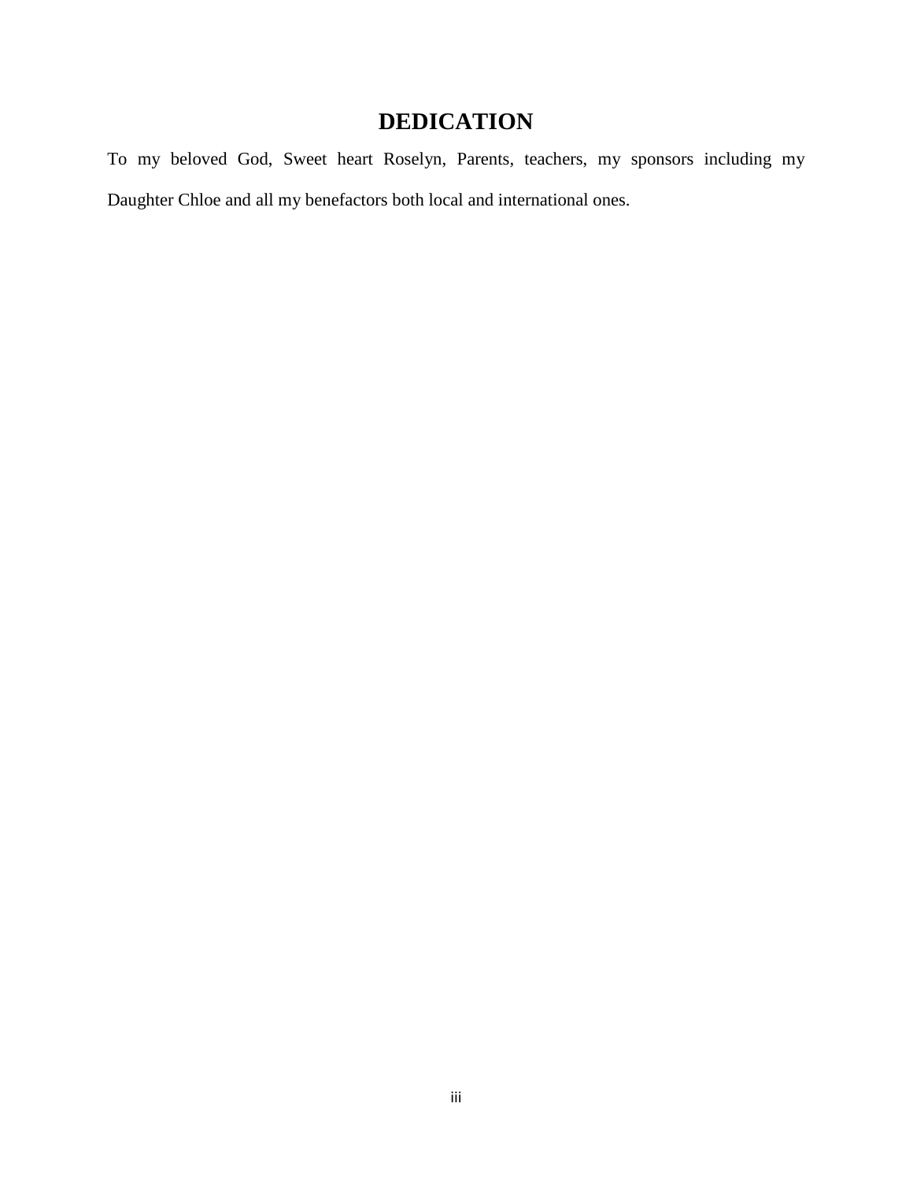# DEDICATION

To my beloved God, Sweet heart Roselyn, Parents, teachers, my sponsors including my Daughter Chloe and all my benefactors both local and international ones.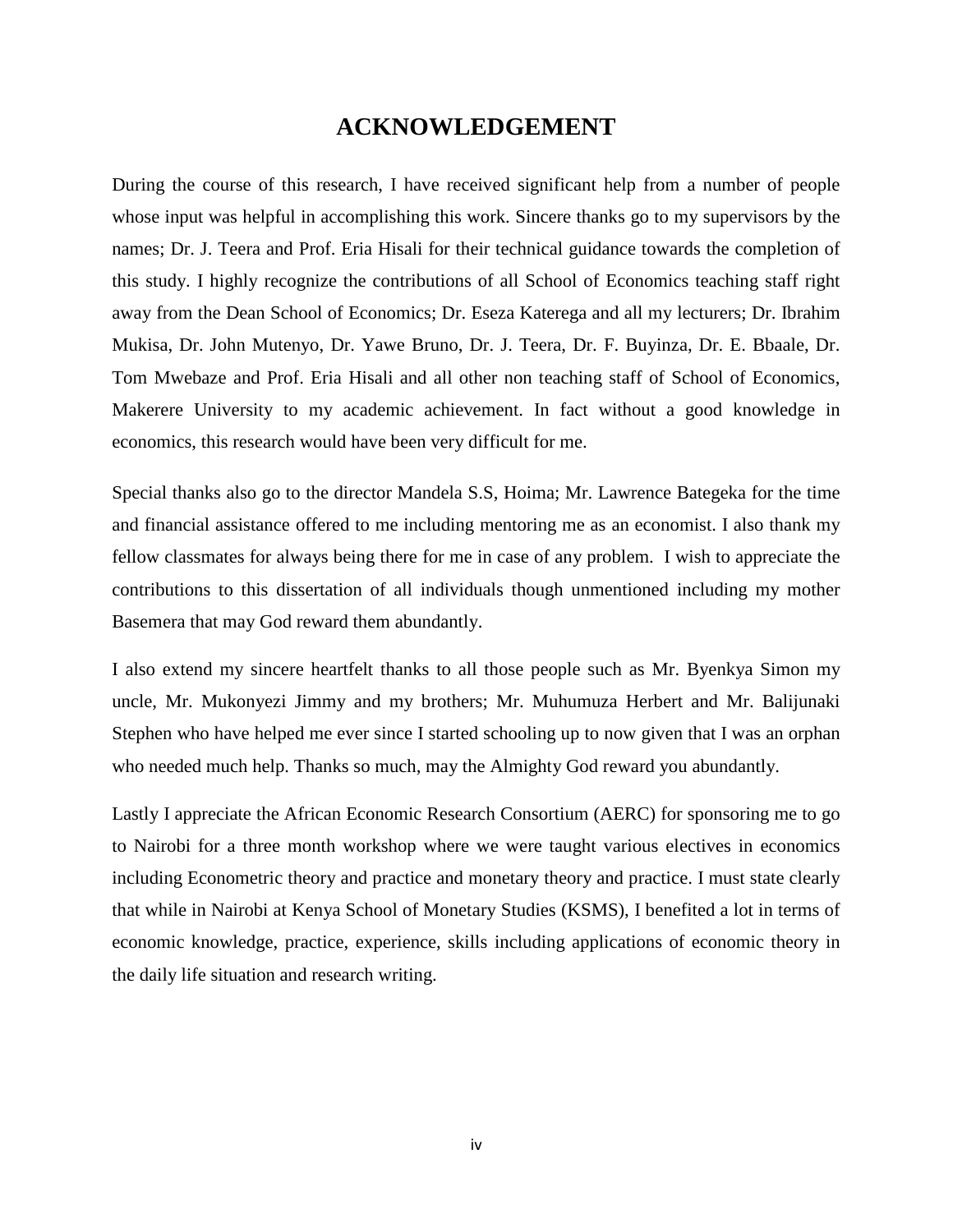# ACKNOWLEDGEMENT

During the course of this research, I have received significant help from a number of people whose input was helpful in accomplishing this work. Sincere thanks go to my supervisors by the names; Dr. J. Teera and Prof. Eria Hisali for their technical guidance towards the completion of this study. I highly recognize the contributions of all School of Economics teaching staff right away from the Dean School of Economics; Dr. Eseza Kateregga and all my lecturers; Dr. Ibrahim Mukisa, Dr. John Mutenyo, Dr. Yawe Bruno, Dr. J. Teera, Dr. F. Buyinza, Dr. E. Bbaale, Dr. Tom Mwebaze and Prof. Eria Hisali and all other non teaching staff of School of Economics, Makerere University to my academic achievement. In fact without a good knowledge in economics, this research would have been very difficult for me.

Special thanks also go to the director Mandela S.S, Hoima; Mr. Lawrence Bategeka for the time and financial assistance offered to me including mentoring me as an economist. I also thank my fellow classmates for always being there for me in case of any problem. I wish to appreciate the contributions to this dissertation of all individuals though unmentioned including my mother Basemera that may God reward them abundantly.

I also extend my sincere heartfelt thanks to all those people such as Mr. Byenkya Simon my uncle, Mr. Mukonyezi Jimmy and my brothers; Mr. Muhumuza Herbert and Mr. Balijunaki Stephen who have helped me ever since I started schooling up to now given that I was an orphan who needed much help. Thanks so much, may the Almighty God reward you abundantly.

Lastly I appreciate the African Economic Research Consortium (AERC) for sponsoring me to go to Nairobi for a three month workshop where we were taught various electives in economics including Econometric theory and practice and monetary theory and practice. I must state clearly that while in Nairobi at Kenya School of Monetary Studies (KSMS), I benefited a lot in terms of economic knowledge, practice, experience, skills including applications of economic theory in the daily life situation and research writing.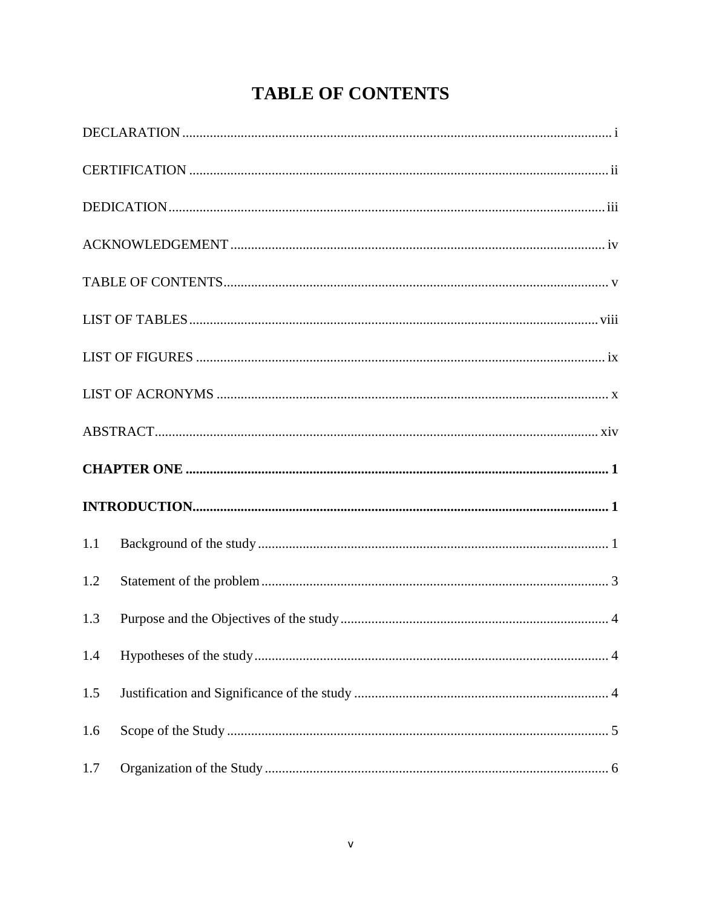# TABLE OF CONTENTS

DECLARATION ............................................................................................................................ i

CERTIFICATION ........................................................................................................................ ii

DEDICATION ............................................................................................................................ iii

ACKNOWLEDGEMENT ........................................................................................................... iv

TABLE OF CONTENTS .............................................................................................................. v

LIST OF TABLES ..................................................................................................................... viii

LIST OF FIGURES ..................................................................................................................... ix

LIST OF ACRONYMS ................................................................................................................ x

ABSTRACT ............................................................................................................................... xiv

**CHAPTER ONE ......................................................................................................................... 1**

**INTRODUCTION....................................................................................................................... 1**

1.1 Background of the study ..................................................................................................... 1

1.2 Statement of the problem .................................................................................................... 3

1.3 Purpose and the Objectives of the study ............................................................................. 4

1.4 Hypotheses of the study ...................................................................................................... 4

1.5 Justification and Significance of the study ......................................................................... 4

1.6 Scope of the Study .............................................................................................................. 5

1.7 Organization of the Study ................................................................................................... 6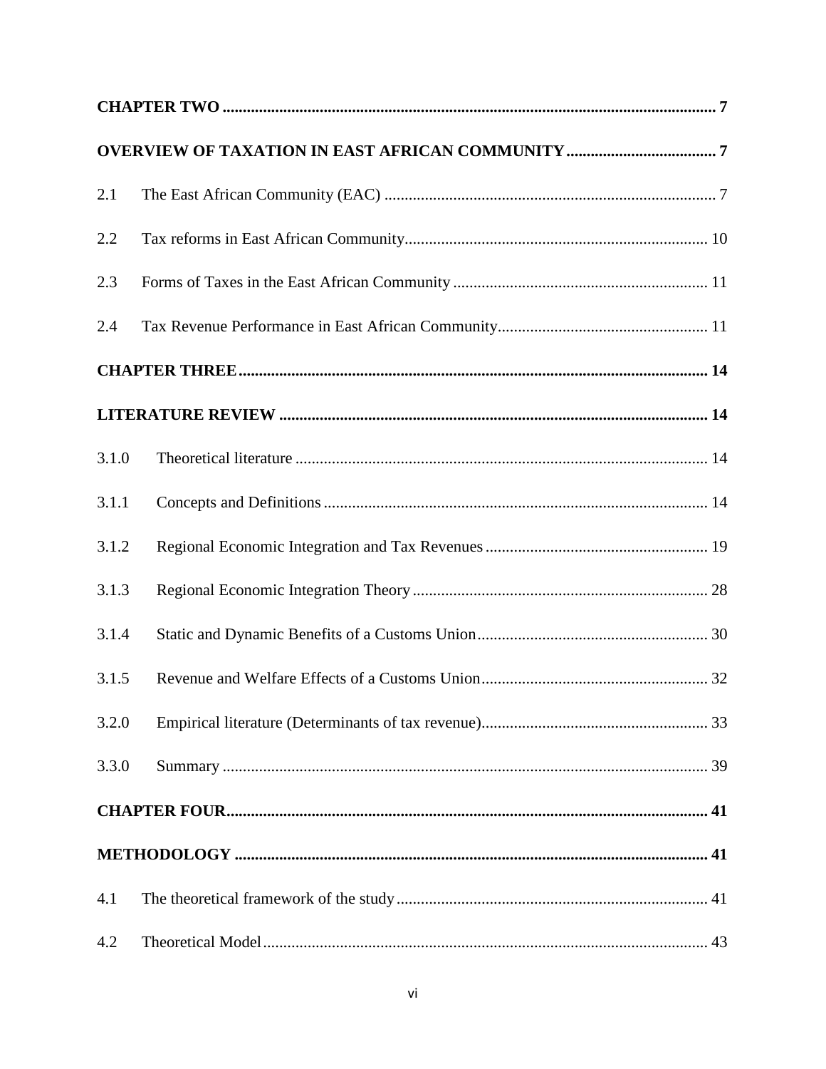**CHAPTER TWO** ........................................................................................................ 7

**OVERVIEW OF TAXATION IN EAST AFRICAN COMMUNITY** ..................................... 7

2.1 The East African Community (EAC) ................................................................................. 7

2.2 Tax reforms in East African Community.......................................................................... 10

2.3 Forms of Taxes in the East African Community .............................................................. 11

2.4 Tax Revenue Performance in East African Community................................................... 11

**CHAPTER THREE** ................................................................................................................... 14

**LITERATURE REVIEW** ......................................................................................................... 14

3.1.0 Theoretical literature ..................................................................................................... 14

3.1.1 Concepts and Definitions .............................................................................................. 14

3.1.2 Regional Economic Integration and Tax Revenues ...................................................... 19

3.1.3 Regional Economic Integration Theory ........................................................................ 28

3.1.4 Static and Dynamic Benefits of a Customs Union......................................................... 30

3.1.5 Revenue and Welfare Effects of a Customs Union........................................................ 32

3.2.0 Empirical literature (Determinants of tax revenue)........................................................ 33

3.3.0 Summary ....................................................................................................................... 39

**CHAPTER FOUR** ..................................................................................................................... 41

**METHODOLOGY** .................................................................................................................... 41

4.1 The theoretical framework of the study ............................................................................ 41

4.2 Theoretical Model............................................................................................................. 43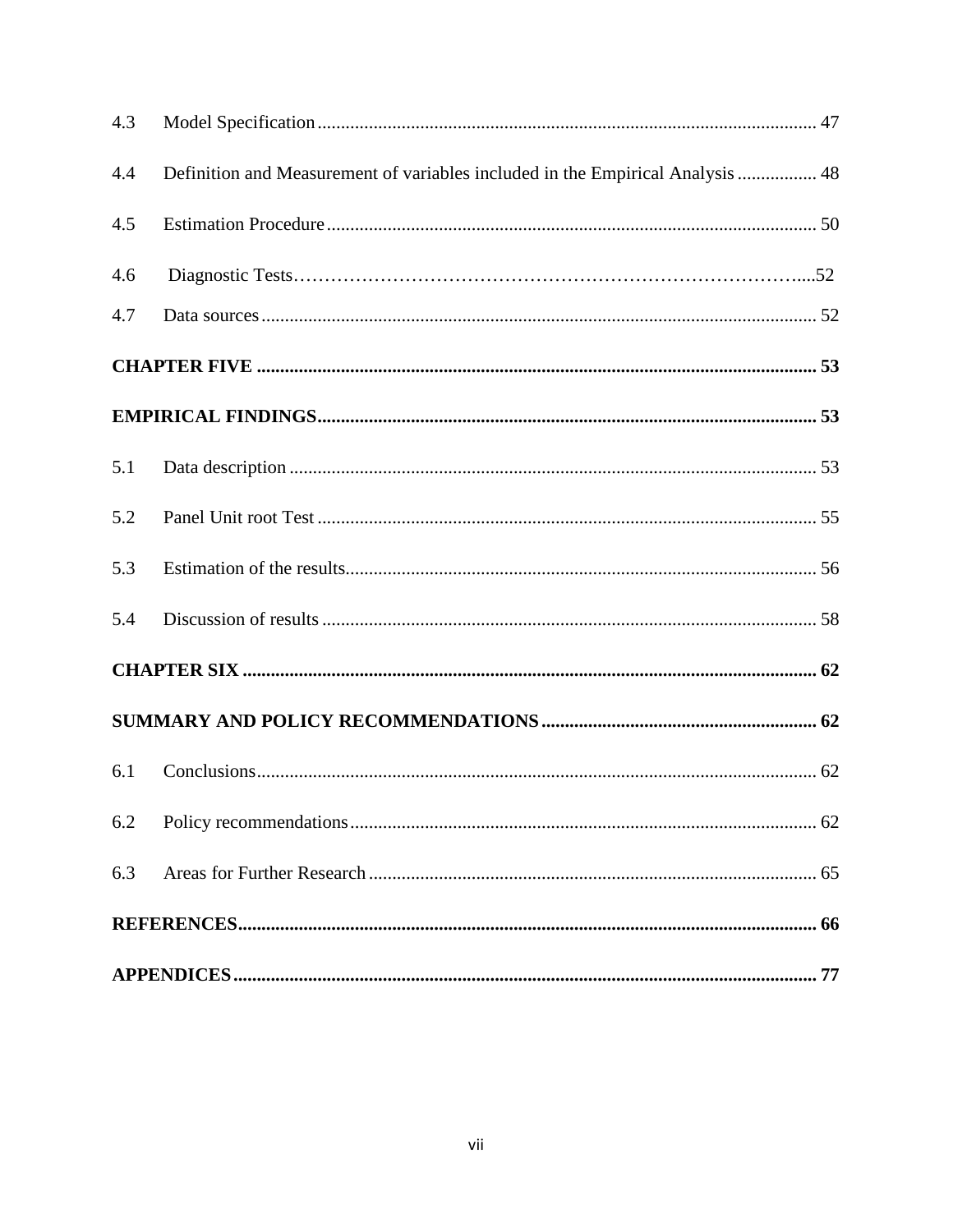4.3 Model Specification ........................................................................................................ 47

4.4 Definition and Measurement of variables included in the Empirical Analysis ................. 48

4.5 Estimation Procedure ....................................................................................................... 50

4.6 Diagnostic Tests……………………………………………………………………….....52

4.7 Data sources ..................................................................................................................... 52

**CHAPTER FIVE ....................................................................................................................... 53**

**EMPIRICAL FINDINGS.......................................................................................................... 53**

5.1 Data description ............................................................................................................... 53

5.2 Panel Unit root Test ......................................................................................................... 55

5.3 Estimation of the results................................................................................................... 56

5.4 Discussion of results ........................................................................................................ 58

**CHAPTER SIX .......................................................................................................................... 62**

**SUMMARY AND POLICY RECOMMENDATIONS .......................................................... 62**

6.1 Conclusions...................................................................................................................... 62

6.2 Policy recommendations .................................................................................................. 62

6.3 Areas for Further Research .............................................................................................. 65

**REFERENCES........................................................................................................................... 66**

**APPENDICES ............................................................................................................................ 77**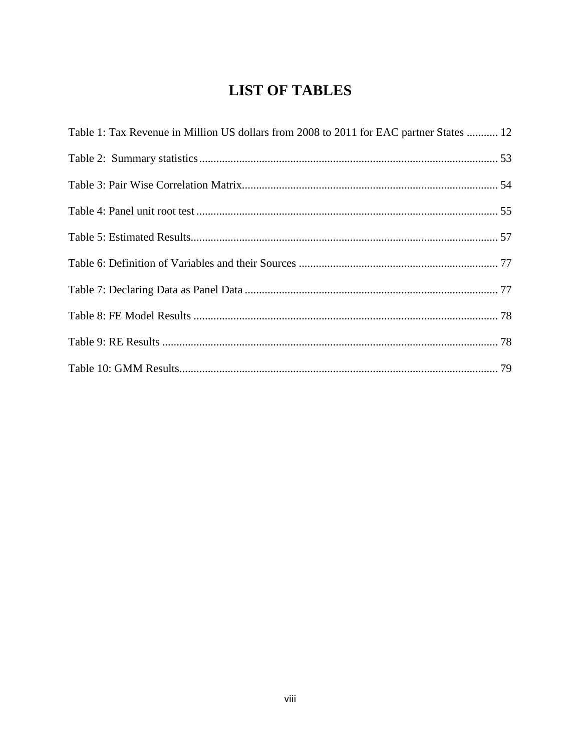# LIST OF TABLES

Table 1: Tax Revenue in Million US dollars from 2008 to 2011 for EAC partner States ........... 12

Table 2: Summary statistics........................................................................................................ 53

Table 3: Pair Wise Correlation Matrix......................................................................................... 54

Table 4: Panel unit root test ........................................................................................................ 55

Table 5: Estimated Results.......................................................................................................... 57

Table 6: Definition of Variables and their Sources ..................................................................... 77

Table 7: Declaring Data as Panel Data ........................................................................................ 77

Table 8: FE Model Results .......................................................................................................... 78

Table 9: RE Results .................................................................................................................... 78

Table 10: GMM Results.............................................................................................................. 79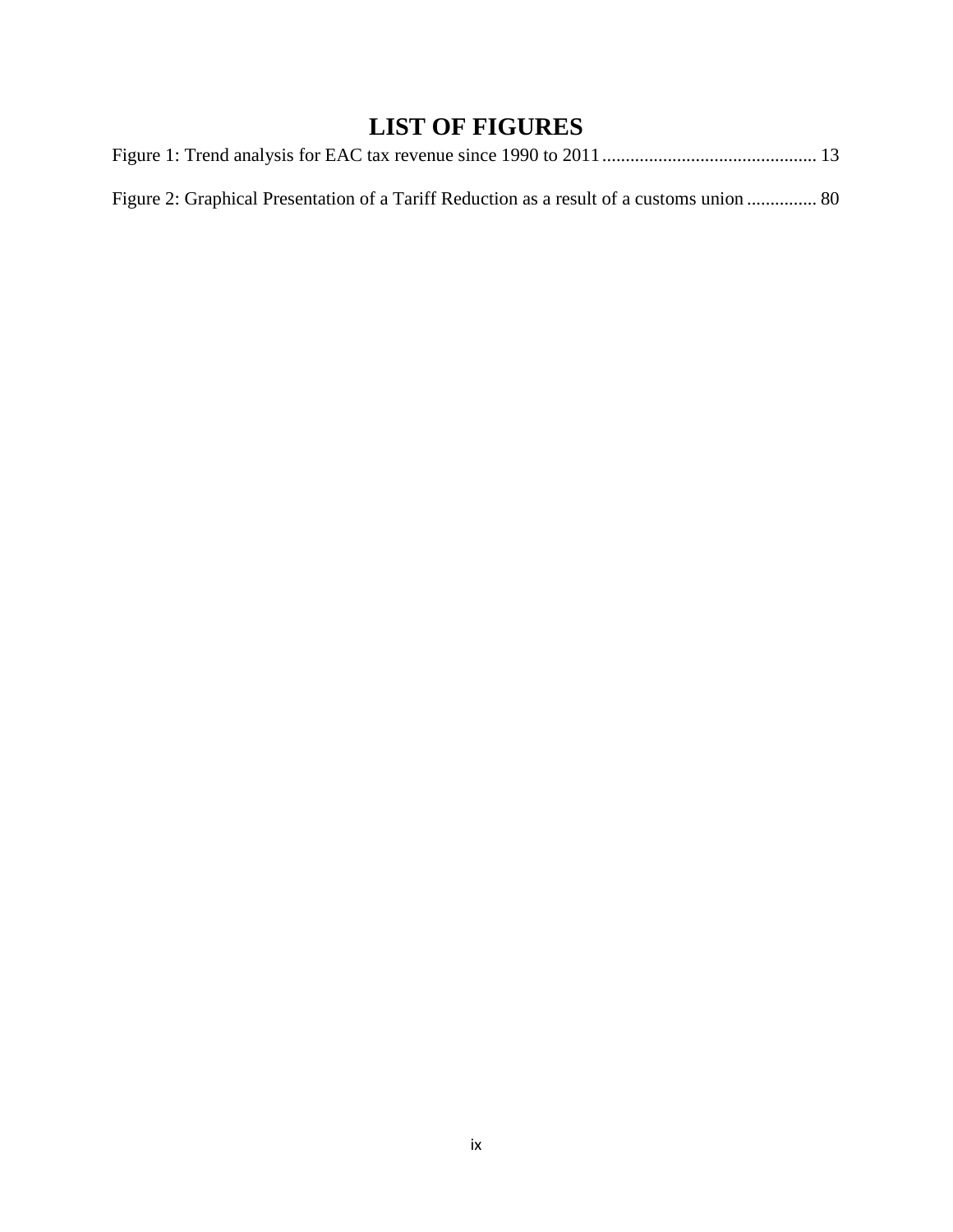# LIST OF FIGURES

Figure 1: Trend analysis for EAC tax revenue since 1990 to 2011 ............................................. 13

Figure 2: Graphical Presentation of a Tariff Reduction as a result of a customs union ............... 80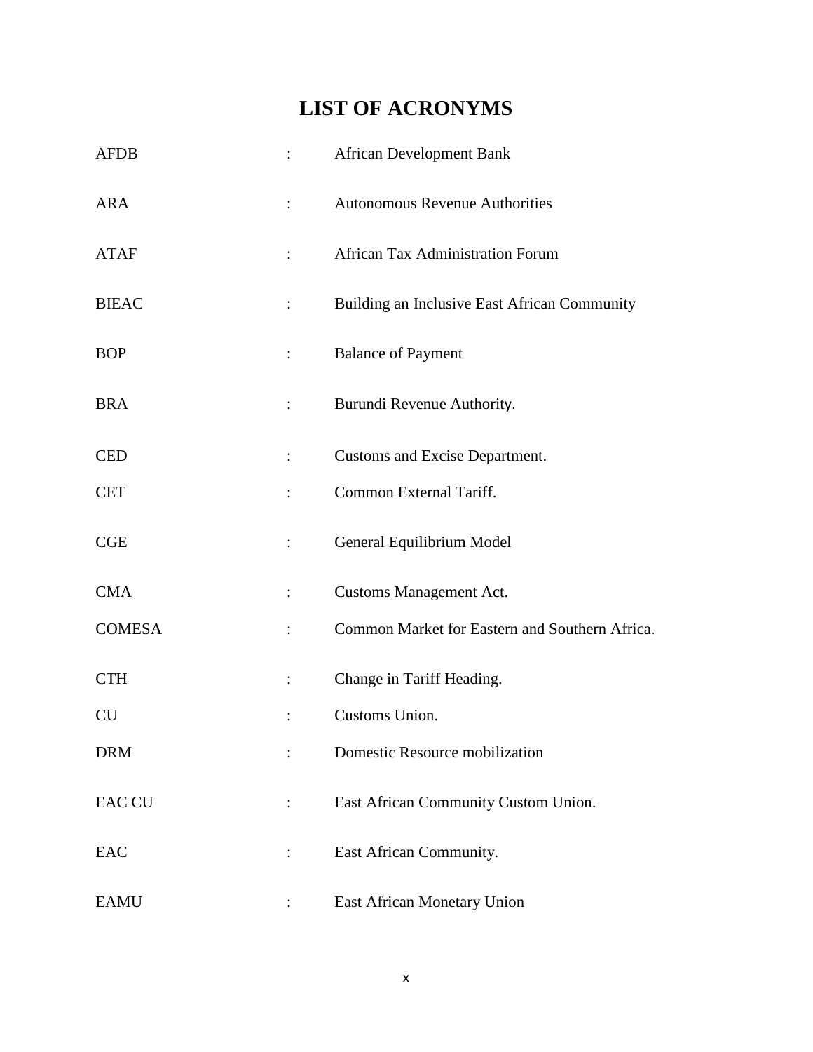# LIST OF ACRONYMS

| | | |
|---|---|---|
| AFDB | : | African Development Bank |
| ARA | : | Autonomous Revenue Authorities |
| ATAF | : | African Tax Administration Forum |
| BIEAC | : | Building an Inclusive East African Community |
| BOP | : | Balance of Payment |
| BRA | : | Burundi Revenue Authority. |
| CED | : | Customs and Excise Department. |
| CET | : | Common External Tariff. |
| CGE | : | General Equilibrium Model |
| CMA | : | Customs Management Act. |
| COMESA | : | Common Market for Eastern and Southern Africa. |
| CTH | : | Change in Tariff Heading. |
| CU | : | Customs Union. |
| DRM | : | Domestic Resource mobilization |
| EAC CU | : | East African Community Custom Union. |
| EAC | : | East African Community. |
| EAMU | : | East African Monetary Union |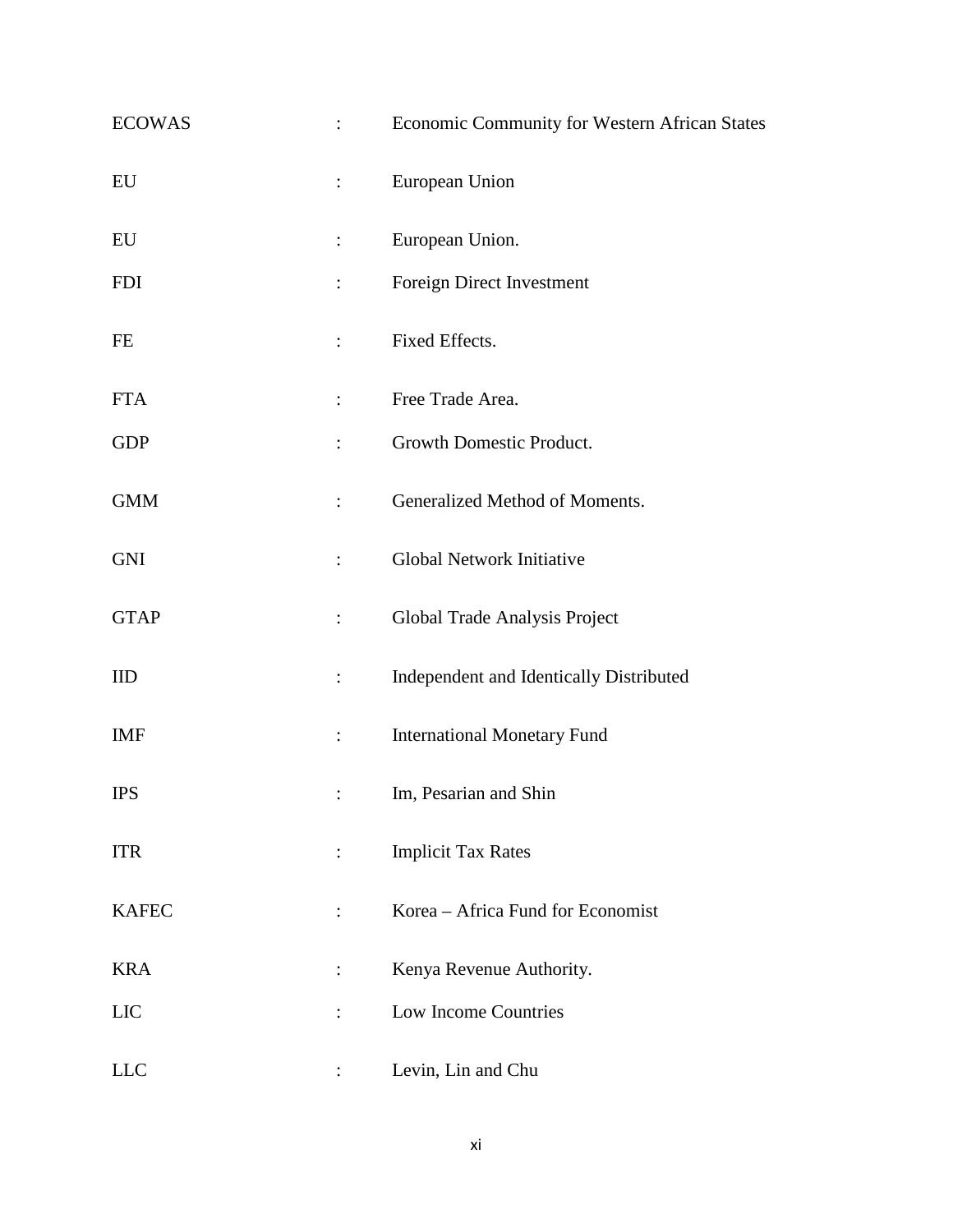| | | |
|---|---|---|
| ECOWAS | : | Economic Community for Western African States |
| EU | : | European Union |
| EU | : | European Union. |
| FDI | : | Foreign Direct Investment |
| FE | : | Fixed Effects. |
| FTA | : | Free Trade Area. |
| GDP | : | Growth Domestic Product. |
| GMM | : | Generalized Method of Moments. |
| GNI | : | Global Network Initiative |
| GTAP | : | Global Trade Analysis Project |
| IID | : | Independent and Identically Distributed |
| IMF | : | International Monetary Fund |
| IPS | : | Im, Pesarian and Shin |
| ITR | : | Implicit Tax Rates |
| KAFEC | : | Korea – Africa Fund for Economist |
| KRA | : | Kenya Revenue Authority. |
| LIC | : | Low Income Countries |
| LLC | : | Levin, Lin and Chu |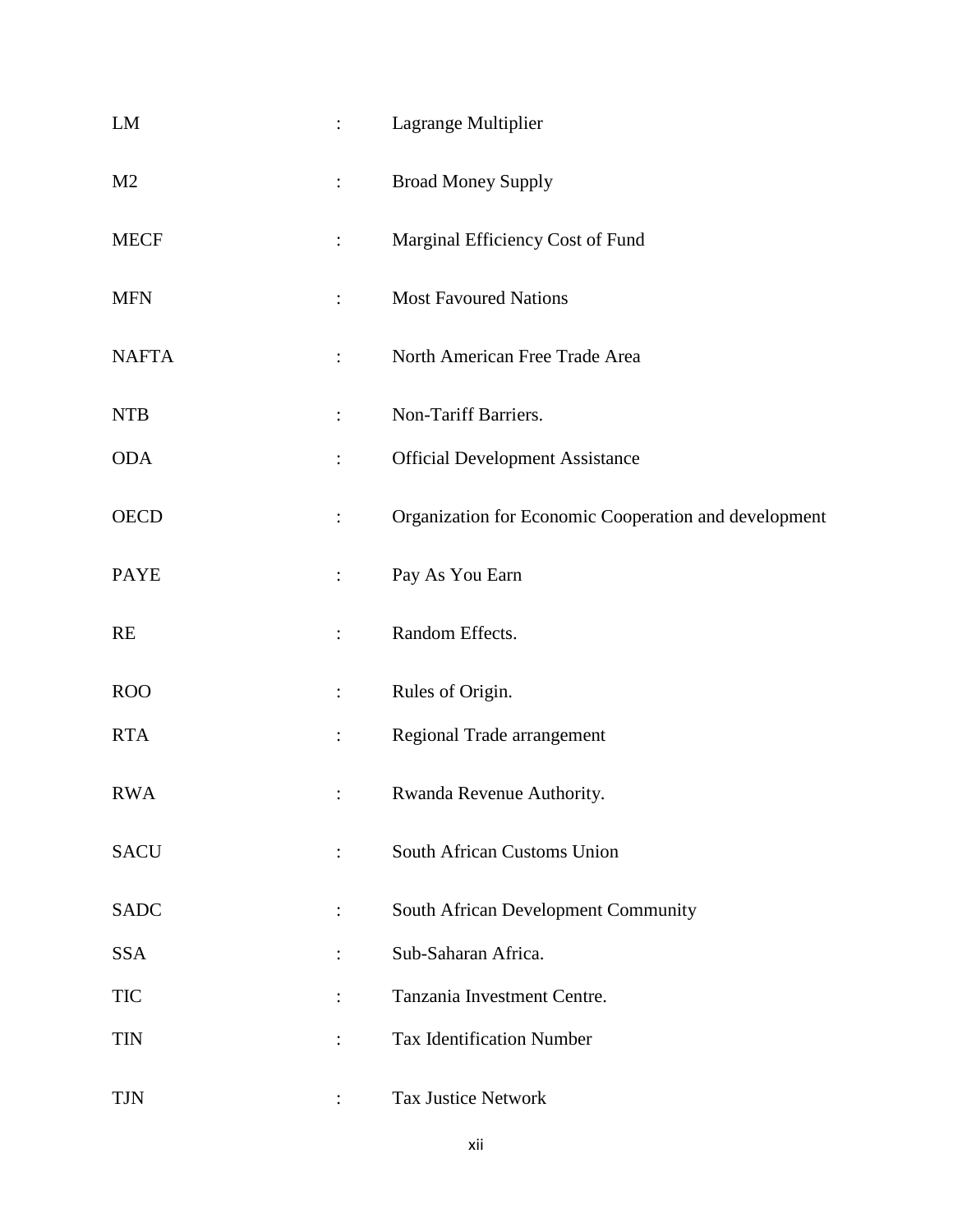| | | |
|---|---|---|
| LM | : | Lagrange Multiplier |
| M2 | : | Broad Money Supply |
| MECF | : | Marginal Efficiency Cost of Fund |
| MFN | : | Most Favoured Nations |
| NAFTA | : | North American Free Trade Area |
| NTB | : | Non-Tariff Barriers. |
| ODA | : | Official Development Assistance |
| OECD | : | Organization for Economic Cooperation and development |
| PAYE | : | Pay As You Earn |
| RE | : | Random Effects. |
| ROO | : | Rules of Origin. |
| RTA | : | Regional Trade arrangement |
| RWA | : | Rwanda Revenue Authority. |
| SACU | : | South African Customs Union |
| SADC | : | South African Development Community |
| SSA | : | Sub-Saharan Africa. |
| TIC | : | Tanzania Investment Centre. |
| TIN | : | Tax Identification Number |
| TJN | : | Tax Justice Network |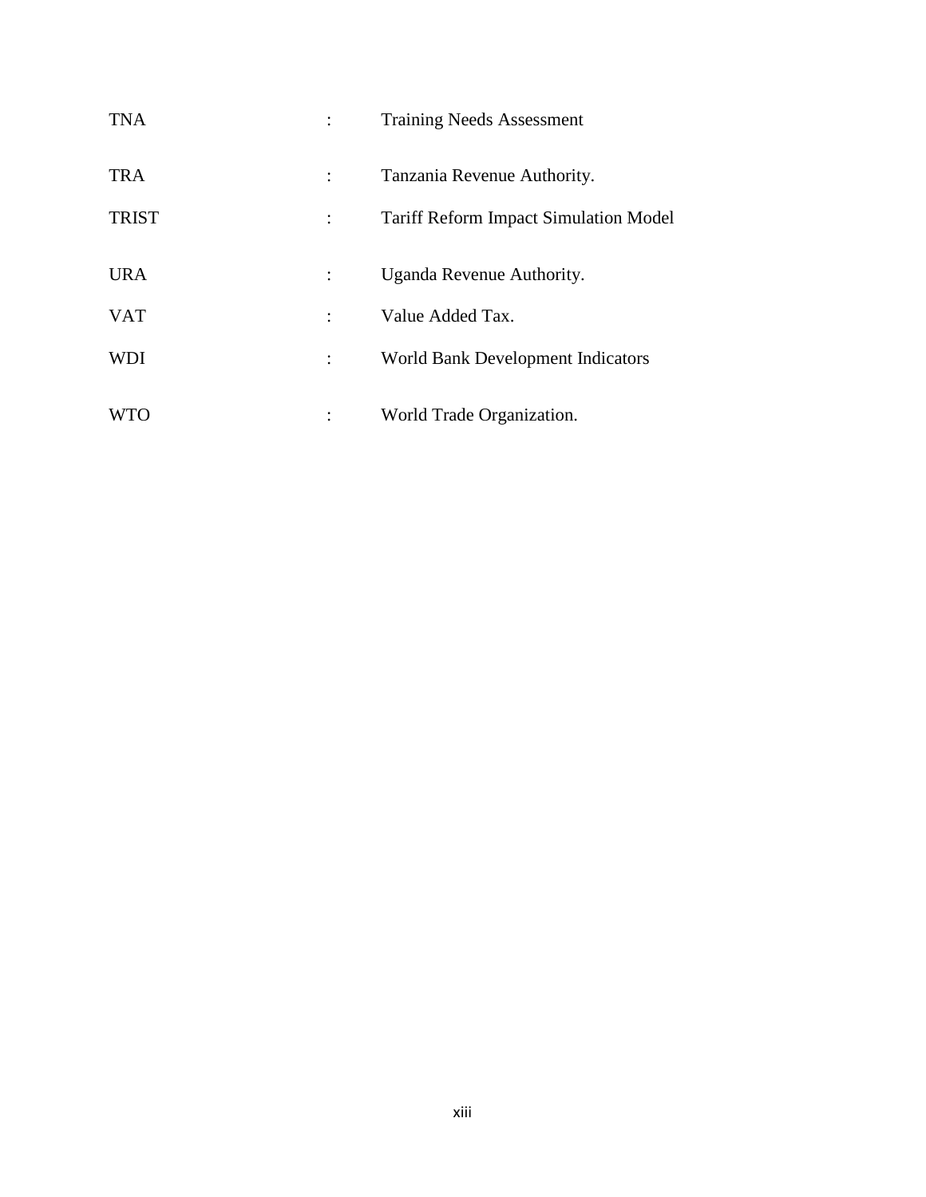| | | |
|---|---|---|
| TNA | : | Training Needs Assessment |
| TRA | : | Tanzania Revenue Authority. |
| TRIST | : | Tariff Reform Impact Simulation Model |
| URA | : | Uganda Revenue Authority. |
| VAT | : | Value Added Tax. |
| WDI | : | World Bank Development Indicators |
| WTO | : | World Trade Organization. |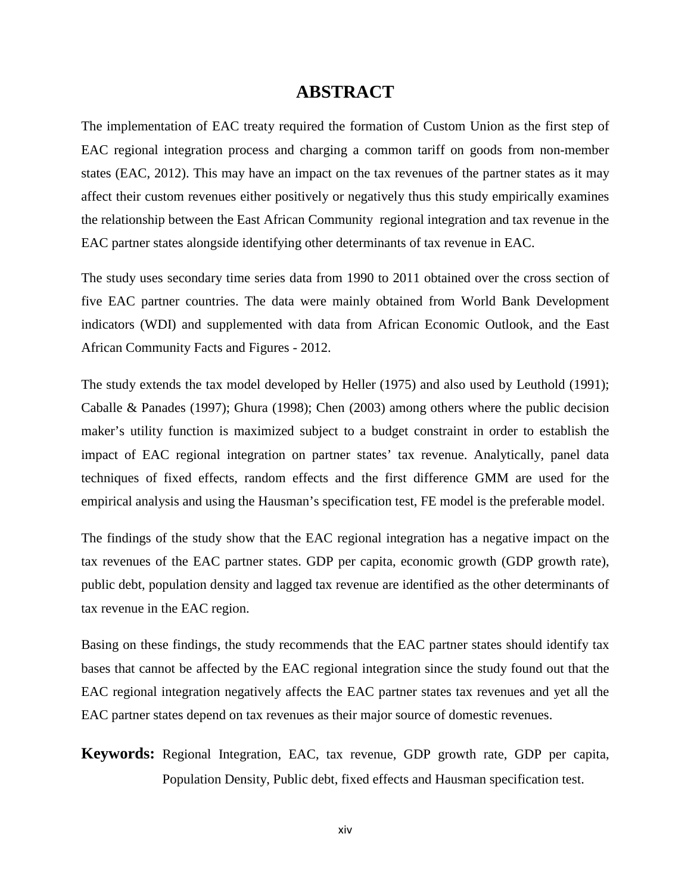# ABSTRACT

The implementation of EAC treaty required the formation of Custom Union as the first step of EAC regional integration process and charging a common tariff on goods from non-member states (EAC, 2012). This may have an impact on the tax revenues of the partner states as it may affect their custom revenues either positively or negatively thus this study empirically examines the relationship between the East African Community regional integration and tax revenue in the EAC partner states alongside identifying other determinants of tax revenue in EAC.

The study uses secondary time series data from 1990 to 2011 obtained over the cross section of five EAC partner countries. The data were mainly obtained from World Bank Development indicators (WDI) and supplemented with data from African Economic Outlook, and the East African Community Facts and Figures - 2012.

The study extends the tax model developed by Heller (1975) and also used by Leuthold (1991); Caballe & Panades (1997); Ghura (1998); Chen (2003) among others where the public decision maker's utility function is maximized subject to a budget constraint in order to establish the impact of EAC regional integration on partner states' tax revenue. Analytically, panel data techniques of fixed effects, random effects and the first difference GMM are used for the empirical analysis and using the Hausman's specification test, FE model is the preferable model.

The findings of the study show that the EAC regional integration has a negative impact on the tax revenues of the EAC partner states. GDP per capita, economic growth (GDP growth rate), public debt, population density and lagged tax revenue are identified as the other determinants of tax revenue in the EAC region.

Basing on these findings, the study recommends that the EAC partner states should identify tax bases that cannot be affected by the EAC regional integration since the study found out that the EAC regional integration negatively affects the EAC partner states tax revenues and yet all the EAC partner states depend on tax revenues as their major source of domestic revenues.

**Keywords:** Regional Integration, EAC, tax revenue, GDP growth rate, GDP per capita, Population Density, Public debt, fixed effects and Hausman specification test.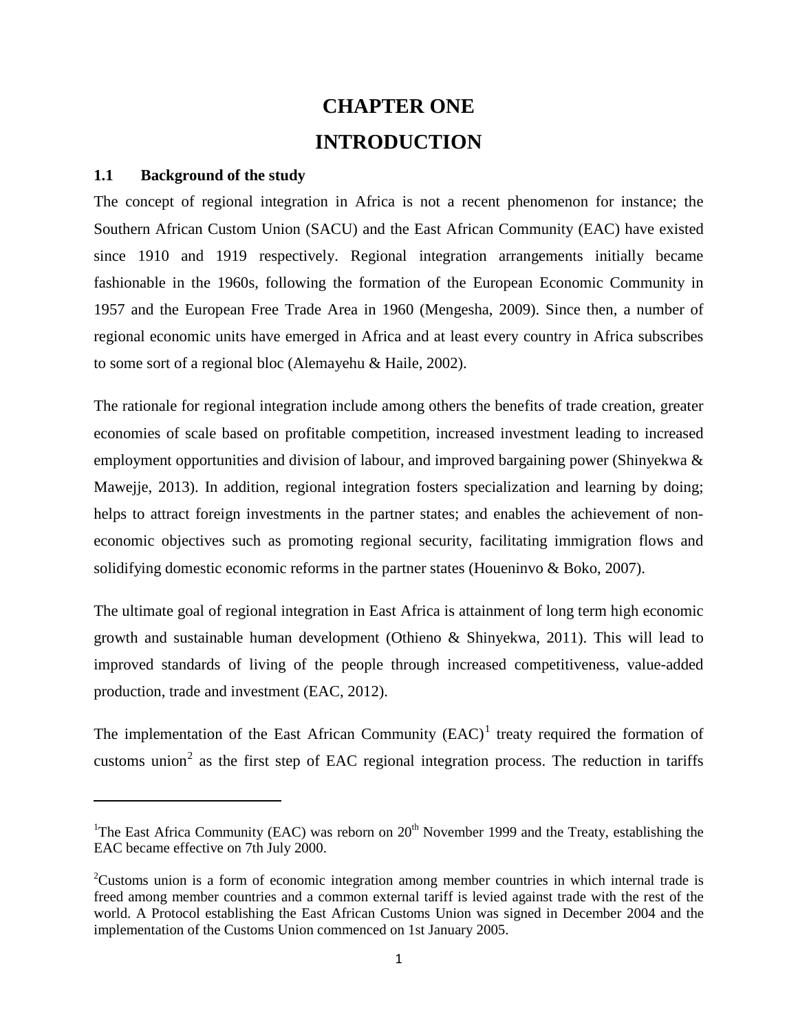# CHAPTER ONE

# INTRODUCTION

## 1.1 Background of the study

The concept of regional integration in Africa is not a recent phenomenon for instance; the Southern African Custom Union (SACU) and the East African Community (EAC) have existed since 1910 and 1919 respectively. Regional integration arrangements initially became fashionable in the 1960s, following the formation of the European Economic Community in 1957 and the European Free Trade Area in 1960 (Mengesha, 2009). Since then, a number of regional economic units have emerged in Africa and at least every country in Africa subscribes to some sort of a regional bloc (Alemayehu & Haile, 2002).

The rationale for regional integration include among others the benefits of trade creation, greater economies of scale based on profitable competition, increased investment leading to increased employment opportunities and division of labour, and improved bargaining power (Shinyekwa & Mawejje, 2013). In addition, regional integration fosters specialization and learning by doing; helps to attract foreign investments in the partner states; and enables the achievement of non-economic objectives such as promoting regional security, facilitating immigration flows and solidifying domestic economic reforms in the partner states (Houeninvo & Boko, 2007).

The ultimate goal of regional integration in East Africa is attainment of long term high economic growth and sustainable human development (Othieno & Shinyekwa, 2011). This will lead to improved standards of living of the people through increased competitiveness, value-added production, trade and investment (EAC, 2012).

The implementation of the East African Community (EAC)[1] treaty required the formation of customs union[2] as the first step of EAC regional integration process. The reduction in tariffs

---

[1]The East Africa Community (EAC) was reborn on 20th November 1999 and the Treaty, establishing the EAC became effective on 7th July 2000.

[2]Customs union is a form of economic integration among member countries in which internal trade is freed among member countries and a common external tariff is levied against trade with the rest of the world. A Protocol establishing the East African Customs Union was signed in December 2004 and the implementation of the Customs Union commenced on 1st January 2005.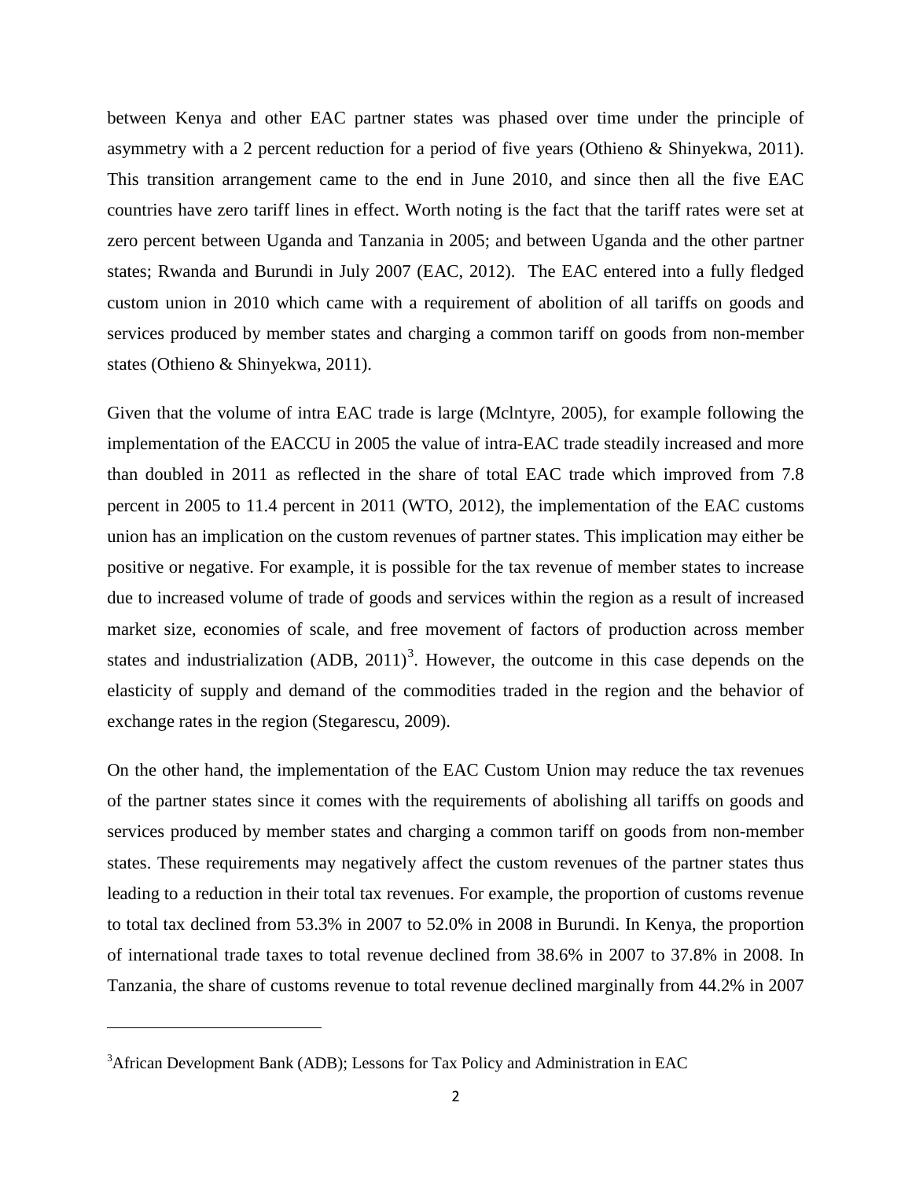between Kenya and other EAC partner states was phased over time under the principle of asymmetry with a 2 percent reduction for a period of five years (Othieno & Shinyekwa, 2011). This transition arrangement came to the end in June 2010, and since then all the five EAC countries have zero tariff lines in effect. Worth noting is the fact that the tariff rates were set at zero percent between Uganda and Tanzania in 2005; and between Uganda and the other partner states; Rwanda and Burundi in July 2007 (EAC, 2012). The EAC entered into a fully fledged custom union in 2010 which came with a requirement of abolition of all tariffs on goods and services produced by member states and charging a common tariff on goods from non-member states (Othieno & Shinyekwa, 2011).

Given that the volume of intra EAC trade is large (Mclntyre, 2005), for example following the implementation of the EACCU in 2005 the value of intra-EAC trade steadily increased and more than doubled in 2011 as reflected in the share of total EAC trade which improved from 7.8 percent in 2005 to 11.4 percent in 2011 (WTO, 2012), the implementation of the EAC customs union has an implication on the custom revenues of partner states. This implication may either be positive or negative. For example, it is possible for the tax revenue of member states to increase due to increased volume of trade of goods and services within the region as a result of increased market size, economies of scale, and free movement of factors of production across member states and industrialization (ADB, 2011)[3]. However, the outcome in this case depends on the elasticity of supply and demand of the commodities traded in the region and the behavior of exchange rates in the region (Stegarescu, 2009).

On the other hand, the implementation of the EAC Custom Union may reduce the tax revenues of the partner states since it comes with the requirements of abolishing all tariffs on goods and services produced by member states and charging a common tariff on goods from non-member states. These requirements may negatively affect the custom revenues of the partner states thus leading to a reduction in their total tax revenues. For example, the proportion of customs revenue to total tax declined from 53.3% in 2007 to 52.0% in 2008 in Burundi. In Kenya, the proportion of international trade taxes to total revenue declined from 38.6% in 2007 to 37.8% in 2008. In Tanzania, the share of customs revenue to total revenue declined marginally from 44.2% in 2007

[3]African Development Bank (ADB); Lessons for Tax Policy and Administration in EAC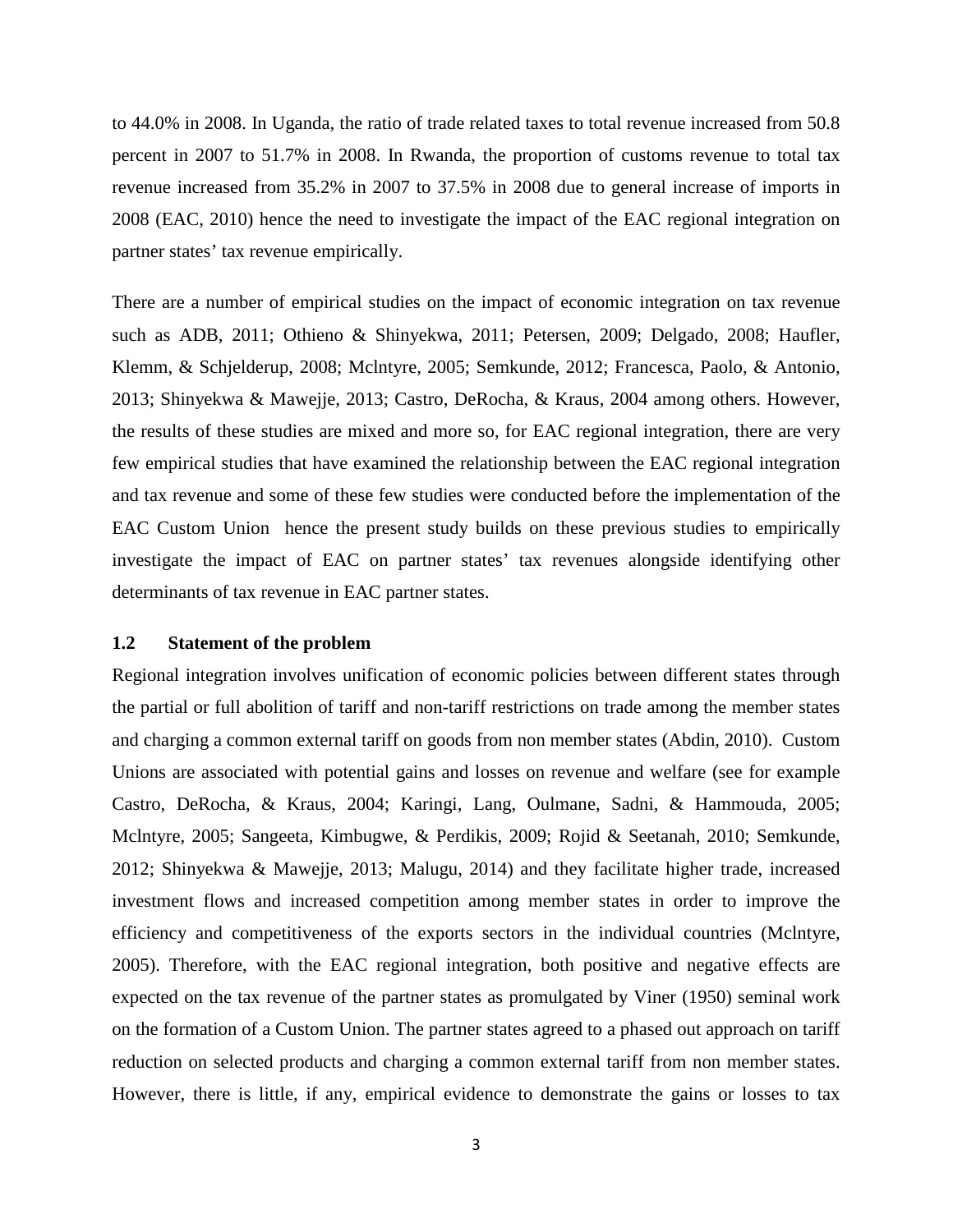to 44.0% in 2008. In Uganda, the ratio of trade related taxes to total revenue increased from 50.8 percent in 2007 to 51.7% in 2008. In Rwanda, the proportion of customs revenue to total tax revenue increased from 35.2% in 2007 to 37.5% in 2008 due to general increase of imports in 2008 (EAC, 2010) hence the need to investigate the impact of the EAC regional integration on partner states' tax revenue empirically.

There are a number of empirical studies on the impact of economic integration on tax revenue such as ADB, 2011; Othieno & Shinyekwa, 2011; Petersen, 2009; Delgado, 2008; Haufler, Klemm, & Schjelderup, 2008; Mclntyre, 2005; Semkunde, 2012; Francesca, Paolo, & Antonio, 2013; Shinyekwa & Mawejje, 2013; Castro, DeRocha, & Kraus, 2004 among others. However, the results of these studies are mixed and more so, for EAC regional integration, there are very few empirical studies that have examined the relationship between the EAC regional integration and tax revenue and some of these few studies were conducted before the implementation of the EAC Custom Union hence the present study builds on these previous studies to empirically investigate the impact of EAC on partner states' tax revenues alongside identifying other determinants of tax revenue in EAC partner states.

## 1.2 Statement of the problem

Regional integration involves unification of economic policies between different states through the partial or full abolition of tariff and non-tariff restrictions on trade among the member states and charging a common external tariff on goods from non member states (Abdin, 2010). Custom Unions are associated with potential gains and losses on revenue and welfare (see for example Castro, DeRocha, & Kraus, 2004; Karingi, Lang, Oulmane, Sadni, & Hammouda, 2005; Mclntyre, 2005; Sangeeta, Kimbugwe, & Perdikis, 2009; Rojid & Seetanah, 2010; Semkunde, 2012; Shinyekwa & Mawejje, 2013; Malugu, 2014) and they facilitate higher trade, increased investment flows and increased competition among member states in order to improve the efficiency and competitiveness of the exports sectors in the individual countries (Mclntyre, 2005). Therefore, with the EAC regional integration, both positive and negative effects are expected on the tax revenue of the partner states as promulgated by Viner (1950) seminal work on the formation of a Custom Union. The partner states agreed to a phased out approach on tariff reduction on selected products and charging a common external tariff from non member states. However, there is little, if any, empirical evidence to demonstrate the gains or losses to tax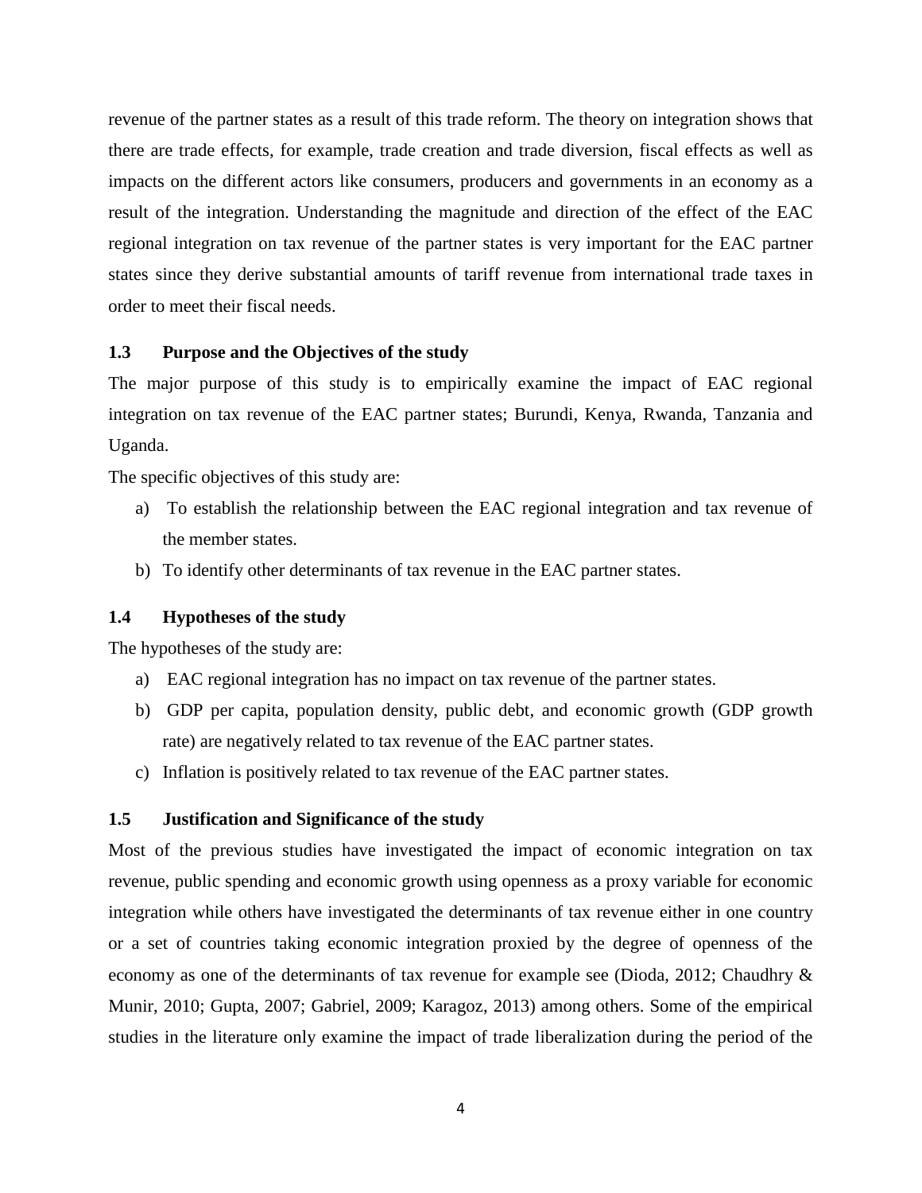revenue of the partner states as a result of this trade reform. The theory on integration shows that there are trade effects, for example, trade creation and trade diversion, fiscal effects as well as impacts on the different actors like consumers, producers and governments in an economy as a result of the integration. Understanding the magnitude and direction of the effect of the EAC regional integration on tax revenue of the partner states is very important for the EAC partner states since they derive substantial amounts of tariff revenue from international trade taxes in order to meet their fiscal needs.

### 1.3 Purpose and the Objectives of the study

The major purpose of this study is to empirically examine the impact of EAC regional integration on tax revenue of the EAC partner states; Burundi, Kenya, Rwanda, Tanzania and Uganda.

The specific objectives of this study are:

a) To establish the relationship between the EAC regional integration and tax revenue of the member states.
b) To identify other determinants of tax revenue in the EAC partner states.

### 1.4 Hypotheses of the study

The hypotheses of the study are:

a) EAC regional integration has no impact on tax revenue of the partner states.
b) GDP per capita, population density, public debt, and economic growth (GDP growth rate) are negatively related to tax revenue of the EAC partner states.
c) Inflation is positively related to tax revenue of the EAC partner states.

### 1.5 Justification and Significance of the study

Most of the previous studies have investigated the impact of economic integration on tax revenue, public spending and economic growth using openness as a proxy variable for economic integration while others have investigated the determinants of tax revenue either in one country or a set of countries taking economic integration proxied by the degree of openness of the economy as one of the determinants of tax revenue for example see (Dioda, 2012; Chaudhry & Munir, 2010; Gupta, 2007; Gabriel, 2009; Karagoz, 2013) among others. Some of the empirical studies in the literature only examine the impact of trade liberalization during the period of the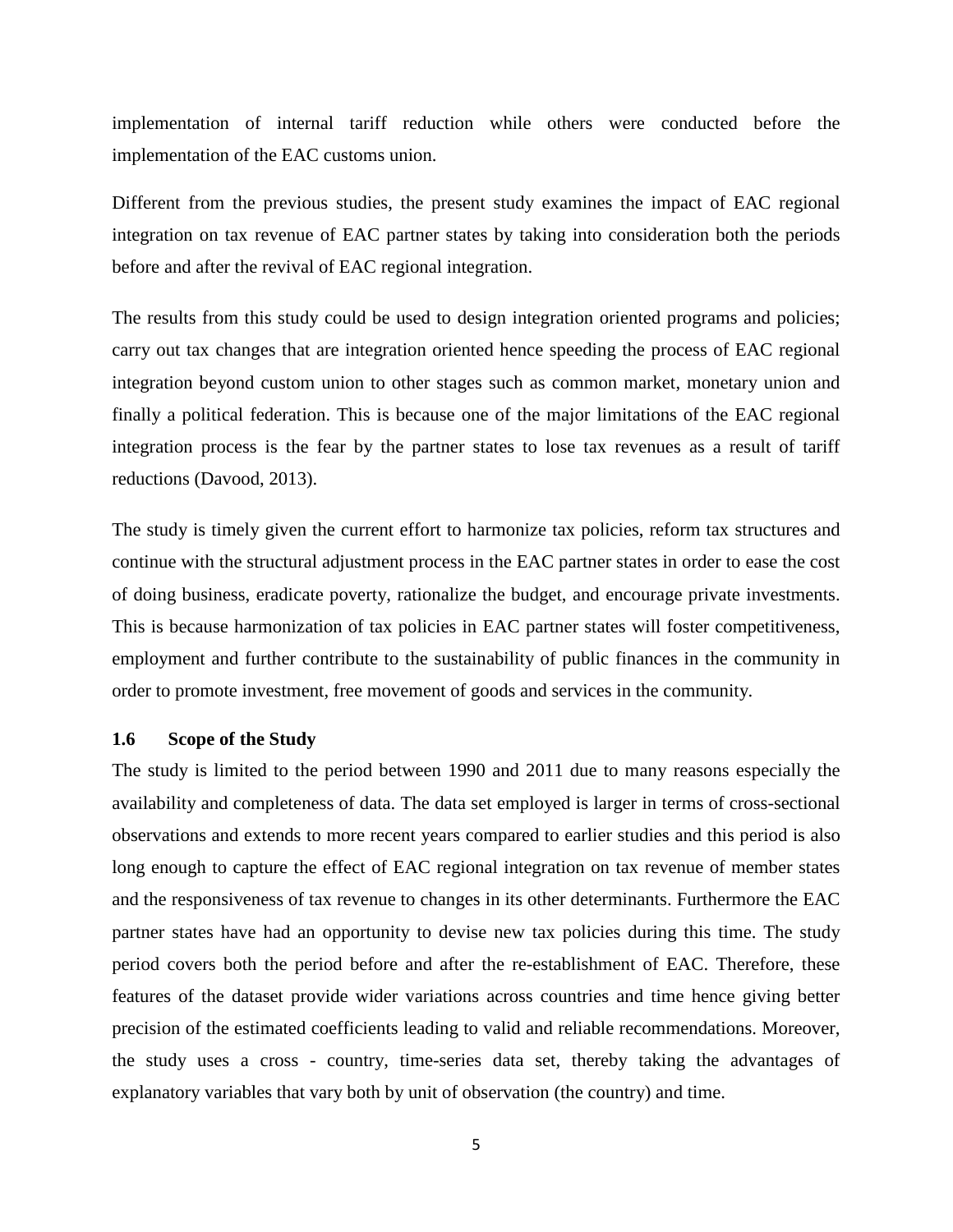implementation of internal tariff reduction while others were conducted before the implementation of the EAC customs union.

Different from the previous studies, the present study examines the impact of EAC regional integration on tax revenue of EAC partner states by taking into consideration both the periods before and after the revival of EAC regional integration.

The results from this study could be used to design integration oriented programs and policies; carry out tax changes that are integration oriented hence speeding the process of EAC regional integration beyond custom union to other stages such as common market, monetary union and finally a political federation. This is because one of the major limitations of the EAC regional integration process is the fear by the partner states to lose tax revenues as a result of tariff reductions (Davood, 2013).

The study is timely given the current effort to harmonize tax policies, reform tax structures and continue with the structural adjustment process in the EAC partner states in order to ease the cost of doing business, eradicate poverty, rationalize the budget, and encourage private investments. This is because harmonization of tax policies in EAC partner states will foster competitiveness, employment and further contribute to the sustainability of public finances in the community in order to promote investment, free movement of goods and services in the community.

### 1.6 Scope of the Study

The study is limited to the period between 1990 and 2011 due to many reasons especially the availability and completeness of data. The data set employed is larger in terms of cross-sectional observations and extends to more recent years compared to earlier studies and this period is also long enough to capture the effect of EAC regional integration on tax revenue of member states and the responsiveness of tax revenue to changes in its other determinants. Furthermore the EAC partner states have had an opportunity to devise new tax policies during this time. The study period covers both the period before and after the re-establishment of EAC. Therefore, these features of the dataset provide wider variations across countries and time hence giving better precision of the estimated coefficients leading to valid and reliable recommendations. Moreover, the study uses a cross - country, time-series data set, thereby taking the advantages of explanatory variables that vary both by unit of observation (the country) and time.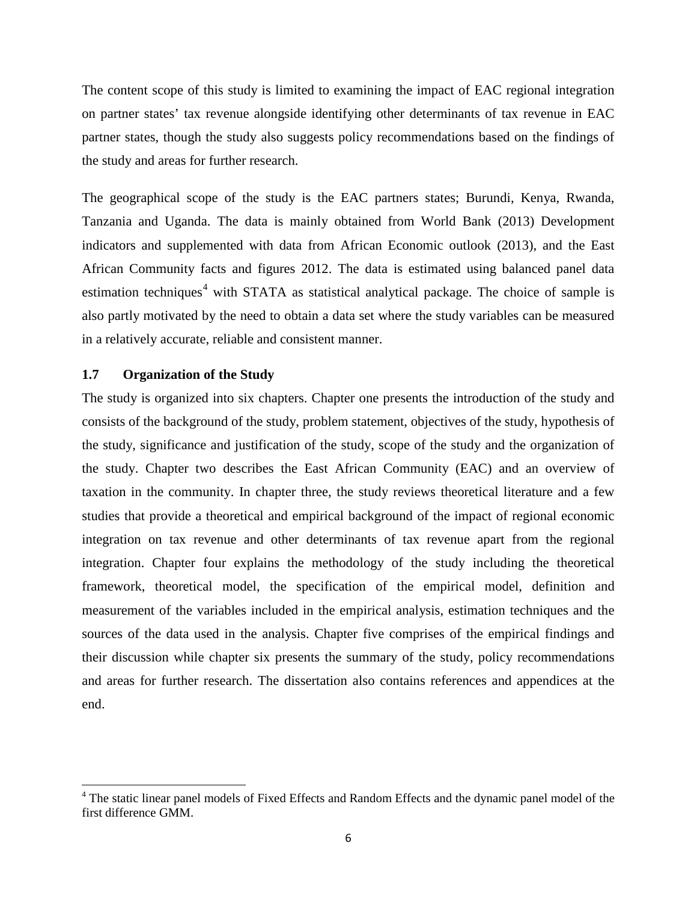The content scope of this study is limited to examining the impact of EAC regional integration on partner states' tax revenue alongside identifying other determinants of tax revenue in EAC partner states, though the study also suggests policy recommendations based on the findings of the study and areas for further research.

The geographical scope of the study is the EAC partners states; Burundi, Kenya, Rwanda, Tanzania and Uganda. The data is mainly obtained from World Bank (2013) Development indicators and supplemented with data from African Economic outlook (2013), and the East African Community facts and figures 2012. The data is estimated using balanced panel data estimation techniques[4] with STATA as statistical analytical package. The choice of sample is also partly motivated by the need to obtain a data set where the study variables can be measured in a relatively accurate, reliable and consistent manner.

### 1.7 Organization of the Study

The study is organized into six chapters. Chapter one presents the introduction of the study and consists of the background of the study, problem statement, objectives of the study, hypothesis of the study, significance and justification of the study, scope of the study and the organization of the study. Chapter two describes the East African Community (EAC) and an overview of taxation in the community. In chapter three, the study reviews theoretical literature and a few studies that provide a theoretical and empirical background of the impact of regional economic integration on tax revenue and other determinants of tax revenue apart from the regional integration. Chapter four explains the methodology of the study including the theoretical framework, theoretical model, the specification of the empirical model, definition and measurement of the variables included in the empirical analysis, estimation techniques and the sources of the data used in the analysis. Chapter five comprises of the empirical findings and their discussion while chapter six presents the summary of the study, policy recommendations and areas for further research. The dissertation also contains references and appendices at the end.

---

[4] The static linear panel models of Fixed Effects and Random Effects and the dynamic panel model of the first difference GMM.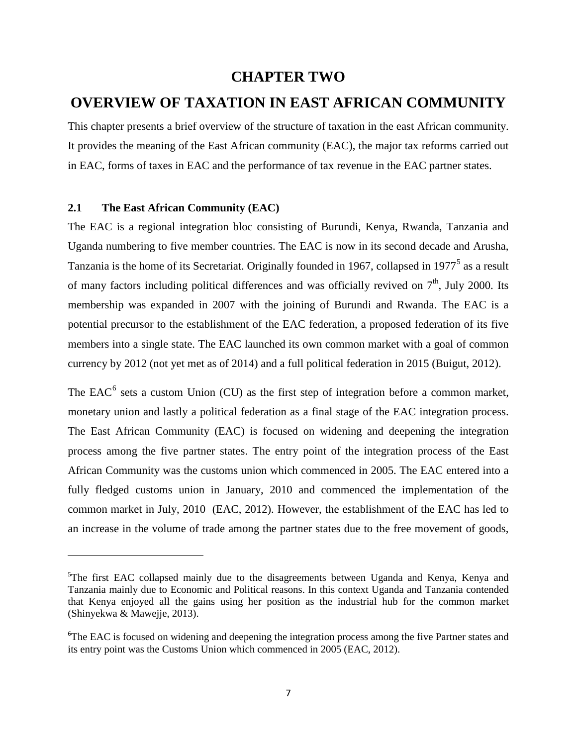# CHAPTER TWO

# OVERVIEW OF TAXATION IN EAST AFRICAN COMMUNITY

This chapter presents a brief overview of the structure of taxation in the east African community. It provides the meaning of the East African community (EAC), the major tax reforms carried out in EAC, forms of taxes in EAC and the performance of tax revenue in the EAC partner states.

## 2.1 The East African Community (EAC)

The EAC is a regional integration bloc consisting of Burundi, Kenya, Rwanda, Tanzania and Uganda numbering to five member countries. The EAC is now in its second decade and Arusha, Tanzania is the home of its Secretariat. Originally founded in 1967, collapsed in 1977[5] as a result of many factors including political differences and was officially revived on 7th, July 2000. Its membership was expanded in 2007 with the joining of Burundi and Rwanda. The EAC is a potential precursor to the establishment of the EAC federation, a proposed federation of its five members into a single state. The EAC launched its own common market with a goal of common currency by 2012 (not yet met as of 2014) and a full political federation in 2015 (Buigut, 2012).

The EAC[6] sets a custom Union (CU) as the first step of integration before a common market, monetary union and lastly a political federation as a final stage of the EAC integration process. The East African Community (EAC) is focused on widening and deepening the integration process among the five partner states. The entry point of the integration process of the East African Community was the customs union which commenced in 2005. The EAC entered into a fully fledged customs union in January, 2010 and commenced the implementation of the common market in July, 2010 (EAC, 2012). However, the establishment of the EAC has led to an increase in the volume of trade among the partner states due to the free movement of goods,

---

[5] The first EAC collapsed mainly due to the disagreements between Uganda and Kenya, Kenya and Tanzania mainly due to Economic and Political reasons. In this context Uganda and Tanzania contended that Kenya enjoyed all the gains using her position as the industrial hub for the common market (Shinyekwa & Mawejje, 2013).

[6] The EAC is focused on widening and deepening the integration process among the five Partner states and its entry point was the Customs Union which commenced in 2005 (EAC, 2012).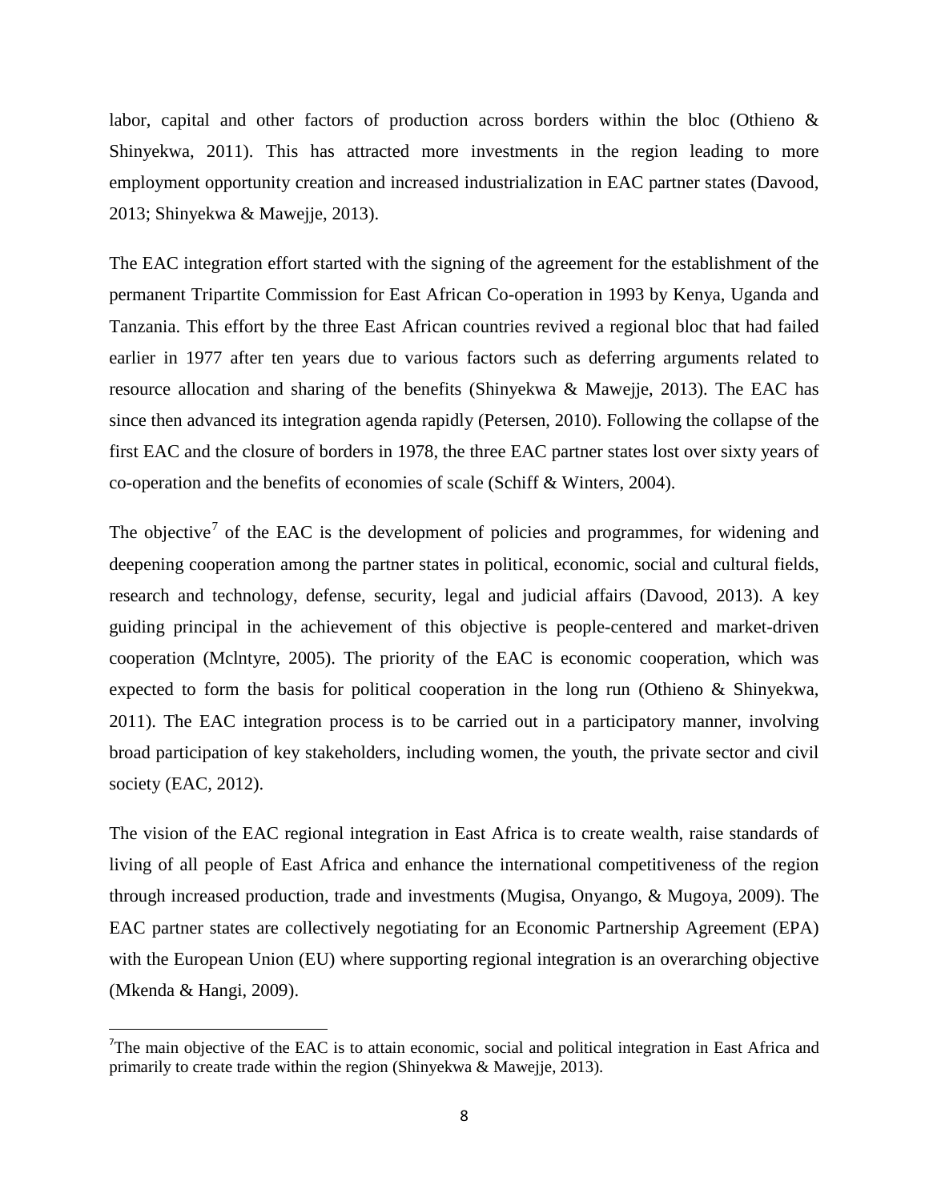labor, capital and other factors of production across borders within the bloc (Othieno & Shinyekwa, 2011). This has attracted more investments in the region leading to more employment opportunity creation and increased industrialization in EAC partner states (Davood, 2013; Shinyekwa & Mawejje, 2013).

The EAC integration effort started with the signing of the agreement for the establishment of the permanent Tripartite Commission for East African Co-operation in 1993 by Kenya, Uganda and Tanzania. This effort by the three East African countries revived a regional bloc that had failed earlier in 1977 after ten years due to various factors such as deferring arguments related to resource allocation and sharing of the benefits (Shinyekwa & Mawejje, 2013). The EAC has since then advanced its integration agenda rapidly (Petersen, 2010). Following the collapse of the first EAC and the closure of borders in 1978, the three EAC partner states lost over sixty years of co-operation and the benefits of economies of scale (Schiff & Winters, 2004).

The objective[7] of the EAC is the development of policies and programmes, for widening and deepening cooperation among the partner states in political, economic, social and cultural fields, research and technology, defense, security, legal and judicial affairs (Davood, 2013). A key guiding principal in the achievement of this objective is people-centered and market-driven cooperation (Mclntyre, 2005). The priority of the EAC is economic cooperation, which was expected to form the basis for political cooperation in the long run (Othieno & Shinyekwa, 2011). The EAC integration process is to be carried out in a participatory manner, involving broad participation of key stakeholders, including women, the youth, the private sector and civil society (EAC, 2012).

The vision of the EAC regional integration in East Africa is to create wealth, raise standards of living of all people of East Africa and enhance the international competitiveness of the region through increased production, trade and investments (Mugisa, Onyango, & Mugoya, 2009). The EAC partner states are collectively negotiating for an Economic Partnership Agreement (EPA) with the European Union (EU) where supporting regional integration is an overarching objective (Mkenda & Hangi, 2009).

---

[7] The main objective of the EAC is to attain economic, social and political integration in East Africa and primarily to create trade within the region (Shinyekwa & Mawejje, 2013).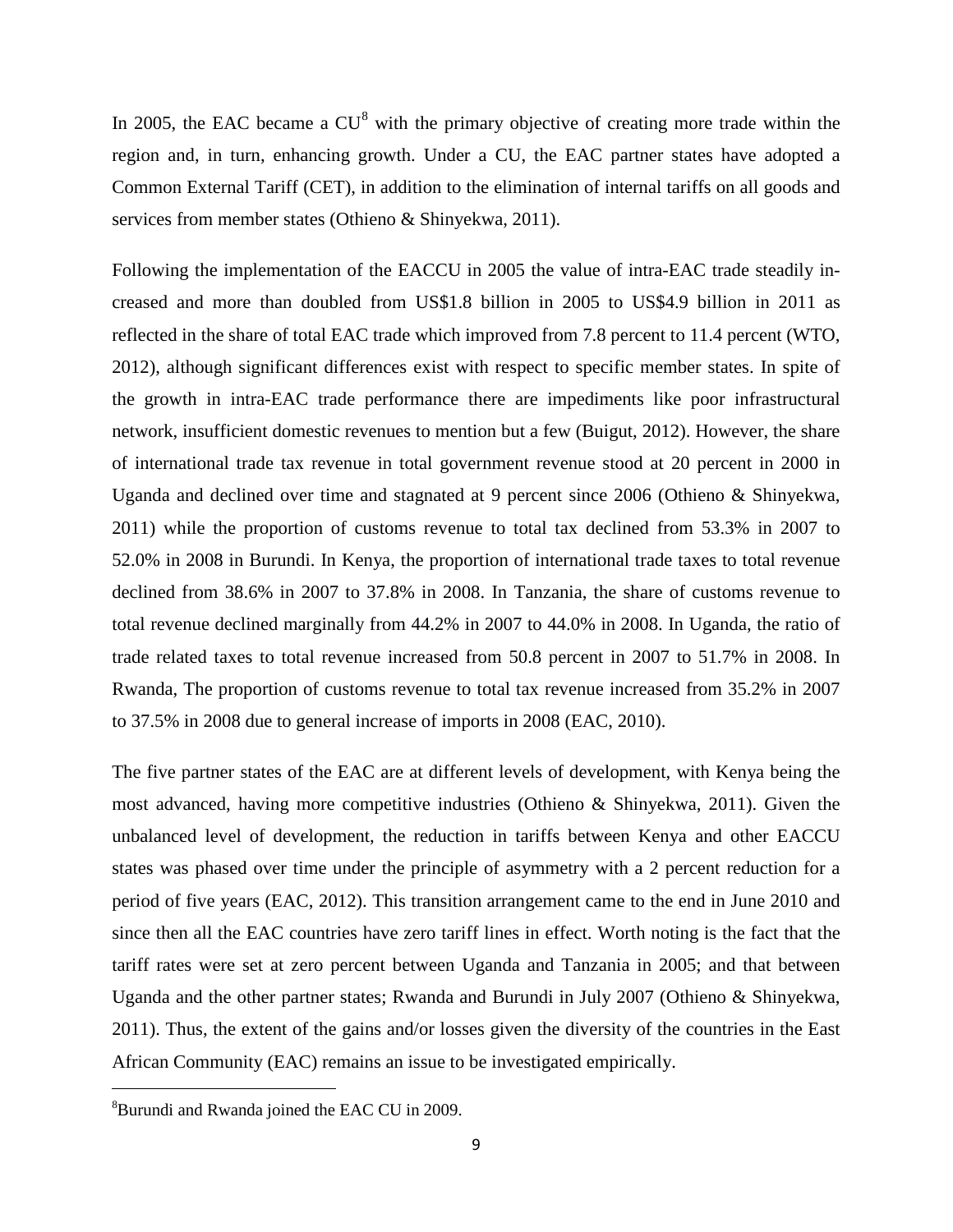In 2005, the EAC became a CU[8] with the primary objective of creating more trade within the region and, in turn, enhancing growth. Under a CU, the EAC partner states have adopted a Common External Tariff (CET), in addition to the elimination of internal tariffs on all goods and services from member states (Othieno & Shinyekwa, 2011).

Following the implementation of the EACCU in 2005 the value of intra-EAC trade steadily increased and more than doubled from US$1.8 billion in 2005 to US$4.9 billion in 2011 as reflected in the share of total EAC trade which improved from 7.8 percent to 11.4 percent (WTO, 2012), although significant differences exist with respect to specific member states. In spite of the growth in intra-EAC trade performance there are impediments like poor infrastructural network, insufficient domestic revenues to mention but a few (Buigut, 2012). However, the share of international trade tax revenue in total government revenue stood at 20 percent in 2000 in Uganda and declined over time and stagnated at 9 percent since 2006 (Othieno & Shinyekwa, 2011) while the proportion of customs revenue to total tax declined from 53.3% in 2007 to 52.0% in 2008 in Burundi. In Kenya, the proportion of international trade taxes to total revenue declined from 38.6% in 2007 to 37.8% in 2008. In Tanzania, the share of customs revenue to total revenue declined marginally from 44.2% in 2007 to 44.0% in 2008. In Uganda, the ratio of trade related taxes to total revenue increased from 50.8 percent in 2007 to 51.7% in 2008. In Rwanda, The proportion of customs revenue to total tax revenue increased from 35.2% in 2007 to 37.5% in 2008 due to general increase of imports in 2008 (EAC, 2010).

The five partner states of the EAC are at different levels of development, with Kenya being the most advanced, having more competitive industries (Othieno & Shinyekwa, 2011). Given the unbalanced level of development, the reduction in tariffs between Kenya and other EACCU states was phased over time under the principle of asymmetry with a 2 percent reduction for a period of five years (EAC, 2012). This transition arrangement came to the end in June 2010 and since then all the EAC countries have zero tariff lines in effect. Worth noting is the fact that the tariff rates were set at zero percent between Uganda and Tanzania in 2005; and that between Uganda and the other partner states; Rwanda and Burundi in July 2007 (Othieno & Shinyekwa, 2011). Thus, the extent of the gains and/or losses given the diversity of the countries in the East African Community (EAC) remains an issue to be investigated empirically.

[8] Burundi and Rwanda joined the EAC CU in 2009.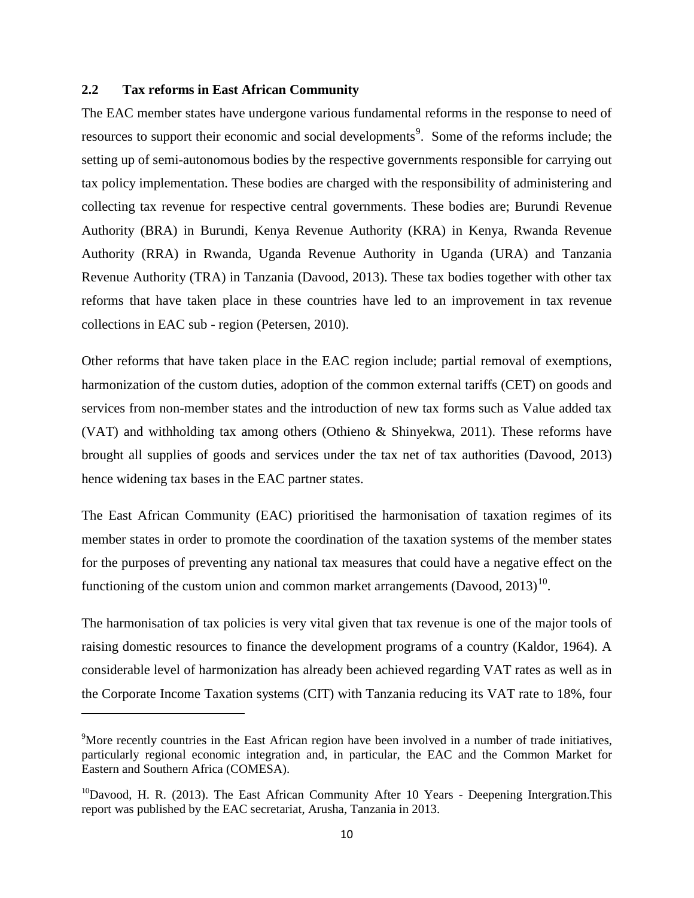## 2.2 Tax reforms in East African Community

The EAC member states have undergone various fundamental reforms in the response to need of resources to support their economic and social developments[9]. Some of the reforms include; the setting up of semi-autonomous bodies by the respective governments responsible for carrying out tax policy implementation. These bodies are charged with the responsibility of administering and collecting tax revenue for respective central governments. These bodies are; Burundi Revenue Authority (BRA) in Burundi, Kenya Revenue Authority (KRA) in Kenya, Rwanda Revenue Authority (RRA) in Rwanda, Uganda Revenue Authority in Uganda (URA) and Tanzania Revenue Authority (TRA) in Tanzania (Davood, 2013). These tax bodies together with other tax reforms that have taken place in these countries have led to an improvement in tax revenue collections in EAC sub - region (Petersen, 2010).

Other reforms that have taken place in the EAC region include; partial removal of exemptions, harmonization of the custom duties, adoption of the common external tariffs (CET) on goods and services from non-member states and the introduction of new tax forms such as Value added tax (VAT) and withholding tax among others (Othieno & Shinyekwa, 2011). These reforms have brought all supplies of goods and services under the tax net of tax authorities (Davood, 2013) hence widening tax bases in the EAC partner states.

The East African Community (EAC) prioritised the harmonisation of taxation regimes of its member states in order to promote the coordination of the taxation systems of the member states for the purposes of preventing any national tax measures that could have a negative effect on the functioning of the custom union and common market arrangements (Davood, 2013)[10].

The harmonisation of tax policies is very vital given that tax revenue is one of the major tools of raising domestic resources to finance the development programs of a country (Kaldor, 1964). A considerable level of harmonization has already been achieved regarding VAT rates as well as in the Corporate Income Taxation systems (CIT) with Tanzania reducing its VAT rate to 18%, four

---

[9]More recently countries in the East African region have been involved in a number of trade initiatives, particularly regional economic integration and, in particular, the EAC and the Common Market for Eastern and Southern Africa (COMESA).

[10]Davood, H. R. (2013). The East African Community After 10 Years - Deepening Intergration.This report was published by the EAC secretariat, Arusha, Tanzania in 2013.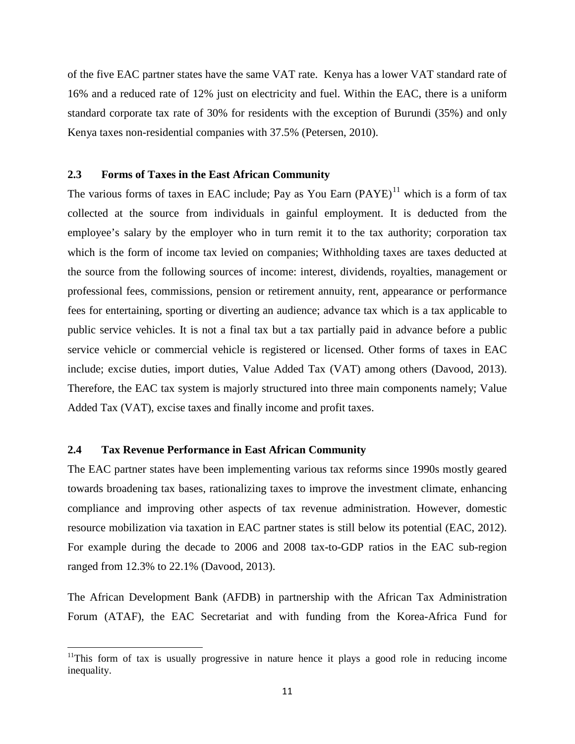of the five EAC partner states have the same VAT rate. Kenya has a lower VAT standard rate of 16% and a reduced rate of 12% just on electricity and fuel. Within the EAC, there is a uniform standard corporate tax rate of 30% for residents with the exception of Burundi (35%) and only Kenya taxes non-residential companies with 37.5% (Petersen, 2010).

### 2.3 Forms of Taxes in the East African Community

The various forms of taxes in EAC include; Pay as You Earn (PAYE)[11] which is a form of tax collected at the source from individuals in gainful employment. It is deducted from the employee's salary by the employer who in turn remit it to the tax authority; corporation tax which is the form of income tax levied on companies; Withholding taxes are taxes deducted at the source from the following sources of income: interest, dividends, royalties, management or professional fees, commissions, pension or retirement annuity, rent, appearance or performance fees for entertaining, sporting or diverting an audience; advance tax which is a tax applicable to public service vehicles. It is not a final tax but a tax partially paid in advance before a public service vehicle or commercial vehicle is registered or licensed. Other forms of taxes in EAC include; excise duties, import duties, Value Added Tax (VAT) among others (Davood, 2013). Therefore, the EAC tax system is majorly structured into three main components namely; Value Added Tax (VAT), excise taxes and finally income and profit taxes.

### 2.4 Tax Revenue Performance in East African Community

The EAC partner states have been implementing various tax reforms since 1990s mostly geared towards broadening tax bases, rationalizing taxes to improve the investment climate, enhancing compliance and improving other aspects of tax revenue administration. However, domestic resource mobilization via taxation in EAC partner states is still below its potential (EAC, 2012). For example during the decade to 2006 and 2008 tax-to-GDP ratios in the EAC sub-region ranged from 12.3% to 22.1% (Davood, 2013).

The African Development Bank (AFDB) in partnership with the African Tax Administration Forum (ATAF), the EAC Secretariat and with funding from the Korea-Africa Fund for

[11]This form of tax is usually progressive in nature hence it plays a good role in reducing income inequality.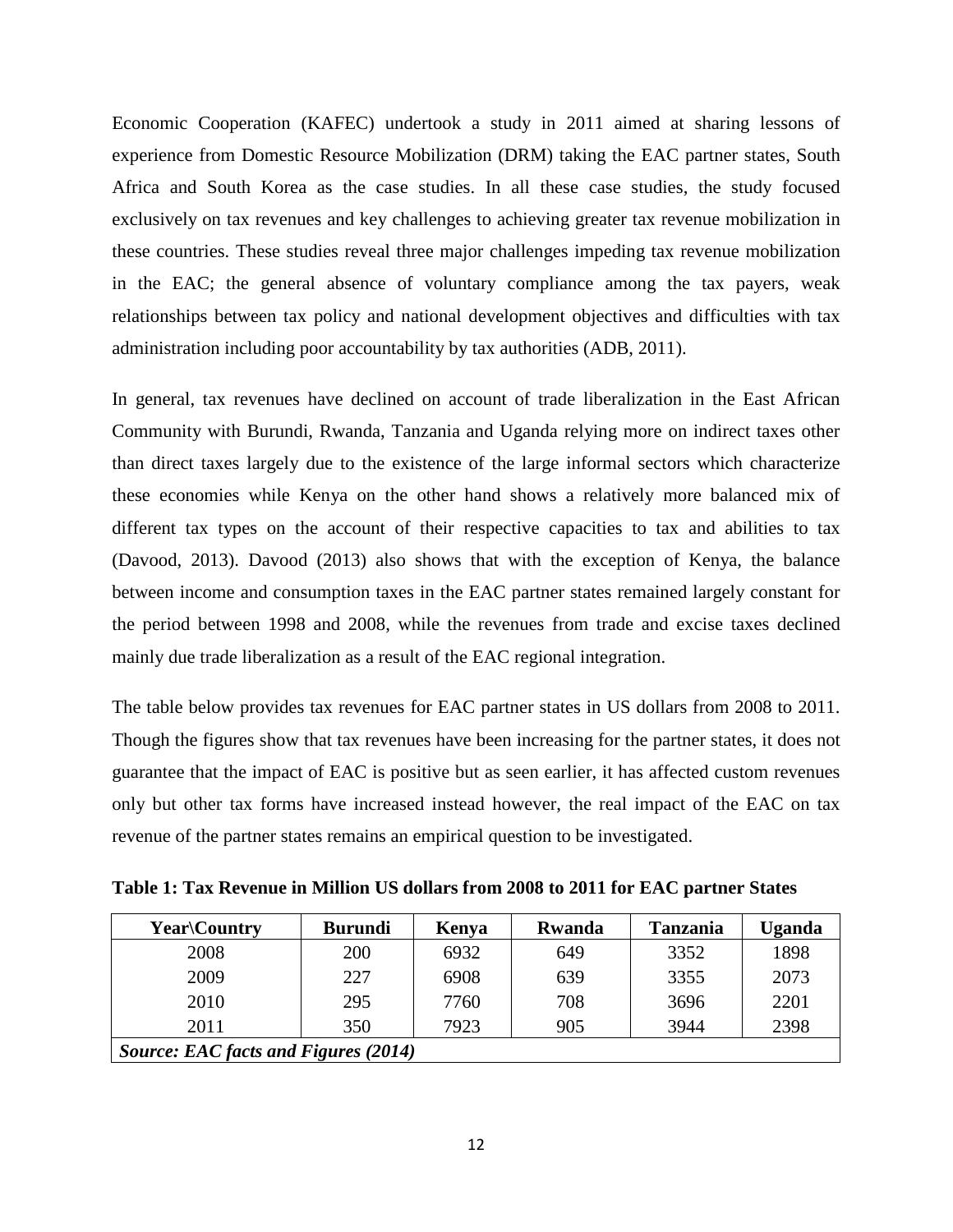Economic Cooperation (KAFEC) undertook a study in 2011 aimed at sharing lessons of experience from Domestic Resource Mobilization (DRM) taking the EAC partner states, South Africa and South Korea as the case studies. In all these case studies, the study focused exclusively on tax revenues and key challenges to achieving greater tax revenue mobilization in these countries. These studies reveal three major challenges impeding tax revenue mobilization in the EAC; the general absence of voluntary compliance among the tax payers, weak relationships between tax policy and national development objectives and difficulties with tax administration including poor accountability by tax authorities (ADB, 2011).

In general, tax revenues have declined on account of trade liberalization in the East African Community with Burundi, Rwanda, Tanzania and Uganda relying more on indirect taxes other than direct taxes largely due to the existence of the large informal sectors which characterize these economies while Kenya on the other hand shows a relatively more balanced mix of different tax types on the account of their respective capacities to tax and abilities to tax (Davood, 2013). Davood (2013) also shows that with the exception of Kenya, the balance between income and consumption taxes in the EAC partner states remained largely constant for the period between 1998 and 2008, while the revenues from trade and excise taxes declined mainly due trade liberalization as a result of the EAC regional integration.

The table below provides tax revenues for EAC partner states in US dollars from 2008 to 2011. Though the figures show that tax revenues have been increasing for the partner states, it does not guarantee that the impact of EAC is positive but as seen earlier, it has affected custom revenues only but other tax forms have increased instead however, the real impact of the EAC on tax revenue of the partner states remains an empirical question to be investigated.

**Table 1: Tax Revenue in Million US dollars from 2008 to 2011 for EAC partner States**

| Year\Country | Burundi | Kenya | Rwanda | Tanzania | Uganda |
|---|---|---|---|---|---|
| 2008 | 200 | 6932 | 649 | 3352 | 1898 |
| 2009 | 227 | 6908 | 639 | 3355 | 2073 |
| 2010 | 295 | 7760 | 708 | 3696 | 2201 |
| 2011 | 350 | 7923 | 905 | 3944 | 2398 |

***Source: EAC facts and Figures (2014)***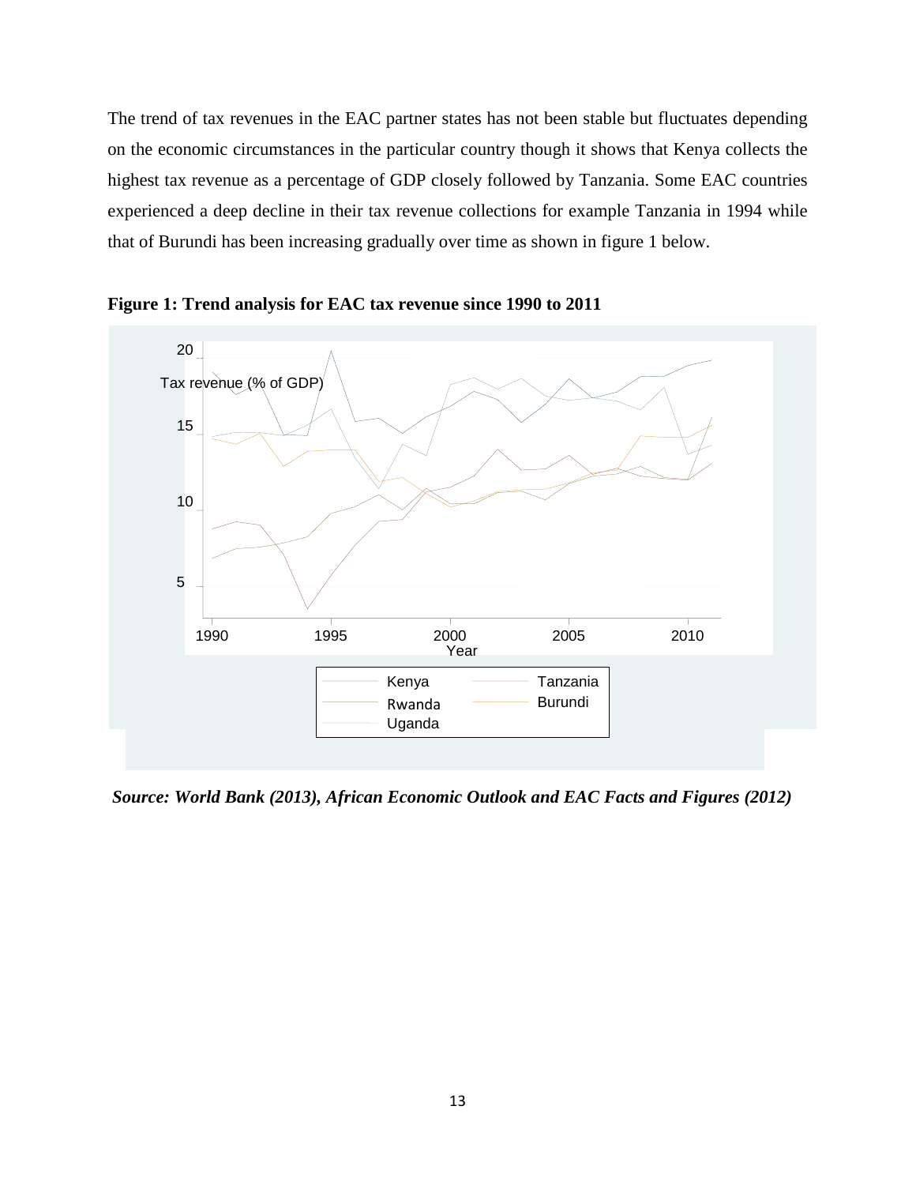The trend of tax revenues in the EAC partner states has not been stable but fluctuates depending on the economic circumstances in the particular country though it shows that Kenya collects the highest tax revenue as a percentage of GDP closely followed by Tanzania. Some EAC countries experienced a deep decline in their tax revenue collections for example Tanzania in 1994 while that of Burundi has been increasing gradually over time as shown in figure 1 below.

**Figure 1: Trend analysis for EAC tax revenue since 1990 to 2011**

Tax revenue (% of GDP)

20
15
10
5

1990
1995
2000
2005
2010

Year

Kenya
Tanzania
Rwanda
Burundi
Uganda

***Source: World Bank (2013), African Economic Outlook and EAC Facts and Figures (2012)***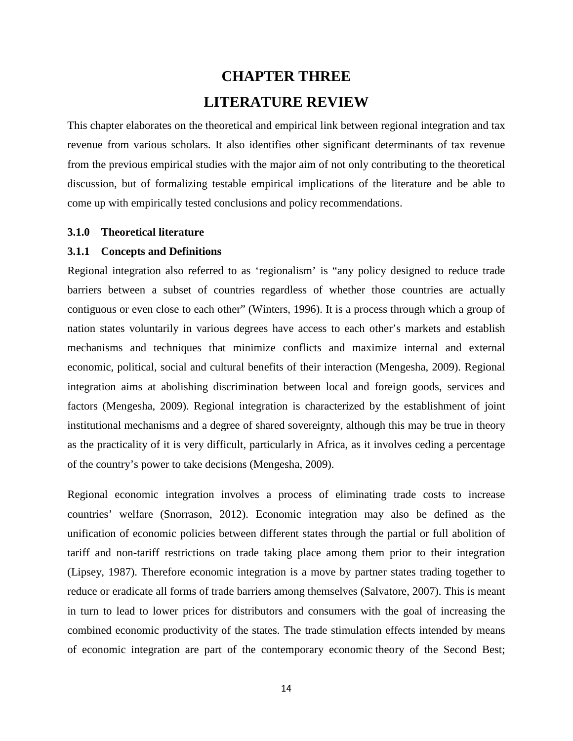# CHAPTER THREE

# LITERATURE REVIEW

This chapter elaborates on the theoretical and empirical link between regional integration and tax revenue from various scholars. It also identifies other significant determinants of tax revenue from the previous empirical studies with the major aim of not only contributing to the theoretical discussion, but of formalizing testable empirical implications of the literature and be able to come up with empirically tested conclusions and policy recommendations.

### 3.1.0 Theoretical literature

### 3.1.1 Concepts and Definitions

Regional integration also referred to as 'regionalism' is "any policy designed to reduce trade barriers between a subset of countries regardless of whether those countries are actually contiguous or even close to each other" (Winters, 1996). It is a process through which a group of nation states voluntarily in various degrees have access to each other's markets and establish mechanisms and techniques that minimize conflicts and maximize internal and external economic, political, social and cultural benefits of their interaction (Mengesha, 2009). Regional integration aims at abolishing discrimination between local and foreign goods, services and factors (Mengesha, 2009). Regional integration is characterized by the establishment of joint institutional mechanisms and a degree of shared sovereignty, although this may be true in theory as the practicality of it is very difficult, particularly in Africa, as it involves ceding a percentage of the country's power to take decisions (Mengesha, 2009).

Regional economic integration involves a process of eliminating trade costs to increase countries' welfare (Snorrason, 2012). Economic integration may also be defined as the unification of economic policies between different states through the partial or full abolition of tariff and non-tariff restrictions on trade taking place among them prior to their integration (Lipsey, 1987). Therefore economic integration is a move by partner states trading together to reduce or eradicate all forms of trade barriers among themselves (Salvatore, 2007). This is meant in turn to lead to lower prices for distributors and consumers with the goal of increasing the combined economic productivity of the states. The trade stimulation effects intended by means of economic integration are part of the contemporary economic theory of the Second Best;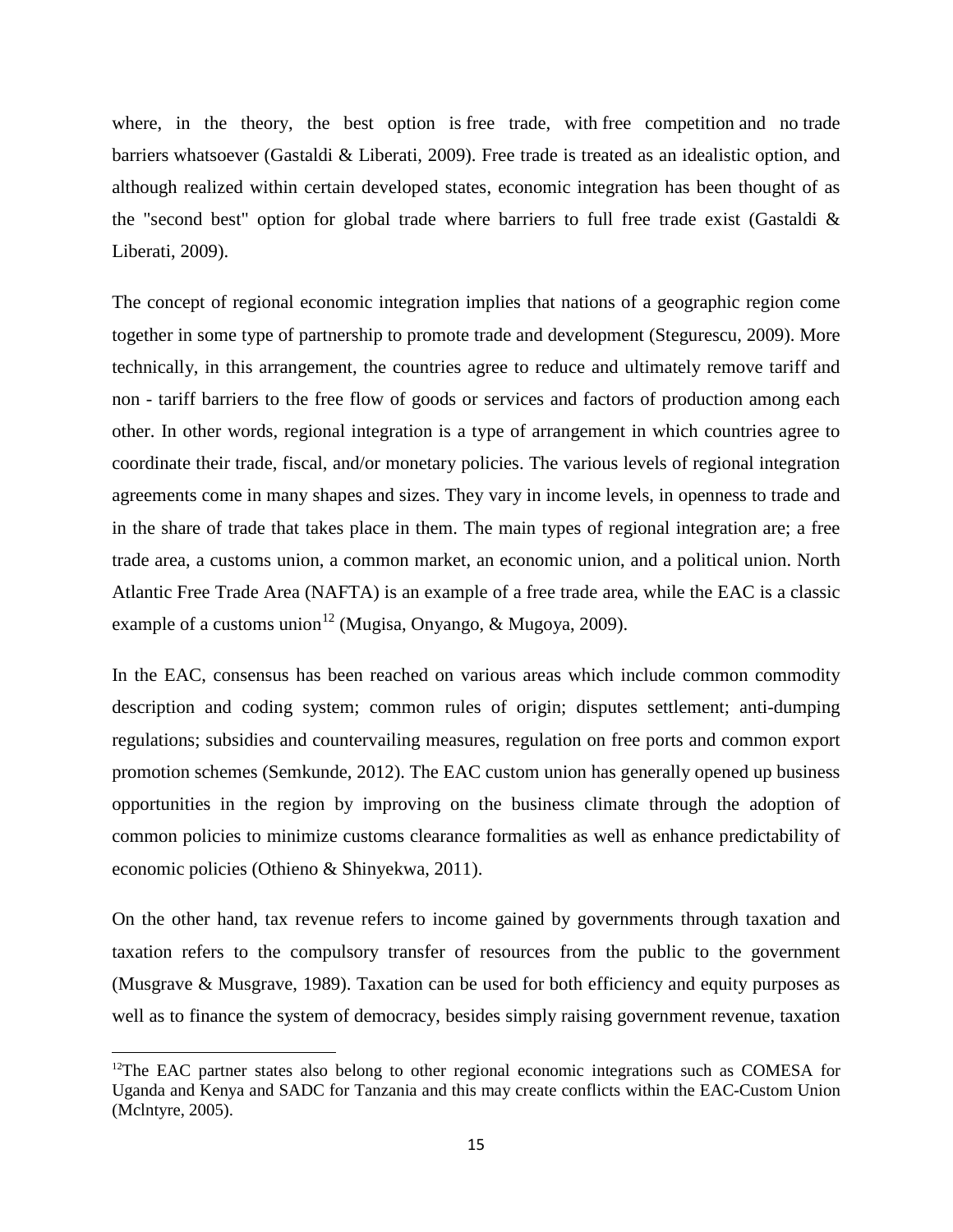where, in the theory, the best option is free trade, with free competition and no trade barriers whatsoever (Gastaldi & Liberati, 2009). Free trade is treated as an idealistic option, and although realized within certain developed states, economic integration has been thought of as the "second best" option for global trade where barriers to full free trade exist (Gastaldi & Liberati, 2009).

The concept of regional economic integration implies that nations of a geographic region come together in some type of partnership to promote trade and development (Stegurescu, 2009). More technically, in this arrangement, the countries agree to reduce and ultimately remove tariff and non - tariff barriers to the free flow of goods or services and factors of production among each other. In other words, regional integration is a type of arrangement in which countries agree to coordinate their trade, fiscal, and/or monetary policies. The various levels of regional integration agreements come in many shapes and sizes. They vary in income levels, in openness to trade and in the share of trade that takes place in them. The main types of regional integration are; a free trade area, a customs union, a common market, an economic union, and a political union. North Atlantic Free Trade Area (NAFTA) is an example of a free trade area, while the EAC is a classic example of a customs union[12] (Mugisa, Onyango, & Mugoya, 2009).

In the EAC, consensus has been reached on various areas which include common commodity description and coding system; common rules of origin; disputes settlement; anti-dumping regulations; subsidies and countervailing measures, regulation on free ports and common export promotion schemes (Semkunde, 2012). The EAC custom union has generally opened up business opportunities in the region by improving on the business climate through the adoption of common policies to minimize customs clearance formalities as well as enhance predictability of economic policies (Othieno & Shinyekwa, 2011).

On the other hand, tax revenue refers to income gained by governments through taxation and taxation refers to the compulsory transfer of resources from the public to the government (Musgrave & Musgrave, 1989). Taxation can be used for both efficiency and equity purposes as well as to finance the system of democracy, besides simply raising government revenue, taxation

[12]The EAC partner states also belong to other regional economic integrations such as COMESA for Uganda and Kenya and SADC for Tanzania and this may create conflicts within the EAC-Custom Union (Mclntyre, 2005).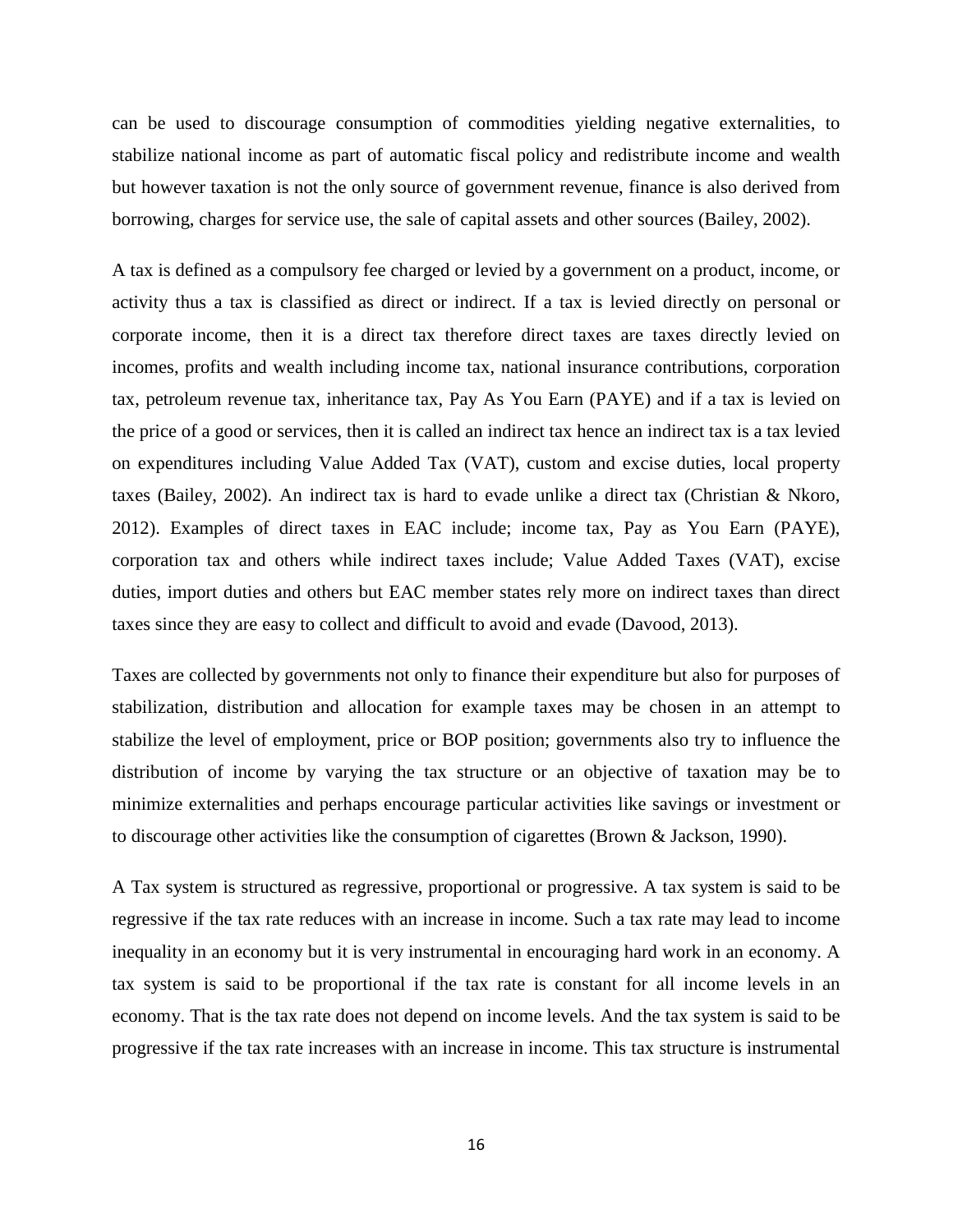can be used to discourage consumption of commodities yielding negative externalities, to stabilize national income as part of automatic fiscal policy and redistribute income and wealth but however taxation is not the only source of government revenue, finance is also derived from borrowing, charges for service use, the sale of capital assets and other sources (Bailey, 2002).

A tax is defined as a compulsory fee charged or levied by a government on a product, income, or activity thus a tax is classified as direct or indirect. If a tax is levied directly on personal or corporate income, then it is a direct tax therefore direct taxes are taxes directly levied on incomes, profits and wealth including income tax, national insurance contributions, corporation tax, petroleum revenue tax, inheritance tax, Pay As You Earn (PAYE) and if a tax is levied on the price of a good or services, then it is called an indirect tax hence an indirect tax is a tax levied on expenditures including Value Added Tax (VAT), custom and excise duties, local property taxes (Bailey, 2002). An indirect tax is hard to evade unlike a direct tax (Christian & Nkoro, 2012). Examples of direct taxes in EAC include; income tax, Pay as You Earn (PAYE), corporation tax and others while indirect taxes include; Value Added Taxes (VAT), excise duties, import duties and others but EAC member states rely more on indirect taxes than direct taxes since they are easy to collect and difficult to avoid and evade (Davood, 2013).

Taxes are collected by governments not only to finance their expenditure but also for purposes of stabilization, distribution and allocation for example taxes may be chosen in an attempt to stabilize the level of employment, price or BOP position; governments also try to influence the distribution of income by varying the tax structure or an objective of taxation may be to minimize externalities and perhaps encourage particular activities like savings or investment or to discourage other activities like the consumption of cigarettes (Brown & Jackson, 1990).

A Tax system is structured as regressive, proportional or progressive. A tax system is said to be regressive if the tax rate reduces with an increase in income. Such a tax rate may lead to income inequality in an economy but it is very instrumental in encouraging hard work in an economy. A tax system is said to be proportional if the tax rate is constant for all income levels in an economy. That is the tax rate does not depend on income levels. And the tax system is said to be progressive if the tax rate increases with an increase in income. This tax structure is instrumental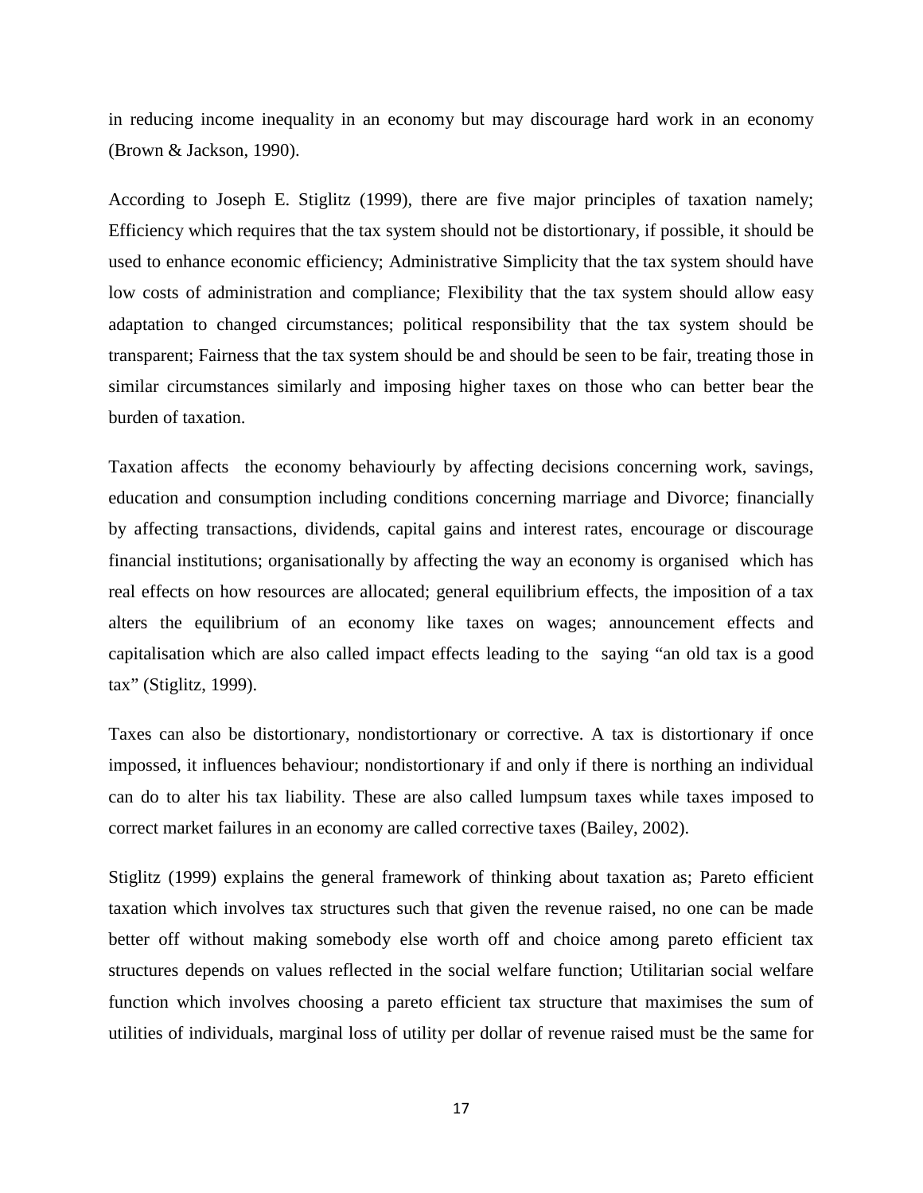in reducing income inequality in an economy but may discourage hard work in an economy (Brown & Jackson, 1990).

According to Joseph E. Stiglitz (1999), there are five major principles of taxation namely; Efficiency which requires that the tax system should not be distortionary, if possible, it should be used to enhance economic efficiency; Administrative Simplicity that the tax system should have low costs of administration and compliance; Flexibility that the tax system should allow easy adaptation to changed circumstances; political responsibility that the tax system should be transparent; Fairness that the tax system should be and should be seen to be fair, treating those in similar circumstances similarly and imposing higher taxes on those who can better bear the burden of taxation.

Taxation affects the economy behaviourly by affecting decisions concerning work, savings, education and consumption including conditions concerning marriage and Divorce; financially by affecting transactions, dividends, capital gains and interest rates, encourage or discourage financial institutions; organisationally by affecting the way an economy is organised which has real effects on how resources are allocated; general equilibrium effects, the imposition of a tax alters the equilibrium of an economy like taxes on wages; announcement effects and capitalisation which are also called impact effects leading to the saying "an old tax is a good tax" (Stiglitz, 1999).

Taxes can also be distortionary, nondistortionary or corrective. A tax is distortionary if once impossed, it influences behaviour; nondistortionary if and only if there is northing an individual can do to alter his tax liability. These are also called lumpsum taxes while taxes imposed to correct market failures in an economy are called corrective taxes (Bailey, 2002).

Stiglitz (1999) explains the general framework of thinking about taxation as; Pareto efficient taxation which involves tax structures such that given the revenue raised, no one can be made better off without making somebody else worth off and choice among pareto efficient tax structures depends on values reflected in the social welfare function; Utilitarian social welfare function which involves choosing a pareto efficient tax structure that maximises the sum of utilities of individuals, marginal loss of utility per dollar of revenue raised must be the same for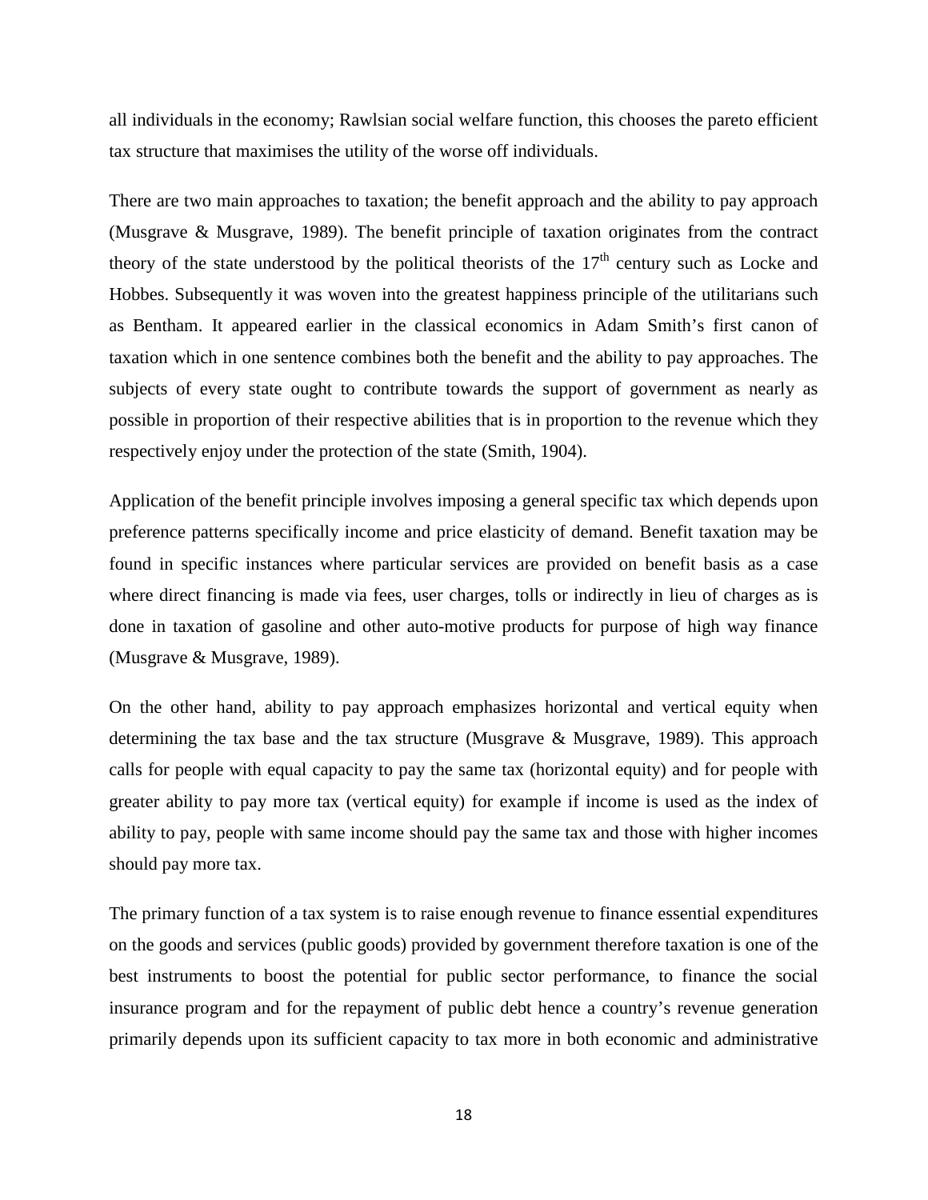all individuals in the economy; Rawlsian social welfare function, this chooses the pareto efficient tax structure that maximises the utility of the worse off individuals.

There are two main approaches to taxation; the benefit approach and the ability to pay approach (Musgrave & Musgrave, 1989). The benefit principle of taxation originates from the contract theory of the state understood by the political theorists of the $17^{th}$ century such as Locke and Hobbes. Subsequently it was woven into the greatest happiness principle of the utilitarians such as Bentham. It appeared earlier in the classical economics in Adam Smith's first canon of taxation which in one sentence combines both the benefit and the ability to pay approaches. The subjects of every state ought to contribute towards the support of government as nearly as possible in proportion of their respective abilities that is in proportion to the revenue which they respectively enjoy under the protection of the state (Smith, 1904).

Application of the benefit principle involves imposing a general specific tax which depends upon preference patterns specifically income and price elasticity of demand. Benefit taxation may be found in specific instances where particular services are provided on benefit basis as a case where direct financing is made via fees, user charges, tolls or indirectly in lieu of charges as is done in taxation of gasoline and other auto-motive products for purpose of high way finance (Musgrave & Musgrave, 1989).

On the other hand, ability to pay approach emphasizes horizontal and vertical equity when determining the tax base and the tax structure (Musgrave & Musgrave, 1989). This approach calls for people with equal capacity to pay the same tax (horizontal equity) and for people with greater ability to pay more tax (vertical equity) for example if income is used as the index of ability to pay, people with same income should pay the same tax and those with higher incomes should pay more tax.

The primary function of a tax system is to raise enough revenue to finance essential expenditures on the goods and services (public goods) provided by government therefore taxation is one of the best instruments to boost the potential for public sector performance, to finance the social insurance program and for the repayment of public debt hence a country's revenue generation primarily depends upon its sufficient capacity to tax more in both economic and administrative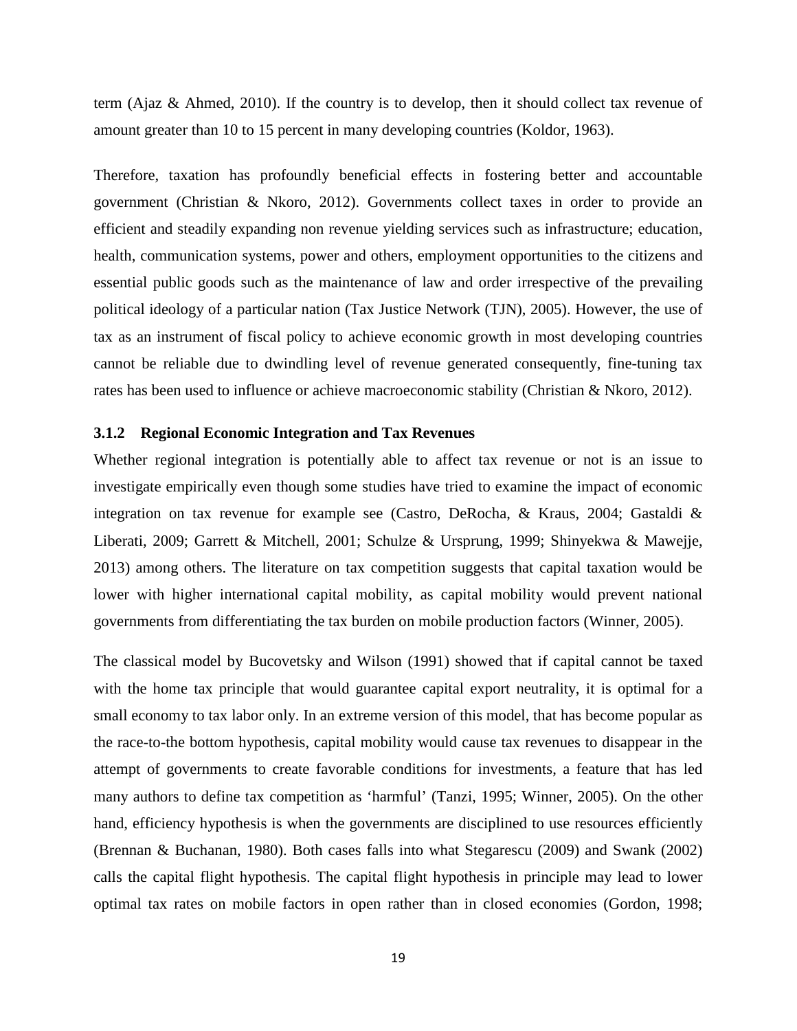term (Ajaz & Ahmed, 2010). If the country is to develop, then it should collect tax revenue of amount greater than 10 to 15 percent in many developing countries (Koldor, 1963).

Therefore, taxation has profoundly beneficial effects in fostering better and accountable government (Christian & Nkoro, 2012). Governments collect taxes in order to provide an efficient and steadily expanding non revenue yielding services such as infrastructure; education, health, communication systems, power and others, employment opportunities to the citizens and essential public goods such as the maintenance of law and order irrespective of the prevailing political ideology of a particular nation (Tax Justice Network (TJN), 2005). However, the use of tax as an instrument of fiscal policy to achieve economic growth in most developing countries cannot be reliable due to dwindling level of revenue generated consequently, fine-tuning tax rates has been used to influence or achieve macroeconomic stability (Christian & Nkoro, 2012).

### 3.1.2 Regional Economic Integration and Tax Revenues

Whether regional integration is potentially able to affect tax revenue or not is an issue to investigate empirically even though some studies have tried to examine the impact of economic integration on tax revenue for example see (Castro, DeRocha, & Kraus, 2004; Gastaldi & Liberati, 2009; Garrett & Mitchell, 2001; Schulze & Ursprung, 1999; Shinyekwa & Mawejje, 2013) among others. The literature on tax competition suggests that capital taxation would be lower with higher international capital mobility, as capital mobility would prevent national governments from differentiating the tax burden on mobile production factors (Winner, 2005).

The classical model by Bucovetsky and Wilson (1991) showed that if capital cannot be taxed with the home tax principle that would guarantee capital export neutrality, it is optimal for a small economy to tax labor only. In an extreme version of this model, that has become popular as the race-to-the bottom hypothesis, capital mobility would cause tax revenues to disappear in the attempt of governments to create favorable conditions for investments, a feature that has led many authors to define tax competition as 'harmful' (Tanzi, 1995; Winner, 2005). On the other hand, efficiency hypothesis is when the governments are disciplined to use resources efficiently (Brennan & Buchanan, 1980). Both cases falls into what Stegarescu (2009) and Swank (2002) calls the capital flight hypothesis. The capital flight hypothesis in principle may lead to lower optimal tax rates on mobile factors in open rather than in closed economies (Gordon, 1998;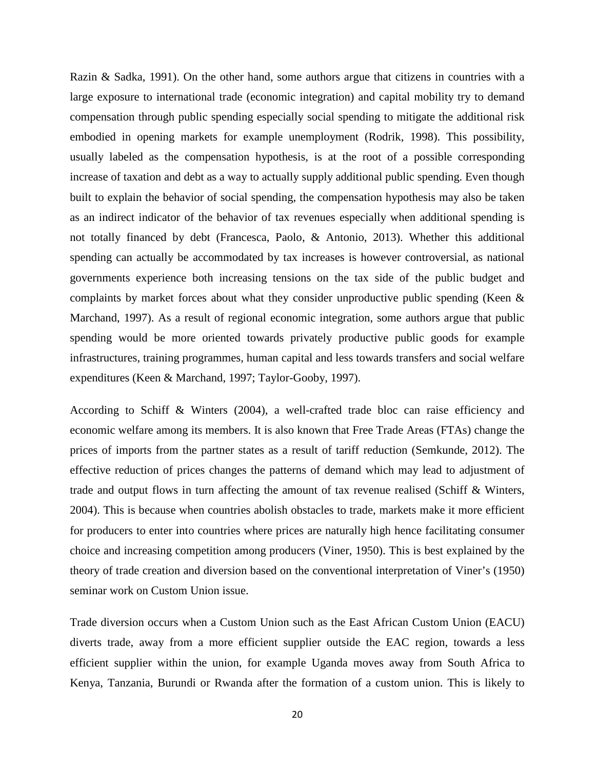Razin & Sadka, 1991). On the other hand, some authors argue that citizens in countries with a large exposure to international trade (economic integration) and capital mobility try to demand compensation through public spending especially social spending to mitigate the additional risk embodied in opening markets for example unemployment (Rodrik, 1998). This possibility, usually labeled as the compensation hypothesis, is at the root of a possible corresponding increase of taxation and debt as a way to actually supply additional public spending. Even though built to explain the behavior of social spending, the compensation hypothesis may also be taken as an indirect indicator of the behavior of tax revenues especially when additional spending is not totally financed by debt (Francesca, Paolo, & Antonio, 2013). Whether this additional spending can actually be accommodated by tax increases is however controversial, as national governments experience both increasing tensions on the tax side of the public budget and complaints by market forces about what they consider unproductive public spending (Keen & Marchand, 1997). As a result of regional economic integration, some authors argue that public spending would be more oriented towards privately productive public goods for example infrastructures, training programmes, human capital and less towards transfers and social welfare expenditures (Keen & Marchand, 1997; Taylor-Gooby, 1997).

According to Schiff & Winters (2004), a well-crafted trade bloc can raise efficiency and economic welfare among its members. It is also known that Free Trade Areas (FTAs) change the prices of imports from the partner states as a result of tariff reduction (Semkunde, 2012). The effective reduction of prices changes the patterns of demand which may lead to adjustment of trade and output flows in turn affecting the amount of tax revenue realised (Schiff & Winters, 2004). This is because when countries abolish obstacles to trade, markets make it more efficient for producers to enter into countries where prices are naturally high hence facilitating consumer choice and increasing competition among producers (Viner, 1950). This is best explained by the theory of trade creation and diversion based on the conventional interpretation of Viner's (1950) seminar work on Custom Union issue.

Trade diversion occurs when a Custom Union such as the East African Custom Union (EACU) diverts trade, away from a more efficient supplier outside the EAC region, towards a less efficient supplier within the union, for example Uganda moves away from South Africa to Kenya, Tanzania, Burundi or Rwanda after the formation of a custom union. This is likely to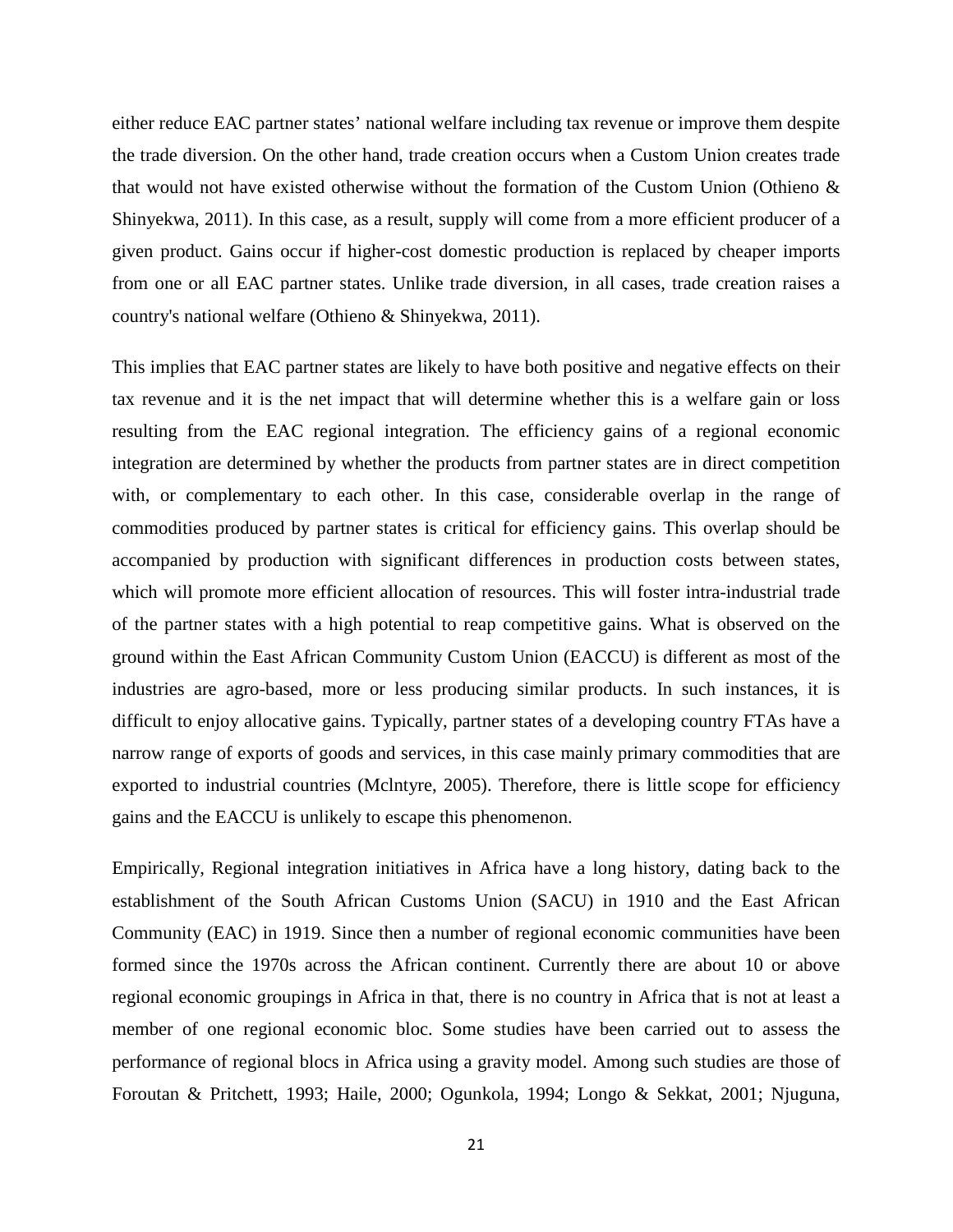either reduce EAC partner states' national welfare including tax revenue or improve them despite the trade diversion. On the other hand, trade creation occurs when a Custom Union creates trade that would not have existed otherwise without the formation of the Custom Union (Othieno & Shinyekwa, 2011). In this case, as a result, supply will come from a more efficient producer of a given product. Gains occur if higher-cost domestic production is replaced by cheaper imports from one or all EAC partner states. Unlike trade diversion, in all cases, trade creation raises a country's national welfare (Othieno & Shinyekwa, 2011).

This implies that EAC partner states are likely to have both positive and negative effects on their tax revenue and it is the net impact that will determine whether this is a welfare gain or loss resulting from the EAC regional integration. The efficiency gains of a regional economic integration are determined by whether the products from partner states are in direct competition with, or complementary to each other. In this case, considerable overlap in the range of commodities produced by partner states is critical for efficiency gains. This overlap should be accompanied by production with significant differences in production costs between states, which will promote more efficient allocation of resources. This will foster intra-industrial trade of the partner states with a high potential to reap competitive gains. What is observed on the ground within the East African Community Custom Union (EACCU) is different as most of the industries are agro-based, more or less producing similar products. In such instances, it is difficult to enjoy allocative gains. Typically, partner states of a developing country FTAs have a narrow range of exports of goods and services, in this case mainly primary commodities that are exported to industrial countries (Mclntyre, 2005). Therefore, there is little scope for efficiency gains and the EACCU is unlikely to escape this phenomenon.

Empirically, Regional integration initiatives in Africa have a long history, dating back to the establishment of the South African Customs Union (SACU) in 1910 and the East African Community (EAC) in 1919. Since then a number of regional economic communities have been formed since the 1970s across the African continent. Currently there are about 10 or above regional economic groupings in Africa in that, there is no country in Africa that is not at least a member of one regional economic bloc. Some studies have been carried out to assess the performance of regional blocs in Africa using a gravity model. Among such studies are those of Foroutan & Pritchett, 1993; Haile, 2000; Ogunkola, 1994; Longo & Sekkat, 2001; Njuguna,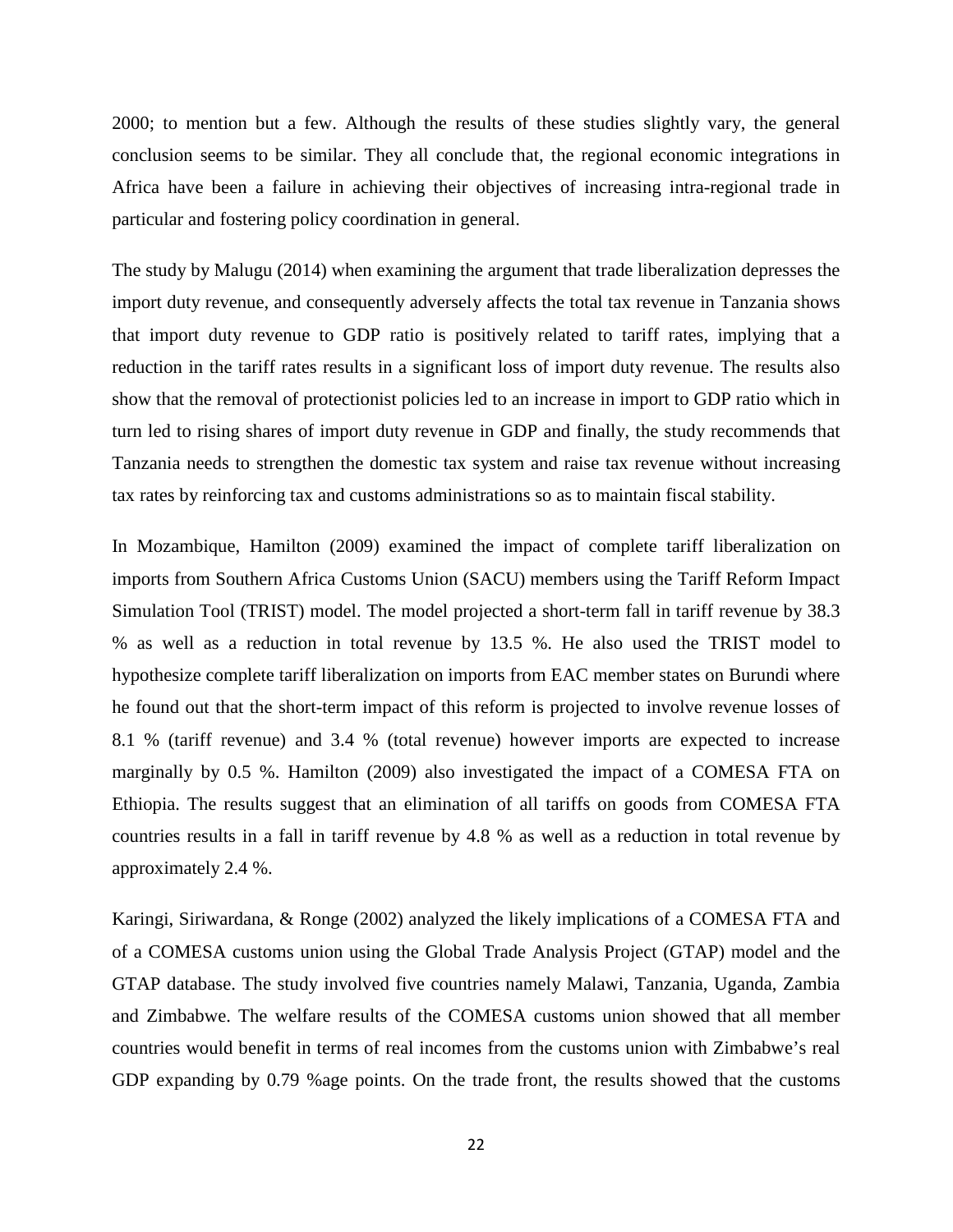2000; to mention but a few. Although the results of these studies slightly vary, the general conclusion seems to be similar. They all conclude that, the regional economic integrations in Africa have been a failure in achieving their objectives of increasing intra-regional trade in particular and fostering policy coordination in general.

The study by Malugu (2014) when examining the argument that trade liberalization depresses the import duty revenue, and consequently adversely affects the total tax revenue in Tanzania shows that import duty revenue to GDP ratio is positively related to tariff rates, implying that a reduction in the tariff rates results in a significant loss of import duty revenue. The results also show that the removal of protectionist policies led to an increase in import to GDP ratio which in turn led to rising shares of import duty revenue in GDP and finally, the study recommends that Tanzania needs to strengthen the domestic tax system and raise tax revenue without increasing tax rates by reinforcing tax and customs administrations so as to maintain fiscal stability.

In Mozambique, Hamilton (2009) examined the impact of complete tariff liberalization on imports from Southern Africa Customs Union (SACU) members using the Tariff Reform Impact Simulation Tool (TRIST) model. The model projected a short-term fall in tariff revenue by 38.3 % as well as a reduction in total revenue by 13.5 %. He also used the TRIST model to hypothesize complete tariff liberalization on imports from EAC member states on Burundi where he found out that the short-term impact of this reform is projected to involve revenue losses of 8.1 % (tariff revenue) and 3.4 % (total revenue) however imports are expected to increase marginally by 0.5 %. Hamilton (2009) also investigated the impact of a COMESA FTA on Ethiopia. The results suggest that an elimination of all tariffs on goods from COMESA FTA countries results in a fall in tariff revenue by 4.8 % as well as a reduction in total revenue by approximately 2.4 %.

Karingi, Siriwardana, & Ronge (2002) analyzed the likely implications of a COMESA FTA and of a COMESA customs union using the Global Trade Analysis Project (GTAP) model and the GTAP database. The study involved five countries namely Malawi, Tanzania, Uganda, Zambia and Zimbabwe. The welfare results of the COMESA customs union showed that all member countries would benefit in terms of real incomes from the customs union with Zimbabwe's real GDP expanding by 0.79 %age points. On the trade front, the results showed that the customs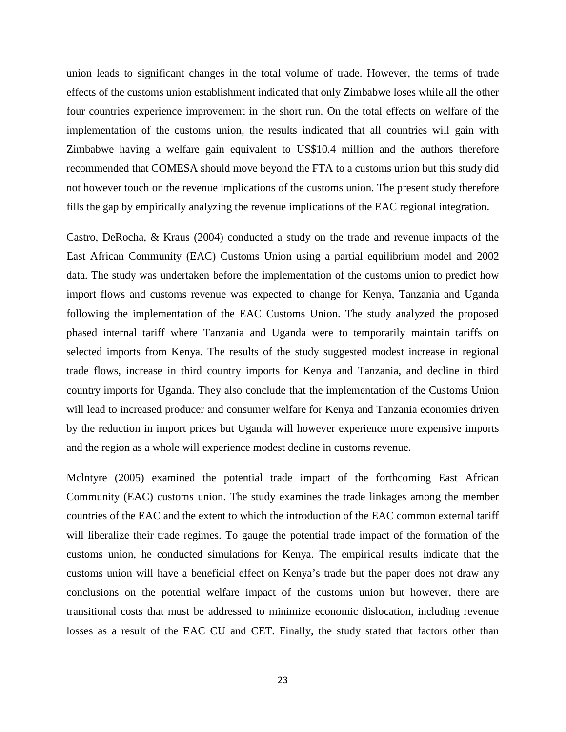union leads to significant changes in the total volume of trade. However, the terms of trade effects of the customs union establishment indicated that only Zimbabwe loses while all the other four countries experience improvement in the short run. On the total effects on welfare of the implementation of the customs union, the results indicated that all countries will gain with Zimbabwe having a welfare gain equivalent to US$10.4 million and the authors therefore recommended that COMESA should move beyond the FTA to a customs union but this study did not however touch on the revenue implications of the customs union. The present study therefore fills the gap by empirically analyzing the revenue implications of the EAC regional integration.

Castro, DeRocha, & Kraus (2004) conducted a study on the trade and revenue impacts of the East African Community (EAC) Customs Union using a partial equilibrium model and 2002 data. The study was undertaken before the implementation of the customs union to predict how import flows and customs revenue was expected to change for Kenya, Tanzania and Uganda following the implementation of the EAC Customs Union. The study analyzed the proposed phased internal tariff where Tanzania and Uganda were to temporarily maintain tariffs on selected imports from Kenya. The results of the study suggested modest increase in regional trade flows, increase in third country imports for Kenya and Tanzania, and decline in third country imports for Uganda. They also conclude that the implementation of the Customs Union will lead to increased producer and consumer welfare for Kenya and Tanzania economies driven by the reduction in import prices but Uganda will however experience more expensive imports and the region as a whole will experience modest decline in customs revenue.

Mclntyre (2005) examined the potential trade impact of the forthcoming East African Community (EAC) customs union. The study examines the trade linkages among the member countries of the EAC and the extent to which the introduction of the EAC common external tariff will liberalize their trade regimes. To gauge the potential trade impact of the formation of the customs union, he conducted simulations for Kenya. The empirical results indicate that the customs union will have a beneficial effect on Kenya's trade but the paper does not draw any conclusions on the potential welfare impact of the customs union but however, there are transitional costs that must be addressed to minimize economic dislocation, including revenue losses as a result of the EAC CU and CET. Finally, the study stated that factors other than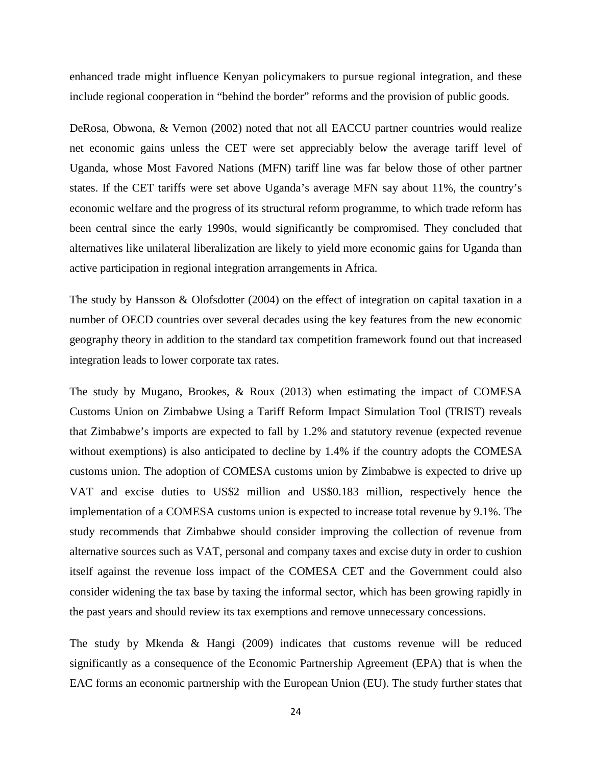enhanced trade might influence Kenyan policymakers to pursue regional integration, and these include regional cooperation in "behind the border" reforms and the provision of public goods.

DeRosa, Obwona, & Vernon (2002) noted that not all EACCU partner countries would realize net economic gains unless the CET were set appreciably below the average tariff level of Uganda, whose Most Favored Nations (MFN) tariff line was far below those of other partner states. If the CET tariffs were set above Uganda's average MFN say about 11%, the country's economic welfare and the progress of its structural reform programme, to which trade reform has been central since the early 1990s, would significantly be compromised. They concluded that alternatives like unilateral liberalization are likely to yield more economic gains for Uganda than active participation in regional integration arrangements in Africa.

The study by Hansson & Olofsdotter (2004) on the effect of integration on capital taxation in a number of OECD countries over several decades using the key features from the new economic geography theory in addition to the standard tax competition framework found out that increased integration leads to lower corporate tax rates.

The study by Mugano, Brookes, & Roux (2013) when estimating the impact of COMESA Customs Union on Zimbabwe Using a Tariff Reform Impact Simulation Tool (TRIST) reveals that Zimbabwe's imports are expected to fall by 1.2% and statutory revenue (expected revenue without exemptions) is also anticipated to decline by 1.4% if the country adopts the COMESA customs union. The adoption of COMESA customs union by Zimbabwe is expected to drive up VAT and excise duties to US$2 million and US$0.183 million, respectively hence the implementation of a COMESA customs union is expected to increase total revenue by 9.1%. The study recommends that Zimbabwe should consider improving the collection of revenue from alternative sources such as VAT, personal and company taxes and excise duty in order to cushion itself against the revenue loss impact of the COMESA CET and the Government could also consider widening the tax base by taxing the informal sector, which has been growing rapidly in the past years and should review its tax exemptions and remove unnecessary concessions.

The study by Mkenda & Hangi (2009) indicates that customs revenue will be reduced significantly as a consequence of the Economic Partnership Agreement (EPA) that is when the EAC forms an economic partnership with the European Union (EU). The study further states that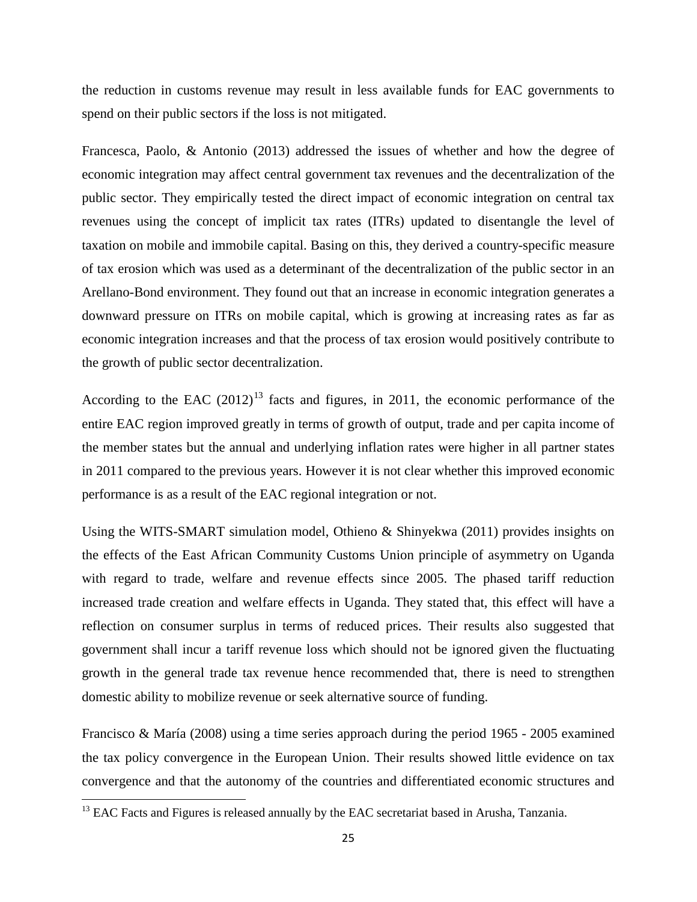the reduction in customs revenue may result in less available funds for EAC governments to spend on their public sectors if the loss is not mitigated.

Francesca, Paolo, & Antonio (2013) addressed the issues of whether and how the degree of economic integration may affect central government tax revenues and the decentralization of the public sector. They empirically tested the direct impact of economic integration on central tax revenues using the concept of implicit tax rates (ITRs) updated to disentangle the level of taxation on mobile and immobile capital. Basing on this, they derived a country-specific measure of tax erosion which was used as a determinant of the decentralization of the public sector in an Arellano-Bond environment. They found out that an increase in economic integration generates a downward pressure on ITRs on mobile capital, which is growing at increasing rates as far as economic integration increases and that the process of tax erosion would positively contribute to the growth of public sector decentralization.

According to the EAC (2012)[13] facts and figures, in 2011, the economic performance of the entire EAC region improved greatly in terms of growth of output, trade and per capita income of the member states but the annual and underlying inflation rates were higher in all partner states in 2011 compared to the previous years. However it is not clear whether this improved economic performance is as a result of the EAC regional integration or not.

Using the WITS-SMART simulation model, Othieno & Shinyekwa (2011) provides insights on the effects of the East African Community Customs Union principle of asymmetry on Uganda with regard to trade, welfare and revenue effects since 2005. The phased tariff reduction increased trade creation and welfare effects in Uganda. They stated that, this effect will have a reflection on consumer surplus in terms of reduced prices. Their results also suggested that government shall incur a tariff revenue loss which should not be ignored given the fluctuating growth in the general trade tax revenue hence recommended that, there is need to strengthen domestic ability to mobilize revenue or seek alternative source of funding.

Francisco & María (2008) using a time series approach during the period 1965 - 2005 examined the tax policy convergence in the European Union. Their results showed little evidence on tax convergence and that the autonomy of the countries and differentiated economic structures and

[13] EAC Facts and Figures is released annually by the EAC secretariat based in Arusha, Tanzania.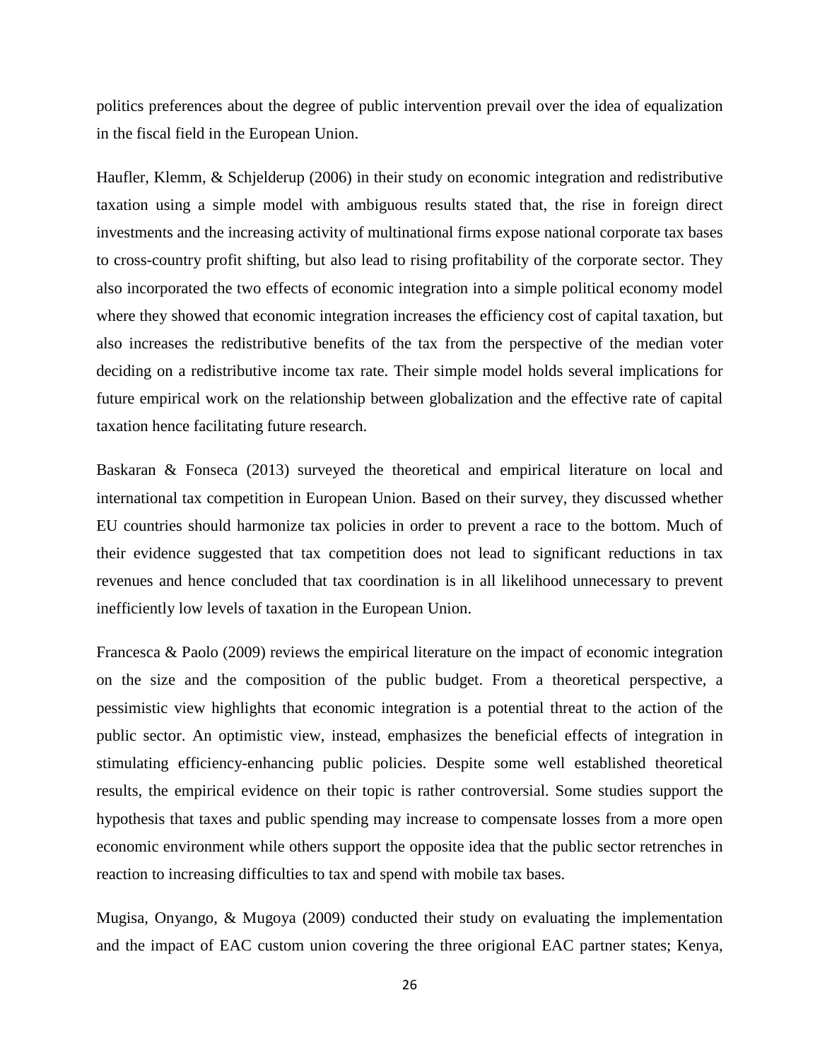politics preferences about the degree of public intervention prevail over the idea of equalization in the fiscal field in the European Union.

Haufler, Klemm, & Schjelderup (2006) in their study on economic integration and redistributive taxation using a simple model with ambiguous results stated that, the rise in foreign direct investments and the increasing activity of multinational firms expose national corporate tax bases to cross-country profit shifting, but also lead to rising profitability of the corporate sector. They also incorporated the two effects of economic integration into a simple political economy model where they showed that economic integration increases the efficiency cost of capital taxation, but also increases the redistributive benefits of the tax from the perspective of the median voter deciding on a redistributive income tax rate. Their simple model holds several implications for future empirical work on the relationship between globalization and the effective rate of capital taxation hence facilitating future research.

Baskaran & Fonseca (2013) surveyed the theoretical and empirical literature on local and international tax competition in European Union. Based on their survey, they discussed whether EU countries should harmonize tax policies in order to prevent a race to the bottom. Much of their evidence suggested that tax competition does not lead to significant reductions in tax revenues and hence concluded that tax coordination is in all likelihood unnecessary to prevent inefficiently low levels of taxation in the European Union.

Francesca & Paolo (2009) reviews the empirical literature on the impact of economic integration on the size and the composition of the public budget. From a theoretical perspective, a pessimistic view highlights that economic integration is a potential threat to the action of the public sector. An optimistic view, instead, emphasizes the beneficial effects of integration in stimulating efficiency-enhancing public policies. Despite some well established theoretical results, the empirical evidence on their topic is rather controversial. Some studies support the hypothesis that taxes and public spending may increase to compensate losses from a more open economic environment while others support the opposite idea that the public sector retrenches in reaction to increasing difficulties to tax and spend with mobile tax bases.

Mugisa, Onyango, & Mugoya (2009) conducted their study on evaluating the implementation and the impact of EAC custom union covering the three origional EAC partner states; Kenya,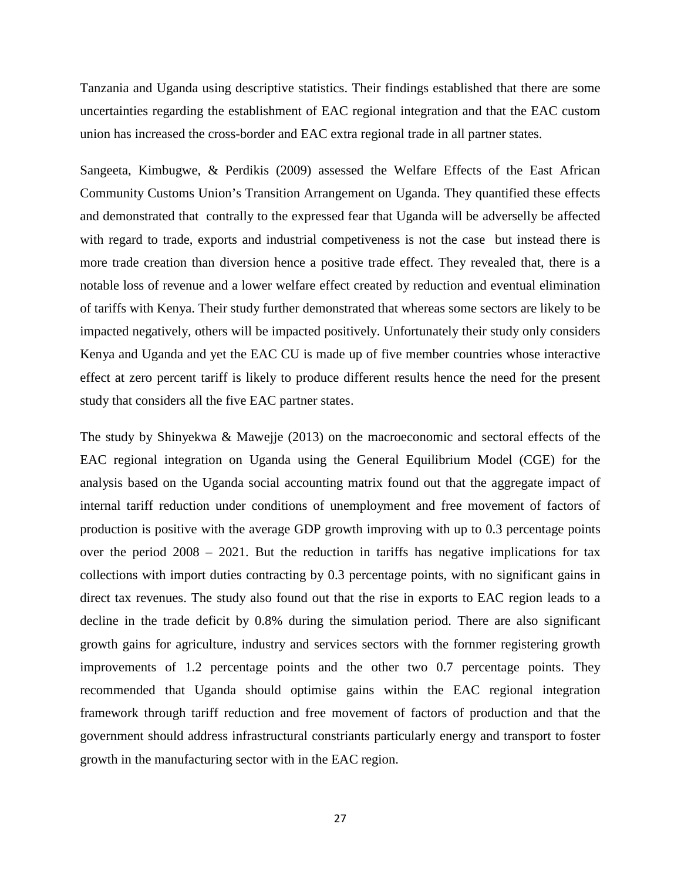Tanzania and Uganda using descriptive statistics. Their findings established that there are some uncertainties regarding the establishment of EAC regional integration and that the EAC custom union has increased the cross-border and EAC extra regional trade in all partner states.

Sangeeta, Kimbugwe, & Perdikis (2009) assessed the Welfare Effects of the East African Community Customs Union's Transition Arrangement on Uganda. They quantified these effects and demonstrated that contrally to the expressed fear that Uganda will be adverselly be affected with regard to trade, exports and industrial competiveness is not the case but instead there is more trade creation than diversion hence a positive trade effect. They revealed that, there is a notable loss of revenue and a lower welfare effect created by reduction and eventual elimination of tariffs with Kenya. Their study further demonstrated that whereas some sectors are likely to be impacted negatively, others will be impacted positively. Unfortunately their study only considers Kenya and Uganda and yet the EAC CU is made up of five member countries whose interactive effect at zero percent tariff is likely to produce different results hence the need for the present study that considers all the five EAC partner states.

The study by Shinyekwa & Mawejje (2013) on the macroeconomic and sectoral effects of the EAC regional integration on Uganda using the General Equilibrium Model (CGE) for the analysis based on the Uganda social accounting matrix found out that the aggregate impact of internal tariff reduction under conditions of unemployment and free movement of factors of production is positive with the average GDP growth improving with up to 0.3 percentage points over the period 2008 – 2021. But the reduction in tariffs has negative implications for tax collections with import duties contracting by 0.3 percentage points, with no significant gains in direct tax revenues. The study also found out that the rise in exports to EAC region leads to a decline in the trade deficit by 0.8% during the simulation period. There are also significant growth gains for agriculture, industry and services sectors with the fornmer registering growth improvements of 1.2 percentage points and the other two 0.7 percentage points. They recommended that Uganda should optimise gains within the EAC regional integration framework through tariff reduction and free movement of factors of production and that the government should address infrastructural constriants particularly energy and transport to foster growth in the manufacturing sector with in the EAC region.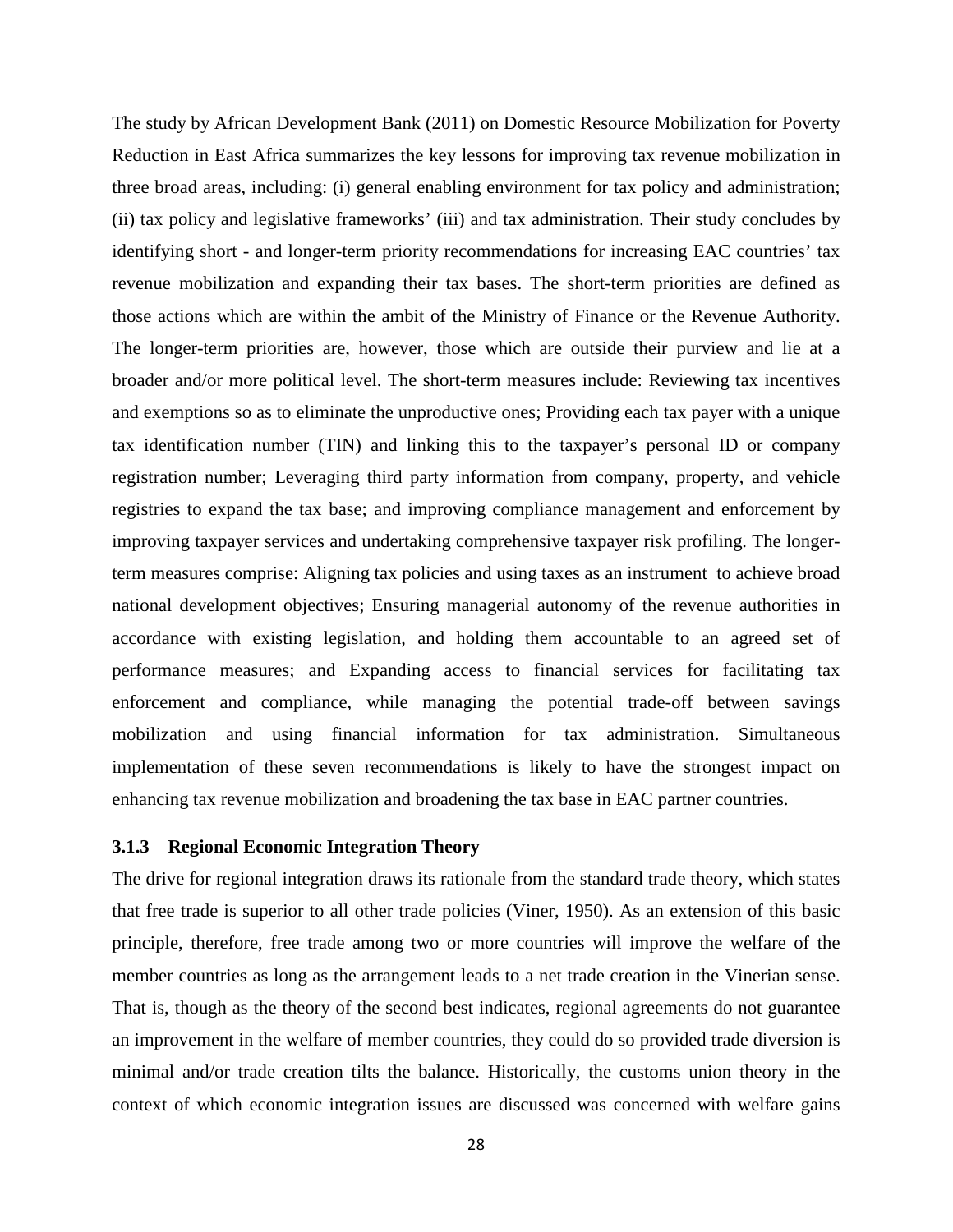The study by African Development Bank (2011) on Domestic Resource Mobilization for Poverty Reduction in East Africa summarizes the key lessons for improving tax revenue mobilization in three broad areas, including: (i) general enabling environment for tax policy and administration; (ii) tax policy and legislative frameworks' (iii) and tax administration. Their study concludes by identifying short - and longer-term priority recommendations for increasing EAC countries' tax revenue mobilization and expanding their tax bases. The short-term priorities are defined as those actions which are within the ambit of the Ministry of Finance or the Revenue Authority. The longer-term priorities are, however, those which are outside their purview and lie at a broader and/or more political level. The short-term measures include: Reviewing tax incentives and exemptions so as to eliminate the unproductive ones; Providing each tax payer with a unique tax identification number (TIN) and linking this to the taxpayer's personal ID or company registration number; Leveraging third party information from company, property, and vehicle registries to expand the tax base; and improving compliance management and enforcement by improving taxpayer services and undertaking comprehensive taxpayer risk profiling. The longer-term measures comprise: Aligning tax policies and using taxes as an instrument to achieve broad national development objectives; Ensuring managerial autonomy of the revenue authorities in accordance with existing legislation, and holding them accountable to an agreed set of performance measures; and Expanding access to financial services for facilitating tax enforcement and compliance, while managing the potential trade-off between savings mobilization and using financial information for tax administration. Simultaneous implementation of these seven recommendations is likely to have the strongest impact on enhancing tax revenue mobilization and broadening the tax base in EAC partner countries.

### 3.1.3 Regional Economic Integration Theory

The drive for regional integration draws its rationale from the standard trade theory, which states that free trade is superior to all other trade policies (Viner, 1950). As an extension of this basic principle, therefore, free trade among two or more countries will improve the welfare of the member countries as long as the arrangement leads to a net trade creation in the Vinerian sense. That is, though as the theory of the second best indicates, regional agreements do not guarantee an improvement in the welfare of member countries, they could do so provided trade diversion is minimal and/or trade creation tilts the balance. Historically, the customs union theory in the context of which economic integration issues are discussed was concerned with welfare gains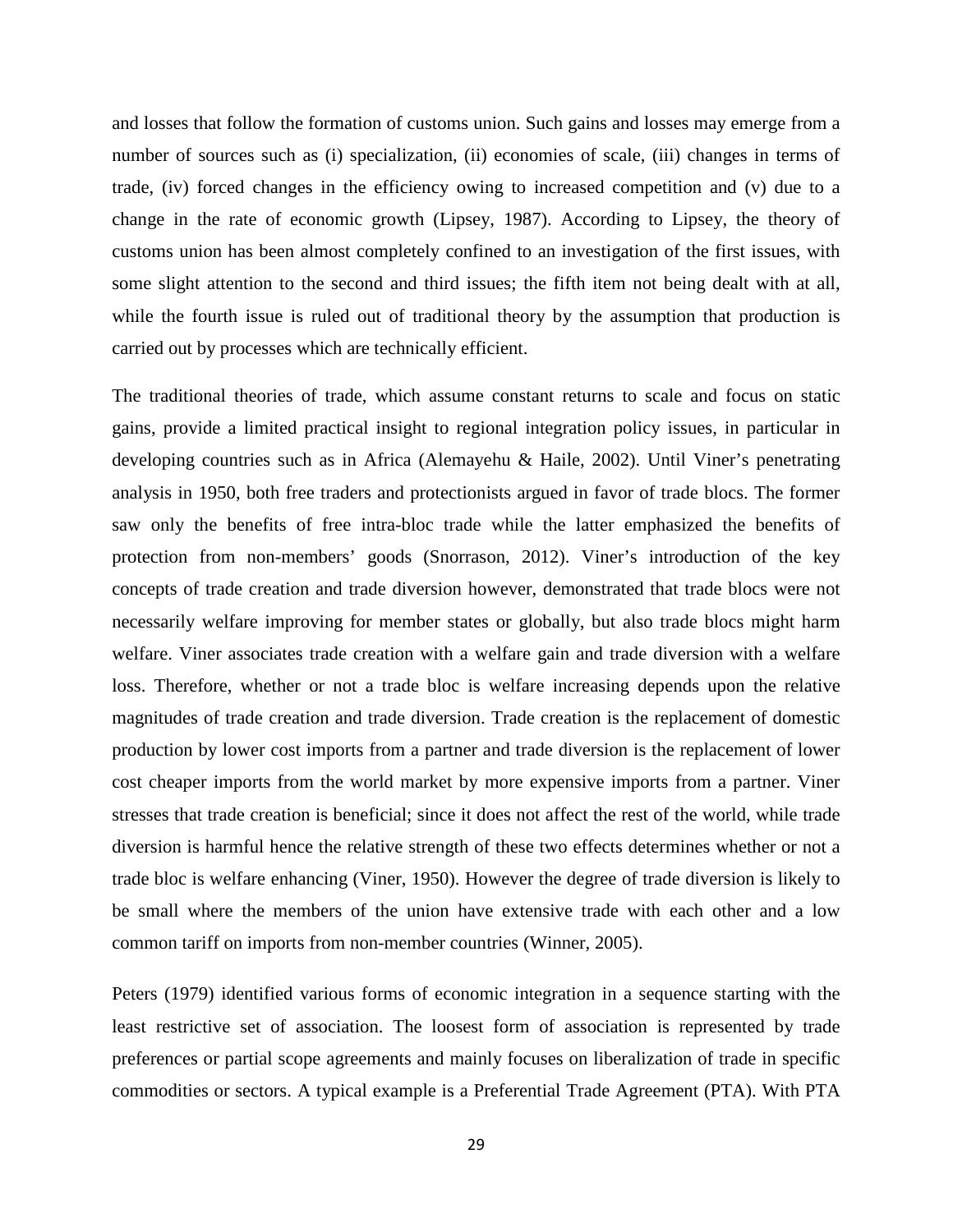and losses that follow the formation of customs union. Such gains and losses may emerge from a number of sources such as (i) specialization, (ii) economies of scale, (iii) changes in terms of trade, (iv) forced changes in the efficiency owing to increased competition and (v) due to a change in the rate of economic growth (Lipsey, 1987). According to Lipsey, the theory of customs union has been almost completely confined to an investigation of the first issues, with some slight attention to the second and third issues; the fifth item not being dealt with at all, while the fourth issue is ruled out of traditional theory by the assumption that production is carried out by processes which are technically efficient.

The traditional theories of trade, which assume constant returns to scale and focus on static gains, provide a limited practical insight to regional integration policy issues, in particular in developing countries such as in Africa (Alemayehu & Haile, 2002). Until Viner's penetrating analysis in 1950, both free traders and protectionists argued in favor of trade blocs. The former saw only the benefits of free intra-bloc trade while the latter emphasized the benefits of protection from non-members' goods (Snorrason, 2012). Viner's introduction of the key concepts of trade creation and trade diversion however, demonstrated that trade blocs were not necessarily welfare improving for member states or globally, but also trade blocs might harm welfare. Viner associates trade creation with a welfare gain and trade diversion with a welfare loss. Therefore, whether or not a trade bloc is welfare increasing depends upon the relative magnitudes of trade creation and trade diversion. Trade creation is the replacement of domestic production by lower cost imports from a partner and trade diversion is the replacement of lower cost cheaper imports from the world market by more expensive imports from a partner. Viner stresses that trade creation is beneficial; since it does not affect the rest of the world, while trade diversion is harmful hence the relative strength of these two effects determines whether or not a trade bloc is welfare enhancing (Viner, 1950). However the degree of trade diversion is likely to be small where the members of the union have extensive trade with each other and a low common tariff on imports from non-member countries (Winner, 2005).

Peters (1979) identified various forms of economic integration in a sequence starting with the least restrictive set of association. The loosest form of association is represented by trade preferences or partial scope agreements and mainly focuses on liberalization of trade in specific commodities or sectors. A typical example is a Preferential Trade Agreement (PTA). With PTA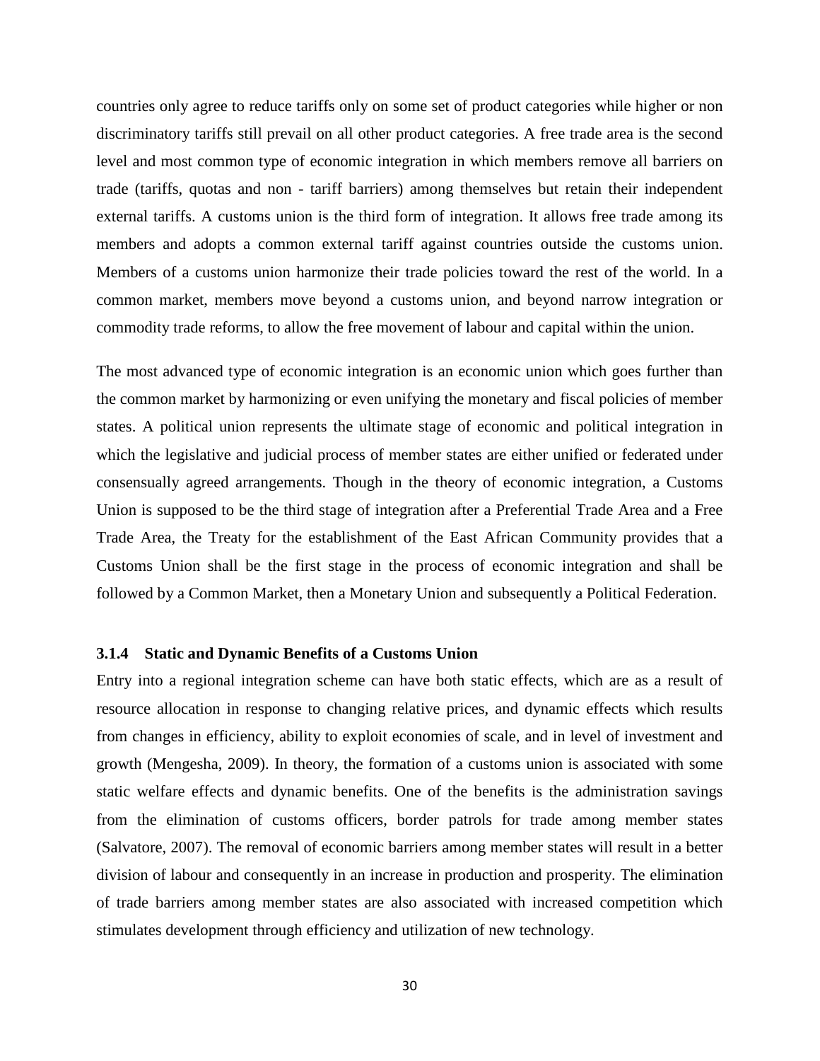countries only agree to reduce tariffs only on some set of product categories while higher or non discriminatory tariffs still prevail on all other product categories. A free trade area is the second level and most common type of economic integration in which members remove all barriers on trade (tariffs, quotas and non - tariff barriers) among themselves but retain their independent external tariffs. A customs union is the third form of integration. It allows free trade among its members and adopts a common external tariff against countries outside the customs union. Members of a customs union harmonize their trade policies toward the rest of the world. In a common market, members move beyond a customs union, and beyond narrow integration or commodity trade reforms, to allow the free movement of labour and capital within the union.

The most advanced type of economic integration is an economic union which goes further than the common market by harmonizing or even unifying the monetary and fiscal policies of member states. A political union represents the ultimate stage of economic and political integration in which the legislative and judicial process of member states are either unified or federated under consensually agreed arrangements. Though in the theory of economic integration, a Customs Union is supposed to be the third stage of integration after a Preferential Trade Area and a Free Trade Area, the Treaty for the establishment of the East African Community provides that a Customs Union shall be the first stage in the process of economic integration and shall be followed by a Common Market, then a Monetary Union and subsequently a Political Federation.

### 3.1.4 Static and Dynamic Benefits of a Customs Union

Entry into a regional integration scheme can have both static effects, which are as a result of resource allocation in response to changing relative prices, and dynamic effects which results from changes in efficiency, ability to exploit economies of scale, and in level of investment and growth (Mengesha, 2009). In theory, the formation of a customs union is associated with some static welfare effects and dynamic benefits. One of the benefits is the administration savings from the elimination of customs officers, border patrols for trade among member states (Salvatore, 2007). The removal of economic barriers among member states will result in a better division of labour and consequently in an increase in production and prosperity. The elimination of trade barriers among member states are also associated with increased competition which stimulates development through efficiency and utilization of new technology.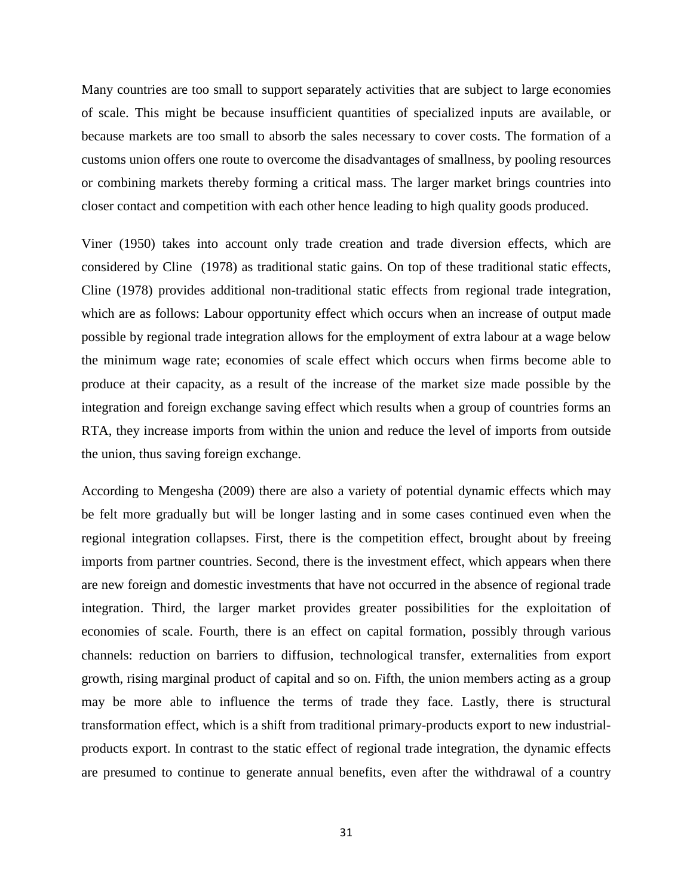Many countries are too small to support separately activities that are subject to large economies of scale. This might be because insufficient quantities of specialized inputs are available, or because markets are too small to absorb the sales necessary to cover costs. The formation of a customs union offers one route to overcome the disadvantages of smallness, by pooling resources or combining markets thereby forming a critical mass. The larger market brings countries into closer contact and competition with each other hence leading to high quality goods produced.

Viner (1950) takes into account only trade creation and trade diversion effects, which are considered by Cline (1978) as traditional static gains. On top of these traditional static effects, Cline (1978) provides additional non-traditional static effects from regional trade integration, which are as follows: Labour opportunity effect which occurs when an increase of output made possible by regional trade integration allows for the employment of extra labour at a wage below the minimum wage rate; economies of scale effect which occurs when firms become able to produce at their capacity, as a result of the increase of the market size made possible by the integration and foreign exchange saving effect which results when a group of countries forms an RTA, they increase imports from within the union and reduce the level of imports from outside the union, thus saving foreign exchange.

According to Mengesha (2009) there are also a variety of potential dynamic effects which may be felt more gradually but will be longer lasting and in some cases continued even when the regional integration collapses. First, there is the competition effect, brought about by freeing imports from partner countries. Second, there is the investment effect, which appears when there are new foreign and domestic investments that have not occurred in the absence of regional trade integration. Third, the larger market provides greater possibilities for the exploitation of economies of scale. Fourth, there is an effect on capital formation, possibly through various channels: reduction on barriers to diffusion, technological transfer, externalities from export growth, rising marginal product of capital and so on. Fifth, the union members acting as a group may be more able to influence the terms of trade they face. Lastly, there is structural transformation effect, which is a shift from traditional primary-products export to new industrial-products export. In contrast to the static effect of regional trade integration, the dynamic effects are presumed to continue to generate annual benefits, even after the withdrawal of a country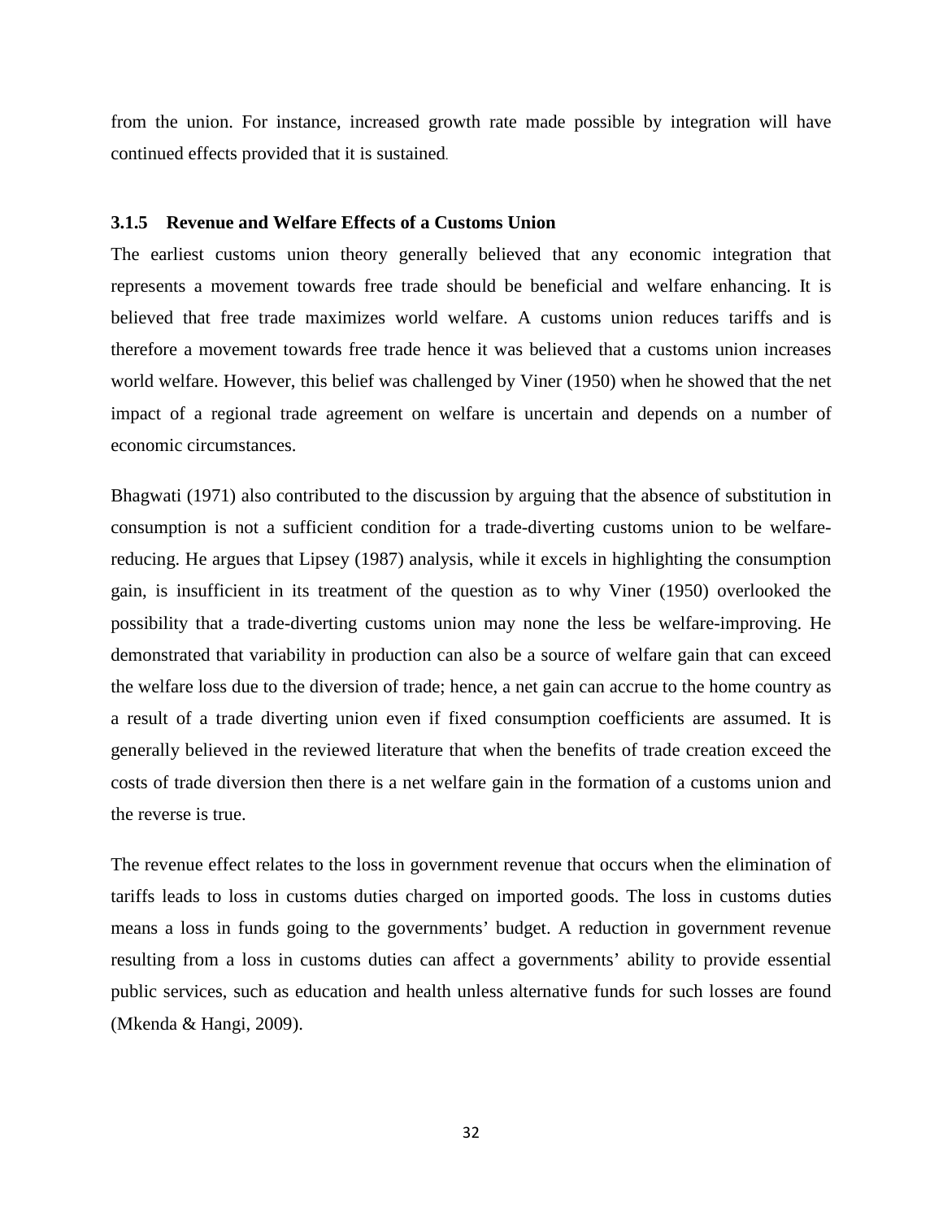from the union. For instance, increased growth rate made possible by integration will have continued effects provided that it is sustained.

### 3.1.5 Revenue and Welfare Effects of a Customs Union

The earliest customs union theory generally believed that any economic integration that represents a movement towards free trade should be beneficial and welfare enhancing. It is believed that free trade maximizes world welfare. A customs union reduces tariffs and is therefore a movement towards free trade hence it was believed that a customs union increases world welfare. However, this belief was challenged by Viner (1950) when he showed that the net impact of a regional trade agreement on welfare is uncertain and depends on a number of economic circumstances.

Bhagwati (1971) also contributed to the discussion by arguing that the absence of substitution in consumption is not a sufficient condition for a trade-diverting customs union to be welfare-reducing. He argues that Lipsey (1987) analysis, while it excels in highlighting the consumption gain, is insufficient in its treatment of the question as to why Viner (1950) overlooked the possibility that a trade-diverting customs union may none the less be welfare-improving. He demonstrated that variability in production can also be a source of welfare gain that can exceed the welfare loss due to the diversion of trade; hence, a net gain can accrue to the home country as a result of a trade diverting union even if fixed consumption coefficients are assumed. It is generally believed in the reviewed literature that when the benefits of trade creation exceed the costs of trade diversion then there is a net welfare gain in the formation of a customs union and the reverse is true.

The revenue effect relates to the loss in government revenue that occurs when the elimination of tariffs leads to loss in customs duties charged on imported goods. The loss in customs duties means a loss in funds going to the governments' budget. A reduction in government revenue resulting from a loss in customs duties can affect a governments' ability to provide essential public services, such as education and health unless alternative funds for such losses are found (Mkenda & Hangi, 2009).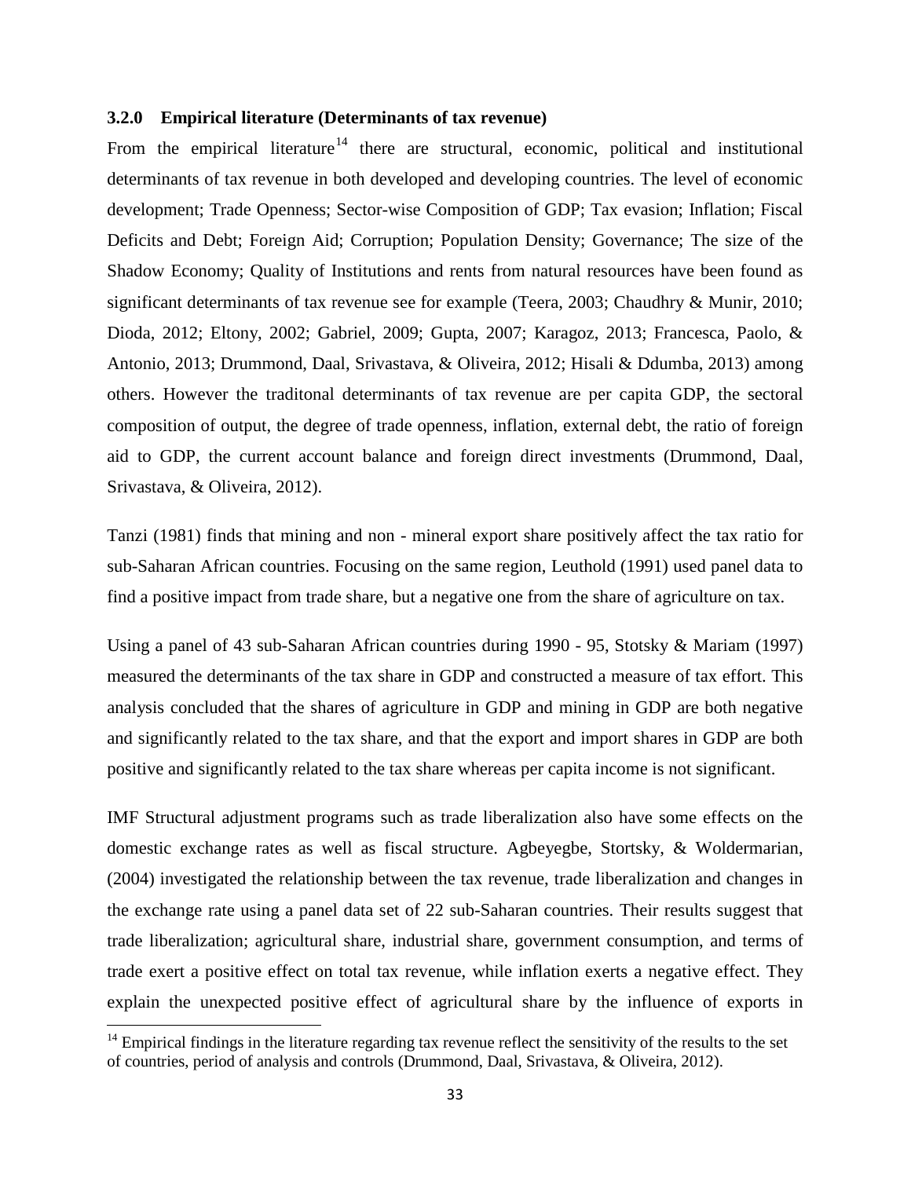### 3.2.0 Empirical literature (Determinants of tax revenue)

From the empirical literature[14] there are structural, economic, political and institutional determinants of tax revenue in both developed and developing countries. The level of economic development; Trade Openness; Sector-wise Composition of GDP; Tax evasion; Inflation; Fiscal Deficits and Debt; Foreign Aid; Corruption; Population Density; Governance; The size of the Shadow Economy; Quality of Institutions and rents from natural resources have been found as significant determinants of tax revenue see for example (Teera, 2003; Chaudhry & Munir, 2010; Dioda, 2012; Eltony, 2002; Gabriel, 2009; Gupta, 2007; Karagoz, 2013; Francesca, Paolo, & Antonio, 2013; Drummond, Daal, Srivastava, & Oliveira, 2012; Hisali & Ddumba, 2013) among others. However the traditonal determinants of tax revenue are per capita GDP, the sectoral composition of output, the degree of trade openness, inflation, external debt, the ratio of foreign aid to GDP, the current account balance and foreign direct investments (Drummond, Daal, Srivastava, & Oliveira, 2012).

Tanzi (1981) finds that mining and non - mineral export share positively affect the tax ratio for sub-Saharan African countries. Focusing on the same region, Leuthold (1991) used panel data to find a positive impact from trade share, but a negative one from the share of agriculture on tax.

Using a panel of 43 sub-Saharan African countries during 1990 - 95, Stotsky & Mariam (1997) measured the determinants of the tax share in GDP and constructed a measure of tax effort. This analysis concluded that the shares of agriculture in GDP and mining in GDP are both negative and significantly related to the tax share, and that the export and import shares in GDP are both positive and significantly related to the tax share whereas per capita income is not significant.

IMF Structural adjustment programs such as trade liberalization also have some effects on the domestic exchange rates as well as fiscal structure. Agbeyegbe, Stortsky, & Woldermarian, (2004) investigated the relationship between the tax revenue, trade liberalization and changes in the exchange rate using a panel data set of 22 sub-Saharan countries. Their results suggest that trade liberalization; agricultural share, industrial share, government consumption, and terms of trade exert a positive effect on total tax revenue, while inflation exerts a negative effect. They explain the unexpected positive effect of agricultural share by the influence of exports in

[14] Empirical findings in the literature regarding tax revenue reflect the sensitivity of the results to the set of countries, period of analysis and controls (Drummond, Daal, Srivastava, & Oliveira, 2012).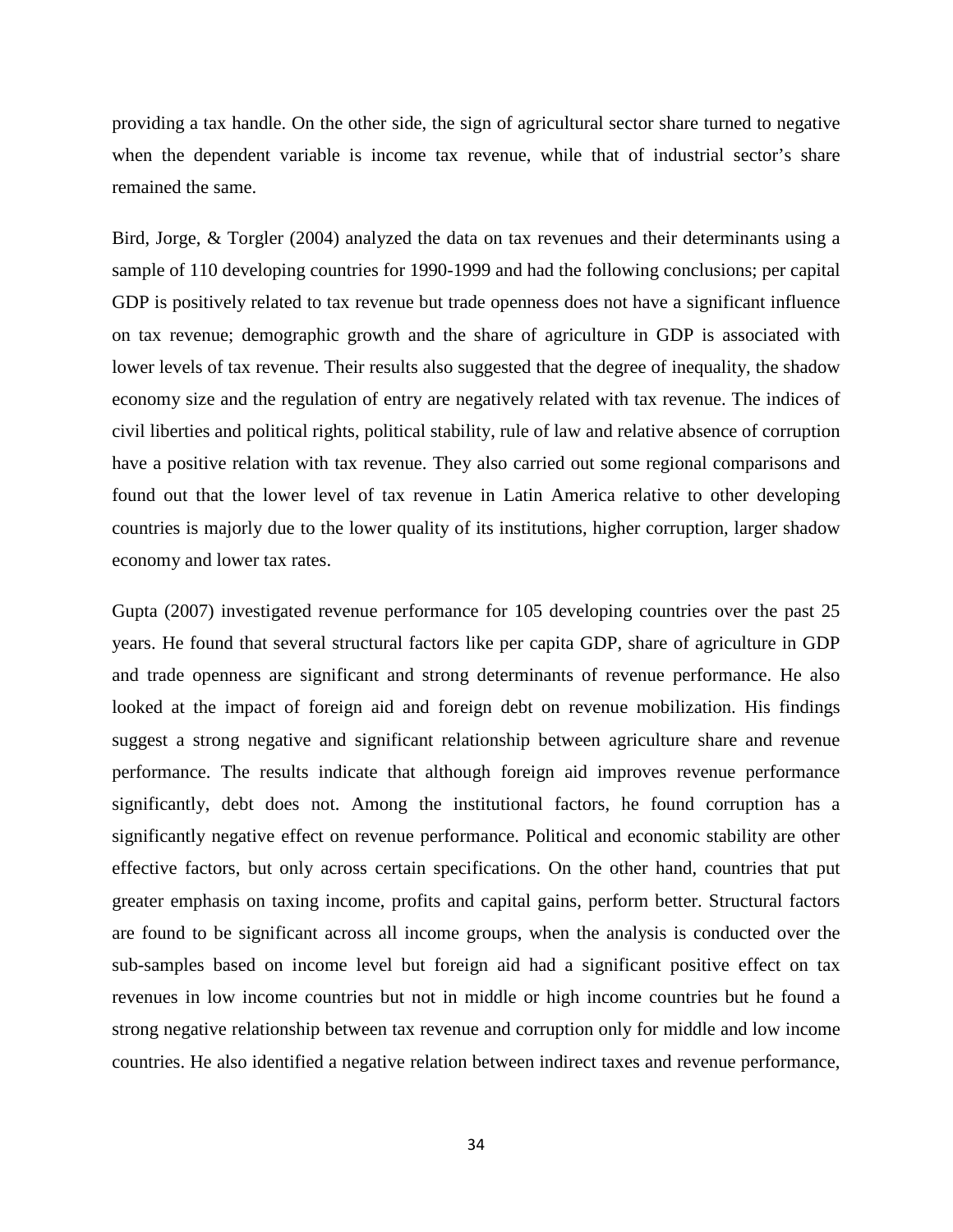providing a tax handle. On the other side, the sign of agricultural sector share turned to negative when the dependent variable is income tax revenue, while that of industrial sector's share remained the same.

Bird, Jorge, & Torgler (2004) analyzed the data on tax revenues and their determinants using a sample of 110 developing countries for 1990-1999 and had the following conclusions; per capital GDP is positively related to tax revenue but trade openness does not have a significant influence on tax revenue; demographic growth and the share of agriculture in GDP is associated with lower levels of tax revenue. Their results also suggested that the degree of inequality, the shadow economy size and the regulation of entry are negatively related with tax revenue. The indices of civil liberties and political rights, political stability, rule of law and relative absence of corruption have a positive relation with tax revenue. They also carried out some regional comparisons and found out that the lower level of tax revenue in Latin America relative to other developing countries is majorly due to the lower quality of its institutions, higher corruption, larger shadow economy and lower tax rates.

Gupta (2007) investigated revenue performance for 105 developing countries over the past 25 years. He found that several structural factors like per capita GDP, share of agriculture in GDP and trade openness are significant and strong determinants of revenue performance. He also looked at the impact of foreign aid and foreign debt on revenue mobilization. His findings suggest a strong negative and significant relationship between agriculture share and revenue performance. The results indicate that although foreign aid improves revenue performance significantly, debt does not. Among the institutional factors, he found corruption has a significantly negative effect on revenue performance. Political and economic stability are other effective factors, but only across certain specifications. On the other hand, countries that put greater emphasis on taxing income, profits and capital gains, perform better. Structural factors are found to be significant across all income groups, when the analysis is conducted over the sub-samples based on income level but foreign aid had a significant positive effect on tax revenues in low income countries but not in middle or high income countries but he found a strong negative relationship between tax revenue and corruption only for middle and low income countries. He also identified a negative relation between indirect taxes and revenue performance,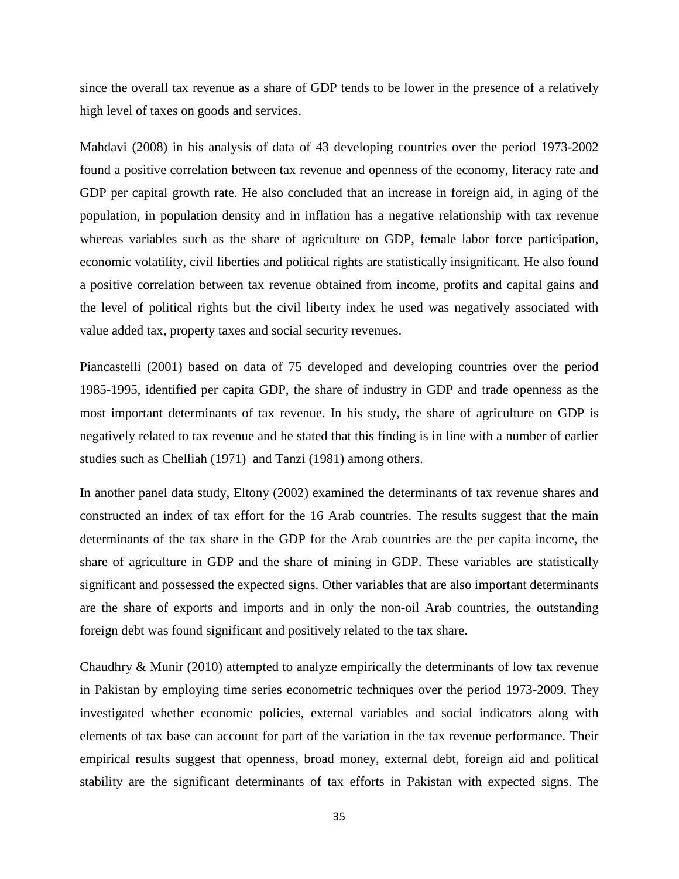since the overall tax revenue as a share of GDP tends to be lower in the presence of a relatively high level of taxes on goods and services.

Mahdavi (2008) in his analysis of data of 43 developing countries over the period 1973-2002 found a positive correlation between tax revenue and openness of the economy, literacy rate and GDP per capital growth rate. He also concluded that an increase in foreign aid, in aging of the population, in population density and in inflation has a negative relationship with tax revenue whereas variables such as the share of agriculture on GDP, female labor force participation, economic volatility, civil liberties and political rights are statistically insignificant. He also found a positive correlation between tax revenue obtained from income, profits and capital gains and the level of political rights but the civil liberty index he used was negatively associated with value added tax, property taxes and social security revenues.

Piancastelli (2001) based on data of 75 developed and developing countries over the period 1985-1995, identified per capita GDP, the share of industry in GDP and trade openness as the most important determinants of tax revenue. In his study, the share of agriculture on GDP is negatively related to tax revenue and he stated that this finding is in line with a number of earlier studies such as Chelliah (1971) and Tanzi (1981) among others.

In another panel data study, Eltony (2002) examined the determinants of tax revenue shares and constructed an index of tax effort for the 16 Arab countries. The results suggest that the main determinants of the tax share in the GDP for the Arab countries are the per capita income, the share of agriculture in GDP and the share of mining in GDP. These variables are statistically significant and possessed the expected signs. Other variables that are also important determinants are the share of exports and imports and in only the non-oil Arab countries, the outstanding foreign debt was found significant and positively related to the tax share.

Chaudhry & Munir (2010) attempted to analyze empirically the determinants of low tax revenue in Pakistan by employing time series econometric techniques over the period 1973-2009. They investigated whether economic policies, external variables and social indicators along with elements of tax base can account for part of the variation in the tax revenue performance. Their empirical results suggest that openness, broad money, external debt, foreign aid and political stability are the significant determinants of tax efforts in Pakistan with expected signs. The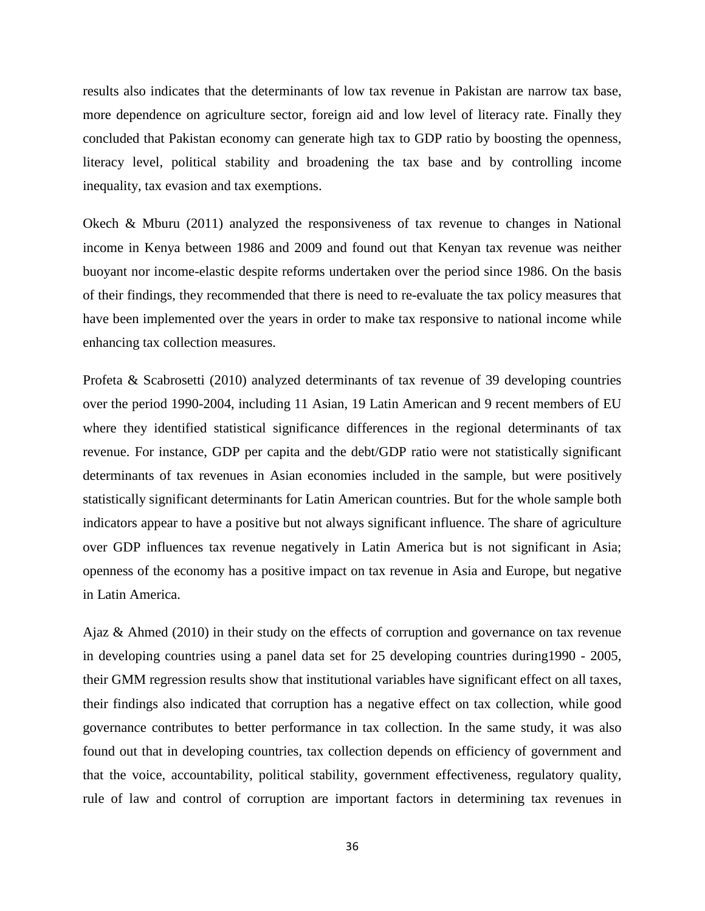results also indicates that the determinants of low tax revenue in Pakistan are narrow tax base, more dependence on agriculture sector, foreign aid and low level of literacy rate. Finally they concluded that Pakistan economy can generate high tax to GDP ratio by boosting the openness, literacy level, political stability and broadening the tax base and by controlling income inequality, tax evasion and tax exemptions.

Okech & Mburu (2011) analyzed the responsiveness of tax revenue to changes in National income in Kenya between 1986 and 2009 and found out that Kenyan tax revenue was neither buoyant nor income-elastic despite reforms undertaken over the period since 1986. On the basis of their findings, they recommended that there is need to re-evaluate the tax policy measures that have been implemented over the years in order to make tax responsive to national income while enhancing tax collection measures.

Profeta & Scabrosetti (2010) analyzed determinants of tax revenue of 39 developing countries over the period 1990-2004, including 11 Asian, 19 Latin American and 9 recent members of EU where they identified statistical significance differences in the regional determinants of tax revenue. For instance, GDP per capita and the debt/GDP ratio were not statistically significant determinants of tax revenues in Asian economies included in the sample, but were positively statistically significant determinants for Latin American countries. But for the whole sample both indicators appear to have a positive but not always significant influence. The share of agriculture over GDP influences tax revenue negatively in Latin America but is not significant in Asia; openness of the economy has a positive impact on tax revenue in Asia and Europe, but negative in Latin America.

Ajaz & Ahmed (2010) in their study on the effects of corruption and governance on tax revenue in developing countries using a panel data set for 25 developing countries during1990 - 2005, their GMM regression results show that institutional variables have significant effect on all taxes, their findings also indicated that corruption has a negative effect on tax collection, while good governance contributes to better performance in tax collection. In the same study, it was also found out that in developing countries, tax collection depends on efficiency of government and that the voice, accountability, political stability, government effectiveness, regulatory quality, rule of law and control of corruption are important factors in determining tax revenues in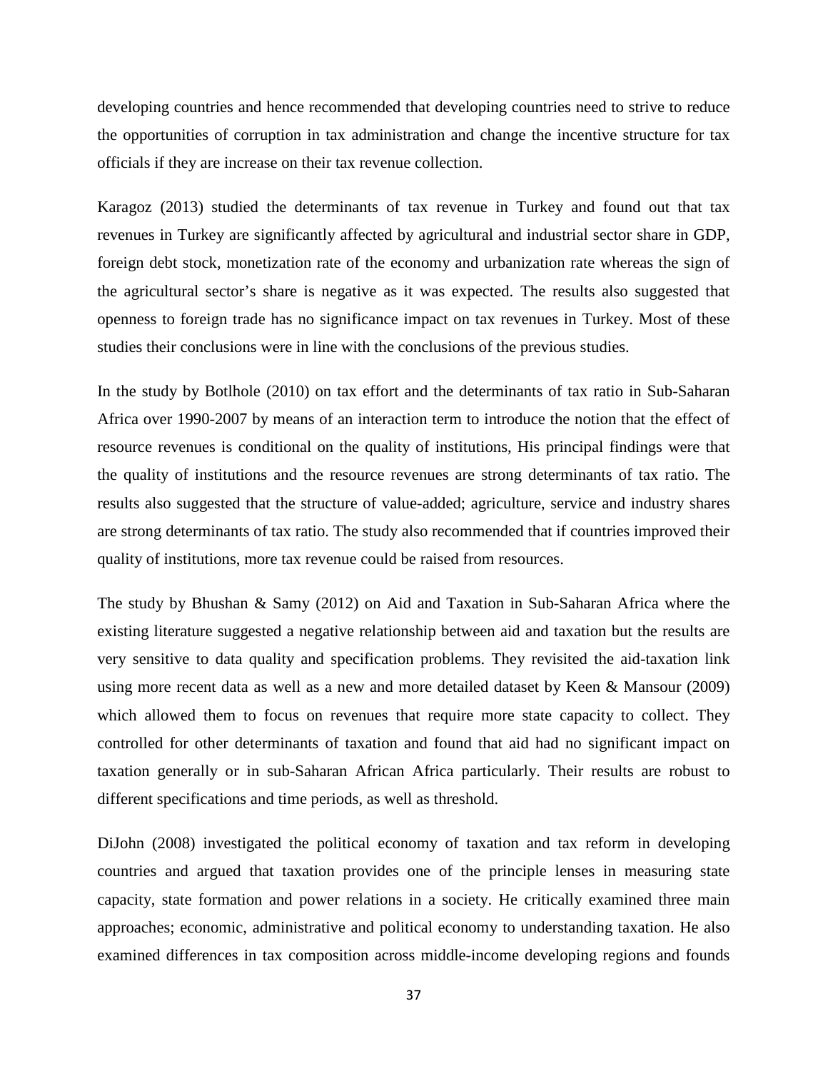developing countries and hence recommended that developing countries need to strive to reduce the opportunities of corruption in tax administration and change the incentive structure for tax officials if they are increase on their tax revenue collection.

Karagoz (2013) studied the determinants of tax revenue in Turkey and found out that tax revenues in Turkey are significantly affected by agricultural and industrial sector share in GDP, foreign debt stock, monetization rate of the economy and urbanization rate whereas the sign of the agricultural sector's share is negative as it was expected. The results also suggested that openness to foreign trade has no significance impact on tax revenues in Turkey. Most of these studies their conclusions were in line with the conclusions of the previous studies.

In the study by Botlhole (2010) on tax effort and the determinants of tax ratio in Sub-Saharan Africa over 1990-2007 by means of an interaction term to introduce the notion that the effect of resource revenues is conditional on the quality of institutions, His principal findings were that the quality of institutions and the resource revenues are strong determinants of tax ratio. The results also suggested that the structure of value-added; agriculture, service and industry shares are strong determinants of tax ratio. The study also recommended that if countries improved their quality of institutions, more tax revenue could be raised from resources.

The study by Bhushan & Samy (2012) on Aid and Taxation in Sub-Saharan Africa where the existing literature suggested a negative relationship between aid and taxation but the results are very sensitive to data quality and specification problems. They revisited the aid-taxation link using more recent data as well as a new and more detailed dataset by Keen & Mansour (2009) which allowed them to focus on revenues that require more state capacity to collect. They controlled for other determinants of taxation and found that aid had no significant impact on taxation generally or in sub-Saharan African Africa particularly. Their results are robust to different specifications and time periods, as well as threshold.

DiJohn (2008) investigated the political economy of taxation and tax reform in developing countries and argued that taxation provides one of the principle lenses in measuring state capacity, state formation and power relations in a society. He critically examined three main approaches; economic, administrative and political economy to understanding taxation. He also examined differences in tax composition across middle-income developing regions and founds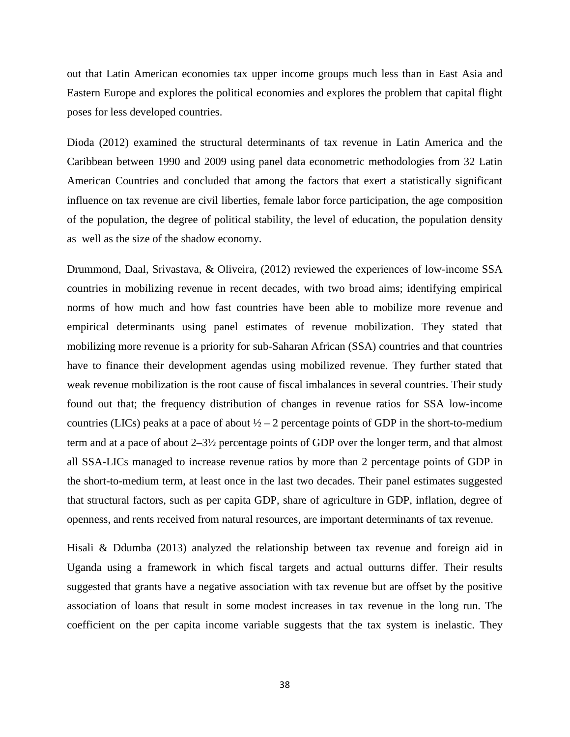out that Latin American economies tax upper income groups much less than in East Asia and Eastern Europe and explores the political economies and explores the problem that capital flight poses for less developed countries.

Dioda (2012) examined the structural determinants of tax revenue in Latin America and the Caribbean between 1990 and 2009 using panel data econometric methodologies from 32 Latin American Countries and concluded that among the factors that exert a statistically significant influence on tax revenue are civil liberties, female labor force participation, the age composition of the population, the degree of political stability, the level of education, the population density as well as the size of the shadow economy.

Drummond, Daal, Srivastava, & Oliveira, (2012) reviewed the experiences of low-income SSA countries in mobilizing revenue in recent decades, with two broad aims; identifying empirical norms of how much and how fast countries have been able to mobilize more revenue and empirical determinants using panel estimates of revenue mobilization. They stated that mobilizing more revenue is a priority for sub-Saharan African (SSA) countries and that countries have to finance their development agendas using mobilized revenue. They further stated that weak revenue mobilization is the root cause of fiscal imbalances in several countries. Their study found out that; the frequency distribution of changes in revenue ratios for SSA low-income countries (LICs) peaks at a pace of about ½ – 2 percentage points of GDP in the short-to-medium term and at a pace of about 2–3½ percentage points of GDP over the longer term, and that almost all SSA-LICs managed to increase revenue ratios by more than 2 percentage points of GDP in the short-to-medium term, at least once in the last two decades. Their panel estimates suggested that structural factors, such as per capita GDP, share of agriculture in GDP, inflation, degree of openness, and rents received from natural resources, are important determinants of tax revenue.

Hisali & Ddumba (2013) analyzed the relationship between tax revenue and foreign aid in Uganda using a framework in which fiscal targets and actual outturns differ. Their results suggested that grants have a negative association with tax revenue but are offset by the positive association of loans that result in some modest increases in tax revenue in the long run. The coefficient on the per capita income variable suggests that the tax system is inelastic. They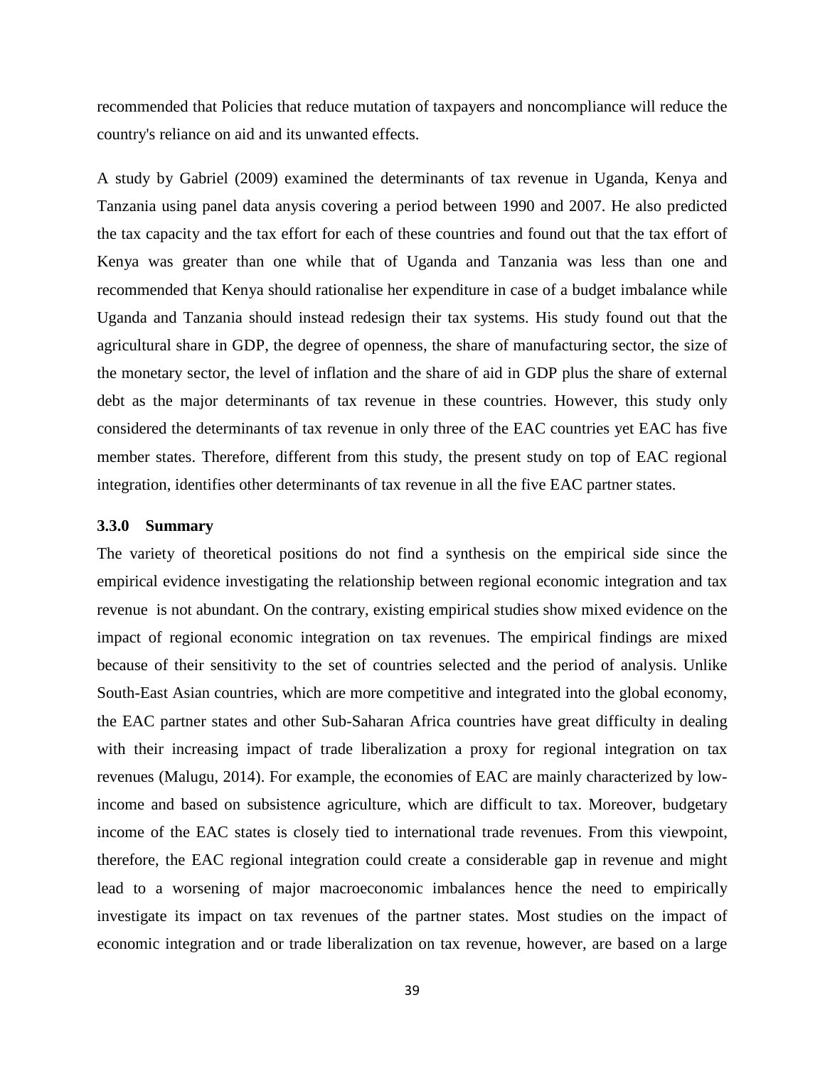recommended that Policies that reduce mutation of taxpayers and noncompliance will reduce the country's reliance on aid and its unwanted effects.

A study by Gabriel (2009) examined the determinants of tax revenue in Uganda, Kenya and Tanzania using panel data anysis covering a period between 1990 and 2007. He also predicted the tax capacity and the tax effort for each of these countries and found out that the tax effort of Kenya was greater than one while that of Uganda and Tanzania was less than one and recommended that Kenya should rationalise her expenditure in case of a budget imbalance while Uganda and Tanzania should instead redesign their tax systems. His study found out that the agricultural share in GDP, the degree of openness, the share of manufacturing sector, the size of the monetary sector, the level of inflation and the share of aid in GDP plus the share of external debt as the major determinants of tax revenue in these countries. However, this study only considered the determinants of tax revenue in only three of the EAC countries yet EAC has five member states. Therefore, different from this study, the present study on top of EAC regional integration, identifies other determinants of tax revenue in all the five EAC partner states.

### 3.3.0 Summary

The variety of theoretical positions do not find a synthesis on the empirical side since the empirical evidence investigating the relationship between regional economic integration and tax revenue is not abundant. On the contrary, existing empirical studies show mixed evidence on the impact of regional economic integration on tax revenues. The empirical findings are mixed because of their sensitivity to the set of countries selected and the period of analysis. Unlike South-East Asian countries, which are more competitive and integrated into the global economy, the EAC partner states and other Sub-Saharan Africa countries have great difficulty in dealing with their increasing impact of trade liberalization a proxy for regional integration on tax revenues (Malugu, 2014). For example, the economies of EAC are mainly characterized by low-income and based on subsistence agriculture, which are difficult to tax. Moreover, budgetary income of the EAC states is closely tied to international trade revenues. From this viewpoint, therefore, the EAC regional integration could create a considerable gap in revenue and might lead to a worsening of major macroeconomic imbalances hence the need to empirically investigate its impact on tax revenues of the partner states. Most studies on the impact of economic integration and or trade liberalization on tax revenue, however, are based on a large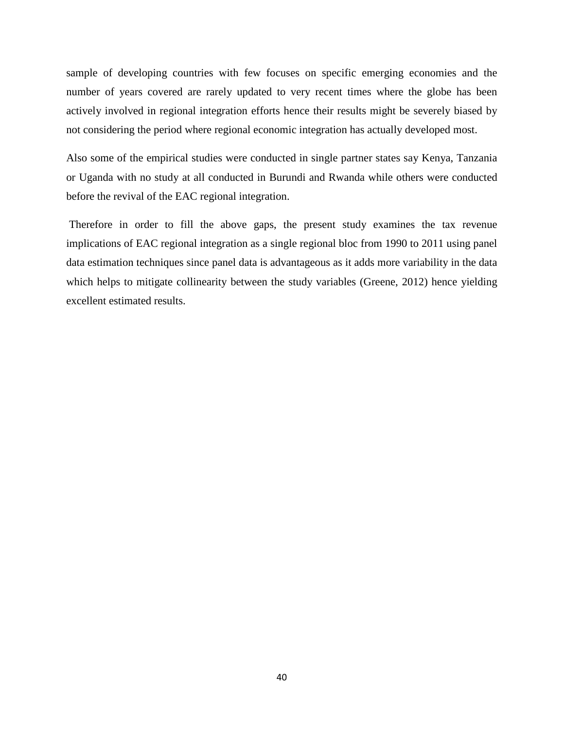sample of developing countries with few focuses on specific emerging economies and the number of years covered are rarely updated to very recent times where the globe has been actively involved in regional integration efforts hence their results might be severely biased by not considering the period where regional economic integration has actually developed most.

Also some of the empirical studies were conducted in single partner states say Kenya, Tanzania or Uganda with no study at all conducted in Burundi and Rwanda while others were conducted before the revival of the EAC regional integration.

Therefore in order to fill the above gaps, the present study examines the tax revenue implications of EAC regional integration as a single regional bloc from 1990 to 2011 using panel data estimation techniques since panel data is advantageous as it adds more variability in the data which helps to mitigate collinearity between the study variables (Greene, 2012) hence yielding excellent estimated results.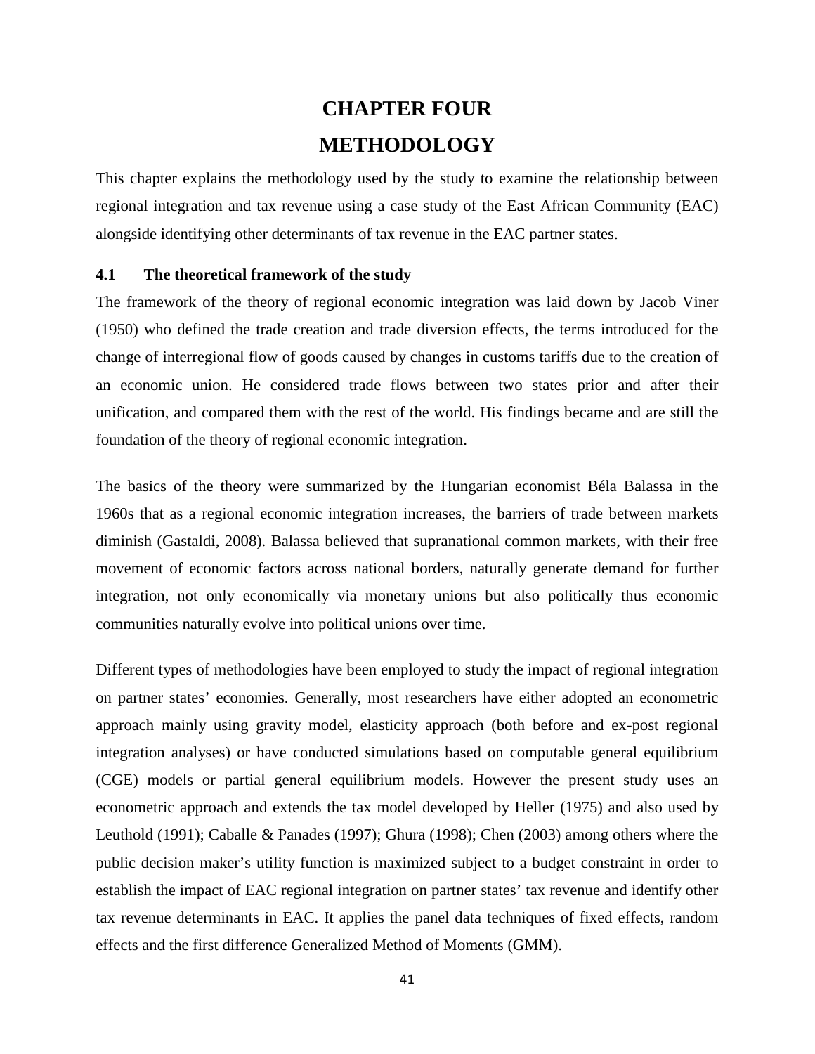# CHAPTER FOUR

# METHODOLOGY

This chapter explains the methodology used by the study to examine the relationship between regional integration and tax revenue using a case study of the East African Community (EAC) alongside identifying other determinants of tax revenue in the EAC partner states.

## 4.1 The theoretical framework of the study

The framework of the theory of regional economic integration was laid down by Jacob Viner (1950) who defined the trade creation and trade diversion effects, the terms introduced for the change of interregional flow of goods caused by changes in customs tariffs due to the creation of an economic union. He considered trade flows between two states prior and after their unification, and compared them with the rest of the world. His findings became and are still the foundation of the theory of regional economic integration.

The basics of the theory were summarized by the Hungarian economist Béla Balassa in the 1960s that as a regional economic integration increases, the barriers of trade between markets diminish (Gastaldi, 2008). Balassa believed that supranational common markets, with their free movement of economic factors across national borders, naturally generate demand for further integration, not only economically via monetary unions but also politically thus economic communities naturally evolve into political unions over time.

Different types of methodologies have been employed to study the impact of regional integration on partner states' economies. Generally, most researchers have either adopted an econometric approach mainly using gravity model, elasticity approach (both before and ex-post regional integration analyses) or have conducted simulations based on computable general equilibrium (CGE) models or partial general equilibrium models. However the present study uses an econometric approach and extends the tax model developed by Heller (1975) and also used by Leuthold (1991); Caballe & Panades (1997); Ghura (1998); Chen (2003) among others where the public decision maker's utility function is maximized subject to a budget constraint in order to establish the impact of EAC regional integration on partner states' tax revenue and identify other tax revenue determinants in EAC. It applies the panel data techniques of fixed effects, random effects and the first difference Generalized Method of Moments (GMM).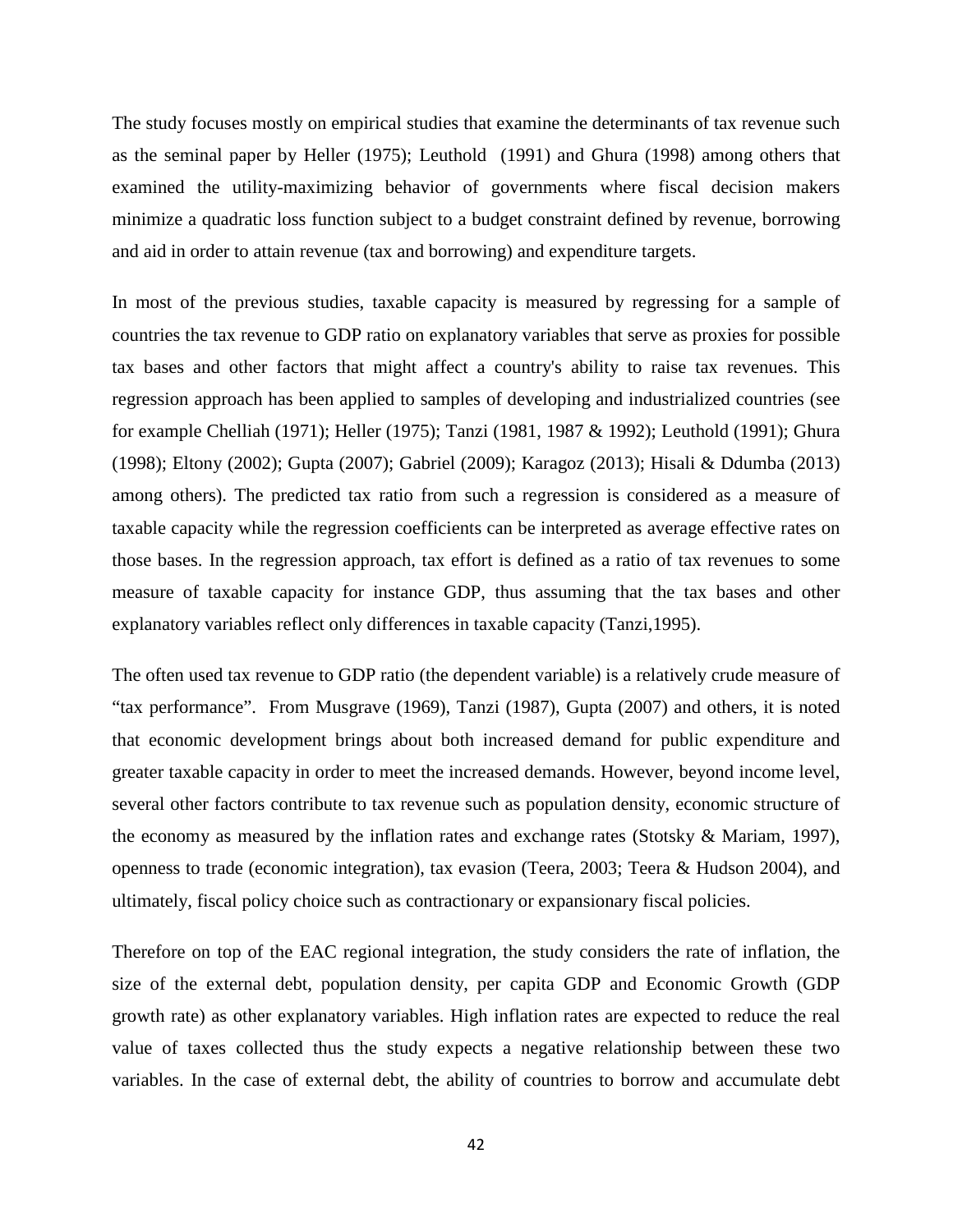The study focuses mostly on empirical studies that examine the determinants of tax revenue such as the seminal paper by Heller (1975); Leuthold (1991) and Ghura (1998) among others that examined the utility-maximizing behavior of governments where fiscal decision makers minimize a quadratic loss function subject to a budget constraint defined by revenue, borrowing and aid in order to attain revenue (tax and borrowing) and expenditure targets.

In most of the previous studies, taxable capacity is measured by regressing for a sample of countries the tax revenue to GDP ratio on explanatory variables that serve as proxies for possible tax bases and other factors that might affect a country's ability to raise tax revenues. This regression approach has been applied to samples of developing and industrialized countries (see for example Chelliah (1971); Heller (1975); Tanzi (1981, 1987 & 1992); Leuthold (1991); Ghura (1998); Eltony (2002); Gupta (2007); Gabriel (2009); Karagoz (2013); Hisali & Ddumba (2013) among others). The predicted tax ratio from such a regression is considered as a measure of taxable capacity while the regression coefficients can be interpreted as average effective rates on those bases. In the regression approach, tax effort is defined as a ratio of tax revenues to some measure of taxable capacity for instance GDP, thus assuming that the tax bases and other explanatory variables reflect only differences in taxable capacity (Tanzi,1995).

The often used tax revenue to GDP ratio (the dependent variable) is a relatively crude measure of "tax performance". From Musgrave (1969), Tanzi (1987), Gupta (2007) and others, it is noted that economic development brings about both increased demand for public expenditure and greater taxable capacity in order to meet the increased demands. However, beyond income level, several other factors contribute to tax revenue such as population density, economic structure of the economy as measured by the inflation rates and exchange rates (Stotsky & Mariam, 1997), openness to trade (economic integration), tax evasion (Teera, 2003; Teera & Hudson 2004), and ultimately, fiscal policy choice such as contractionary or expansionary fiscal policies.

Therefore on top of the EAC regional integration, the study considers the rate of inflation, the size of the external debt, population density, per capita GDP and Economic Growth (GDP growth rate) as other explanatory variables. High inflation rates are expected to reduce the real value of taxes collected thus the study expects a negative relationship between these two variables. In the case of external debt, the ability of countries to borrow and accumulate debt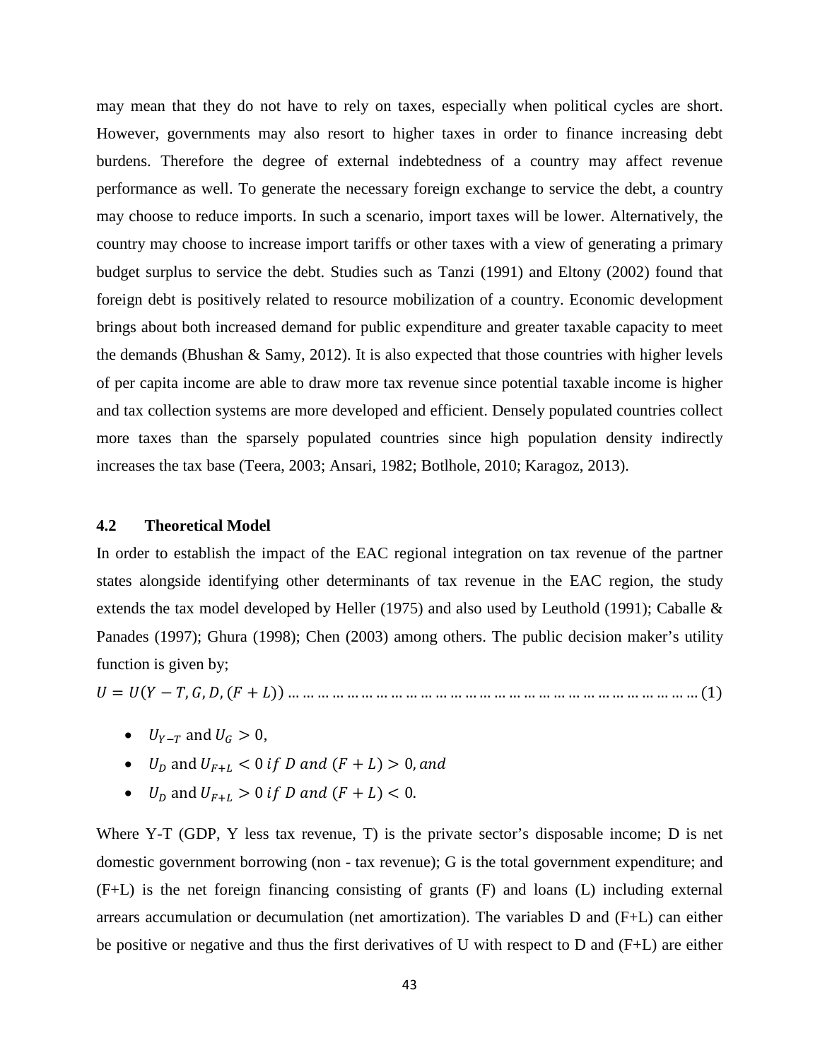may mean that they do not have to rely on taxes, especially when political cycles are short. However, governments may also resort to higher taxes in order to finance increasing debt burdens. Therefore the degree of external indebtedness of a country may affect revenue performance as well. To generate the necessary foreign exchange to service the debt, a country may choose to reduce imports. In such a scenario, import taxes will be lower. Alternatively, the country may choose to increase import tariffs or other taxes with a view of generating a primary budget surplus to service the debt. Studies such as Tanzi (1991) and Eltony (2002) found that foreign debt is positively related to resource mobilization of a country. Economic development brings about both increased demand for public expenditure and greater taxable capacity to meet the demands (Bhushan & Samy, 2012). It is also expected that those countries with higher levels of per capita income are able to draw more tax revenue since potential taxable income is higher and tax collection systems are more developed and efficient. Densely populated countries collect more taxes than the sparsely populated countries since high population density indirectly increases the tax base (Teera, 2003; Ansari, 1982; Botlhole, 2010; Karagoz, 2013).

### 4.2 Theoretical Model

In order to establish the impact of the EAC regional integration on tax revenue of the partner states alongside identifying other determinants of tax revenue in the EAC region, the study extends the tax model developed by Heller (1975) and also used by Leuthold (1991); Caballe & Panades (1997); Ghura (1998); Chen (2003) among others. The public decision maker's utility function is given by;

$$U = U(Y - T, G, D, (F + L)) \quad \ldots \ldots \ldots \quad (1)$$

- $U_{Y-T}$ and $U_G > 0$,
- $U_D$ and $U_{F+L} < 0$ *if* $D$ *and* $(F + L) > 0$, *and*
- $U_D$ and $U_{F+L} > 0$ *if* $D$ *and* $(F + L) < 0$.

Where Y-T (GDP, Y less tax revenue, T) is the private sector's disposable income; D is net domestic government borrowing (non - tax revenue); G is the total government expenditure; and (F+L) is the net foreign financing consisting of grants (F) and loans (L) including external arrears accumulation or decumulation (net amortization). The variables D and (F+L) can either be positive or negative and thus the first derivatives of U with respect to D and (F+L) are either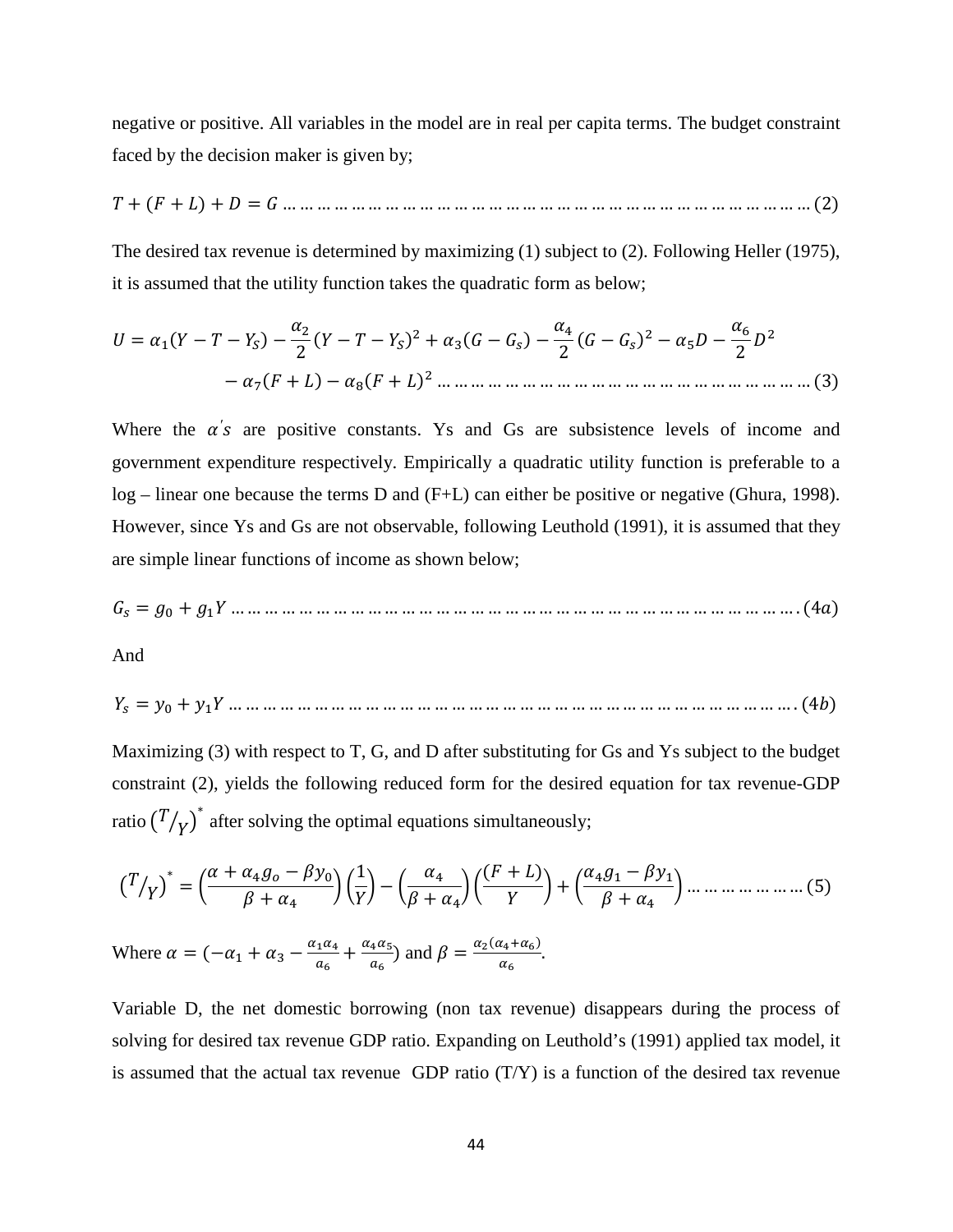negative or positive. All variables in the model are in real per capita terms. The budget constraint faced by the decision maker is given by;

$$T + (F + L) + D = G \quad \ldots \ldots \ldots \ldots \ldots \ldots \ldots \ldots \ldots \ldots \ldots \ldots \ldots \ldots \ldots \ldots \ldots \ldots \ldots \ldots \ldots (2)$$

The desired tax revenue is determined by maximizing (1) subject to (2). Following Heller (1975), it is assumed that the utility function takes the quadratic form as below;

$$U = \alpha_1(Y - T - Y_S) - \frac{\alpha_2}{2}(Y - T - Y_S)^2 + \alpha_3(G - G_s) - \frac{\alpha_4}{2}(G - G_s)^2 - \alpha_5 D - \frac{\alpha_6}{2}D^2 - \alpha_7(F + L) - \alpha_8(F + L)^2 \quad \ldots \ldots \ldots \ldots \ldots \ldots \ldots \ldots \ldots \ldots \ldots \ldots \ldots \ldots (3)$$

Where the $\alpha's$ are positive constants. Ys and Gs are subsistence levels of income and government expenditure respectively. Empirically a quadratic utility function is preferable to a log – linear one because the terms D and (F+L) can either be positive or negative (Ghura, 1998). However, since Ys and Gs are not observable, following Leuthold (1991), it is assumed that they are simple linear functions of income as shown below;

$$G_s = g_0 + g_1 Y \quad \ldots \ldots \ldots \ldots \ldots \ldots \ldots \ldots \ldots \ldots \ldots \ldots \ldots \ldots \ldots \ldots \ldots \ldots \ldots \ldots \ldots \ldots (4a)$$

And

$$Y_s = y_0 + y_1 Y \quad \ldots \ldots \ldots \ldots \ldots \ldots \ldots \ldots \ldots \ldots \ldots \ldots \ldots \ldots \ldots \ldots \ldots \ldots \ldots \ldots \ldots \ldots (4b)$$

Maximizing (3) with respect to T, G, and D after substituting for Gs and Ys subject to the budget constraint (2), yields the following reduced form for the desired equation for tax revenue-GDP ratio $\left(T/_{Y}\right)^*$ after solving the optimal equations simultaneously;

$$\left(T/_{Y}\right)^* = \left(\frac{\alpha + \alpha_4 g_o - \beta y_0}{\beta + \alpha_4}\right)\left(\frac{1}{Y}\right) - \left(\frac{\alpha_4}{\beta + \alpha_4}\right)\left(\frac{(F + L)}{Y}\right) + \left(\frac{\alpha_4 g_1 - \beta y_1}{\beta + \alpha_4}\right) \quad \ldots \ldots \ldots \ldots \ldots \ldots (5)$$

Where $\alpha = (-\alpha_1 + \alpha_3 - \frac{\alpha_1 \alpha_4}{\alpha_6} + \frac{\alpha_4 \alpha_5}{\alpha_6})$ and $\beta = \frac{\alpha_2(\alpha_4 + \alpha_6)}{\alpha_6}$.

Variable D, the net domestic borrowing (non tax revenue) disappears during the process of solving for desired tax revenue GDP ratio. Expanding on Leuthold's (1991) applied tax model, it is assumed that the actual tax revenue GDP ratio (T/Y) is a function of the desired tax revenue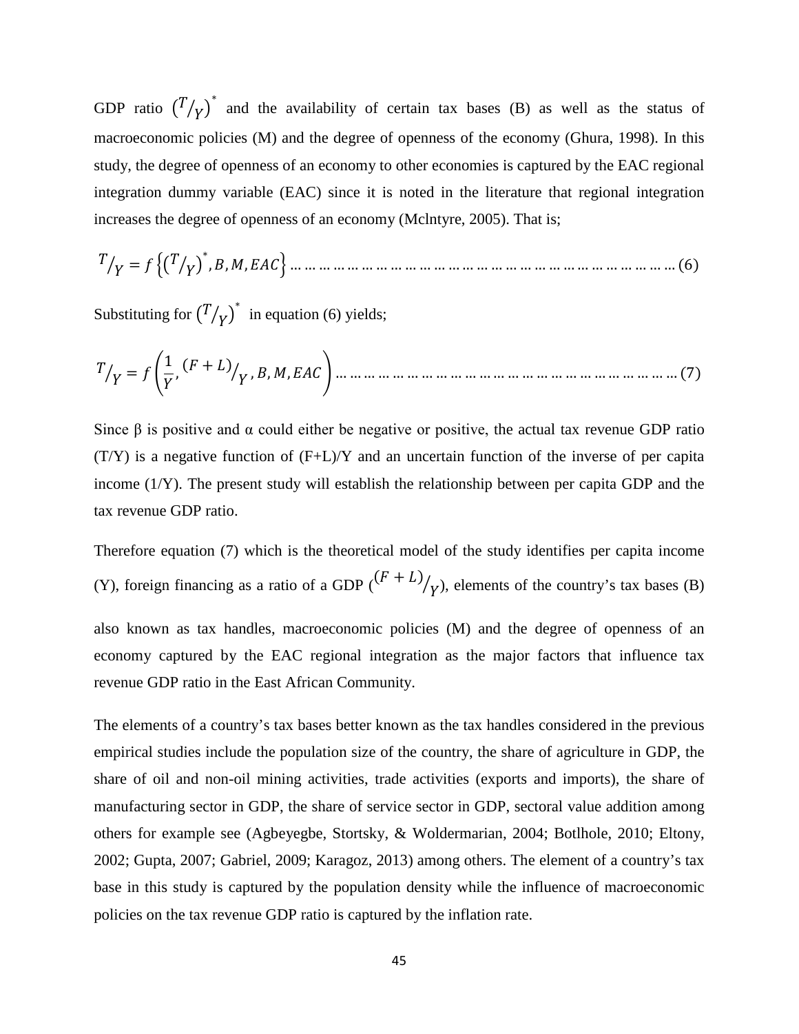GDP ratio $\left({}^{T}/_{Y}\right)^{*}$ and the availability of certain tax bases (B) as well as the status of macroeconomic policies (M) and the degree of openness of the economy (Ghura, 1998). In this study, the degree of openness of an economy to other economies is captured by the EAC regional integration dummy variable (EAC) since it is noted in the literature that regional integration increases the degree of openness of an economy (Mclntyre, 2005). That is;

$$ {}^{T}/_{Y} = f\left\{\left({}^{T}/_{Y}\right)^{*}, B, M, EAC\right\} \ldots\ldots\ldots\ldots\ldots\ldots\ldots\ldots\ldots\ldots\ldots\ldots\ldots\ldots\ldots\ldots\ldots\ldots\ldots\ldots\ldots\ldots\ldots\ldots\ldots (6) $$

Substituting for $\left({}^{T}/_{Y}\right)^{*}$ in equation (6) yields;

$$ {}^{T}/_{Y} = f\left(\frac{1}{Y}, {}^{(F+L)}/_{Y}, B, M, EAC\right) \ldots\ldots\ldots\ldots\ldots\ldots\ldots\ldots\ldots\ldots\ldots\ldots\ldots\ldots\ldots\ldots\ldots\ldots\ldots\ldots\ldots (7) $$

Since β is positive and α could either be negative or positive, the actual tax revenue GDP ratio (T/Y) is a negative function of (F+L)/Y and an uncertain function of the inverse of per capita income (1/Y). The present study will establish the relationship between per capita GDP and the tax revenue GDP ratio.

Therefore equation (7) which is the theoretical model of the study identifies per capita income (Y), foreign financing as a ratio of a GDP (${}^{(F+L)}/_{Y}$), elements of the country's tax bases (B) also known as tax handles, macroeconomic policies (M) and the degree of openness of an economy captured by the EAC regional integration as the major factors that influence tax revenue GDP ratio in the East African Community.

The elements of a country's tax bases better known as the tax handles considered in the previous empirical studies include the population size of the country, the share of agriculture in GDP, the share of oil and non-oil mining activities, trade activities (exports and imports), the share of manufacturing sector in GDP, the share of service sector in GDP, sectoral value addition among others for example see (Agbeyegbe, Stortsky, & Woldermarian, 2004; Botlhole, 2010; Eltony, 2002; Gupta, 2007; Gabriel, 2009; Karagoz, 2013) among others. The element of a country's tax base in this study is captured by the population density while the influence of macroeconomic policies on the tax revenue GDP ratio is captured by the inflation rate.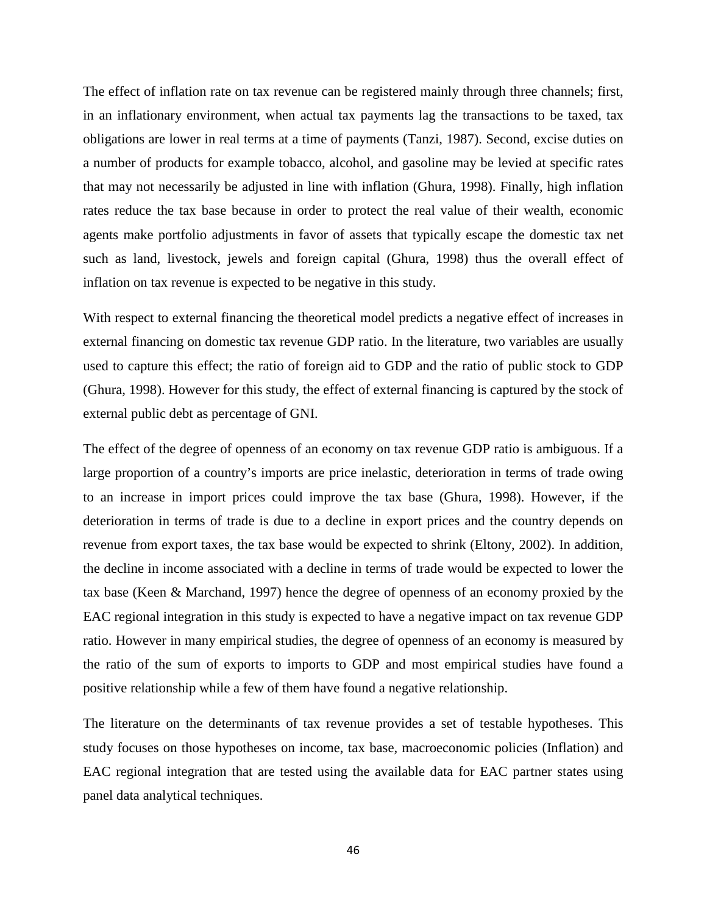The effect of inflation rate on tax revenue can be registered mainly through three channels; first, in an inflationary environment, when actual tax payments lag the transactions to be taxed, tax obligations are lower in real terms at a time of payments (Tanzi, 1987). Second, excise duties on a number of products for example tobacco, alcohol, and gasoline may be levied at specific rates that may not necessarily be adjusted in line with inflation (Ghura, 1998). Finally, high inflation rates reduce the tax base because in order to protect the real value of their wealth, economic agents make portfolio adjustments in favor of assets that typically escape the domestic tax net such as land, livestock, jewels and foreign capital (Ghura, 1998) thus the overall effect of inflation on tax revenue is expected to be negative in this study.

With respect to external financing the theoretical model predicts a negative effect of increases in external financing on domestic tax revenue GDP ratio. In the literature, two variables are usually used to capture this effect; the ratio of foreign aid to GDP and the ratio of public stock to GDP (Ghura, 1998). However for this study, the effect of external financing is captured by the stock of external public debt as percentage of GNI.

The effect of the degree of openness of an economy on tax revenue GDP ratio is ambiguous. If a large proportion of a country's imports are price inelastic, deterioration in terms of trade owing to an increase in import prices could improve the tax base (Ghura, 1998). However, if the deterioration in terms of trade is due to a decline in export prices and the country depends on revenue from export taxes, the tax base would be expected to shrink (Eltony, 2002). In addition, the decline in income associated with a decline in terms of trade would be expected to lower the tax base (Keen & Marchand, 1997) hence the degree of openness of an economy proxied by the EAC regional integration in this study is expected to have a negative impact on tax revenue GDP ratio. However in many empirical studies, the degree of openness of an economy is measured by the ratio of the sum of exports to imports to GDP and most empirical studies have found a positive relationship while a few of them have found a negative relationship.

The literature on the determinants of tax revenue provides a set of testable hypotheses. This study focuses on those hypotheses on income, tax base, macroeconomic policies (Inflation) and EAC regional integration that are tested using the available data for EAC partner states using panel data analytical techniques.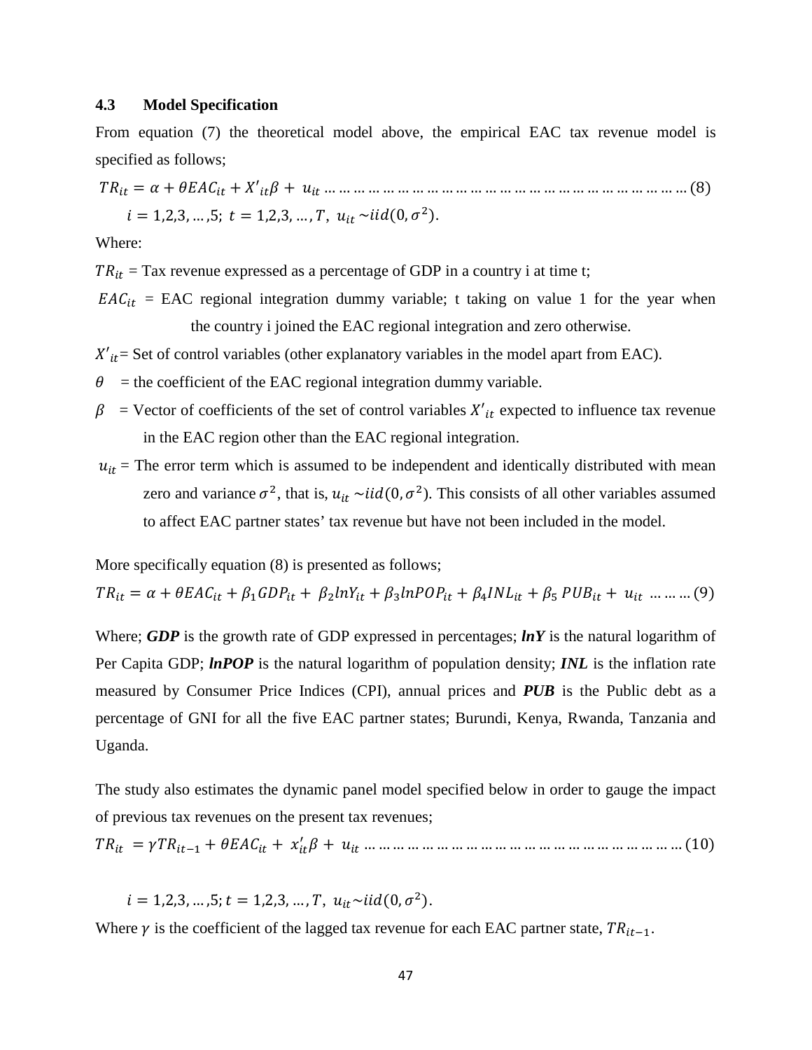### 4.3 Model Specification

From equation (7) the theoretical model above, the empirical EAC tax revenue model is specified as follows;

$$TR_{it} = \alpha + \theta EAC_{it} + X'_{it}\beta + u_{it} \dots\dots\dots\dots\dots\dots\dots\dots\dots\dots\dots\dots\dots\dots\dots\dots\dots\dots\dots\dots\dots\dots (8)$$

$$i = 1,2,3,\dots,5;\ t = 1,2,3,\dots,T,\ u_{it} \sim iid(0,\sigma^2).$$

Where:

$TR_{it}$ = Tax revenue expressed as a percentage of GDP in a country i at time t;

$EAC_{it}$ = EAC regional integration dummy variable; t taking on value 1 for the year when the country i joined the EAC regional integration and zero otherwise.

$X'_{it}$= Set of control variables (other explanatory variables in the model apart from EAC).

$\theta$ = the coefficient of the EAC regional integration dummy variable.

$\beta$ = Vector of coefficients of the set of control variables $X'_{it}$ expected to influence tax revenue in the EAC region other than the EAC regional integration.

$u_{it}$ = The error term which is assumed to be independent and identically distributed with mean zero and variance $\sigma^2$, that is, $u_{it} \sim iid(0,\sigma^2)$. This consists of all other variables assumed to affect EAC partner states' tax revenue but have not been included in the model.

More specifically equation (8) is presented as follows;

$$TR_{it} = \alpha + \theta EAC_{it} + \beta_1 GDP_{it} + \beta_2 lnY_{it} + \beta_3 lnPOP_{it} + \beta_4 INL_{it} + \beta_5 PUB_{it} + u_{it} \dots\dots\dots (9)$$

Where; ***GDP*** is the growth rate of GDP expressed in percentages; ***lnY*** is the natural logarithm of Per Capita GDP; ***lnPOP*** is the natural logarithm of population density; ***INL*** is the inflation rate measured by Consumer Price Indices (CPI), annual prices and ***PUB*** is the Public debt as a percentage of GNI for all the five EAC partner states; Burundi, Kenya, Rwanda, Tanzania and Uganda.

The study also estimates the dynamic panel model specified below in order to gauge the impact of previous tax revenues on the present tax revenues;

$$TR_{it} = \gamma TR_{it-1} + \theta EAC_{it} + x'_{it}\beta + u_{it} \dots\dots\dots\dots\dots\dots\dots\dots\dots\dots\dots\dots\dots\dots\dots\dots\dots\dots\dots (10)$$

$$i = 1,2,3,\dots,5; t = 1,2,3,\dots,T,\ u_{it} \sim iid(0,\sigma^2).$$

Where $\gamma$ is the coefficient of the lagged tax revenue for each EAC partner state, $TR_{it-1}$.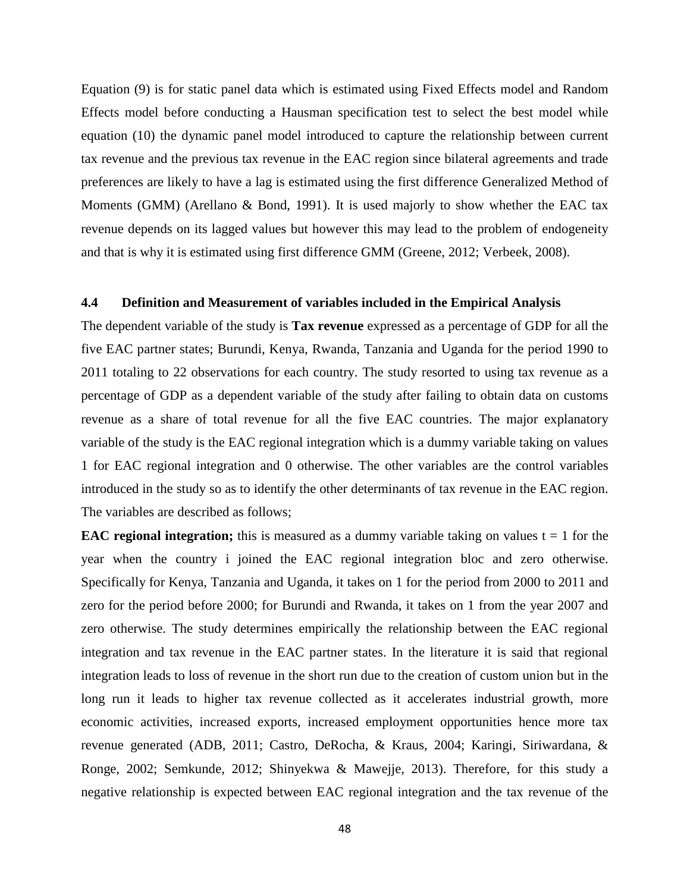Equation (9) is for static panel data which is estimated using Fixed Effects model and Random Effects model before conducting a Hausman specification test to select the best model while equation (10) the dynamic panel model introduced to capture the relationship between current tax revenue and the previous tax revenue in the EAC region since bilateral agreements and trade preferences are likely to have a lag is estimated using the first difference Generalized Method of Moments (GMM) (Arellano & Bond, 1991). It is used majorly to show whether the EAC tax revenue depends on its lagged values but however this may lead to the problem of endogeneity and that is why it is estimated using first difference GMM (Greene, 2012; Verbeek, 2008).

### 4.4 Definition and Measurement of variables included in the Empirical Analysis

The dependent variable of the study is **Tax revenue** expressed as a percentage of GDP for all the five EAC partner states; Burundi, Kenya, Rwanda, Tanzania and Uganda for the period 1990 to 2011 totaling to 22 observations for each country. The study resorted to using tax revenue as a percentage of GDP as a dependent variable of the study after failing to obtain data on customs revenue as a share of total revenue for all the five EAC countries. The major explanatory variable of the study is the EAC regional integration which is a dummy variable taking on values 1 for EAC regional integration and 0 otherwise. The other variables are the control variables introduced in the study so as to identify the other determinants of tax revenue in the EAC region. The variables are described as follows;

**EAC regional integration;** this is measured as a dummy variable taking on values $t = 1$ for the year when the country i joined the EAC regional integration bloc and zero otherwise. Specifically for Kenya, Tanzania and Uganda, it takes on 1 for the period from 2000 to 2011 and zero for the period before 2000; for Burundi and Rwanda, it takes on 1 from the year 2007 and zero otherwise. The study determines empirically the relationship between the EAC regional integration and tax revenue in the EAC partner states. In the literature it is said that regional integration leads to loss of revenue in the short run due to the creation of custom union but in the long run it leads to higher tax revenue collected as it accelerates industrial growth, more economic activities, increased exports, increased employment opportunities hence more tax revenue generated (ADB, 2011; Castro, DeRocha, & Kraus, 2004; Karingi, Siriwardana, & Ronge, 2002; Semkunde, 2012; Shinyekwa & Mawejje, 2013). Therefore, for this study a negative relationship is expected between EAC regional integration and the tax revenue of the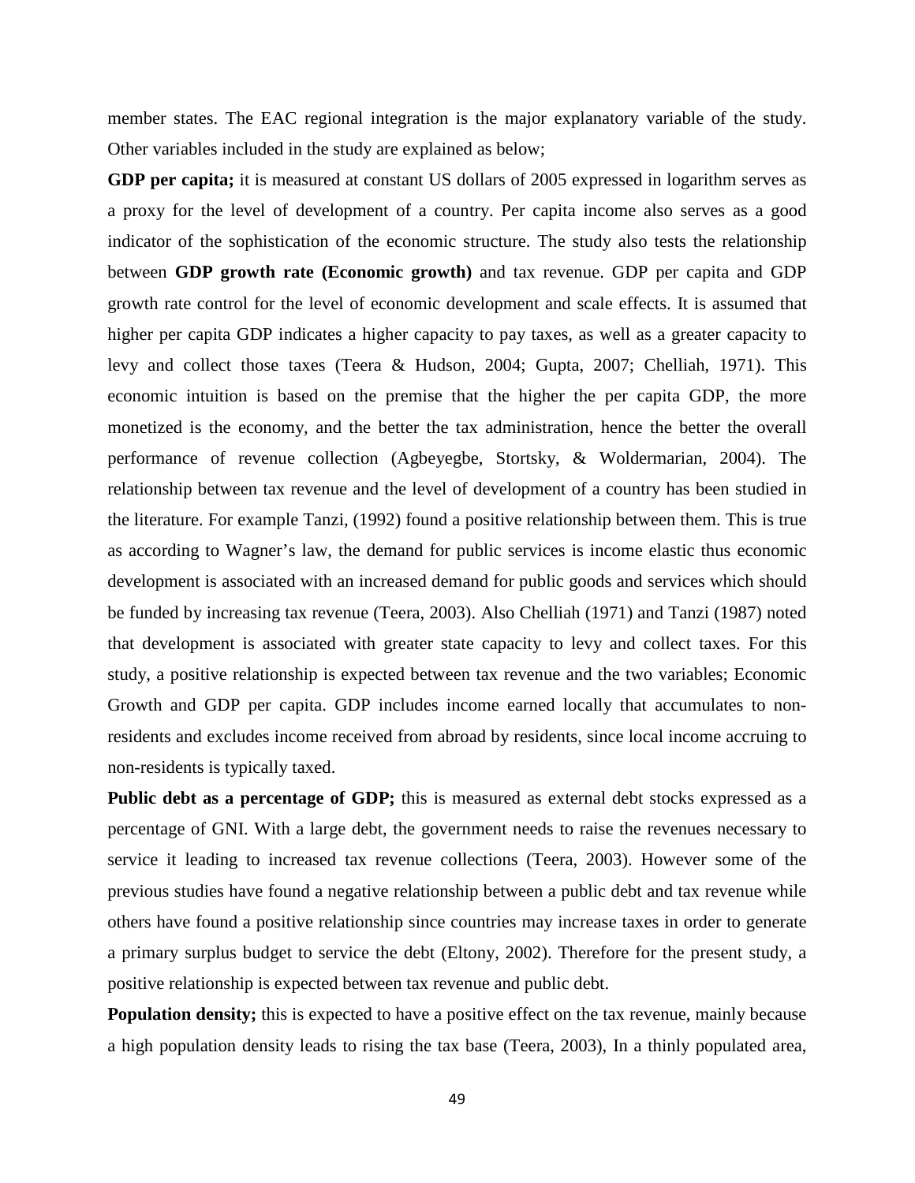member states. The EAC regional integration is the major explanatory variable of the study. Other variables included in the study are explained as below;

**GDP per capita;** it is measured at constant US dollars of 2005 expressed in logarithm serves as a proxy for the level of development of a country. Per capita income also serves as a good indicator of the sophistication of the economic structure. The study also tests the relationship between **GDP growth rate (Economic growth)** and tax revenue. GDP per capita and GDP growth rate control for the level of economic development and scale effects. It is assumed that higher per capita GDP indicates a higher capacity to pay taxes, as well as a greater capacity to levy and collect those taxes (Teera & Hudson, 2004; Gupta, 2007; Chelliah, 1971). This economic intuition is based on the premise that the higher the per capita GDP, the more monetized is the economy, and the better the tax administration, hence the better the overall performance of revenue collection (Agbeyegbe, Stortsky, & Woldermarian, 2004). The relationship between tax revenue and the level of development of a country has been studied in the literature. For example Tanzi, (1992) found a positive relationship between them. This is true as according to Wagner's law, the demand for public services is income elastic thus economic development is associated with an increased demand for public goods and services which should be funded by increasing tax revenue (Teera, 2003). Also Chelliah (1971) and Tanzi (1987) noted that development is associated with greater state capacity to levy and collect taxes. For this study, a positive relationship is expected between tax revenue and the two variables; Economic Growth and GDP per capita. GDP includes income earned locally that accumulates to non-residents and excludes income received from abroad by residents, since local income accruing to non-residents is typically taxed.

**Public debt as a percentage of GDP;** this is measured as external debt stocks expressed as a percentage of GNI. With a large debt, the government needs to raise the revenues necessary to service it leading to increased tax revenue collections (Teera, 2003). However some of the previous studies have found a negative relationship between a public debt and tax revenue while others have found a positive relationship since countries may increase taxes in order to generate a primary surplus budget to service the debt (Eltony, 2002). Therefore for the present study, a positive relationship is expected between tax revenue and public debt.

**Population density;** this is expected to have a positive effect on the tax revenue, mainly because a high population density leads to rising the tax base (Teera, 2003), In a thinly populated area,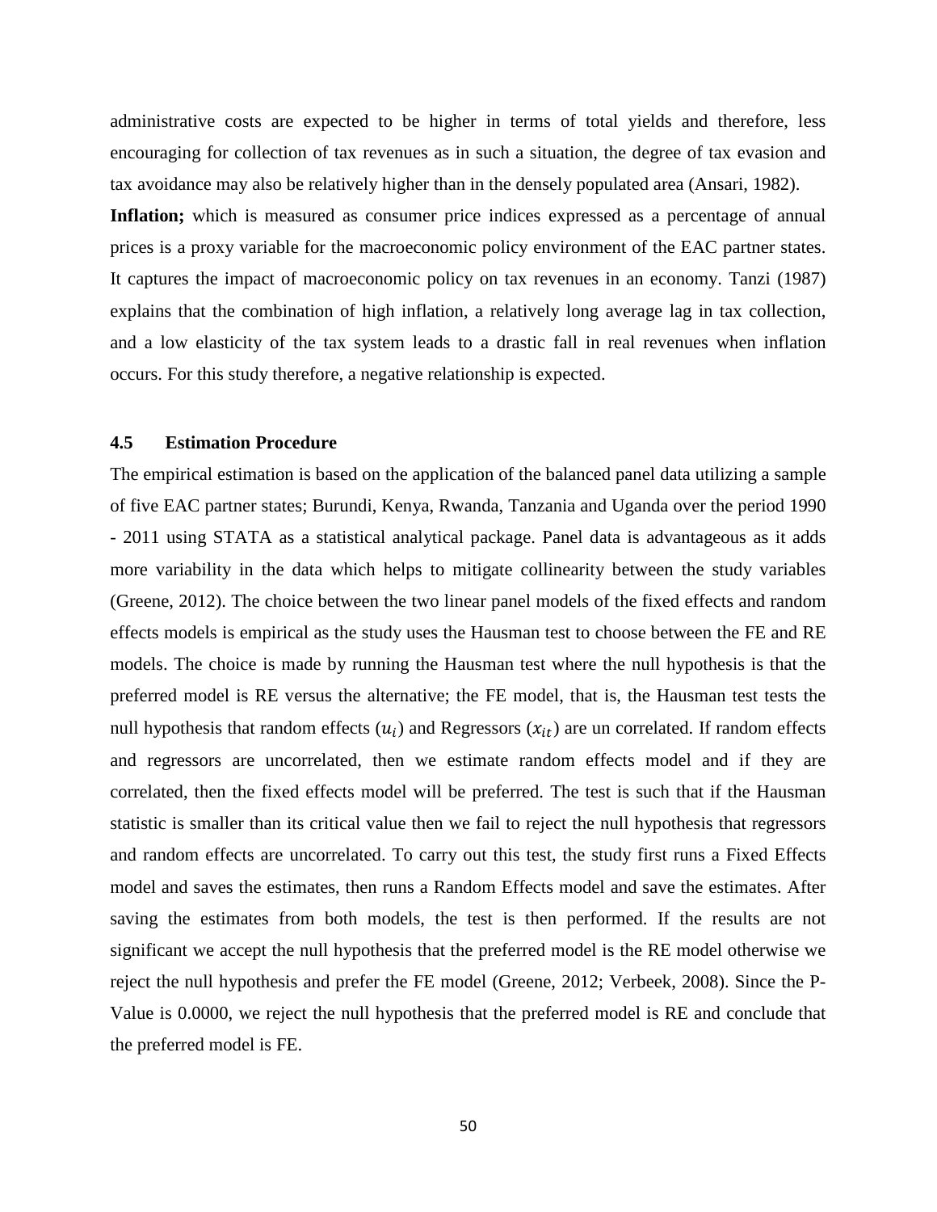administrative costs are expected to be higher in terms of total yields and therefore, less encouraging for collection of tax revenues as in such a situation, the degree of tax evasion and tax avoidance may also be relatively higher than in the densely populated area (Ansari, 1982).

**Inflation;** which is measured as consumer price indices expressed as a percentage of annual prices is a proxy variable for the macroeconomic policy environment of the EAC partner states. It captures the impact of macroeconomic policy on tax revenues in an economy. Tanzi (1987) explains that the combination of high inflation, a relatively long average lag in tax collection, and a low elasticity of the tax system leads to a drastic fall in real revenues when inflation occurs. For this study therefore, a negative relationship is expected.

### 4.5 Estimation Procedure

The empirical estimation is based on the application of the balanced panel data utilizing a sample of five EAC partner states; Burundi, Kenya, Rwanda, Tanzania and Uganda over the period 1990 - 2011 using STATA as a statistical analytical package. Panel data is advantageous as it adds more variability in the data which helps to mitigate collinearity between the study variables (Greene, 2012). The choice between the two linear panel models of the fixed effects and random effects models is empirical as the study uses the Hausman test to choose between the FE and RE models. The choice is made by running the Hausman test where the null hypothesis is that the preferred model is RE versus the alternative; the FE model, that is, the Hausman test tests the null hypothesis that random effects ($u_i$) and Regressors ($x_{it}$) are un correlated. If random effects and regressors are uncorrelated, then we estimate random effects model and if they are correlated, then the fixed effects model will be preferred. The test is such that if the Hausman statistic is smaller than its critical value then we fail to reject the null hypothesis that regressors and random effects are uncorrelated. To carry out this test, the study first runs a Fixed Effects model and saves the estimates, then runs a Random Effects model and save the estimates. After saving the estimates from both models, the test is then performed. If the results are not significant we accept the null hypothesis that the preferred model is the RE model otherwise we reject the null hypothesis and prefer the FE model (Greene, 2012; Verbeek, 2008). Since the P-Value is 0.0000, we reject the null hypothesis that the preferred model is RE and conclude that the preferred model is FE.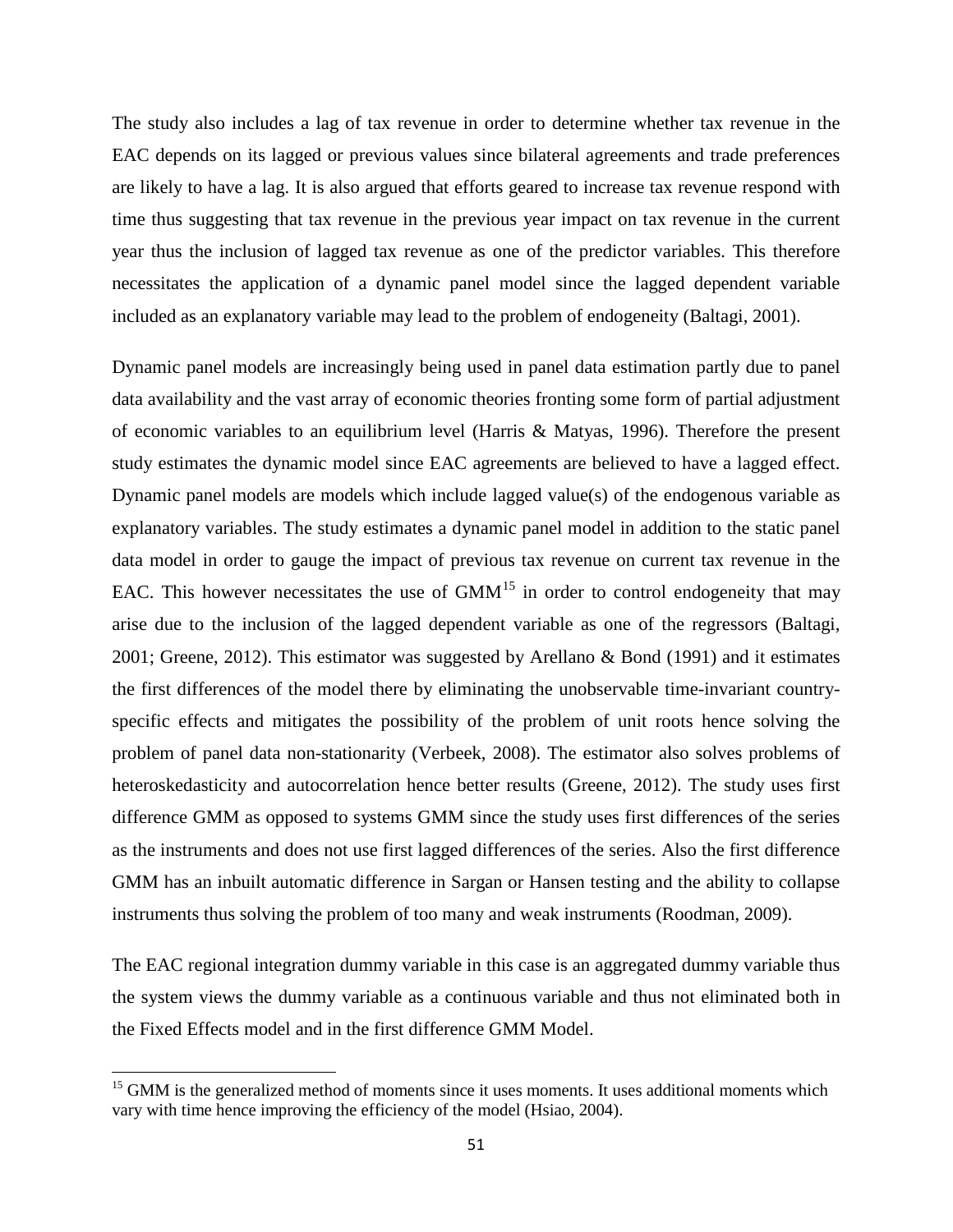The study also includes a lag of tax revenue in order to determine whether tax revenue in the EAC depends on its lagged or previous values since bilateral agreements and trade preferences are likely to have a lag. It is also argued that efforts geared to increase tax revenue respond with time thus suggesting that tax revenue in the previous year impact on tax revenue in the current year thus the inclusion of lagged tax revenue as one of the predictor variables. This therefore necessitates the application of a dynamic panel model since the lagged dependent variable included as an explanatory variable may lead to the problem of endogeneity (Baltagi, 2001).

Dynamic panel models are increasingly being used in panel data estimation partly due to panel data availability and the vast array of economic theories fronting some form of partial adjustment of economic variables to an equilibrium level (Harris & Matyas, 1996). Therefore the present study estimates the dynamic model since EAC agreements are believed to have a lagged effect. Dynamic panel models are models which include lagged value(s) of the endogenous variable as explanatory variables. The study estimates a dynamic panel model in addition to the static panel data model in order to gauge the impact of previous tax revenue on current tax revenue in the EAC. This however necessitates the use of GMM[15] in order to control endogeneity that may arise due to the inclusion of the lagged dependent variable as one of the regressors (Baltagi, 2001; Greene, 2012). This estimator was suggested by Arellano & Bond (1991) and it estimates the first differences of the model there by eliminating the unobservable time-invariant country-specific effects and mitigates the possibility of the problem of unit roots hence solving the problem of panel data non-stationarity (Verbeek, 2008). The estimator also solves problems of heteroskedasticity and autocorrelation hence better results (Greene, 2012). The study uses first difference GMM as opposed to systems GMM since the study uses first differences of the series as the instruments and does not use first lagged differences of the series. Also the first difference GMM has an inbuilt automatic difference in Sargan or Hansen testing and the ability to collapse instruments thus solving the problem of too many and weak instruments (Roodman, 2009).

The EAC regional integration dummy variable in this case is an aggregated dummy variable thus the system views the dummy variable as a continuous variable and thus not eliminated both in the Fixed Effects model and in the first difference GMM Model.

[15] GMM is the generalized method of moments since it uses moments. It uses additional moments which vary with time hence improving the efficiency of the model (Hsiao, 2004).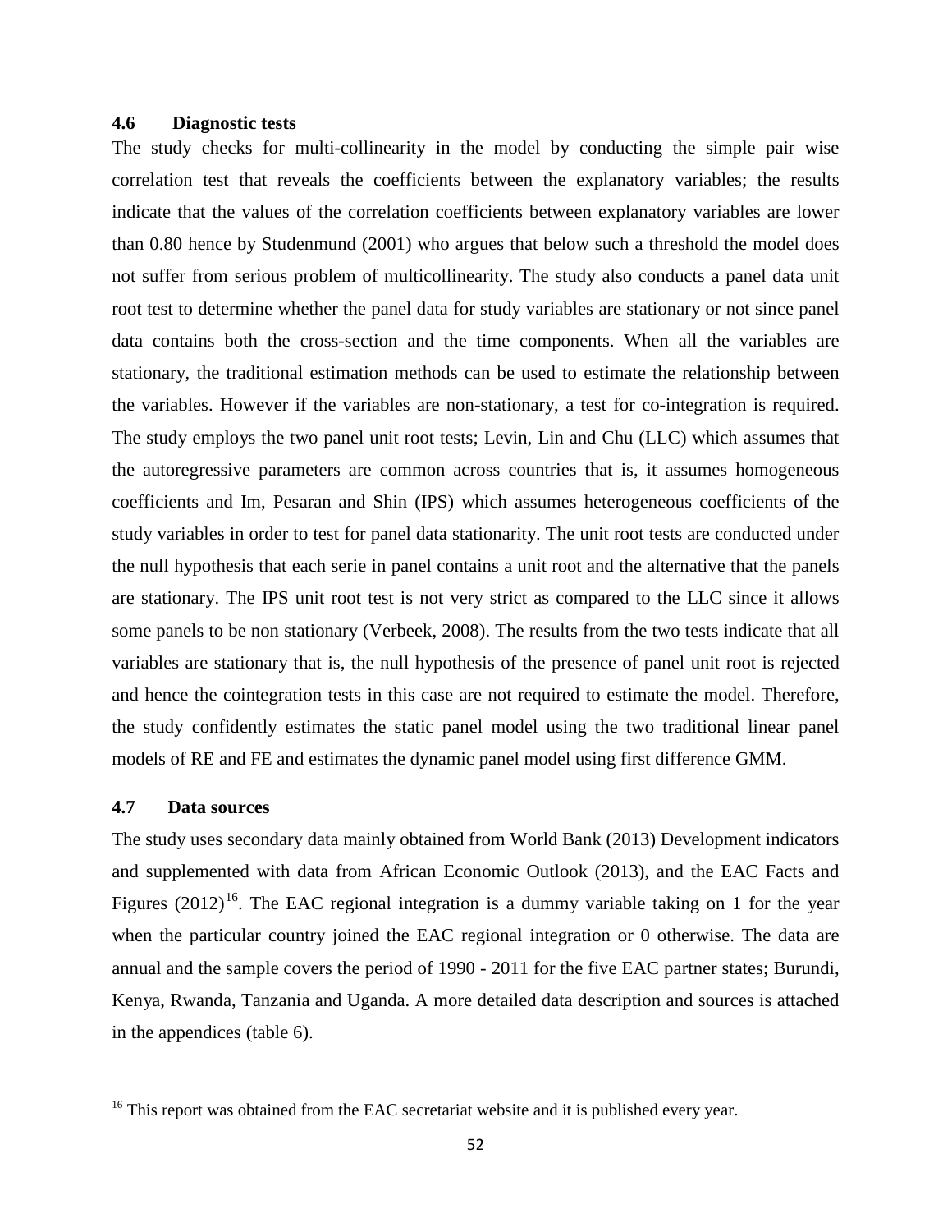### 4.6 Diagnostic tests

The study checks for multi-collinearity in the model by conducting the simple pair wise correlation test that reveals the coefficients between the explanatory variables; the results indicate that the values of the correlation coefficients between explanatory variables are lower than 0.80 hence by Studenmund (2001) who argues that below such a threshold the model does not suffer from serious problem of multicollinearity. The study also conducts a panel data unit root test to determine whether the panel data for study variables are stationary or not since panel data contains both the cross-section and the time components. When all the variables are stationary, the traditional estimation methods can be used to estimate the relationship between the variables. However if the variables are non-stationary, a test for co-integration is required. The study employs the two panel unit root tests; Levin, Lin and Chu (LLC) which assumes that the autoregressive parameters are common across countries that is, it assumes homogeneous coefficients and Im, Pesaran and Shin (IPS) which assumes heterogeneous coefficients of the study variables in order to test for panel data stationarity. The unit root tests are conducted under the null hypothesis that each serie in panel contains a unit root and the alternative that the panels are stationary. The IPS unit root test is not very strict as compared to the LLC since it allows some panels to be non stationary (Verbeek, 2008). The results from the two tests indicate that all variables are stationary that is, the null hypothesis of the presence of panel unit root is rejected and hence the cointegration tests in this case are not required to estimate the model. Therefore, the study confidently estimates the static panel model using the two traditional linear panel models of RE and FE and estimates the dynamic panel model using first difference GMM.

### 4.7 Data sources

The study uses secondary data mainly obtained from World Bank (2013) Development indicators and supplemented with data from African Economic Outlook (2013), and the EAC Facts and Figures (2012)[16]. The EAC regional integration is a dummy variable taking on 1 for the year when the particular country joined the EAC regional integration or 0 otherwise. The data are annual and the sample covers the period of 1990 - 2011 for the five EAC partner states; Burundi, Kenya, Rwanda, Tanzania and Uganda. A more detailed data description and sources is attached in the appendices (table 6).

[16] This report was obtained from the EAC secretariat website and it is published every year.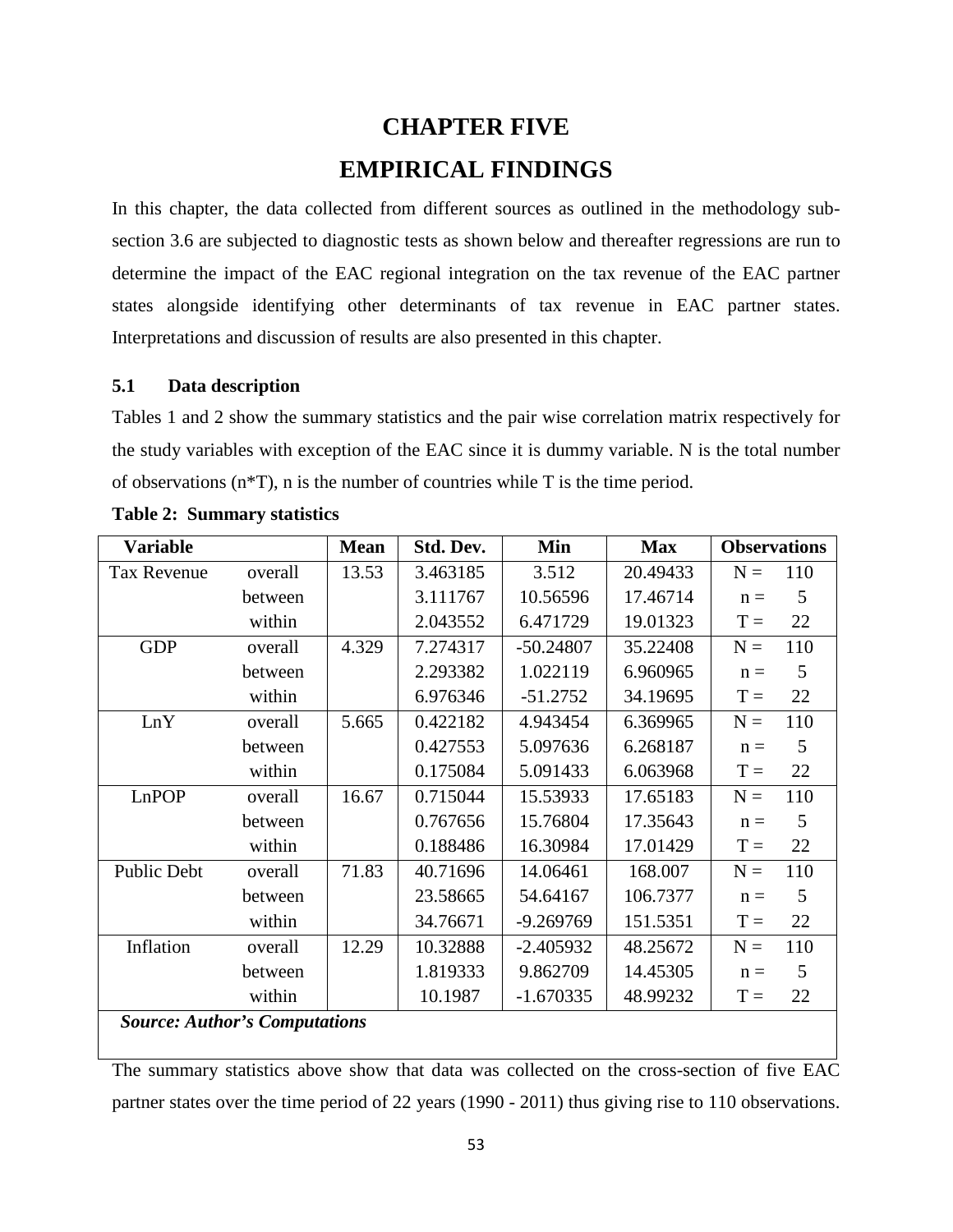# CHAPTER FIVE

# EMPIRICAL FINDINGS

In this chapter, the data collected from different sources as outlined in the methodology sub-section 3.6 are subjected to diagnostic tests as shown below and thereafter regressions are run to determine the impact of the EAC regional integration on the tax revenue of the EAC partner states alongside identifying other determinants of tax revenue in EAC partner states. Interpretations and discussion of results are also presented in this chapter.

## 5.1 Data description

Tables 1 and 2 show the summary statistics and the pair wise correlation matrix respectively for the study variables with exception of the EAC since it is dummy variable. N is the total number of observations (n*T), n is the number of countries while T is the time period.

**Table 2: Summary statistics**

| Variable | | Mean | Std. Dev. | Min | Max | Observations |
|---|---|---|---|---|---|---|
| Tax Revenue | overall | 13.53 | 3.463185 | 3.512 | 20.49433 | N = 110 |
| | between | | 3.111767 | 10.56596 | 17.46714 | n = 5 |
| | within | | 2.043552 | 6.471729 | 19.01323 | T = 22 |
| GDP | overall | 4.329 | 7.274317 | -50.24807 | 35.22408 | N = 110 |
| | between | | 2.293382 | 1.022119 | 6.960965 | n = 5 |
| | within | | 6.976346 | -51.2752 | 34.19695 | T = 22 |
| LnY | overall | 5.665 | 0.422182 | 4.943454 | 6.369965 | N = 110 |
| | between | | 0.427553 | 5.097636 | 6.268187 | n = 5 |
| | within | | 0.175084 | 5.091433 | 6.063968 | T = 22 |
| LnPOP | overall | 16.67 | 0.715044 | 15.53933 | 17.65183 | N = 110 |
| | between | | 0.767656 | 15.76804 | 17.35643 | n = 5 |
| | within | | 0.188486 | 16.30984 | 17.01429 | T = 22 |
| Public Debt | overall | 71.83 | 40.71696 | 14.06461 | 168.007 | N = 110 |
| | between | | 23.58665 | 54.64167 | 106.7377 | n = 5 |
| | within | | 34.76671 | -9.269769 | 151.5351 | T = 22 |
| Inflation | overall | 12.29 | 10.32888 | -2.405932 | 48.25672 | N = 110 |
| | between | | 1.819333 | 9.862709 | 14.45305 | n = 5 |
| | within | | 10.1987 | -1.670335 | 48.99232 | T = 22 |

***Source: Author's Computations***

The summary statistics above show that data was collected on the cross-section of five EAC partner states over the time period of 22 years (1990 - 2011) thus giving rise to 110 observations.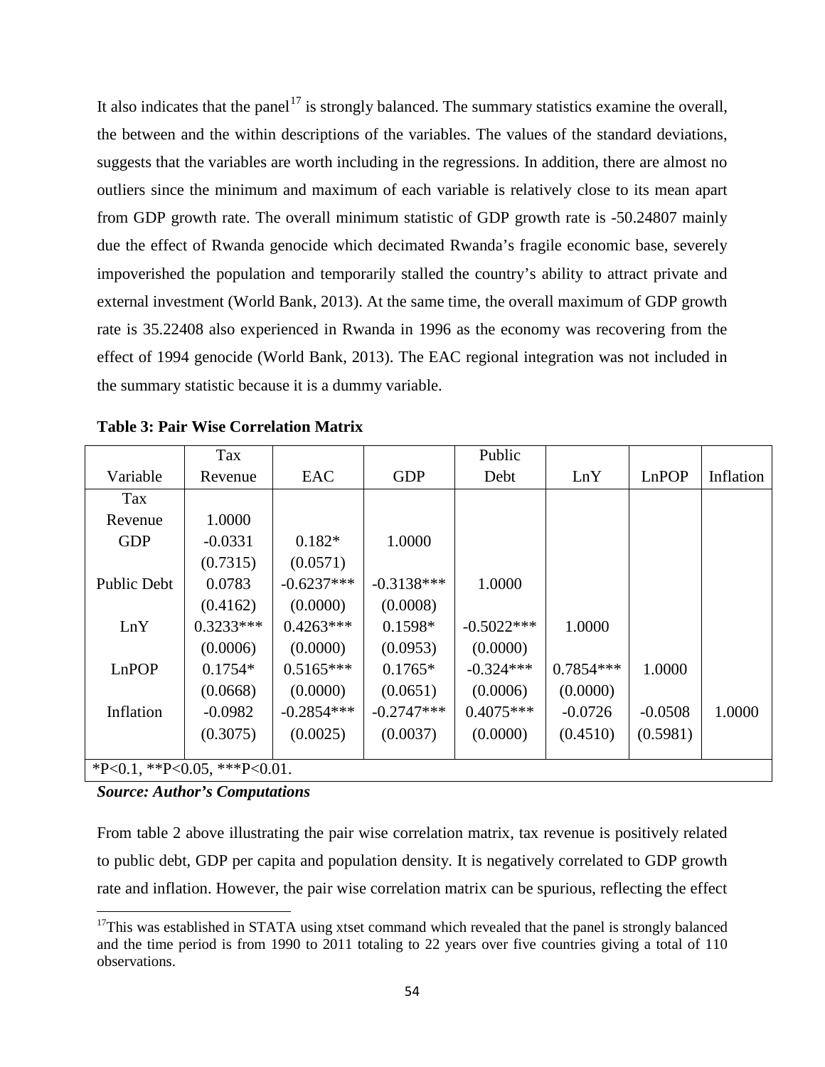It also indicates that the panel[17] is strongly balanced. The summary statistics examine the overall, the between and the within descriptions of the variables. The values of the standard deviations, suggests that the variables are worth including in the regressions. In addition, there are almost no outliers since the minimum and maximum of each variable is relatively close to its mean apart from GDP growth rate. The overall minimum statistic of GDP growth rate is -50.24807 mainly due the effect of Rwanda genocide which decimated Rwanda's fragile economic base, severely impoverished the population and temporarily stalled the country's ability to attract private and external investment (World Bank, 2013). At the same time, the overall maximum of GDP growth rate is 35.22408 also experienced in Rwanda in 1996 as the economy was recovering from the effect of 1994 genocide (World Bank, 2013). The EAC regional integration was not included in the summary statistic because it is a dummy variable.

**Table 3: Pair Wise Correlation Matrix**

| Variable | Tax Revenue | EAC | GDP | Public Debt | LnY | LnPOP | Inflation |
|---|---|---|---|---|---|---|---|
| Tax Revenue | 1.0000 | | | | | | |
| GDP | -0.0331 | 0.182* | 1.0000 | | | | |
| | (0.7315) | (0.0571) | | | | | |
| Public Debt | 0.0783 | -0.6237*** | -0.3138*** | 1.0000 | | | |
| | (0.4162) | (0.0000) | (0.0008) | | | | |
| LnY | 0.3233*** | 0.4263*** | 0.1598* | -0.5022*** | 1.0000 | | |
| | (0.0006) | (0.0000) | (0.0953) | (0.0000) | | | |
| LnPOP | 0.1754* | 0.5165*** | 0.1765* | -0.324*** | 0.7854*** | 1.0000 | |
| | (0.0668) | (0.0000) | (0.0651) | (0.0006) | (0.0000) | | |
| Inflation | -0.0982 | -0.2854*** | -0.2747*** | 0.4075*** | -0.0726 | -0.0508 | 1.0000 |
| | (0.3075) | (0.0025) | (0.0037) | (0.0000) | (0.4510) | (0.5981) | |
| *P<0.1, **P<0.05, ***P<0.01. | | | | | | | |

***Source: Author's Computations***

From table 2 above illustrating the pair wise correlation matrix, tax revenue is positively related to public debt, GDP per capita and population density. It is negatively correlated to GDP growth rate and inflation. However, the pair wise correlation matrix can be spurious, reflecting the effect

[17] This was established in STATA using xtset command which revealed that the panel is strongly balanced and the time period is from 1990 to 2011 totaling to 22 years over five countries giving a total of 110 observations.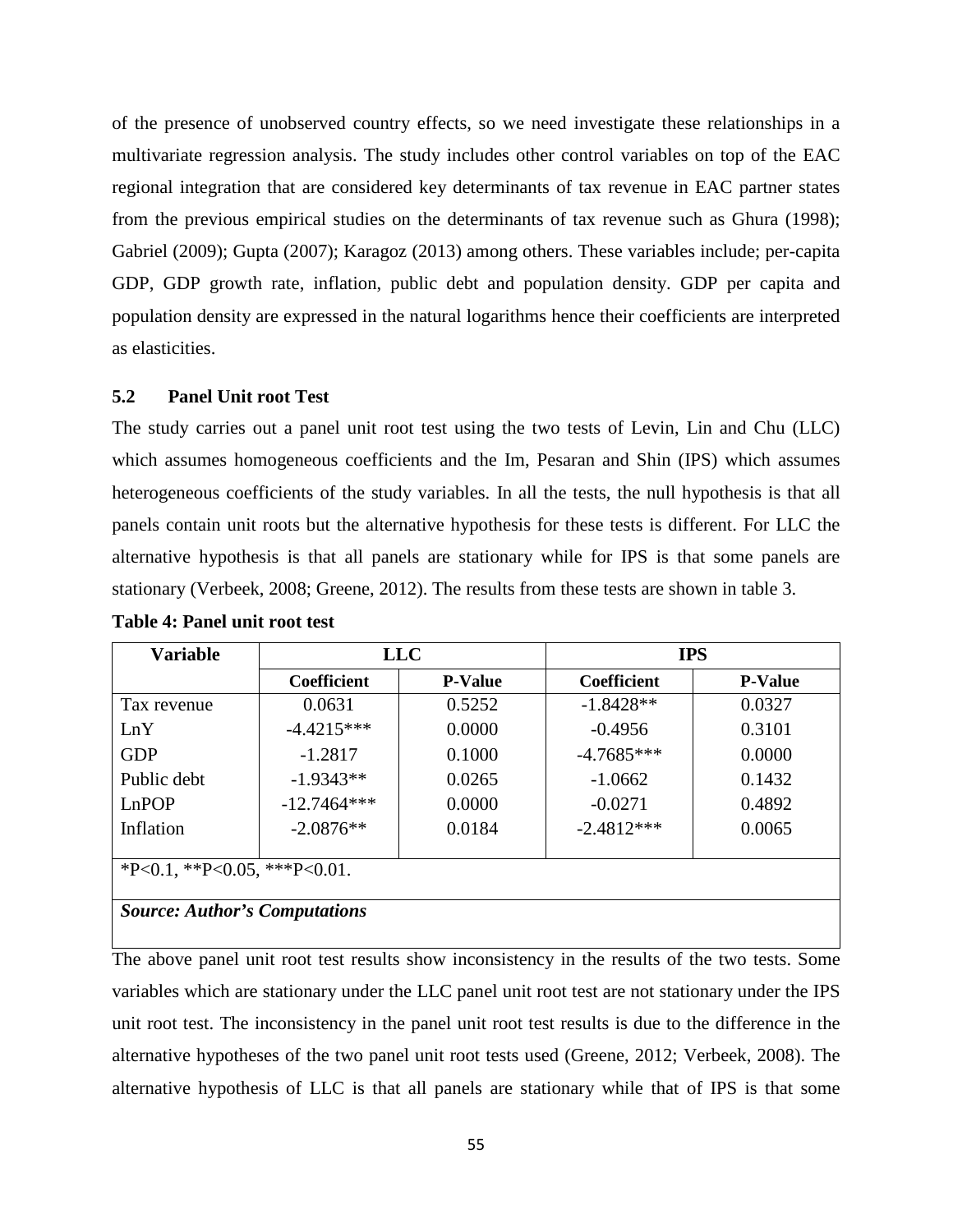of the presence of unobserved country effects, so we need investigate these relationships in a multivariate regression analysis. The study includes other control variables on top of the EAC regional integration that are considered key determinants of tax revenue in EAC partner states from the previous empirical studies on the determinants of tax revenue such as Ghura (1998); Gabriel (2009); Gupta (2007); Karagoz (2013) among others. These variables include; per-capita GDP, GDP growth rate, inflation, public debt and population density. GDP per capita and population density are expressed in the natural logarithms hence their coefficients are interpreted as elasticities.

### 5.2 Panel Unit root Test

The study carries out a panel unit root test using the two tests of Levin, Lin and Chu (LLC) which assumes homogeneous coefficients and the Im, Pesaran and Shin (IPS) which assumes heterogeneous coefficients of the study variables. In all the tests, the null hypothesis is that all panels contain unit roots but the alternative hypothesis for these tests is different. For LLC the alternative hypothesis is that all panels are stationary while for IPS is that some panels are stationary (Verbeek, 2008; Greene, 2012). The results from these tests are shown in table 3.

**Table 4: Panel unit root test**

| Variable | LLC | | IPS | |
|---|---|---|---|---|
| | **Coefficient** | **P-Value** | **Coefficient** | **P-Value** |
| Tax revenue | 0.0631 | 0.5252 | -1.8428** | 0.0327 |
| LnY | -4.4215*** | 0.0000 | -0.4956 | 0.3101 |
| GDP | -1.2817 | 0.1000 | -4.7685*** | 0.0000 |
| Public debt | -1.9343** | 0.0265 | -1.0662 | 0.1432 |
| LnPOP | -12.7464*** | 0.0000 | -0.0271 | 0.4892 |
| Inflation | -2.0876** | 0.0184 | -2.4812*** | 0.0065 |

*P<0.1, **P<0.05, ***P<0.01.

***Source: Author's Computations***

The above panel unit root test results show inconsistency in the results of the two tests. Some variables which are stationary under the LLC panel unit root test are not stationary under the IPS unit root test. The inconsistency in the panel unit root test results is due to the difference in the alternative hypotheses of the two panel unit root tests used (Greene, 2012; Verbeek, 2008). The alternative hypothesis of LLC is that all panels are stationary while that of IPS is that some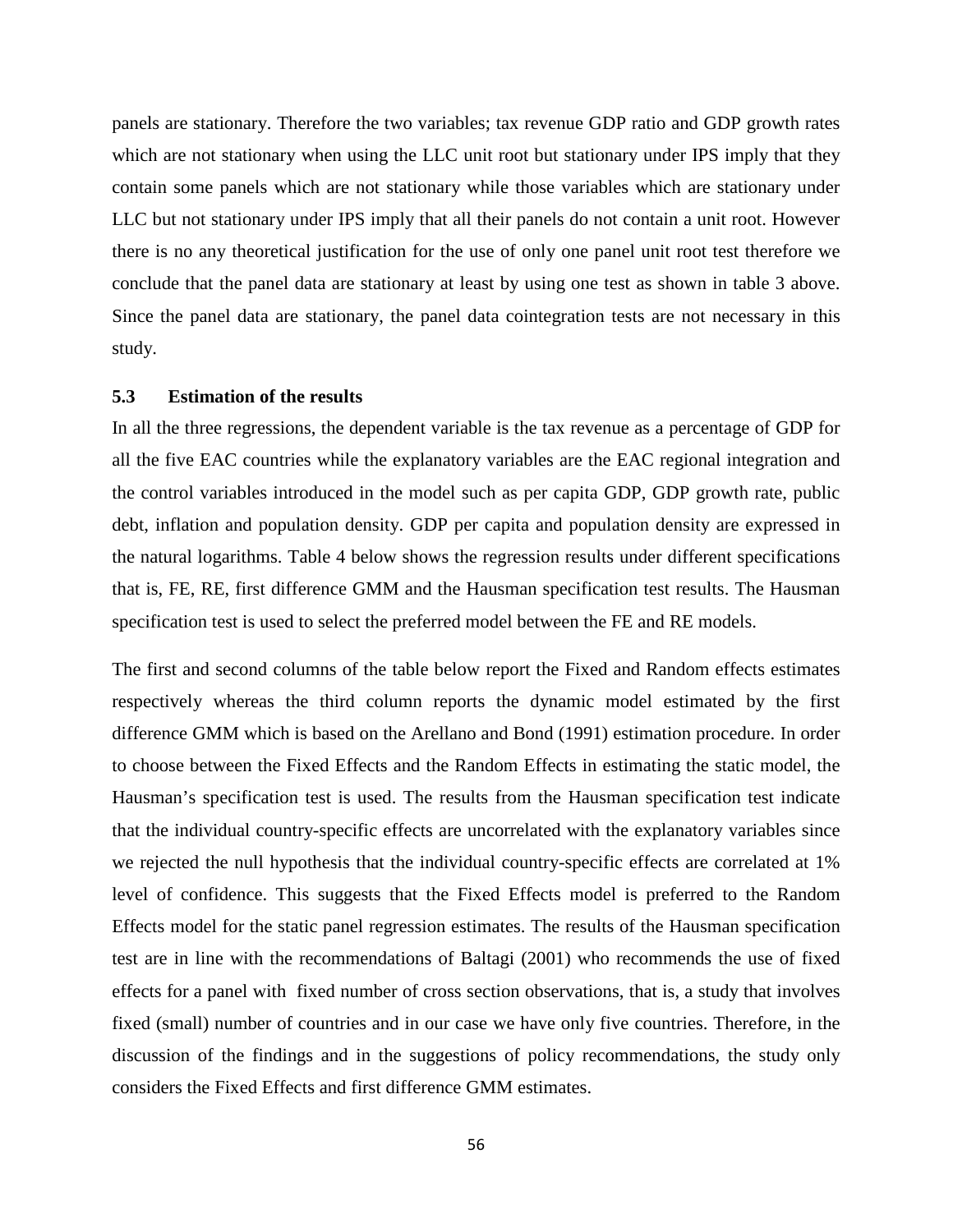panels are stationary. Therefore the two variables; tax revenue GDP ratio and GDP growth rates which are not stationary when using the LLC unit root but stationary under IPS imply that they contain some panels which are not stationary while those variables which are stationary under LLC but not stationary under IPS imply that all their panels do not contain a unit root. However there is no any theoretical justification for the use of only one panel unit root test therefore we conclude that the panel data are stationary at least by using one test as shown in table 3 above. Since the panel data are stationary, the panel data cointegration tests are not necessary in this study.

### 5.3 Estimation of the results

In all the three regressions, the dependent variable is the tax revenue as a percentage of GDP for all the five EAC countries while the explanatory variables are the EAC regional integration and the control variables introduced in the model such as per capita GDP, GDP growth rate, public debt, inflation and population density. GDP per capita and population density are expressed in the natural logarithms. Table 4 below shows the regression results under different specifications that is, FE, RE, first difference GMM and the Hausman specification test results. The Hausman specification test is used to select the preferred model between the FE and RE models.

The first and second columns of the table below report the Fixed and Random effects estimates respectively whereas the third column reports the dynamic model estimated by the first difference GMM which is based on the Arellano and Bond (1991) estimation procedure. In order to choose between the Fixed Effects and the Random Effects in estimating the static model, the Hausman's specification test is used. The results from the Hausman specification test indicate that the individual country-specific effects are uncorrelated with the explanatory variables since we rejected the null hypothesis that the individual country-specific effects are correlated at 1% level of confidence. This suggests that the Fixed Effects model is preferred to the Random Effects model for the static panel regression estimates. The results of the Hausman specification test are in line with the recommendations of Baltagi (2001) who recommends the use of fixed effects for a panel with fixed number of cross section observations, that is, a study that involves fixed (small) number of countries and in our case we have only five countries. Therefore, in the discussion of the findings and in the suggestions of policy recommendations, the study only considers the Fixed Effects and first difference GMM estimates.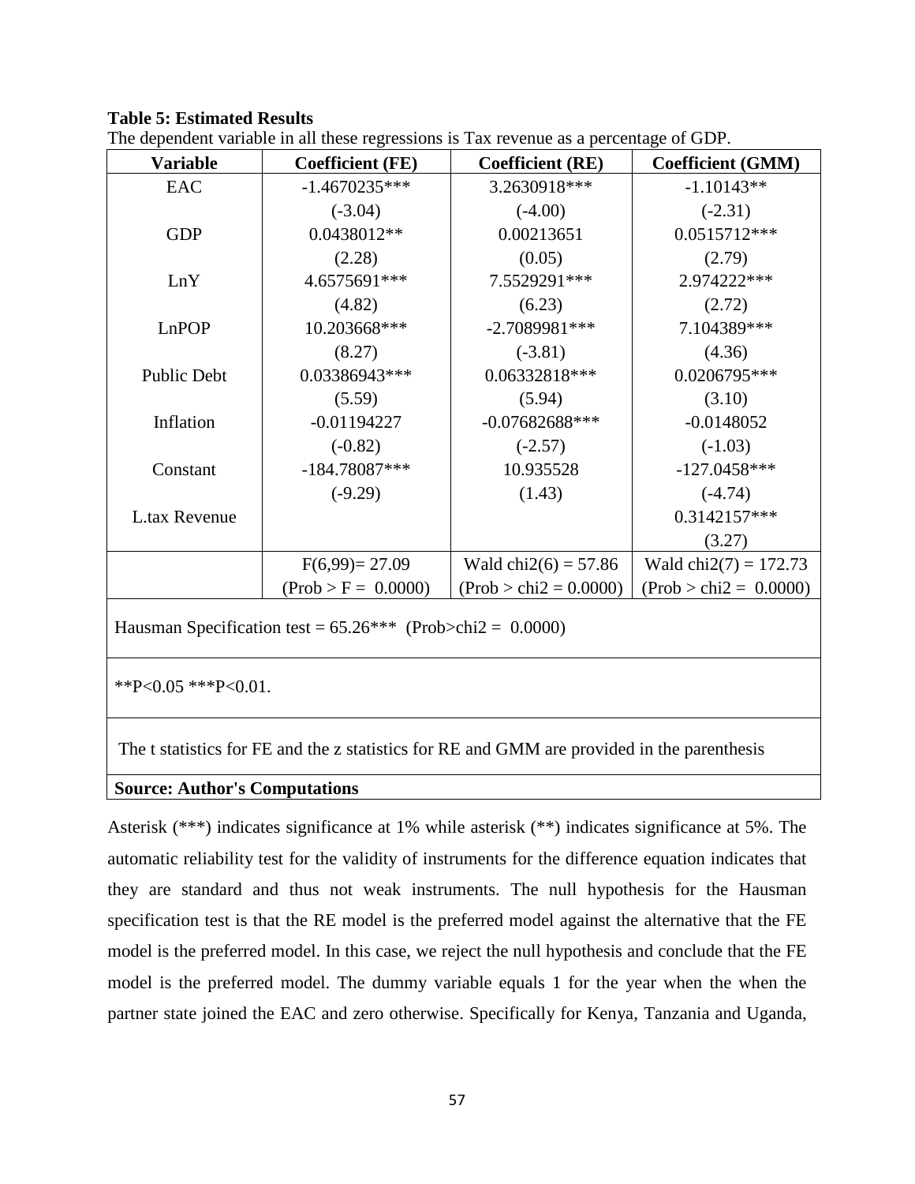**Table 5: Estimated Results**

The dependent variable in all these regressions is Tax revenue as a percentage of GDP.

| Variable | Coefficient (FE) | Coefficient (RE) | Coefficient (GMM) |
|---|---|---|---|
| EAC | -1.4670235*** | 3.2630918*** | -1.10143** |
| | (-3.04) | (-4.00) | (-2.31) |
| GDP | 0.0438012** | 0.00213651 | 0.0515712*** |
| | (2.28) | (0.05) | (2.79) |
| LnY | 4.6575691*** | 7.5529291*** | 2.974222*** |
| | (4.82) | (6.23) | (2.72) |
| LnPOP | 10.203668*** | -2.7089981*** | 7.104389*** |
| | (8.27) | (-3.81) | (4.36) |
| Public Debt | 0.03386943*** | 0.06332818*** | 0.0206795*** |
| | (5.59) | (5.94) | (3.10) |
| Inflation | -0.01194227 | -0.07682688*** | -0.0148052 |
| | (-0.82) | (-2.57) | (-1.03) |
| Constant | -184.78087*** | 10.935528 | -127.0458*** |
| | (-9.29) | (1.43) | (-4.74) |
| L.tax Revenue | | | 0.3142157*** |
| | | | (3.27) |
| | $F(6,99) = 27.09$ | Wald $chi2(6) = 57.86$ | Wald $chi2(7) = 172.73$ |
| | $(Prob > F = 0.0000)$ | $(Prob > chi2 = 0.0000)$ | $(Prob > chi2 = 0.0000)$ |

Hausman Specification test = 65.26*** (Prob>chi2 = 0.0000)

**P<0.05 ***P<0.01.

The t statistics for FE and the z statistics for RE and GMM are provided in the parenthesis

**Source: Author's Computations**

Asterisk (***) indicates significance at 1% while asterisk (**) indicates significance at 5%. The automatic reliability test for the validity of instruments for the difference equation indicates that they are standard and thus not weak instruments. The null hypothesis for the Hausman specification test is that the RE model is the preferred model against the alternative that the FE model is the preferred model. In this case, we reject the null hypothesis and conclude that the FE model is the preferred model. The dummy variable equals 1 for the year when the when the partner state joined the EAC and zero otherwise. Specifically for Kenya, Tanzania and Uganda,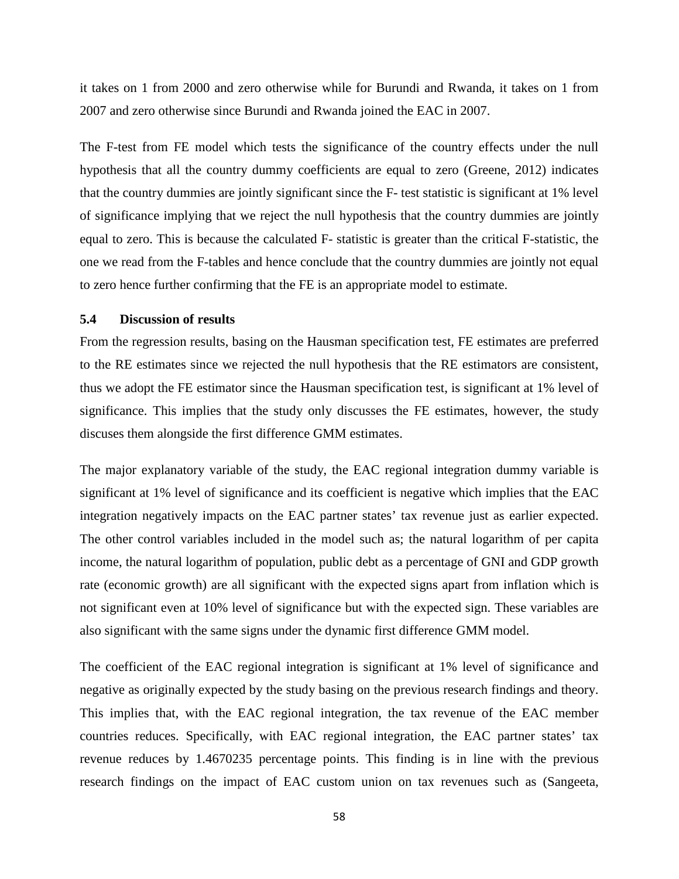it takes on 1 from 2000 and zero otherwise while for Burundi and Rwanda, it takes on 1 from 2007 and zero otherwise since Burundi and Rwanda joined the EAC in 2007.

The F-test from FE model which tests the significance of the country effects under the null hypothesis that all the country dummy coefficients are equal to zero (Greene, 2012) indicates that the country dummies are jointly significant since the F- test statistic is significant at 1% level of significance implying that we reject the null hypothesis that the country dummies are jointly equal to zero. This is because the calculated F- statistic is greater than the critical F-statistic, the one we read from the F-tables and hence conclude that the country dummies are jointly not equal to zero hence further confirming that the FE is an appropriate model to estimate.

### 5.4 Discussion of results

From the regression results, basing on the Hausman specification test, FE estimates are preferred to the RE estimates since we rejected the null hypothesis that the RE estimators are consistent, thus we adopt the FE estimator since the Hausman specification test, is significant at 1% level of significance. This implies that the study only discusses the FE estimates, however, the study discuses them alongside the first difference GMM estimates.

The major explanatory variable of the study, the EAC regional integration dummy variable is significant at 1% level of significance and its coefficient is negative which implies that the EAC integration negatively impacts on the EAC partner states' tax revenue just as earlier expected. The other control variables included in the model such as; the natural logarithm of per capita income, the natural logarithm of population, public debt as a percentage of GNI and GDP growth rate (economic growth) are all significant with the expected signs apart from inflation which is not significant even at 10% level of significance but with the expected sign. These variables are also significant with the same signs under the dynamic first difference GMM model.

The coefficient of the EAC regional integration is significant at 1% level of significance and negative as originally expected by the study basing on the previous research findings and theory. This implies that, with the EAC regional integration, the tax revenue of the EAC member countries reduces. Specifically, with EAC regional integration, the EAC partner states' tax revenue reduces by 1.4670235 percentage points. This finding is in line with the previous research findings on the impact of EAC custom union on tax revenues such as (Sangeeta,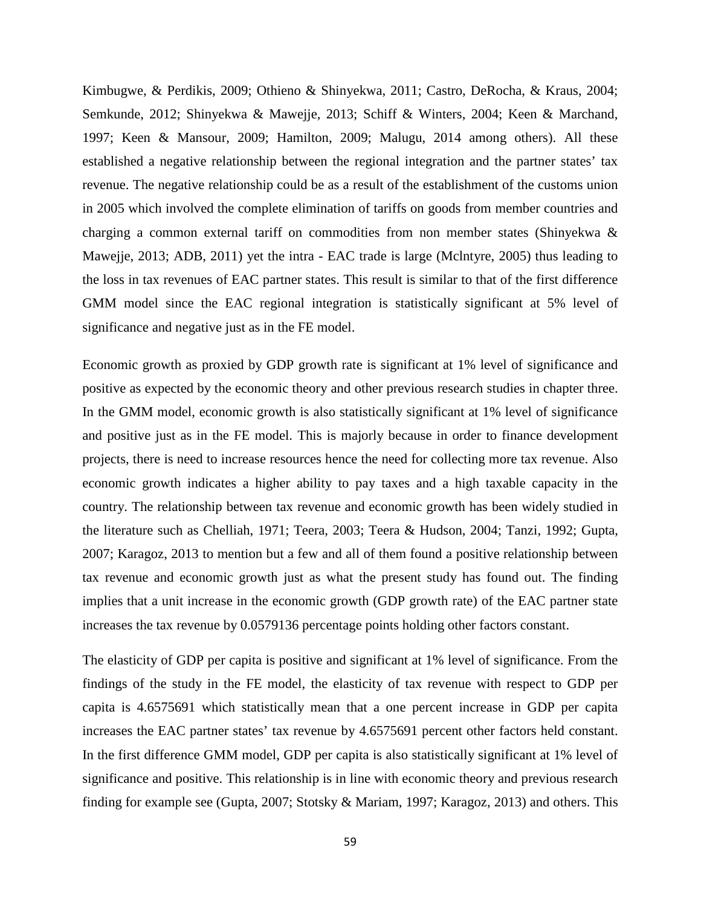Kimbugwe, & Perdikis, 2009; Othieno & Shinyekwa, 2011; Castro, DeRocha, & Kraus, 2004; Semkunde, 2012; Shinyekwa & Mawejje, 2013; Schiff & Winters, 2004; Keen & Marchand, 1997; Keen & Mansour, 2009; Hamilton, 2009; Malugu, 2014 among others). All these established a negative relationship between the regional integration and the partner states' tax revenue. The negative relationship could be as a result of the establishment of the customs union in 2005 which involved the complete elimination of tariffs on goods from member countries and charging a common external tariff on commodities from non member states (Shinyekwa & Mawejje, 2013; ADB, 2011) yet the intra - EAC trade is large (Mclntyre, 2005) thus leading to the loss in tax revenues of EAC partner states. This result is similar to that of the first difference GMM model since the EAC regional integration is statistically significant at 5% level of significance and negative just as in the FE model.

Economic growth as proxied by GDP growth rate is significant at 1% level of significance and positive as expected by the economic theory and other previous research studies in chapter three. In the GMM model, economic growth is also statistically significant at 1% level of significance and positive just as in the FE model. This is majorly because in order to finance development projects, there is need to increase resources hence the need for collecting more tax revenue. Also economic growth indicates a higher ability to pay taxes and a high taxable capacity in the country. The relationship between tax revenue and economic growth has been widely studied in the literature such as Chelliah, 1971; Teera, 2003; Teera & Hudson, 2004; Tanzi, 1992; Gupta, 2007; Karagoz, 2013 to mention but a few and all of them found a positive relationship between tax revenue and economic growth just as what the present study has found out. The finding implies that a unit increase in the economic growth (GDP growth rate) of the EAC partner state increases the tax revenue by 0.0579136 percentage points holding other factors constant.

The elasticity of GDP per capita is positive and significant at 1% level of significance. From the findings of the study in the FE model, the elasticity of tax revenue with respect to GDP per capita is 4.6575691 which statistically mean that a one percent increase in GDP per capita increases the EAC partner states' tax revenue by 4.6575691 percent other factors held constant. In the first difference GMM model, GDP per capita is also statistically significant at 1% level of significance and positive. This relationship is in line with economic theory and previous research finding for example see (Gupta, 2007; Stotsky & Mariam, 1997; Karagoz, 2013) and others. This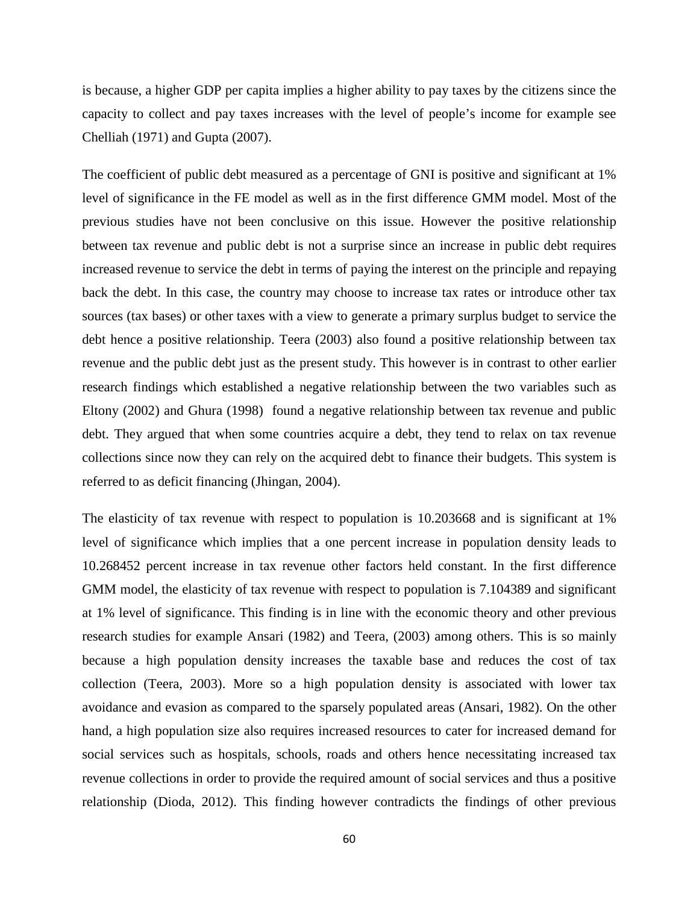is because, a higher GDP per capita implies a higher ability to pay taxes by the citizens since the capacity to collect and pay taxes increases with the level of people's income for example see Chelliah (1971) and Gupta (2007).

The coefficient of public debt measured as a percentage of GNI is positive and significant at 1% level of significance in the FE model as well as in the first difference GMM model. Most of the previous studies have not been conclusive on this issue. However the positive relationship between tax revenue and public debt is not a surprise since an increase in public debt requires increased revenue to service the debt in terms of paying the interest on the principle and repaying back the debt. In this case, the country may choose to increase tax rates or introduce other tax sources (tax bases) or other taxes with a view to generate a primary surplus budget to service the debt hence a positive relationship. Teera (2003) also found a positive relationship between tax revenue and the public debt just as the present study. This however is in contrast to other earlier research findings which established a negative relationship between the two variables such as Eltony (2002) and Ghura (1998) found a negative relationship between tax revenue and public debt. They argued that when some countries acquire a debt, they tend to relax on tax revenue collections since now they can rely on the acquired debt to finance their budgets. This system is referred to as deficit financing (Jhingan, 2004).

The elasticity of tax revenue with respect to population is 10.203668 and is significant at 1% level of significance which implies that a one percent increase in population density leads to 10.268452 percent increase in tax revenue other factors held constant. In the first difference GMM model, the elasticity of tax revenue with respect to population is 7.104389 and significant at 1% level of significance. This finding is in line with the economic theory and other previous research studies for example Ansari (1982) and Teera, (2003) among others. This is so mainly because a high population density increases the taxable base and reduces the cost of tax collection (Teera, 2003). More so a high population density is associated with lower tax avoidance and evasion as compared to the sparsely populated areas (Ansari, 1982). On the other hand, a high population size also requires increased resources to cater for increased demand for social services such as hospitals, schools, roads and others hence necessitating increased tax revenue collections in order to provide the required amount of social services and thus a positive relationship (Dioda, 2012). This finding however contradicts the findings of other previous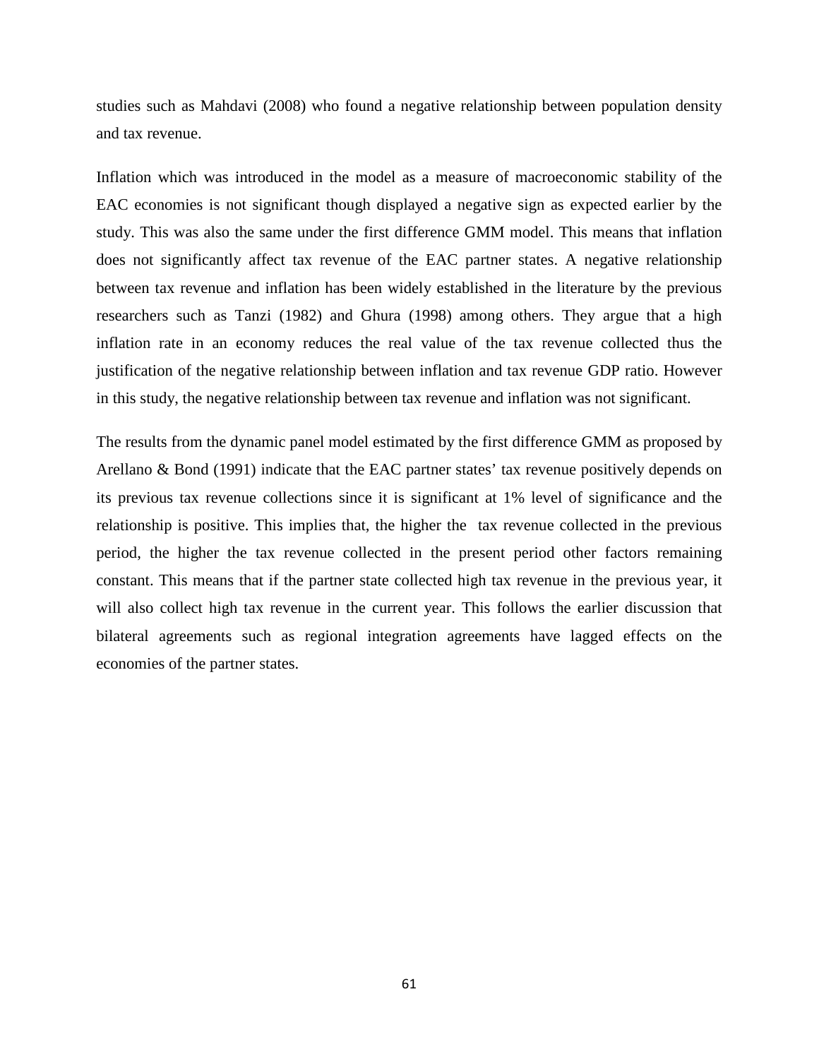studies such as Mahdavi (2008) who found a negative relationship between population density and tax revenue.

Inflation which was introduced in the model as a measure of macroeconomic stability of the EAC economies is not significant though displayed a negative sign as expected earlier by the study. This was also the same under the first difference GMM model. This means that inflation does not significantly affect tax revenue of the EAC partner states. A negative relationship between tax revenue and inflation has been widely established in the literature by the previous researchers such as Tanzi (1982) and Ghura (1998) among others. They argue that a high inflation rate in an economy reduces the real value of the tax revenue collected thus the justification of the negative relationship between inflation and tax revenue GDP ratio. However in this study, the negative relationship between tax revenue and inflation was not significant.

The results from the dynamic panel model estimated by the first difference GMM as proposed by Arellano & Bond (1991) indicate that the EAC partner states' tax revenue positively depends on its previous tax revenue collections since it is significant at 1% level of significance and the relationship is positive. This implies that, the higher the tax revenue collected in the previous period, the higher the tax revenue collected in the present period other factors remaining constant. This means that if the partner state collected high tax revenue in the previous year, it will also collect high tax revenue in the current year. This follows the earlier discussion that bilateral agreements such as regional integration agreements have lagged effects on the economies of the partner states.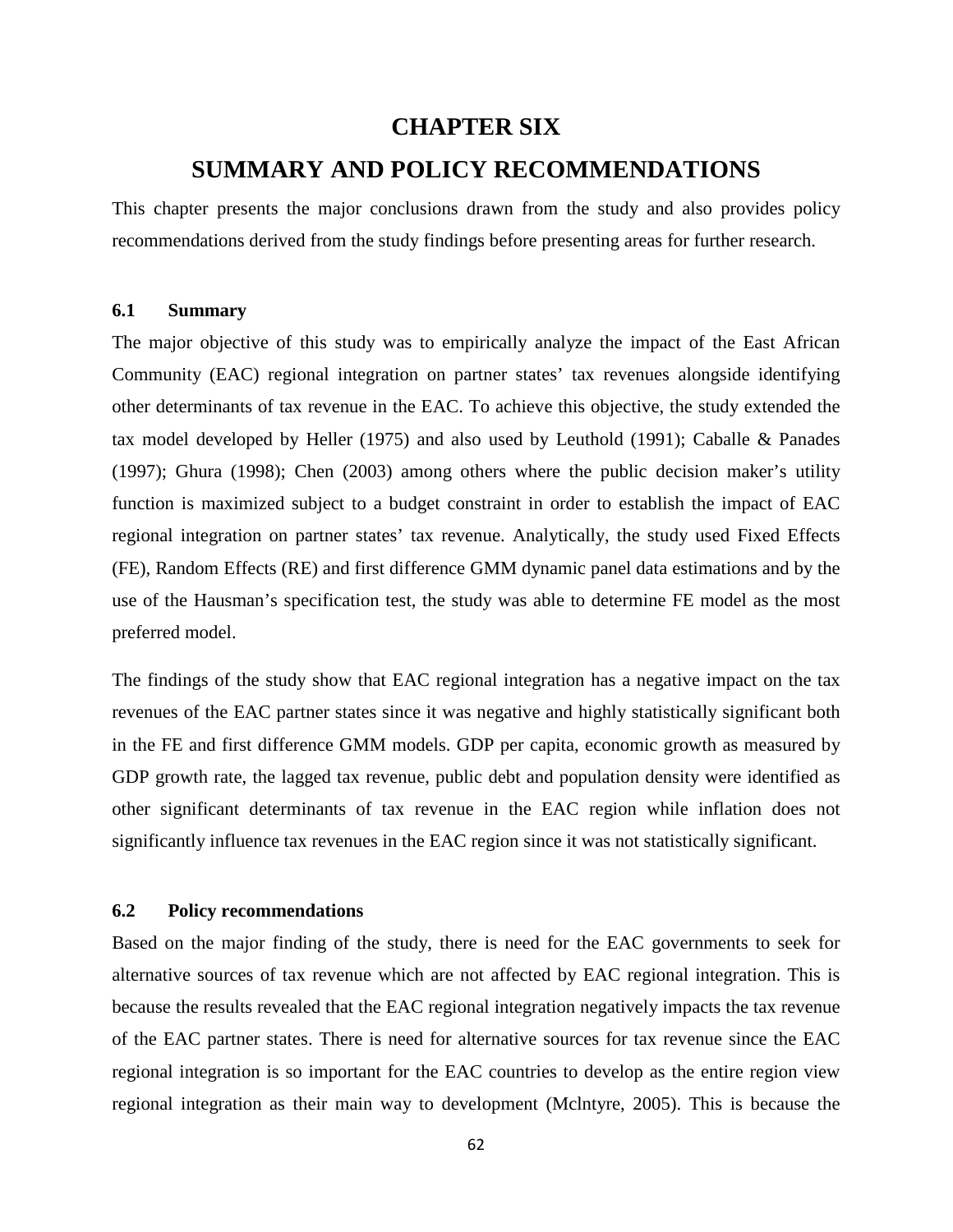# CHAPTER SIX

# SUMMARY AND POLICY RECOMMENDATIONS

This chapter presents the major conclusions drawn from the study and also provides policy recommendations derived from the study findings before presenting areas for further research.

## 6.1 Summary

The major objective of this study was to empirically analyze the impact of the East African Community (EAC) regional integration on partner states' tax revenues alongside identifying other determinants of tax revenue in the EAC. To achieve this objective, the study extended the tax model developed by Heller (1975) and also used by Leuthold (1991); Caballe & Panades (1997); Ghura (1998); Chen (2003) among others where the public decision maker's utility function is maximized subject to a budget constraint in order to establish the impact of EAC regional integration on partner states' tax revenue. Analytically, the study used Fixed Effects (FE), Random Effects (RE) and first difference GMM dynamic panel data estimations and by the use of the Hausman's specification test, the study was able to determine FE model as the most preferred model.

The findings of the study show that EAC regional integration has a negative impact on the tax revenues of the EAC partner states since it was negative and highly statistically significant both in the FE and first difference GMM models. GDP per capita, economic growth as measured by GDP growth rate, the lagged tax revenue, public debt and population density were identified as other significant determinants of tax revenue in the EAC region while inflation does not significantly influence tax revenues in the EAC region since it was not statistically significant.

## 6.2 Policy recommendations

Based on the major finding of the study, there is need for the EAC governments to seek for alternative sources of tax revenue which are not affected by EAC regional integration. This is because the results revealed that the EAC regional integration negatively impacts the tax revenue of the EAC partner states. There is need for alternative sources for tax revenue since the EAC regional integration is so important for the EAC countries to develop as the entire region view regional integration as their main way to development (Mclntyre, 2005). This is because the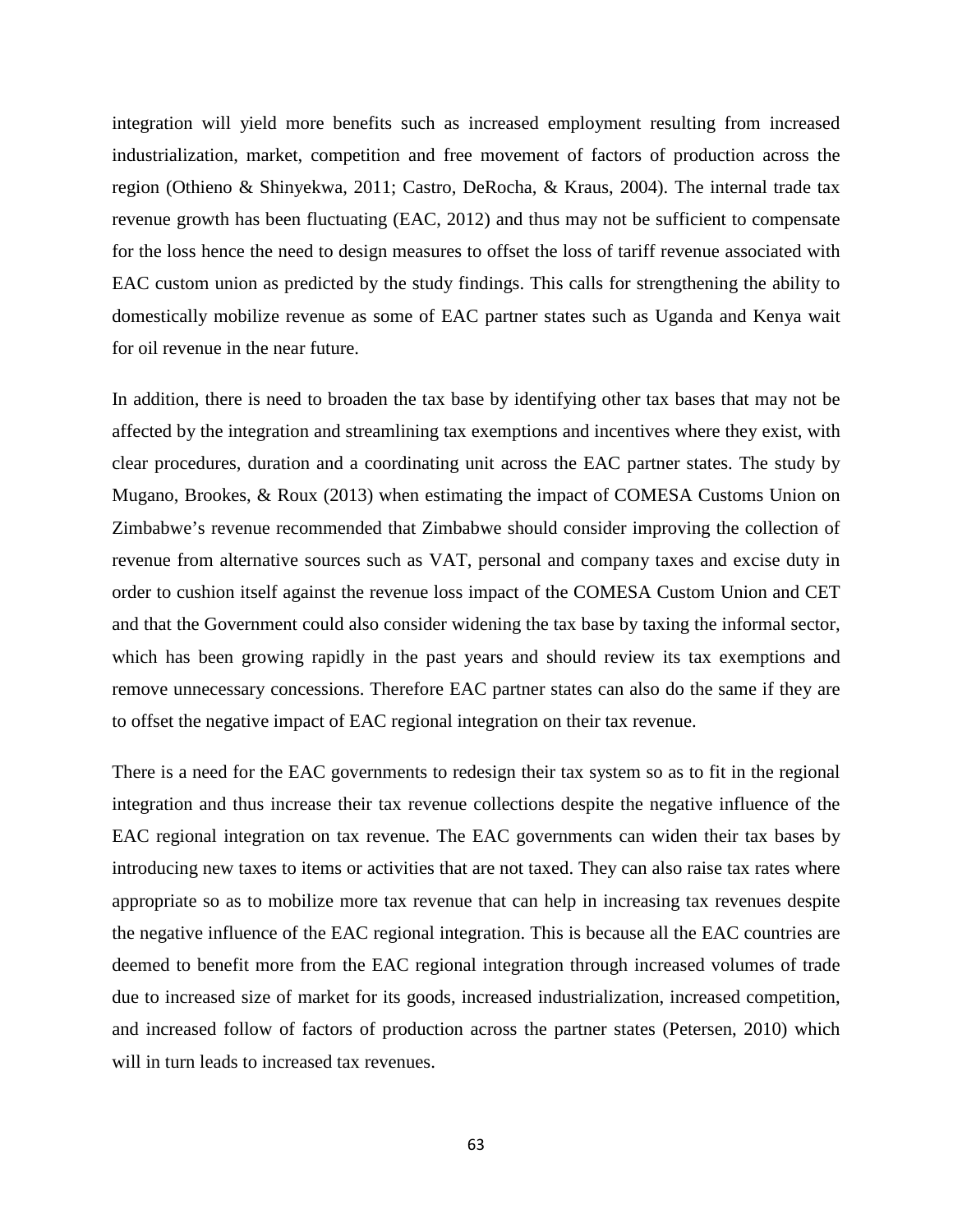integration will yield more benefits such as increased employment resulting from increased industrialization, market, competition and free movement of factors of production across the region (Othieno & Shinyekwa, 2011; Castro, DeRocha, & Kraus, 2004). The internal trade tax revenue growth has been fluctuating (EAC, 2012) and thus may not be sufficient to compensate for the loss hence the need to design measures to offset the loss of tariff revenue associated with EAC custom union as predicted by the study findings. This calls for strengthening the ability to domestically mobilize revenue as some of EAC partner states such as Uganda and Kenya wait for oil revenue in the near future.

In addition, there is need to broaden the tax base by identifying other tax bases that may not be affected by the integration and streamlining tax exemptions and incentives where they exist, with clear procedures, duration and a coordinating unit across the EAC partner states. The study by Mugano, Brookes, & Roux (2013) when estimating the impact of COMESA Customs Union on Zimbabwe's revenue recommended that Zimbabwe should consider improving the collection of revenue from alternative sources such as VAT, personal and company taxes and excise duty in order to cushion itself against the revenue loss impact of the COMESA Custom Union and CET and that the Government could also consider widening the tax base by taxing the informal sector, which has been growing rapidly in the past years and should review its tax exemptions and remove unnecessary concessions. Therefore EAC partner states can also do the same if they are to offset the negative impact of EAC regional integration on their tax revenue.

There is a need for the EAC governments to redesign their tax system so as to fit in the regional integration and thus increase their tax revenue collections despite the negative influence of the EAC regional integration on tax revenue. The EAC governments can widen their tax bases by introducing new taxes to items or activities that are not taxed. They can also raise tax rates where appropriate so as to mobilize more tax revenue that can help in increasing tax revenues despite the negative influence of the EAC regional integration. This is because all the EAC countries are deemed to benefit more from the EAC regional integration through increased volumes of trade due to increased size of market for its goods, increased industrialization, increased competition, and increased follow of factors of production across the partner states (Petersen, 2010) which will in turn leads to increased tax revenues.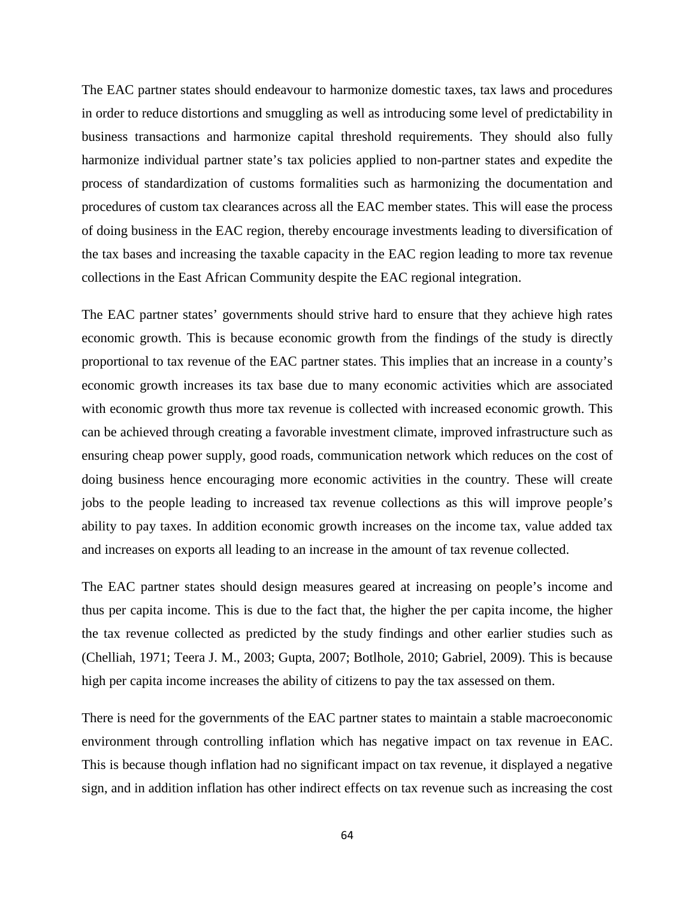The EAC partner states should endeavour to harmonize domestic taxes, tax laws and procedures in order to reduce distortions and smuggling as well as introducing some level of predictability in business transactions and harmonize capital threshold requirements. They should also fully harmonize individual partner state's tax policies applied to non-partner states and expedite the process of standardization of customs formalities such as harmonizing the documentation and procedures of custom tax clearances across all the EAC member states. This will ease the process of doing business in the EAC region, thereby encourage investments leading to diversification of the tax bases and increasing the taxable capacity in the EAC region leading to more tax revenue collections in the East African Community despite the EAC regional integration.

The EAC partner states' governments should strive hard to ensure that they achieve high rates economic growth. This is because economic growth from the findings of the study is directly proportional to tax revenue of the EAC partner states. This implies that an increase in a county's economic growth increases its tax base due to many economic activities which are associated with economic growth thus more tax revenue is collected with increased economic growth. This can be achieved through creating a favorable investment climate, improved infrastructure such as ensuring cheap power supply, good roads, communication network which reduces on the cost of doing business hence encouraging more economic activities in the country. These will create jobs to the people leading to increased tax revenue collections as this will improve people's ability to pay taxes. In addition economic growth increases on the income tax, value added tax and increases on exports all leading to an increase in the amount of tax revenue collected.

The EAC partner states should design measures geared at increasing on people's income and thus per capita income. This is due to the fact that, the higher the per capita income, the higher the tax revenue collected as predicted by the study findings and other earlier studies such as (Chelliah, 1971; Teera J. M., 2003; Gupta, 2007; Botlhole, 2010; Gabriel, 2009). This is because high per capita income increases the ability of citizens to pay the tax assessed on them.

There is need for the governments of the EAC partner states to maintain a stable macroeconomic environment through controlling inflation which has negative impact on tax revenue in EAC. This is because though inflation had no significant impact on tax revenue, it displayed a negative sign, and in addition inflation has other indirect effects on tax revenue such as increasing the cost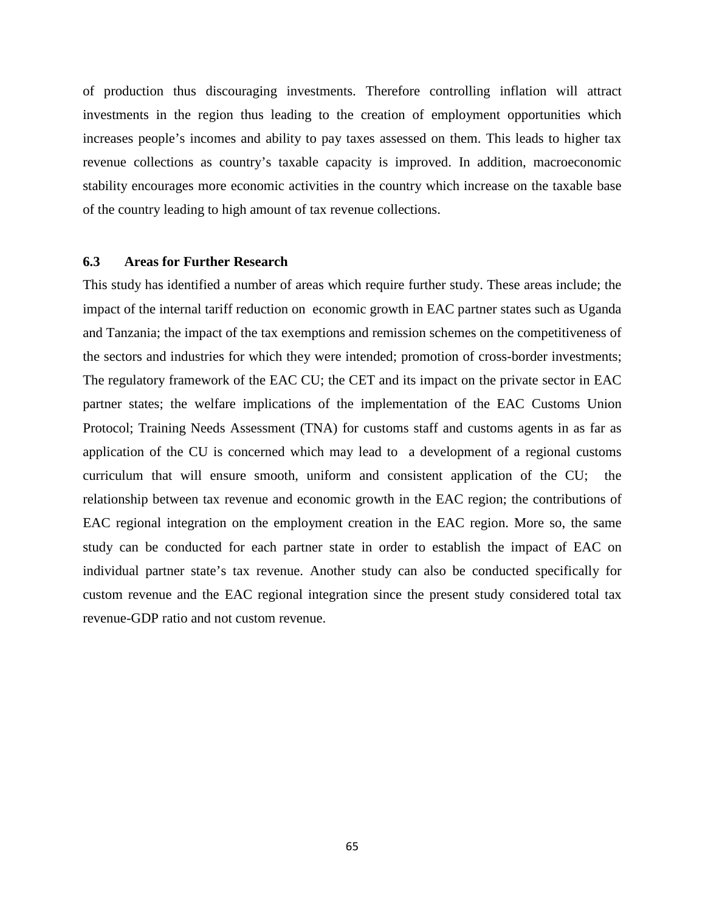of production thus discouraging investments. Therefore controlling inflation will attract investments in the region thus leading to the creation of employment opportunities which increases people's incomes and ability to pay taxes assessed on them. This leads to higher tax revenue collections as country's taxable capacity is improved. In addition, macroeconomic stability encourages more economic activities in the country which increase on the taxable base of the country leading to high amount of tax revenue collections.

### 6.3 Areas for Further Research

This study has identified a number of areas which require further study. These areas include; the impact of the internal tariff reduction on economic growth in EAC partner states such as Uganda and Tanzania; the impact of the tax exemptions and remission schemes on the competitiveness of the sectors and industries for which they were intended; promotion of cross-border investments; The regulatory framework of the EAC CU; the CET and its impact on the private sector in EAC partner states; the welfare implications of the implementation of the EAC Customs Union Protocol; Training Needs Assessment (TNA) for customs staff and customs agents in as far as application of the CU is concerned which may lead to a development of a regional customs curriculum that will ensure smooth, uniform and consistent application of the CU; the relationship between tax revenue and economic growth in the EAC region; the contributions of EAC regional integration on the employment creation in the EAC region. More so, the same study can be conducted for each partner state in order to establish the impact of EAC on individual partner state's tax revenue. Another study can also be conducted specifically for custom revenue and the EAC regional integration since the present study considered total tax revenue-GDP ratio and not custom revenue.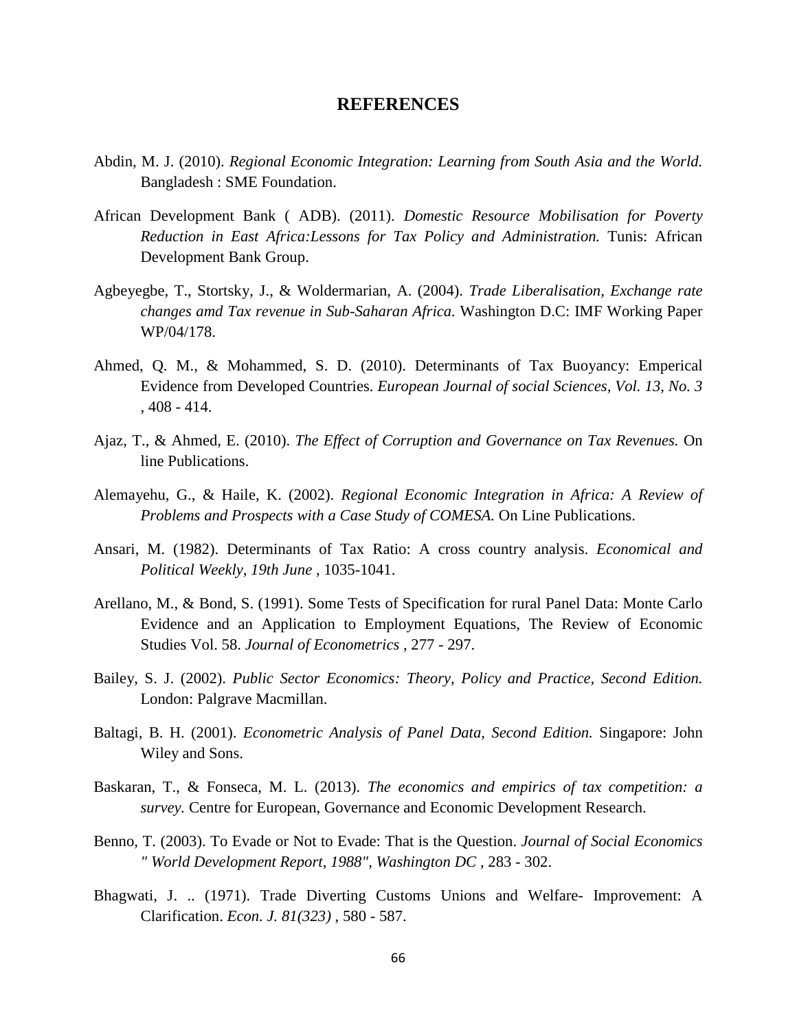# REFERENCES

Abdin, M. J. (2010). *Regional Economic Integration: Learning from South Asia and the World.* Bangladesh : SME Foundation.

African Development Bank ( ADB). (2011). *Domestic Resource Mobilisation for Poverty Reduction in East Africa:Lessons for Tax Policy and Administration.* Tunis: African Development Bank Group.

Agbeyegbe, T., Stortsky, J., & Woldermarian, A. (2004). *Trade Liberalisation, Exchange rate changes amd Tax revenue in Sub-Saharan Africa.* Washington D.C: IMF Working Paper WP/04/178.

Ahmed, Q. M., & Mohammed, S. D. (2010). Determinants of Tax Buoyancy: Emperical Evidence from Developed Countries. *European Journal of social Sciences, Vol. 13, No. 3* , 408 - 414.

Ajaz, T., & Ahmed, E. (2010). *The Effect of Corruption and Governance on Tax Revenues.* On line Publications.

Alemayehu, G., & Haile, K. (2002). *Regional Economic Integration in Africa: A Review of Problems and Prospects with a Case Study of COMESA.* On Line Publications.

Ansari, M. (1982). Determinants of Tax Ratio: A cross country analysis. *Economical and Political Weekly, 19th June* , 1035-1041.

Arellano, M., & Bond, S. (1991). Some Tests of Specification for rural Panel Data: Monte Carlo Evidence and an Application to Employment Equations, The Review of Economic Studies Vol. 58. *Journal of Econometrics* , 277 - 297.

Bailey, S. J. (2002). *Public Sector Economics: Theory, Policy and Practice, Second Edition.* London: Palgrave Macmillan.

Baltagi, B. H. (2001). *Econometric Analysis of Panel Data, Second Edition.* Singapore: John Wiley and Sons.

Baskaran, T., & Fonseca, M. L. (2013). *The economics and empirics of tax competition: a survey.* Centre for European, Governance and Economic Development Research.

Benno, T. (2003). To Evade or Not to Evade: That is the Question. *Journal of Social Economics " World Development Report, 1988", Washington DC* , 283 - 302.

Bhagwati, J. .. (1971). Trade Diverting Customs Unions and Welfare- Improvement: A Clarification. *Econ. J. 81(323)* , 580 - 587.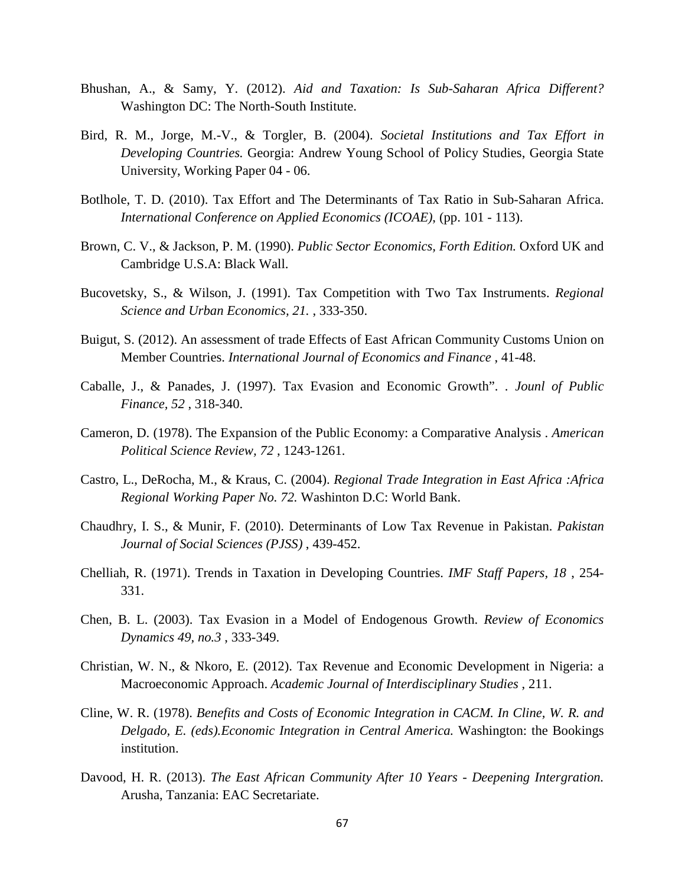Bhushan, A., & Samy, Y. (2012). *Aid and Taxation: Is Sub-Saharan Africa Different?* Washington DC: The North-South Institute.

Bird, R. M., Jorge, M.-V., & Torgler, B. (2004). *Societal Institutions and Tax Effort in Developing Countries.* Georgia: Andrew Young School of Policy Studies, Georgia State University, Working Paper 04 - 06.

Botlhole, T. D. (2010). Tax Effort and The Determinants of Tax Ratio in Sub-Saharan Africa. *International Conference on Applied Economics (ICOAE),* (pp. 101 - 113).

Brown, C. V., & Jackson, P. M. (1990). *Public Sector Economics, Forth Edition.* Oxford UK and Cambridge U.S.A: Black Wall.

Bucovetsky, S., & Wilson, J. (1991). Tax Competition with Two Tax Instruments. *Regional Science and Urban Economics, 21.* , 333-350.

Buigut, S. (2012). An assessment of trade Effects of East African Community Customs Union on Member Countries. *International Journal of Economics and Finance* , 41-48.

Caballe, J., & Panades, J. (1997). Tax Evasion and Economic Growth". . *Jounl of Public Finance, 52* , 318-340.

Cameron, D. (1978). The Expansion of the Public Economy: a Comparative Analysis . *American Political Science Review, 72* , 1243-1261.

Castro, L., DeRocha, M., & Kraus, C. (2004). *Regional Trade Integration in East Africa :Africa Regional Working Paper No. 72.* Washinton D.C: World Bank.

Chaudhry, I. S., & Munir, F. (2010). Determinants of Low Tax Revenue in Pakistan. *Pakistan Journal of Social Sciences (PJSS)* , 439-452.

Chelliah, R. (1971). Trends in Taxation in Developing Countries. *IMF Staff Papers, 18* , 254-331.

Chen, B. L. (2003). Tax Evasion in a Model of Endogenous Growth. *Review of Economics Dynamics 49, no.3* , 333-349.

Christian, W. N., & Nkoro, E. (2012). Tax Revenue and Economic Development in Nigeria: a Macroeconomic Approach. *Academic Journal of Interdisciplinary Studies* , 211.

Cline, W. R. (1978). *Benefits and Costs of Economic Integration in CACM. In Cline, W. R. and Delgado, E. (eds).Economic Integration in Central America.* Washington: the Bookings institution.

Davood, H. R. (2013). *The East African Community After 10 Years - Deepening Intergration.* Arusha, Tanzania: EAC Secretariate.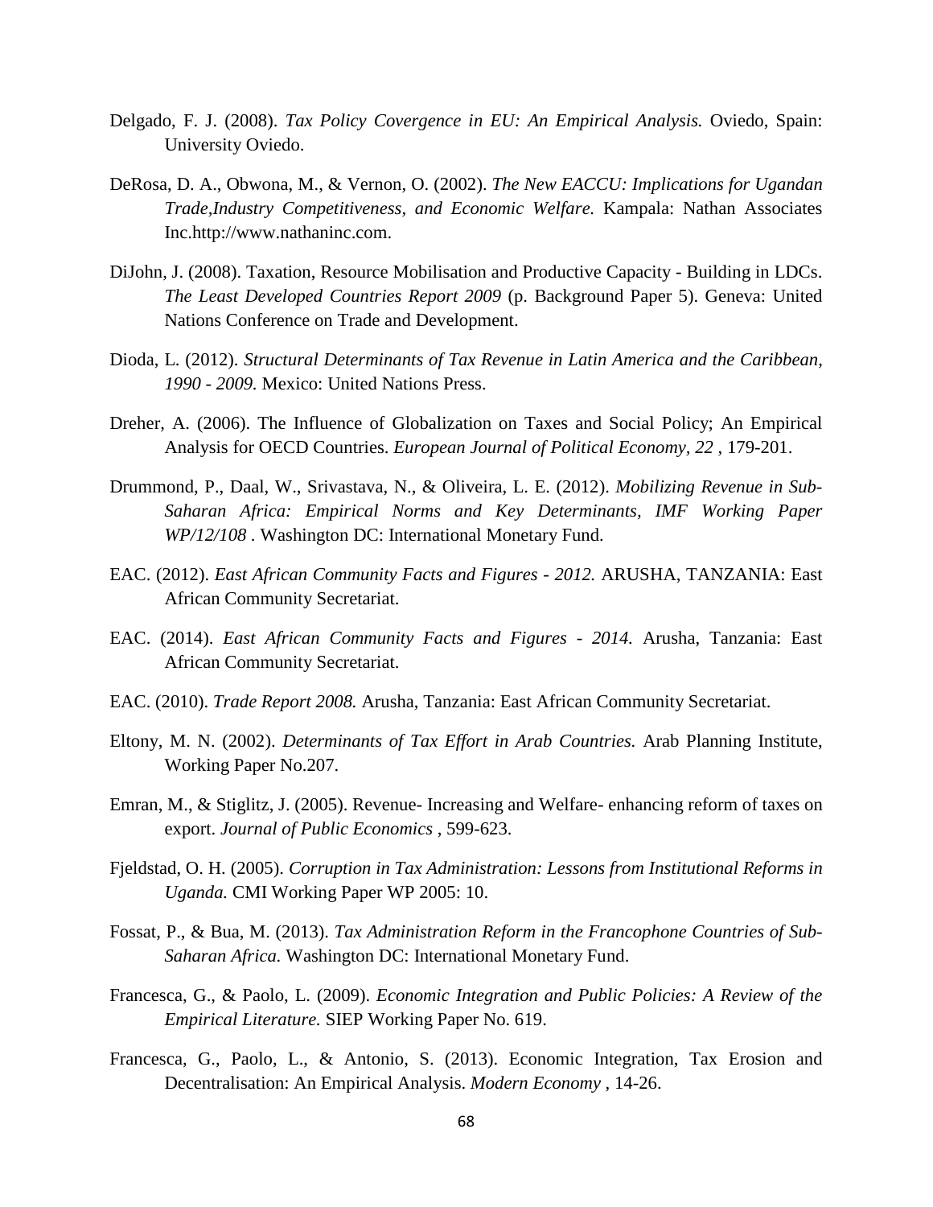Delgado, F. J. (2008). *Tax Policy Covergence in EU: An Empirical Analysis.* Oviedo, Spain: University Oviedo.

DeRosa, D. A., Obwona, M., & Vernon, O. (2002). *The New EACCU: Implications for Ugandan Trade,Industry Competitiveness, and Economic Welfare.* Kampala: Nathan Associates Inc.http://www.nathaninc.com.

DiJohn, J. (2008). Taxation, Resource Mobilisation and Productive Capacity - Building in LDCs. *The Least Developed Countries Report 2009* (p. Background Paper 5). Geneva: United Nations Conference on Trade and Development.

Dioda, L. (2012). *Structural Determinants of Tax Revenue in Latin America and the Caribbean, 1990 - 2009.* Mexico: United Nations Press.

Dreher, A. (2006). The Influence of Globalization on Taxes and Social Policy; An Empirical Analysis for OECD Countries. *European Journal of Political Economy*, *22* , 179-201.

Drummond, P., Daal, W., Srivastava, N., & Oliveira, L. E. (2012). *Mobilizing Revenue in Sub-Saharan Africa: Empirical Norms and Key Determinants, IMF Working Paper WP/12/108* . Washington DC: International Monetary Fund.

EAC. (2012). *East African Community Facts and Figures - 2012.* ARUSHA, TANZANIA: East African Community Secretariat.

EAC. (2014). *East African Community Facts and Figures - 2014.* Arusha, Tanzania: East African Community Secretariat.

EAC. (2010). *Trade Report 2008.* Arusha, Tanzania: East African Community Secretariat.

Eltony, M. N. (2002). *Determinants of Tax Effort in Arab Countries.* Arab Planning Institute, Working Paper No.207.

Emran, M., & Stiglitz, J. (2005). Revenue- Increasing and Welfare- enhancing reform of taxes on export. *Journal of Public Economics* , 599-623.

Fjeldstad, O. H. (2005). *Corruption in Tax Administration: Lessons from Institutional Reforms in Uganda.* CMI Working Paper WP 2005: 10.

Fossat, P., & Bua, M. (2013). *Tax Administration Reform in the Francophone Countries of Sub-Saharan Africa.* Washington DC: International Monetary Fund.

Francesca, G., & Paolo, L. (2009). *Economic Integration and Public Policies: A Review of the Empirical Literature.* SIEP Working Paper No. 619.

Francesca, G., Paolo, L., & Antonio, S. (2013). Economic Integration, Tax Erosion and Decentralisation: An Empirical Analysis. *Modern Economy* , 14-26.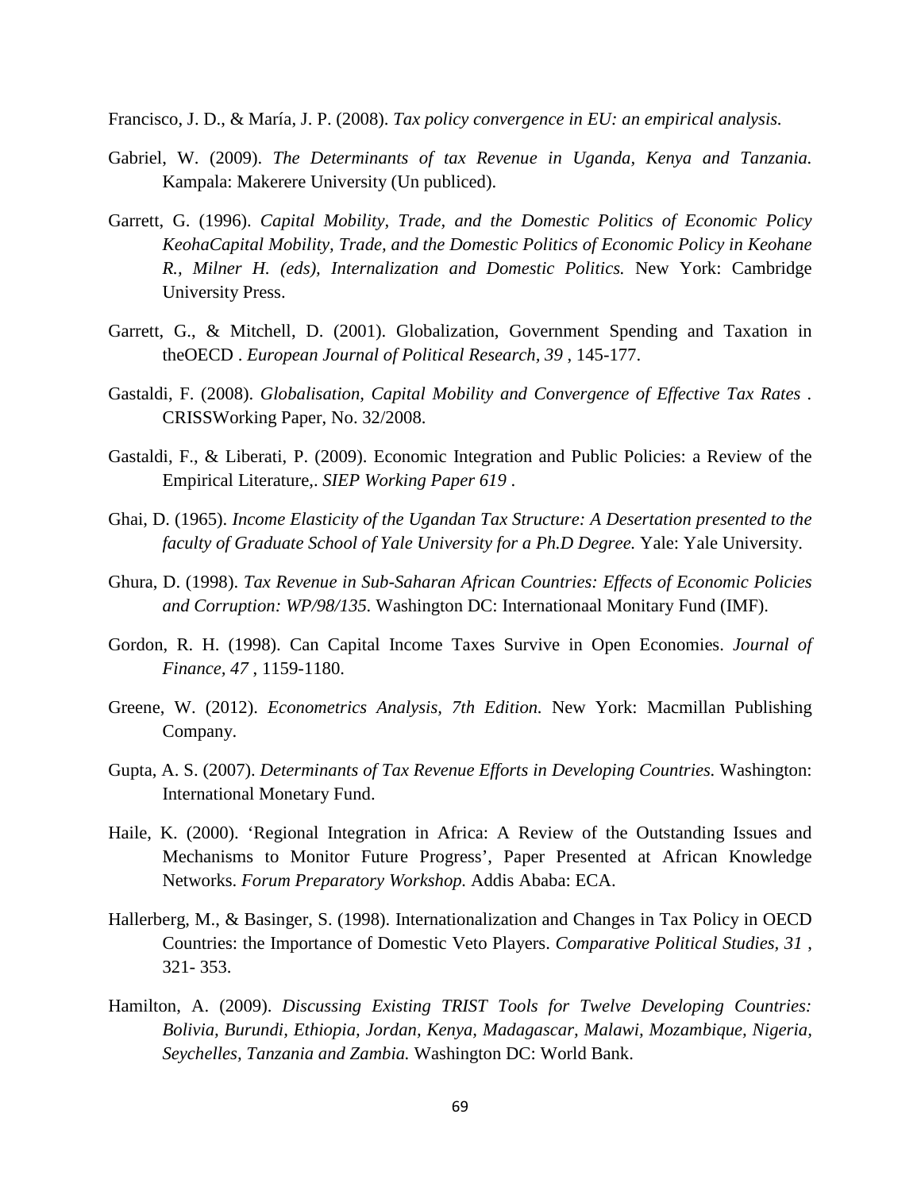Francisco, J. D., & María, J. P. (2008). *Tax policy convergence in EU: an empirical analysis.*

Gabriel, W. (2009). *The Determinants of tax Revenue in Uganda, Kenya and Tanzania.* Kampala: Makerere University (Un publiced).

Garrett, G. (1996). *Capital Mobility, Trade, and the Domestic Politics of Economic Policy KeohaCapital Mobility, Trade, and the Domestic Politics of Economic Policy in Keohane R., Milner H. (eds), Internalization and Domestic Politics.* New York: Cambridge University Press.

Garrett, G., & Mitchell, D. (2001). Globalization, Government Spending and Taxation in theOECD . *European Journal of Political Research, 39* , 145-177.

Gastaldi, F. (2008). *Globalisation, Capital Mobility and Convergence of Effective Tax Rates* . CRISSWorking Paper, No. 32/2008.

Gastaldi, F., & Liberati, P. (2009). Economic Integration and Public Policies: a Review of the Empirical Literature,. *SIEP Working Paper 619* .

Ghai, D. (1965). *Income Elasticity of the Ugandan Tax Structure: A Desertation presented to the faculty of Graduate School of Yale University for a Ph.D Degree.* Yale: Yale University.

Ghura, D. (1998). *Tax Revenue in Sub-Saharan African Countries: Effects of Economic Policies and Corruption: WP/98/135.* Washington DC: Internationaal Monitary Fund (IMF).

Gordon, R. H. (1998). Can Capital Income Taxes Survive in Open Economies. *Journal of Finance, 47* , 1159-1180.

Greene, W. (2012). *Econometrics Analysis, 7th Edition.* New York: Macmillan Publishing Company.

Gupta, A. S. (2007). *Determinants of Tax Revenue Efforts in Developing Countries.* Washington: International Monetary Fund.

Haile, K. (2000). 'Regional Integration in Africa: A Review of the Outstanding Issues and Mechanisms to Monitor Future Progress', Paper Presented at African Knowledge Networks. *Forum Preparatory Workshop.* Addis Ababa: ECA.

Hallerberg, M., & Basinger, S. (1998). Internationalization and Changes in Tax Policy in OECD Countries: the Importance of Domestic Veto Players. *Comparative Political Studies, 31* , 321- 353.

Hamilton, A. (2009). *Discussing Existing TRIST Tools for Twelve Developing Countries: Bolivia, Burundi, Ethiopia, Jordan, Kenya, Madagascar, Malawi, Mozambique, Nigeria, Seychelles, Tanzania and Zambia.* Washington DC: World Bank.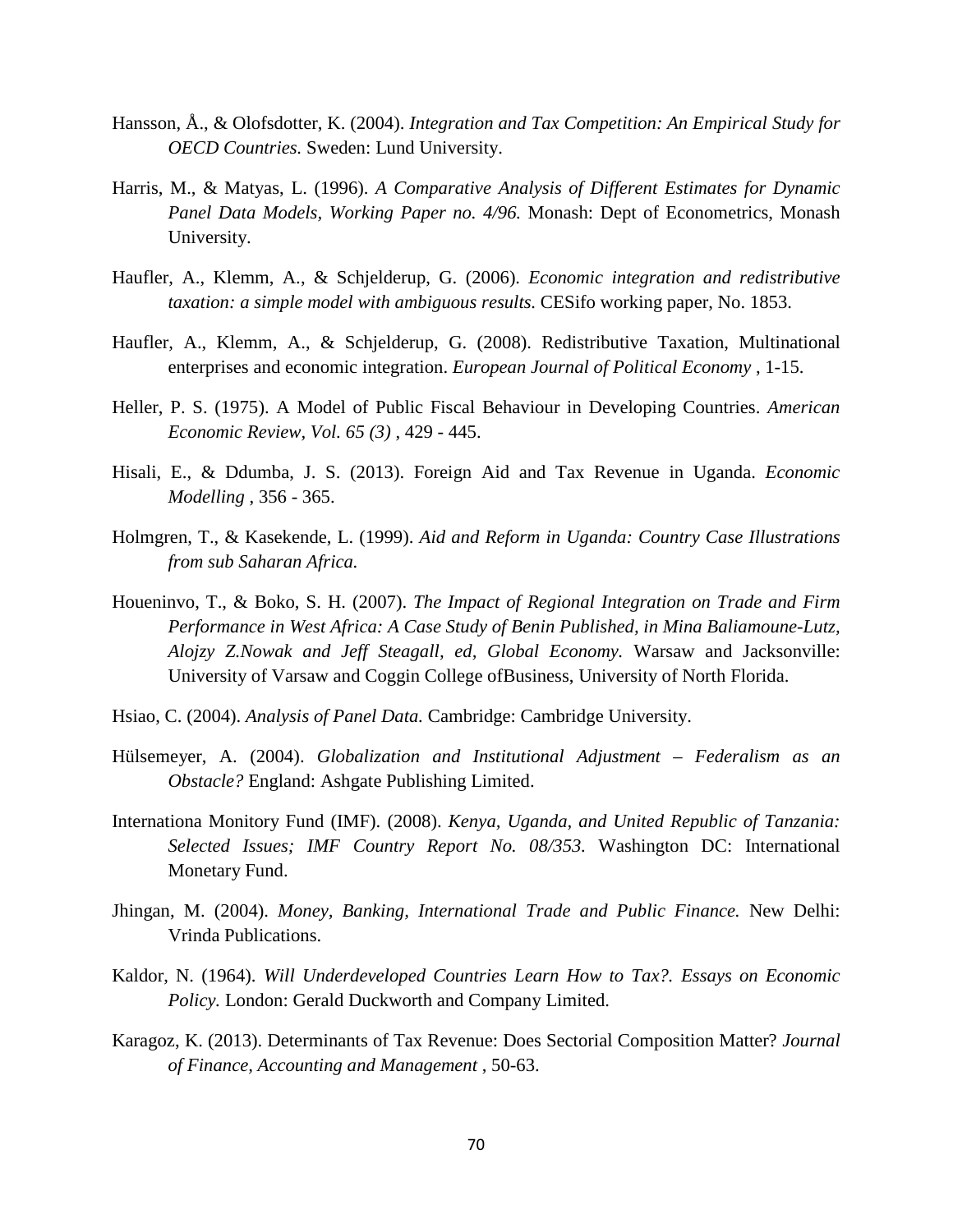Hansson, Å., & Olofsdotter, K. (2004). *Integration and Tax Competition: An Empirical Study for OECD Countries.* Sweden: Lund University.

Harris, M., & Matyas, L. (1996). *A Comparative Analysis of Different Estimates for Dynamic Panel Data Models, Working Paper no. 4/96.* Monash: Dept of Econometrics, Monash University.

Haufler, A., Klemm, A., & Schjelderup, G. (2006). *Economic integration and redistributive taxation: a simple model with ambiguous results.* CESifo working paper, No. 1853.

Haufler, A., Klemm, A., & Schjelderup, G. (2008). Redistributive Taxation, Multinational enterprises and economic integration. *European Journal of Political Economy* , 1-15.

Heller, P. S. (1975). A Model of Public Fiscal Behaviour in Developing Countries. *American Economic Review, Vol. 65 (3)* , 429 - 445.

Hisali, E., & Ddumba, J. S. (2013). Foreign Aid and Tax Revenue in Uganda. *Economic Modelling* , 356 - 365.

Holmgren, T., & Kasekende, L. (1999). *Aid and Reform in Uganda: Country Case Illustrations from sub Saharan Africa.*

Houeninvo, T., & Boko, S. H. (2007). *The Impact of Regional Integration on Trade and Firm Performance in West Africa: A Case Study of Benin Published, in Mina Baliamoune-Lutz, Alojzy Z.Nowak and Jeff Steagall, ed, Global Economy.* Warsaw and Jacksonville: University of Varsaw and Coggin College ofBusiness, University of North Florida.

Hsiao, C. (2004). *Analysis of Panel Data.* Cambridge: Cambridge University.

Hülsemeyer, A. (2004). *Globalization and Institutional Adjustment – Federalism as an Obstacle?* England: Ashgate Publishing Limited.

Internationa Monitory Fund (IMF). (2008). *Kenya, Uganda, and United Republic of Tanzania: Selected Issues; IMF Country Report No. 08/353.* Washington DC: International Monetary Fund.

Jhingan, M. (2004). *Money, Banking, International Trade and Public Finance.* New Delhi: Vrinda Publications.

Kaldor, N. (1964). *Will Underdeveloped Countries Learn How to Tax?. Essays on Economic Policy.* London: Gerald Duckworth and Company Limited.

Karagoz, K. (2013). Determinants of Tax Revenue: Does Sectorial Composition Matter? *Journal of Finance, Accounting and Management* , 50-63.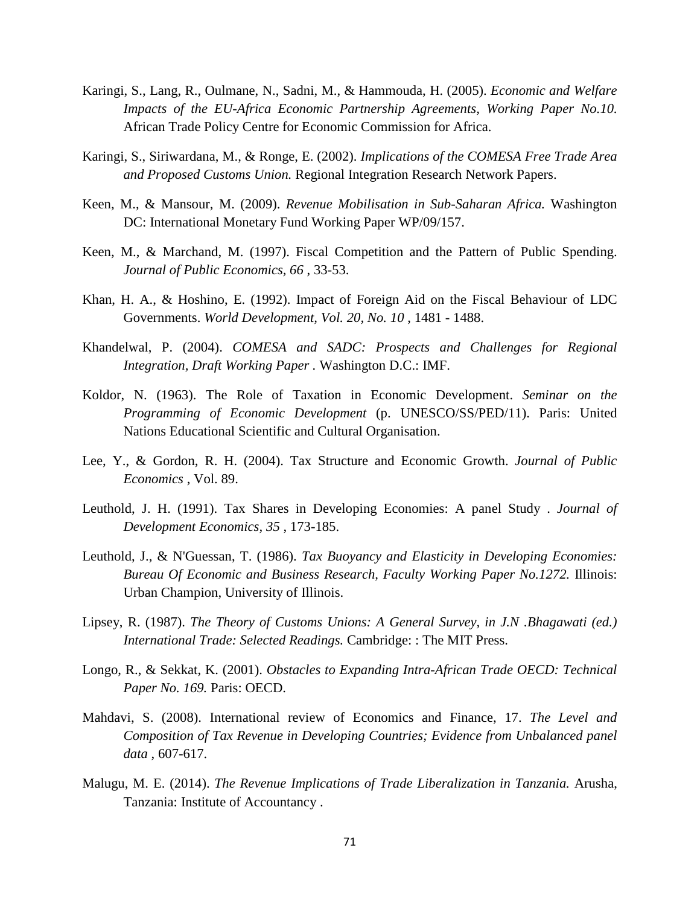Karingi, S., Lang, R., Oulmane, N., Sadni, M., & Hammouda, H. (2005). *Economic and Welfare Impacts of the EU-Africa Economic Partnership Agreements, Working Paper No.10.* African Trade Policy Centre for Economic Commission for Africa.

Karingi, S., Siriwardana, M., & Ronge, E. (2002). *Implications of the COMESA Free Trade Area and Proposed Customs Union.* Regional Integration Research Network Papers.

Keen, M., & Mansour, M. (2009). *Revenue Mobilisation in Sub-Saharan Africa.* Washington DC: International Monetary Fund Working Paper WP/09/157.

Keen, M., & Marchand, M. (1997). Fiscal Competition and the Pattern of Public Spending. *Journal of Public Economics, 66* , 33-53.

Khan, H. A., & Hoshino, E. (1992). Impact of Foreign Aid on the Fiscal Behaviour of LDC Governments. *World Development, Vol. 20, No. 10* , 1481 - 1488.

Khandelwal, P. (2004). *COMESA and SADC: Prospects and Challenges for Regional Integration, Draft Working Paper* . Washington D.C.: IMF.

Koldor, N. (1963). The Role of Taxation in Economic Development. *Seminar on the Programming of Economic Development* (p. UNESCO/SS/PED/11). Paris: United Nations Educational Scientific and Cultural Organisation.

Lee, Y., & Gordon, R. H. (2004). Tax Structure and Economic Growth. *Journal of Public Economics* , Vol. 89.

Leuthold, J. H. (1991). Tax Shares in Developing Economies: A panel Study . *Journal of Development Economics, 35* , 173-185.

Leuthold, J., & N'Guessan, T. (1986). *Tax Buoyancy and Elasticity in Developing Economies: Bureau Of Economic and Business Research, Faculty Working Paper No.1272.* Illinois: Urban Champion, University of Illinois.

Lipsey, R. (1987). *The Theory of Customs Unions: A General Survey, in J.N .Bhagawati (ed.) International Trade: Selected Readings.* Cambridge: : The MIT Press.

Longo, R., & Sekkat, K. (2001). *Obstacles to Expanding Intra-African Trade OECD: Technical Paper No. 169.* Paris: OECD.

Mahdavi, S. (2008). International review of Economics and Finance, 17. *The Level and Composition of Tax Revenue in Developing Countries; Evidence from Unbalanced panel data* , 607-617.

Malugu, M. E. (2014). *The Revenue Implications of Trade Liberalization in Tanzania.* Arusha, Tanzania: Institute of Accountancy .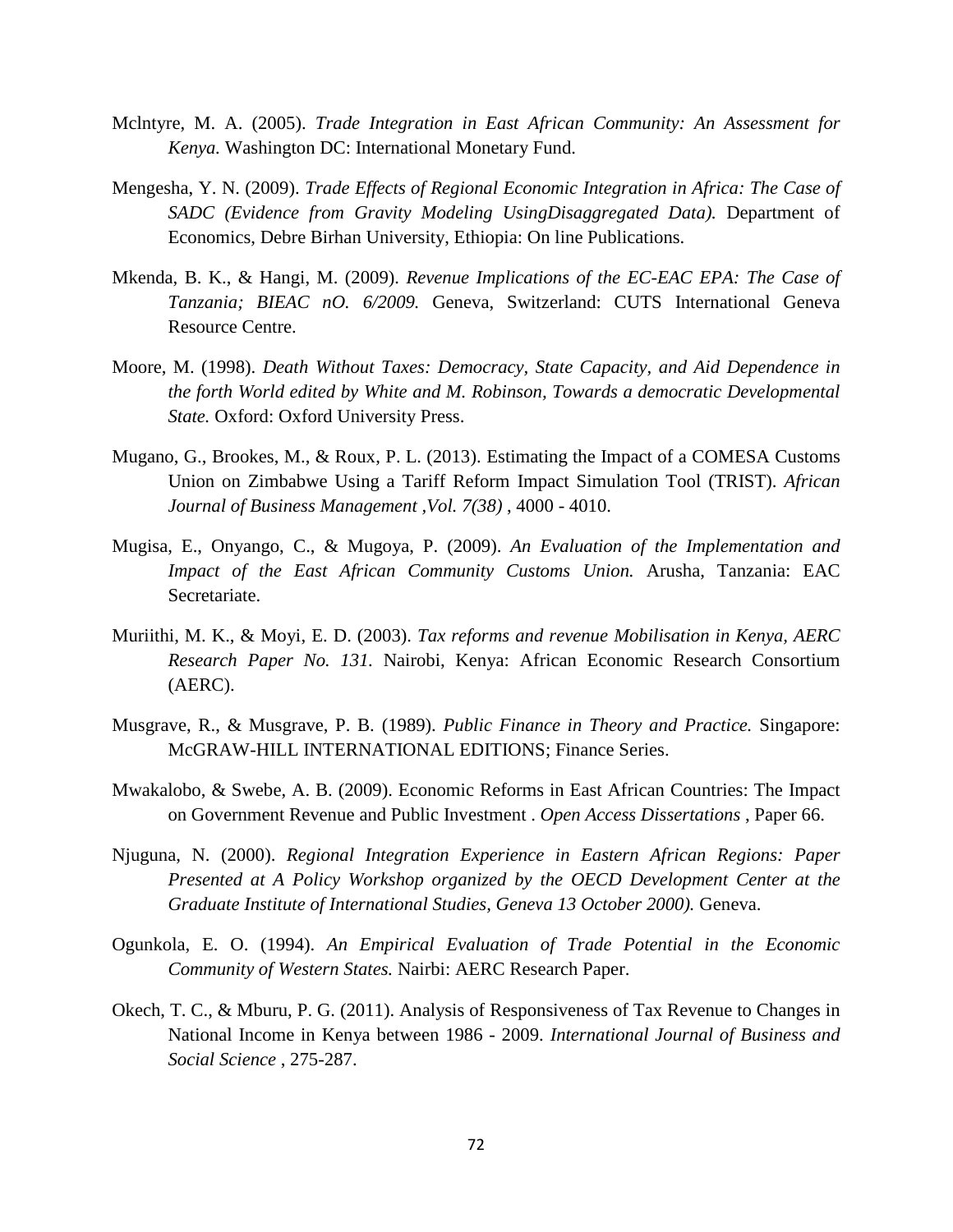Mclntyre, M. A. (2005). *Trade Integration in East African Community: An Assessment for Kenya.* Washington DC: International Monetary Fund.

Mengesha, Y. N. (2009). *Trade Effects of Regional Economic Integration in Africa: The Case of SADC (Evidence from Gravity Modeling UsingDisaggregated Data).* Department of Economics, Debre Birhan University, Ethiopia: On line Publications.

Mkenda, B. K., & Hangi, M. (2009). *Revenue Implications of the EC-EAC EPA: The Case of Tanzania; BIEAC nO. 6/2009.* Geneva, Switzerland: CUTS International Geneva Resource Centre.

Moore, M. (1998). *Death Without Taxes: Democracy, State Capacity, and Aid Dependence in the forth World edited by White and M. Robinson, Towards a democratic Developmental State.* Oxford: Oxford University Press.

Mugano, G., Brookes, M., & Roux, P. L. (2013). Estimating the Impact of a COMESA Customs Union on Zimbabwe Using a Tariff Reform Impact Simulation Tool (TRIST). *African Journal of Business Management ,Vol. 7(38)* , 4000 - 4010.

Mugisa, E., Onyango, C., & Mugoya, P. (2009). *An Evaluation of the Implementation and Impact of the East African Community Customs Union.* Arusha, Tanzania: EAC Secretariate.

Muriithi, M. K., & Moyi, E. D. (2003). *Tax reforms and revenue Mobilisation in Kenya, AERC Research Paper No. 131.* Nairobi, Kenya: African Economic Research Consortium (AERC).

Musgrave, R., & Musgrave, P. B. (1989). *Public Finance in Theory and Practice.* Singapore: McGRAW-HILL INTERNATIONAL EDITIONS; Finance Series.

Mwakalobo, & Swebe, A. B. (2009). Economic Reforms in East African Countries: The Impact on Government Revenue and Public Investment . *Open Access Dissertations* , Paper 66.

Njuguna, N. (2000). *Regional Integration Experience in Eastern African Regions: Paper Presented at A Policy Workshop organized by the OECD Development Center at the Graduate Institute of International Studies, Geneva 13 October 2000).* Geneva.

Ogunkola, E. O. (1994). *An Empirical Evaluation of Trade Potential in the Economic Community of Western States.* Nairbi: AERC Research Paper.

Okech, T. C., & Mburu, P. G. (2011). Analysis of Responsiveness of Tax Revenue to Changes in National Income in Kenya between 1986 - 2009. *International Journal of Business and Social Science* , 275-287.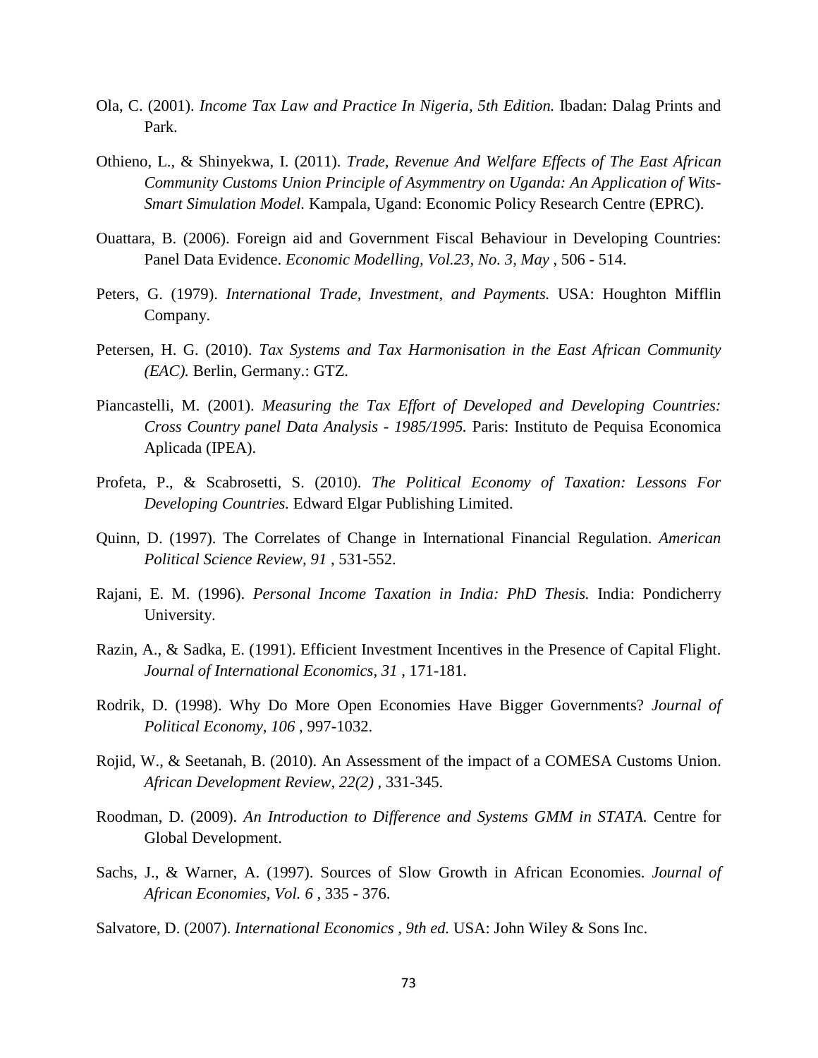Ola, C. (2001). *Income Tax Law and Practice In Nigeria, 5th Edition.* Ibadan: Dalag Prints and Park.

Othieno, L., & Shinyekwa, I. (2011). *Trade, Revenue And Welfare Effects of The East African Community Customs Union Principle of Asymmentry on Uganda: An Application of Wits-Smart Simulation Model.* Kampala, Ugand: Economic Policy Research Centre (EPRC).

Ouattara, B. (2006). Foreign aid and Government Fiscal Behaviour in Developing Countries: Panel Data Evidence. *Economic Modelling, Vol.23, No. 3, May* , 506 - 514.

Peters, G. (1979). *International Trade, Investment, and Payments.* USA: Houghton Mifflin Company.

Petersen, H. G. (2010). *Tax Systems and Tax Harmonisation in the East African Community (EAC).* Berlin, Germany.: GTZ.

Piancastelli, M. (2001). *Measuring the Tax Effort of Developed and Developing Countries: Cross Country panel Data Analysis - 1985/1995.* Paris: Instituto de Pequisa Economica Aplicada (IPEA).

Profeta, P., & Scabrosetti, S. (2010). *The Political Economy of Taxation: Lessons For Developing Countries.* Edward Elgar Publishing Limited.

Quinn, D. (1997). The Correlates of Change in International Financial Regulation. *American Political Science Review, 91* , 531-552.

Rajani, E. M. (1996). *Personal Income Taxation in India: PhD Thesis.* India: Pondicherry University.

Razin, A., & Sadka, E. (1991). Efficient Investment Incentives in the Presence of Capital Flight. *Journal of International Economics, 31* , 171-181.

Rodrik, D. (1998). Why Do More Open Economies Have Bigger Governments? *Journal of Political Economy, 106* , 997-1032.

Rojid, W., & Seetanah, B. (2010). An Assessment of the impact of a COMESA Customs Union. *African Development Review, 22(2)* , 331-345.

Roodman, D. (2009). *An Introduction to Difference and Systems GMM in STATA.* Centre for Global Development.

Sachs, J., & Warner, A. (1997). Sources of Slow Growth in African Economies. *Journal of African Economies, Vol. 6* , 335 - 376.

Salvatore, D. (2007). *International Economics , 9th ed.* USA: John Wiley & Sons Inc.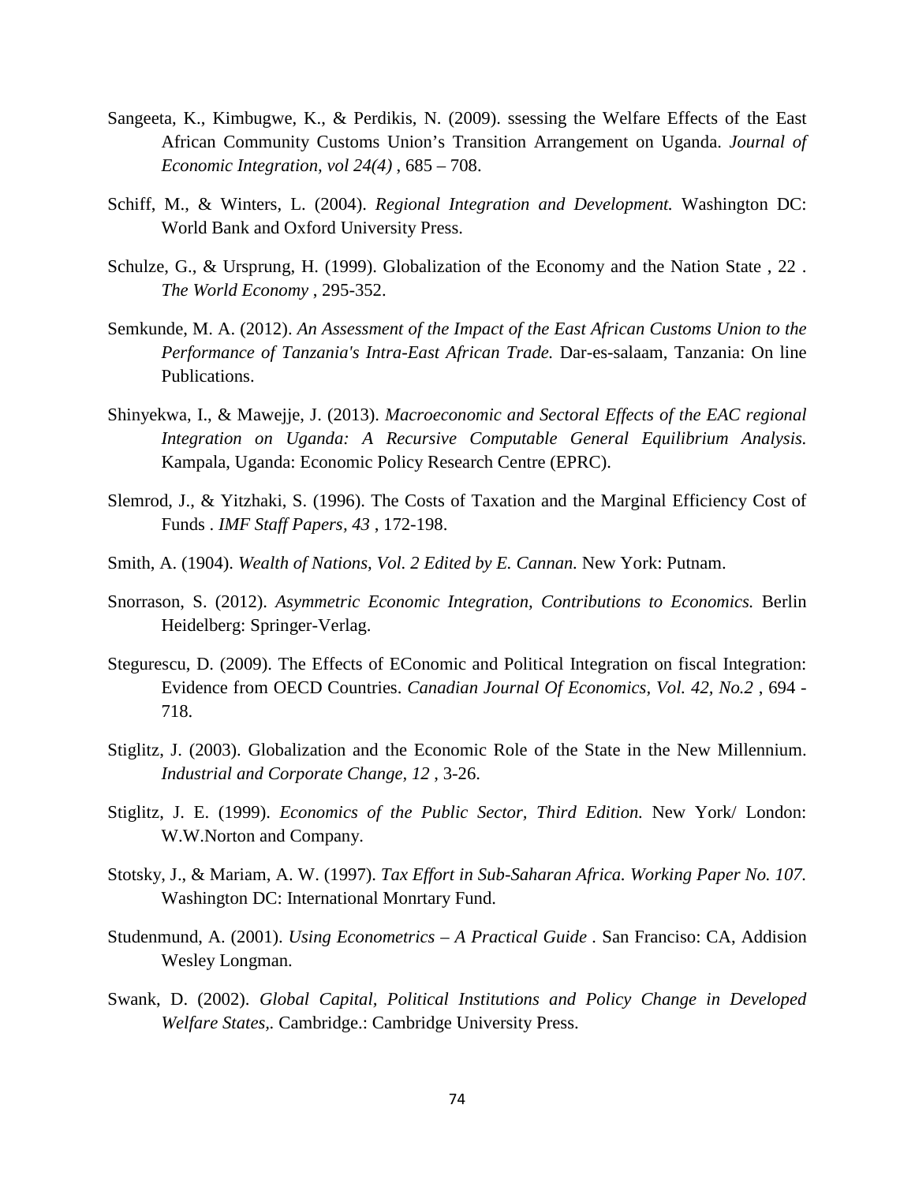Sangeeta, K., Kimbugwe, K., & Perdikis, N. (2009). ssessing the Welfare Effects of the East African Community Customs Union's Transition Arrangement on Uganda. *Journal of Economic Integration, vol 24(4)* , 685 – 708.

Schiff, M., & Winters, L. (2004). *Regional Integration and Development.* Washington DC: World Bank and Oxford University Press.

Schulze, G., & Ursprung, H. (1999). Globalization of the Economy and the Nation State , 22 . *The World Economy* , 295-352.

Semkunde, M. A. (2012). *An Assessment of the Impact of the East African Customs Union to the Performance of Tanzania's Intra-East African Trade.* Dar-es-salaam, Tanzania: On line Publications.

Shinyekwa, I., & Mawejje, J. (2013). *Macroeconomic and Sectoral Effects of the EAC regional Integration on Uganda: A Recursive Computable General Equilibrium Analysis.* Kampala, Uganda: Economic Policy Research Centre (EPRC).

Slemrod, J., & Yitzhaki, S. (1996). The Costs of Taxation and the Marginal Efficiency Cost of Funds . *IMF Staff Papers, 43* , 172-198.

Smith, A. (1904). *Wealth of Nations, Vol. 2 Edited by E. Cannan.* New York: Putnam.

Snorrason, S. (2012). *Asymmetric Economic Integration, Contributions to Economics.* Berlin Heidelberg: Springer-Verlag.

Steguerescu, D. (2009). The Effects of EConomic and Political Integration on fiscal Integration: Evidence from OECD Countries. *Canadian Journal Of Economics, Vol. 42, No.2* , 694 - 718.

Stiglitz, J. (2003). Globalization and the Economic Role of the State in the New Millennium. *Industrial and Corporate Change, 12* , 3-26.

Stiglitz, J. E. (1999). *Economics of the Public Sector, Third Edition.* New York/ London: W.W.Norton and Company.

Stotsky, J., & Mariam, A. W. (1997). *Tax Effort in Sub-Saharan Africa. Working Paper No. 107.* Washington DC: International Monrtary Fund.

Studenmund, A. (2001). *Using Econometrics – A Practical Guide* . San Franciso: CA, Addision Wesley Longman.

Swank, D. (2002). *Global Capital, Political Institutions and Policy Change in Developed Welfare States,.* Cambridge.: Cambridge University Press.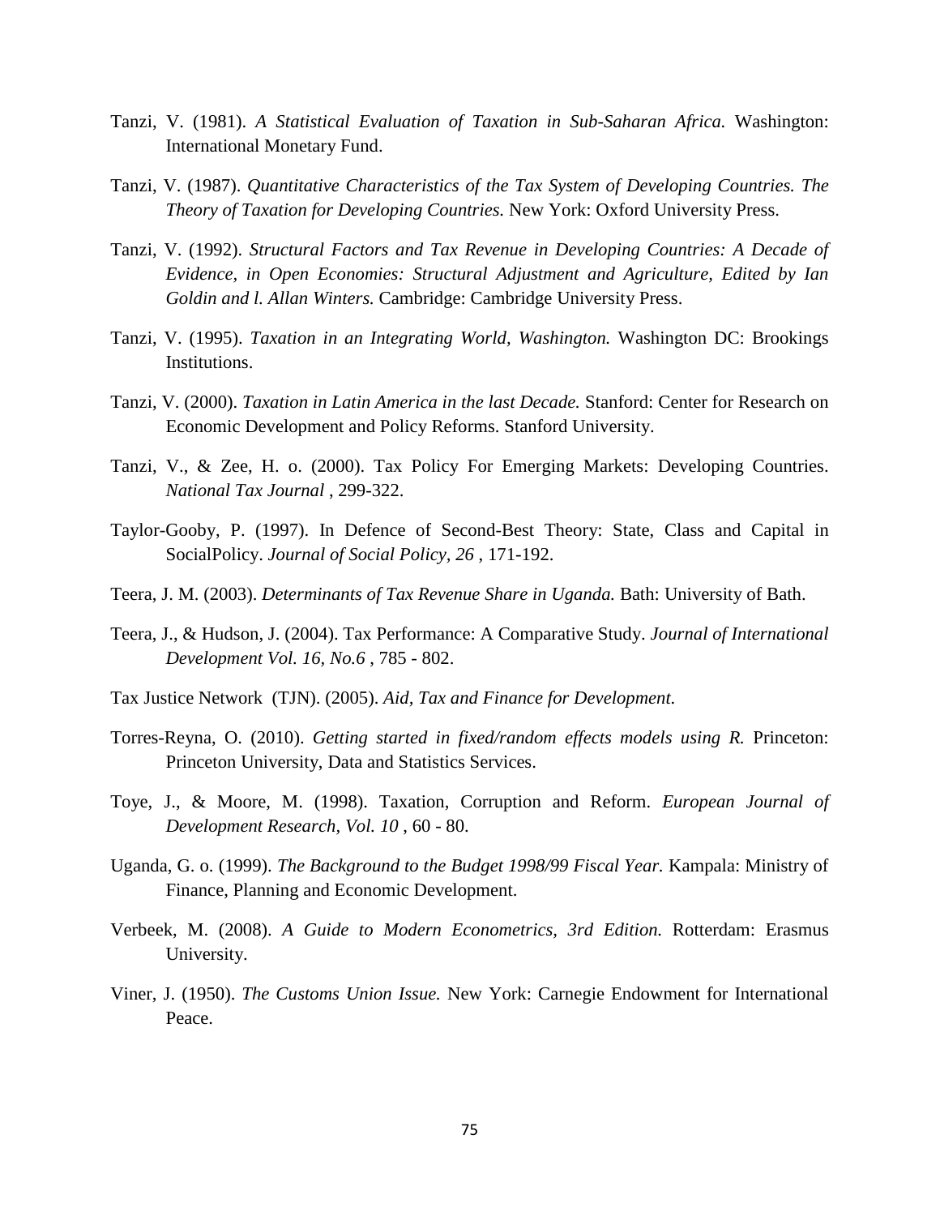Tanzi, V. (1981). *A Statistical Evaluation of Taxation in Sub-Saharan Africa.* Washington: International Monetary Fund.

Tanzi, V. (1987). *Quantitative Characteristics of the Tax System of Developing Countries. The Theory of Taxation for Developing Countries.* New York: Oxford University Press.

Tanzi, V. (1992). *Structural Factors and Tax Revenue in Developing Countries: A Decade of Evidence, in Open Economies: Structural Adjustment and Agriculture, Edited by Ian Goldin and l. Allan Winters.* Cambridge: Cambridge University Press.

Tanzi, V. (1995). *Taxation in an Integrating World, Washington.* Washington DC: Brookings Institutions.

Tanzi, V. (2000). *Taxation in Latin America in the last Decade.* Stanford: Center for Research on Economic Development and Policy Reforms. Stanford University.

Tanzi, V., & Zee, H. o. (2000). Tax Policy For Emerging Markets: Developing Countries. *National Tax Journal* , 299-322.

Taylor-Gooby, P. (1997). In Defence of Second-Best Theory: State, Class and Capital in SocialPolicy. *Journal of Social Policy, 26* , 171-192.

Teera, J. M. (2003). *Determinants of Tax Revenue Share in Uganda.* Bath: University of Bath.

Teera, J., & Hudson, J. (2004). Tax Performance: A Comparative Study. *Journal of International Development Vol. 16, No.6* , 785 - 802.

Tax Justice Network (TJN). (2005). *Aid, Tax and Finance for Development.*

Torres-Reyna, O. (2010). *Getting started in fixed/random effects models using R.* Princeton: Princeton University, Data and Statistics Services.

Toye, J., & Moore, M. (1998). Taxation, Corruption and Reform. *European Journal of Development Research, Vol. 10* , 60 - 80.

Uganda, G. o. (1999). *The Background to the Budget 1998/99 Fiscal Year.* Kampala: Ministry of Finance, Planning and Economic Development.

Verbeek, M. (2008). *A Guide to Modern Econometrics, 3rd Edition.* Rotterdam: Erasmus University.

Viner, J. (1950). *The Customs Union Issue.* New York: Carnegie Endowment for International Peace.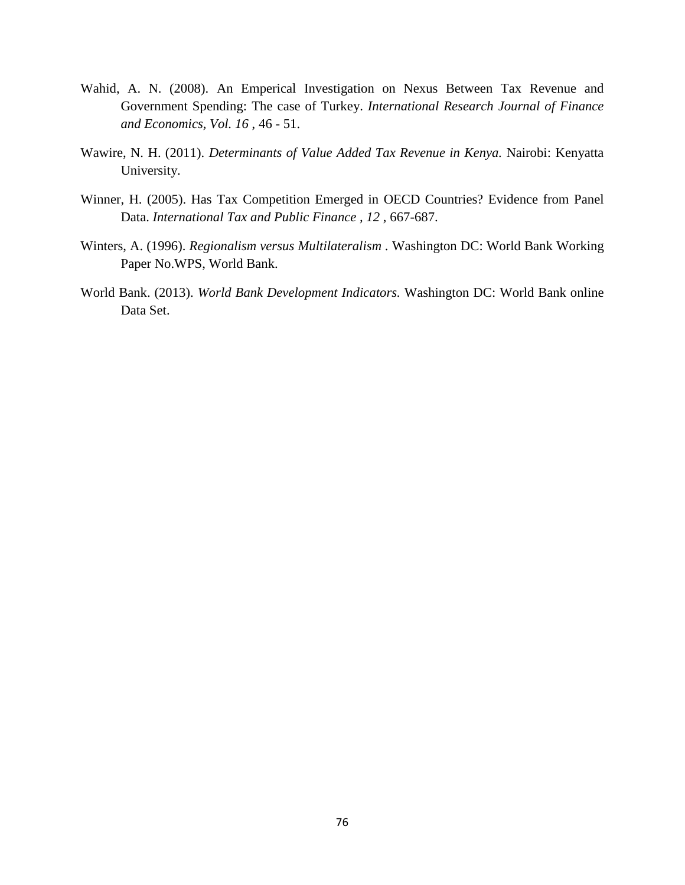Wahid, A. N. (2008). An Emperical Investigation on Nexus Between Tax Revenue and Government Spending: The case of Turkey. *International Research Journal of Finance and Economics, Vol. 16* , 46 - 51.

Wawire, N. H. (2011). *Determinants of Value Added Tax Revenue in Kenya.* Nairobi: Kenyatta University.

Winner, H. (2005). Has Tax Competition Emerged in OECD Countries? Evidence from Panel Data. *International Tax and Public Finance , 12* , 667-687.

Winters, A. (1996). *Regionalism versus Multilateralism* . Washington DC: World Bank Working Paper No.WPS, World Bank.

World Bank. (2013). *World Bank Development Indicators.* Washington DC: World Bank online Data Set.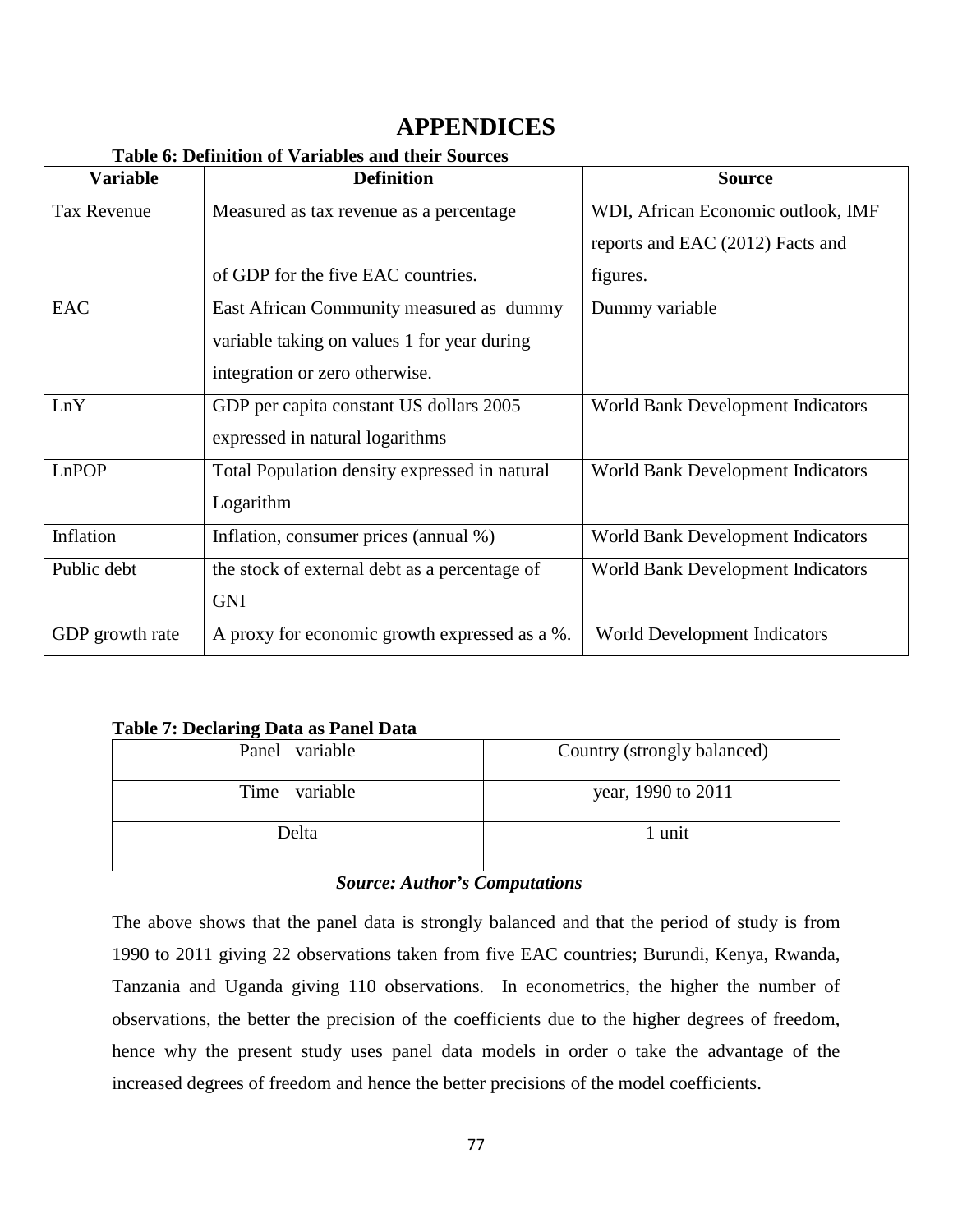# APPENDICES

**Table 6: Definition of Variables and their Sources**

| Variable | Definition | Source |
|---|---|---|
| Tax Revenue | Measured as tax revenue as a percentage of GDP for the five EAC countries. | WDI, African Economic outlook, IMF reports and EAC (2012) Facts and figures. |
| EAC | East African Community measured as dummy variable taking on values 1 for year during integration or zero otherwise. | Dummy variable |
| LnY | GDP per capita constant US dollars 2005 expressed in natural logarithms | World Bank Development Indicators |
| LnPOP | Total Population density expressed in natural Logarithm | World Bank Development Indicators |
| Inflation | Inflation, consumer prices (annual %) | World Bank Development Indicators |
| Public debt | the stock of external debt as a percentage of GNI | World Bank Development Indicators |
| GDP growth rate | A proxy for economic growth expressed as a %. | World Development Indicators |

**Table 7: Declaring Data as Panel Data**

| | |
|---|---|
| Panel variable | Country (strongly balanced) |
| Time variable | year, 1990 to 2011 |
| Delta | 1 unit |

***Source: Author's Computations***

The above shows that the panel data is strongly balanced and that the period of study is from 1990 to 2011 giving 22 observations taken from five EAC countries; Burundi, Kenya, Rwanda, Tanzania and Uganda giving 110 observations. In econometrics, the higher the number of observations, the better the precision of the coefficients due to the higher degrees of freedom, hence why the present study uses panel data models in order o take the advantage of the increased degrees of freedom and hence the better precisions of the model coefficients.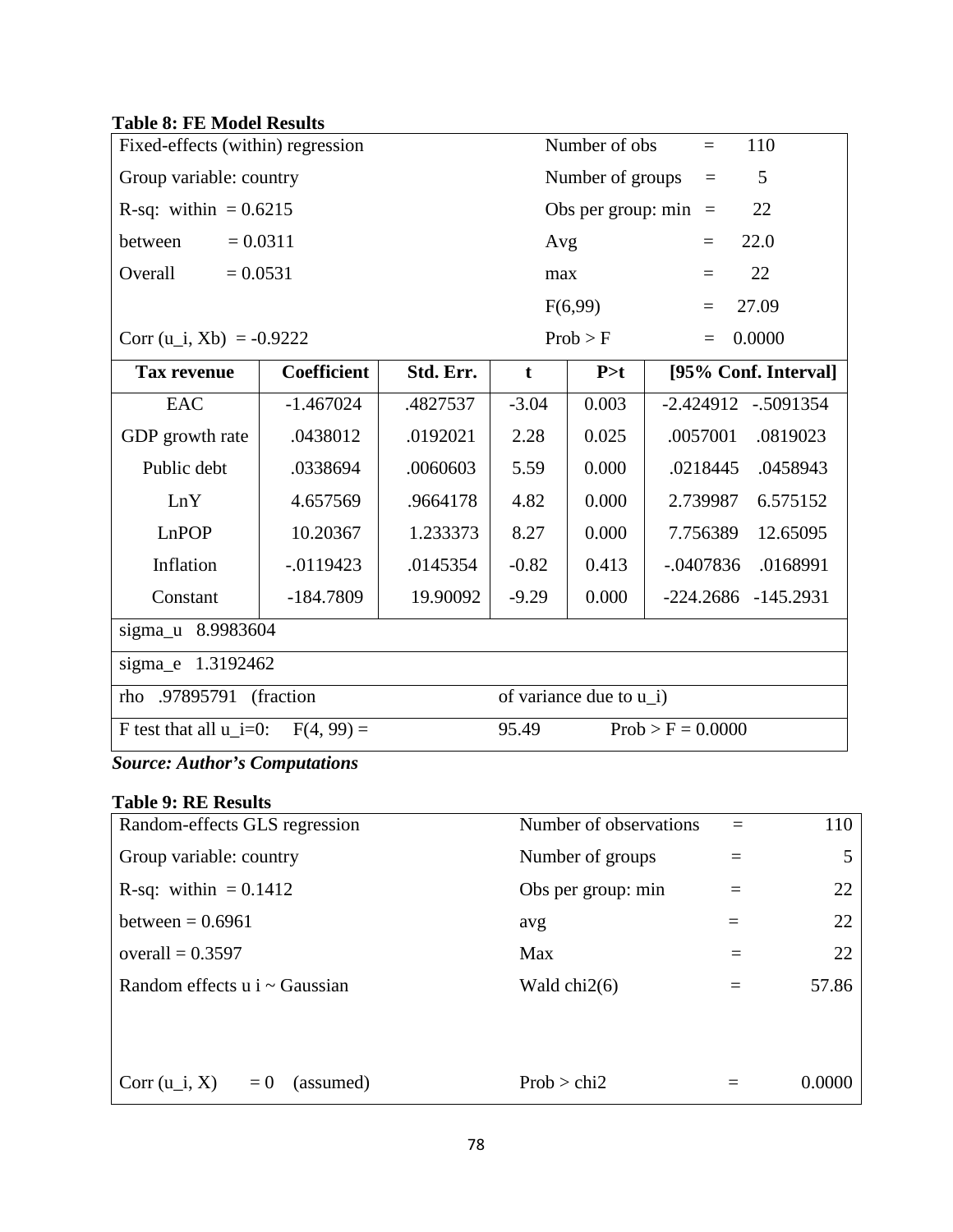**Table 8: FE Model Results**

| | | | | | |
|---|---|---|---|---|---|
| Fixed-effects (within) regression | | | Number of obs | = | 110 |
| Group variable: country | | | Number of groups | = | 5 |
| R-sq: within = 0.6215 | | | Obs per group: min | = | 22 |
| between = 0.0311 | | | Avg | = | 22.0 |
| Overall = 0.0531 | | | max | = | 22 |
| | | | F(6,99) | = | 27.09 |
| Corr (u_i, Xb) = -0.9222 | | | Prob > F | = | 0.0000 |

| Tax revenue | Coefficient | Std. Err. | t | P>t | [95% Conf. Interval] | |
|---|---|---|---|---|---|---|
| EAC | -1.467024 | .4827537 | -3.04 | 0.003 | -2.424912 | -.5091354 |
| GDP growth rate | .0438012 | .0192021 | 2.28 | 0.025 | .0057001 | .0819023 |
| Public debt | .0338694 | .0060603 | 5.59 | 0.000 | .0218445 | .0458943 |
| LnY | 4.657569 | .9664178 | 4.82 | 0.000 | 2.739987 | 6.575152 |
| LnPOP | 10.20367 | 1.233373 | 8.27 | 0.000 | 7.756389 | 12.65095 |
| Inflation | -.0119423 | .0145354 | -0.82 | 0.413 | -.0407836 | .0168991 |
| Constant | -184.7809 | 19.90092 | -9.29 | 0.000 | -224.2686 | -145.2931 |
| sigma_u 8.9983604 | | | | | | |
| sigma_e 1.3192462 | | | | | | |
| rho .97895791 (fraction of variance due to u_i) | | | | | | |
| F test that all u_i=0: F(4, 99) = 95.49 | | | | Prob > F = 0.0000 | | |

***Source: Author's Computations***

**Table 9: RE Results**

| | | | |
|---|---|---|---|
| Random-effects GLS regression | Number of observations | = | 110 |
| Group variable: country | Number of groups | = | 5 |
| R-sq: within = 0.1412 | Obs per group: min | = | 22 |
| between = 0.6961 | avg | = | 22 |
| overall = 0.3597 | Max | = | 22 |
| Random effects u i ~ Gaussian | Wald chi2(6) | = | 57.86 |
| Corr (u_i, X) = 0 (assumed) | Prob > chi2 | = | 0.0000 |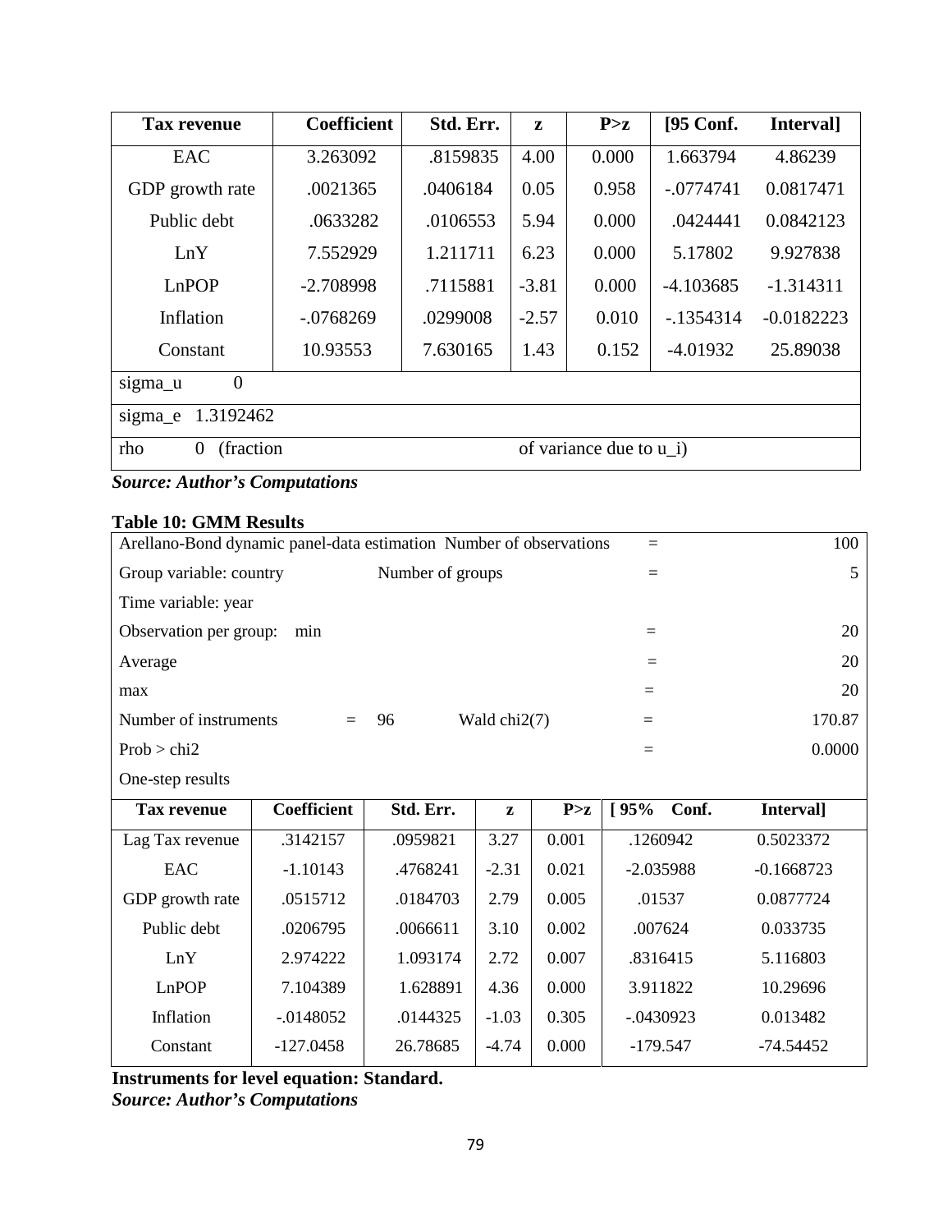| Tax revenue | Coefficient | Std. Err. | z | P>z | [95 Conf. | Interval] |
|---|---|---|---|---|---|---|
| EAC | 3.263092 | .8159835 | 4.00 | 0.000 | 1.663794 | 4.86239 |
| GDP growth rate | .0021365 | .0406184 | 0.05 | 0.958 | -.0774741 | 0.0817471 |
| Public debt | .0633282 | .0106553 | 5.94 | 0.000 | .0424441 | 0.0842123 |
| LnY | 7.552929 | 1.211711 | 6.23 | 0.000 | 5.17802 | 9.927838 |
| LnPOP | -2.708998 | .7115881 | -3.81 | 0.000 | -4.103685 | -1.314311 |
| Inflation | -.0768269 | .0299008 | -2.57 | 0.010 | -.1354314 | -0.0182223 |
| Constant | 10.93553 | 7.630165 | 1.43 | 0.152 | -4.01932 | 25.89038 |
| sigma_u 0 | | | | | | |
| sigma_e 1.3192462 | | | | | | |
| rho 0 (fraction | | | | of variance due to u_i) | | |

***Source: Author's Computations***

**Table 10: GMM Results**

| | | | |
|---|---|---|---|
| Arellano-Bond dynamic panel-data estimation | Number of observations | = | 100 |
| Group variable: country | Number of groups | = | 5 |
| Time variable: year | | | |
| Observation per group: min | | = | 20 |
| Average | | = | 20 |
| max | | = | 20 |
| Number of instruments = 96 | Wald chi2(7) | = | 170.87 |
| Prob > chi2 | | = | 0.0000 |
| One-step results | | | |

| Tax revenue | Coefficient | Std. Err. | z | P>z | [ 95% Conf. | Interval] |
|---|---|---|---|---|---|---|
| Lag Tax revenue | .3142157 | .0959821 | 3.27 | 0.001 | .1260942 | 0.5023372 |
| EAC | -1.10143 | .4768241 | -2.31 | 0.021 | -2.035988 | -0.1668723 |
| GDP growth rate | .0515712 | .0184703 | 2.79 | 0.005 | .01537 | 0.0877724 |
| Public debt | .0206795 | .0066611 | 3.10 | 0.002 | .007624 | 0.033735 |
| LnY | 2.974222 | 1.093174 | 2.72 | 0.007 | .8316415 | 5.116803 |
| LnPOP | 7.104389 | 1.628891 | 4.36 | 0.000 | 3.911822 | 10.29696 |
| Inflation | -.0148052 | .0144325 | -1.03 | 0.305 | -.0430923 | 0.013482 |
| Constant | -127.0458 | 26.78685 | -4.74 | 0.000 | -179.547 | -74.54452 |

**Instruments for level equation: Standard.**

***Source: Author's Computations***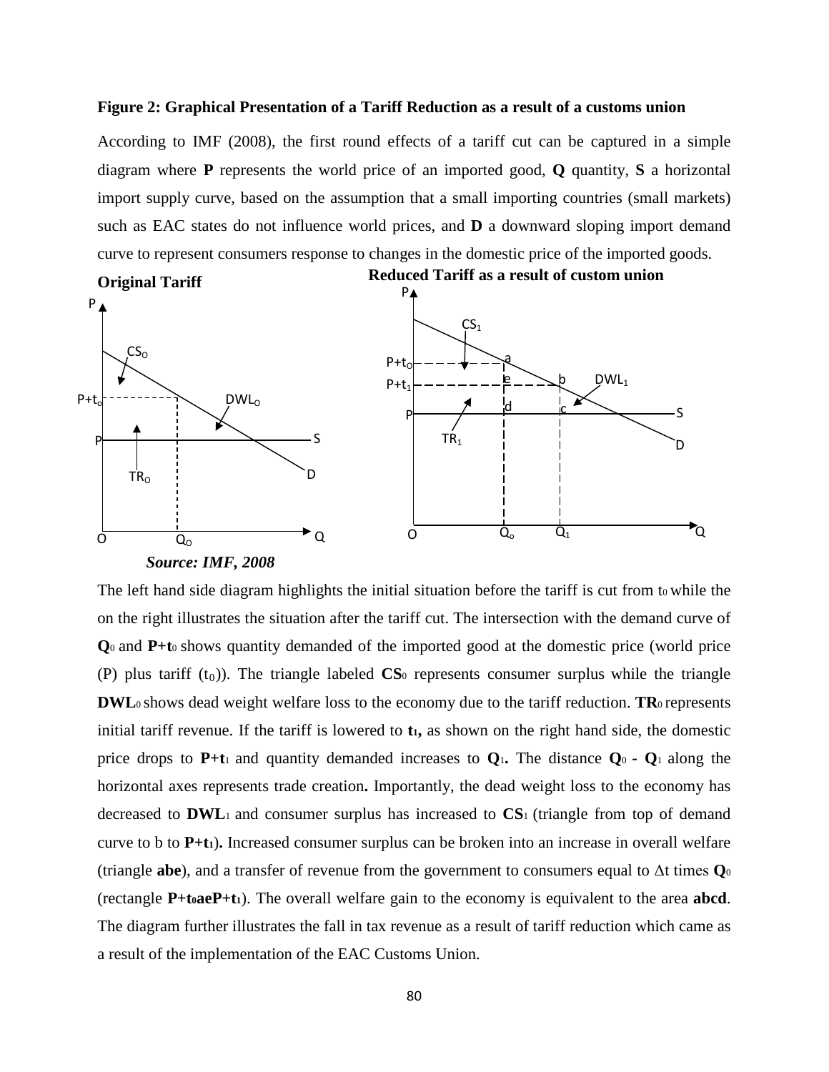**Figure 2: Graphical Presentation of a Tariff Reduction as a result of a customs union**

According to IMF (2008), the first round effects of a tariff cut can be captured in a simple diagram where **P** represents the world price of an imported good, **Q** quantity, **S** a horizontal import supply curve, based on the assumption that a small importing countries (small markets) such as EAC states do not influence world prices, and **D** a downward sloping import demand curve to represent consumers response to changes in the domestic price of the imported goods.

**Original Tariff**

P
$CS_O$
$P+t_o$
$DWL_O$
P
S
$TR_O$
D
O
$Q_O$
Q

**Reduced Tariff as a result of custom union**

P
$CS_1$
$P+t_O$
a
e
b
$DWL_1$
$P+t_1$
d
c
P
S
$TR_1$
D
O
$Q_o$
$Q_1$
Q

***Source: IMF, 2008***

The left hand side diagram highlights the initial situation before the tariff is cut from $t_0$ while the on the right illustrates the situation after the tariff cut. The intersection with the demand curve of $\mathbf{Q_0}$ and $\mathbf{P+t_0}$ shows quantity demanded of the imported good at the domestic price (world price (P) plus tariff ($t_0$)). The triangle labeled $\mathbf{CS_0}$ represents consumer surplus while the triangle $\mathbf{DWL_0}$ shows dead weight welfare loss to the economy due to the tariff reduction. $\mathbf{TR_0}$ represents initial tariff revenue. If the tariff is lowered to $\mathbf{t_1}$**,** as shown on the right hand side, the domestic price drops to $\mathbf{P+t_1}$ and quantity demanded increases to $\mathbf{Q_1}$**.** The distance $\mathbf{Q_0}$ **-** $\mathbf{Q_1}$ along the horizontal axes represents trade creation**.** Importantly, the dead weight loss to the economy has decreased to $\mathbf{DWL_1}$ and consumer surplus has increased to $\mathbf{CS_1}$ (triangle from top of demand curve to b to $\mathbf{P+t_1}$)**.** Increased consumer surplus can be broken into an increase in overall welfare (triangle **abe**), and a transfer of revenue from the government to consumers equal to $\Delta$t times $\mathbf{Q_0}$ (rectangle $\mathbf{P+t_0aeP+t_1}$). The overall welfare gain to the economy is equivalent to the area **abcd**. The diagram further illustrates the fall in tax revenue as a result of tariff reduction which came as a result of the implementation of the EAC Customs Union.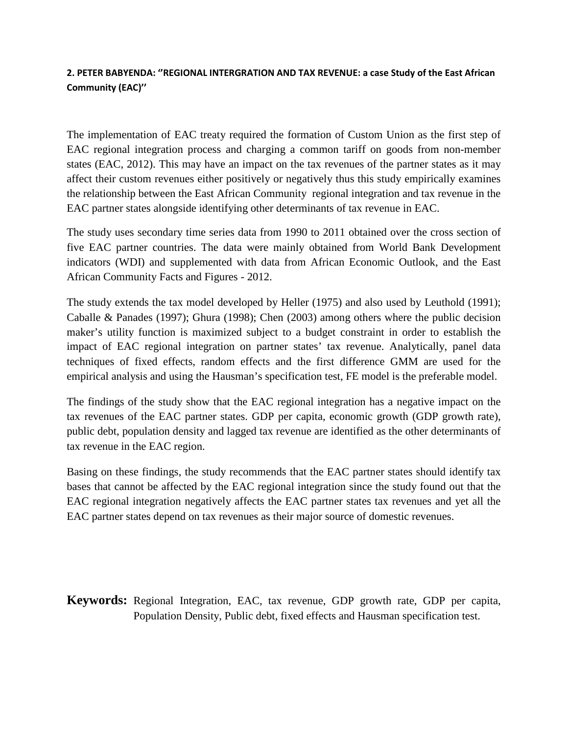**2. PETER BABYENDA: ''REGIONAL INTERGRATION AND TAX REVENUE: a case Study of the East African Community (EAC)''**

The implementation of EAC treaty required the formation of Custom Union as the first step of EAC regional integration process and charging a common tariff on goods from non-member states (EAC, 2012). This may have an impact on the tax revenues of the partner states as it may affect their custom revenues either positively or negatively thus this study empirically examines the relationship between the East African Community regional integration and tax revenue in the EAC partner states alongside identifying other determinants of tax revenue in EAC.

The study uses secondary time series data from 1990 to 2011 obtained over the cross section of five EAC partner countries. The data were mainly obtained from World Bank Development indicators (WDI) and supplemented with data from African Economic Outlook, and the East African Community Facts and Figures - 2012.

The study extends the tax model developed by Heller (1975) and also used by Leuthold (1991); Caballe & Panades (1997); Ghura (1998); Chen (2003) among others where the public decision maker's utility function is maximized subject to a budget constraint in order to establish the impact of EAC regional integration on partner states' tax revenue. Analytically, panel data techniques of fixed effects, random effects and the first difference GMM are used for the empirical analysis and using the Hausman's specification test, FE model is the preferable model.

The findings of the study show that the EAC regional integration has a negative impact on the tax revenues of the EAC partner states. GDP per capita, economic growth (GDP growth rate), public debt, population density and lagged tax revenue are identified as the other determinants of tax revenue in the EAC region.

Basing on these findings, the study recommends that the EAC partner states should identify tax bases that cannot be affected by the EAC regional integration since the study found out that the EAC regional integration negatively affects the EAC partner states tax revenues and yet all the EAC partner states depend on tax revenues as their major source of domestic revenues.

**Keywords:** Regional Integration, EAC, tax revenue, GDP growth rate, GDP per capita, Population Density, Public debt, fixed effects and Hausman specification test.